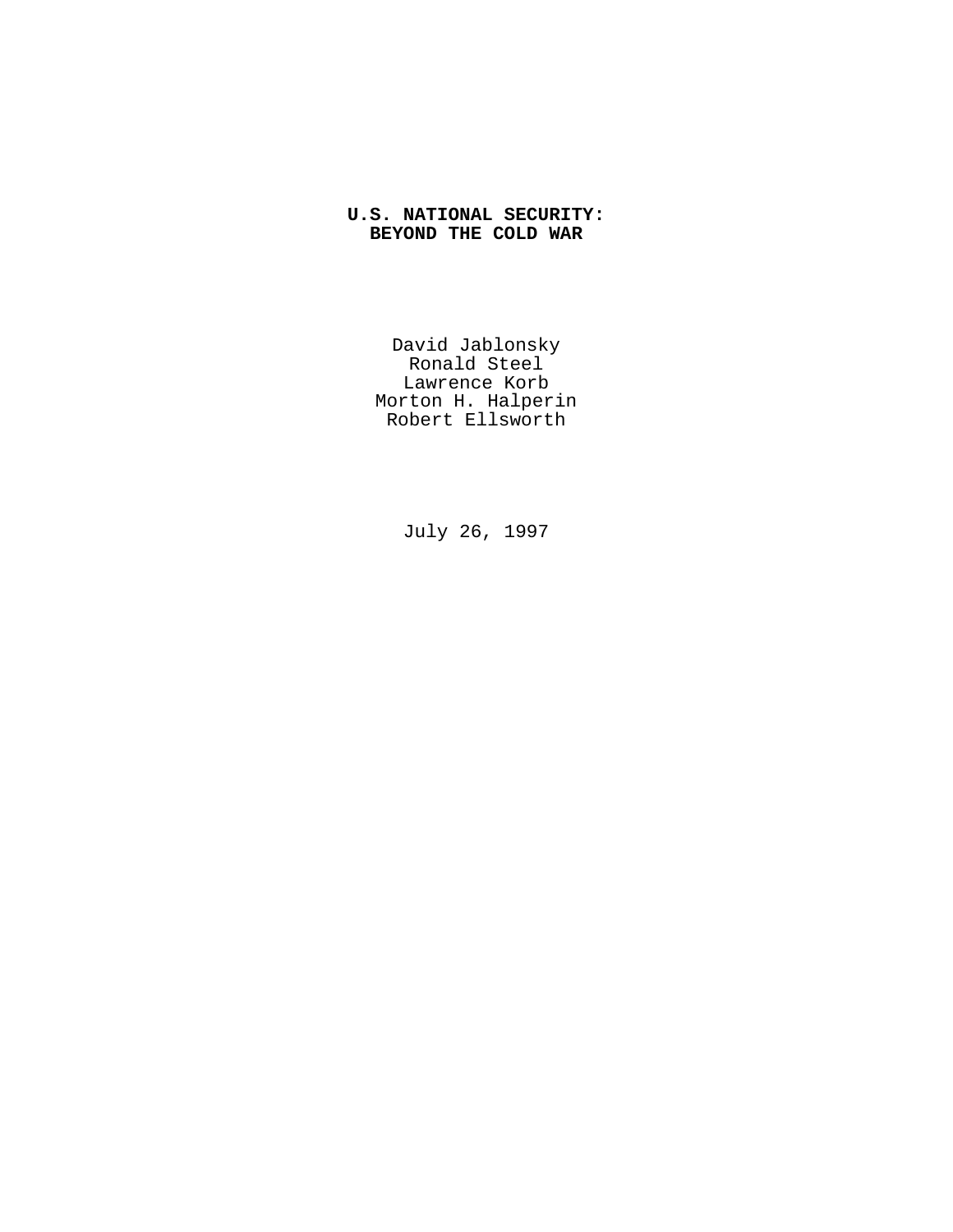# U.S. NATIONAL SECURITY: BEYOND THE COLD WAR

David Jablonsky
Ronald Steel
Lawrence Korb
Morton H. Halperin
Robert Ellsworth

July 26, 1997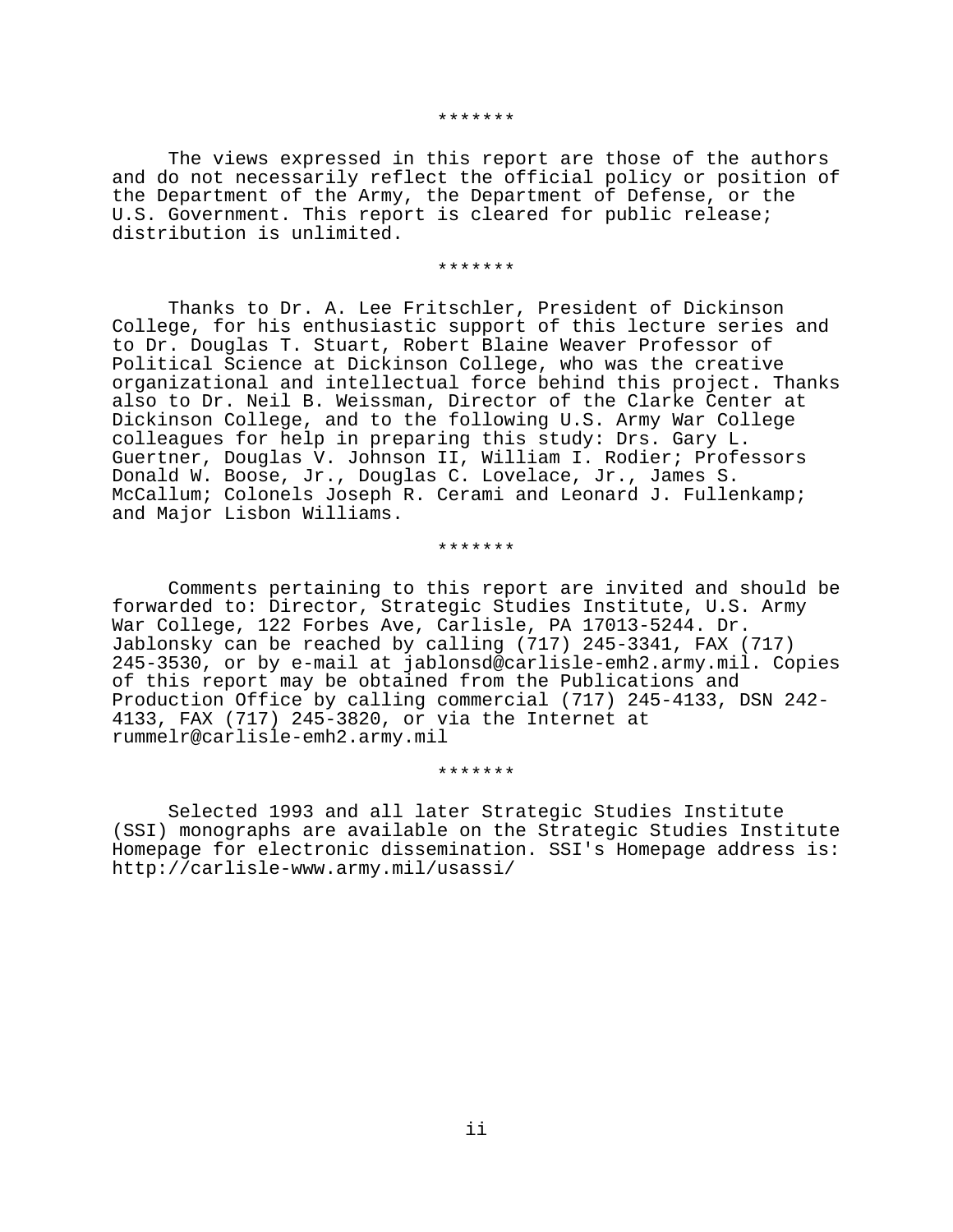*******

The views expressed in this report are those of the authors and do not necessarily reflect the official policy or position of the Department of the Army, the Department of Defense, or the U.S. Government. This report is cleared for public release; distribution is unlimited.

*******

Thanks to Dr. A. Lee Fritschler, President of Dickinson College, for his enthusiastic support of this lecture series and to Dr. Douglas T. Stuart, Robert Blaine Weaver Professor of Political Science at Dickinson College, who was the creative organizational and intellectual force behind this project. Thanks also to Dr. Neil B. Weissman, Director of the Clarke Center at Dickinson College, and to the following U.S. Army War College colleagues for help in preparing this study: Drs. Gary L. Guertner, Douglas V. Johnson II, William I. Rodier; Professors Donald W. Boose, Jr., Douglas C. Lovelace, Jr., James S. McCallum; Colonels Joseph R. Cerami and Leonard J. Fullenkamp; and Major Lisbon Williams.

*******

Comments pertaining to this report are invited and should be forwarded to: Director, Strategic Studies Institute, U.S. Army War College, 122 Forbes Ave, Carlisle, PA 17013-5244. Dr. Jablonsky can be reached by calling (717) 245-3341, FAX (717) 245-3530, or by e-mail at jablonsd@carlisle-emh2.army.mil. Copies of this report may be obtained from the Publications and Production Office by calling commercial (717) 245-4133, DSN 242-4133, FAX (717) 245-3820, or via the Internet at rummelr@carlisle-emh2.army.mil

*******

Selected 1993 and all later Strategic Studies Institute (SSI) monographs are available on the Strategic Studies Institute Homepage for electronic dissemination. SSI's Homepage address is: http://carlisle-www.army.mil/usassi/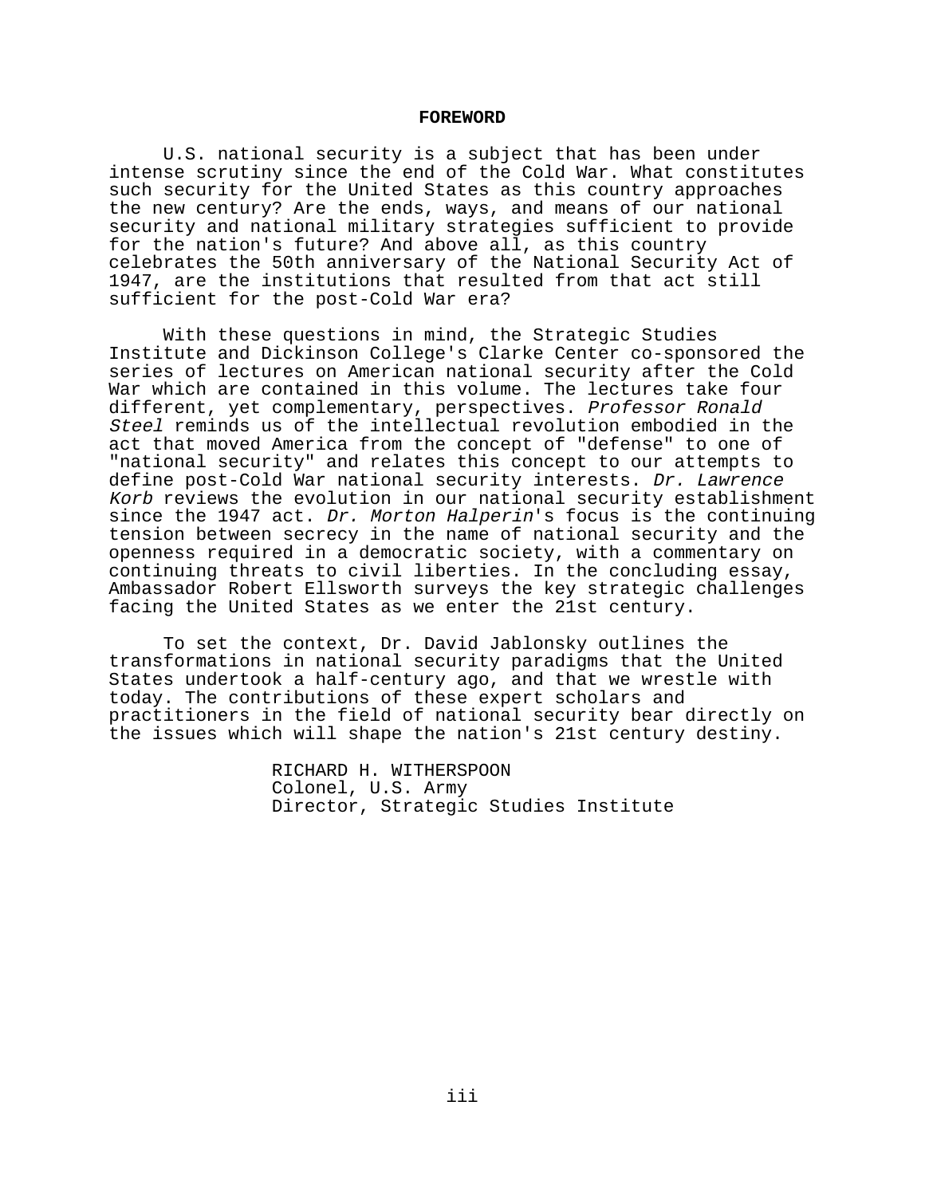# FOREWORD

U.S. national security is a subject that has been under intense scrutiny since the end of the Cold War. What constitutes such security for the United States as this country approaches the new century? Are the ends, ways, and means of our national security and national military strategies sufficient to provide for the nation's future? And above all, as this country celebrates the 50th anniversary of the National Security Act of 1947, are the institutions that resulted from that act still sufficient for the post-Cold War era?

With these questions in mind, the Strategic Studies Institute and Dickinson College's Clarke Center co-sponsored the series of lectures on American national security after the Cold War which are contained in this volume. The lectures take four different, yet complementary, perspectives. *Professor Ronald Steel* reminds us of the intellectual revolution embodied in the act that moved America from the concept of "defense" to one of "national security" and relates this concept to our attempts to define post-Cold War national security interests. *Dr. Lawrence Korb* reviews the evolution in our national security establishment since the 1947 act. *Dr. Morton Halperin*'s focus is the continuing tension between secrecy in the name of national security and the openness required in a democratic society, with a commentary on continuing threats to civil liberties. In the concluding essay, Ambassador Robert Ellsworth surveys the key strategic challenges facing the United States as we enter the 21st century.

To set the context, Dr. David Jablonsky outlines the transformations in national security paradigms that the United States undertook a half-century ago, and that we wrestle with today. The contributions of these expert scholars and practitioners in the field of national security bear directly on the issues which will shape the nation's 21st century destiny.

RICHARD H. WITHERSPOON
Colonel, U.S. Army
Director, Strategic Studies Institute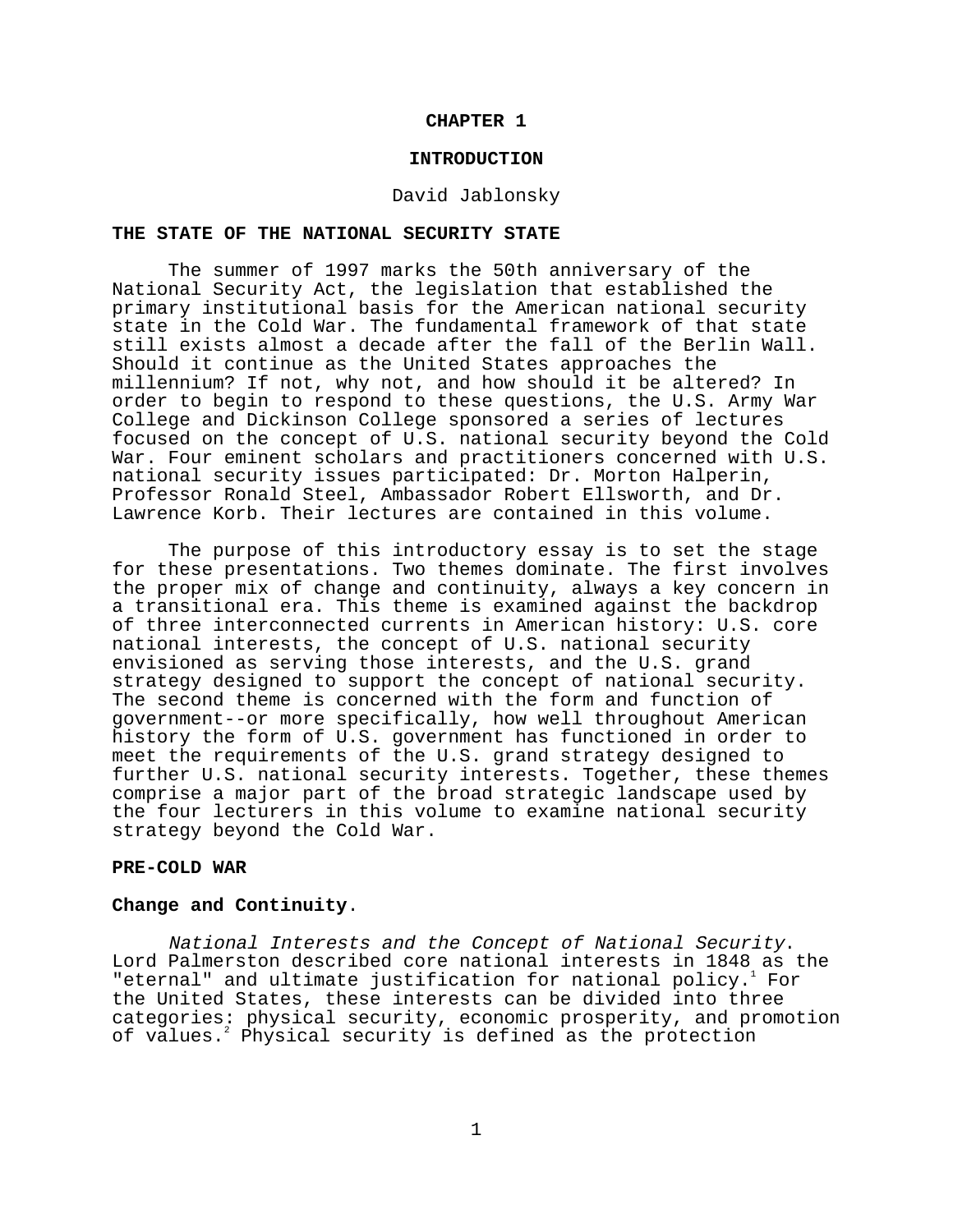# CHAPTER 1

# INTRODUCTION

David Jablonsky

## THE STATE OF THE NATIONAL SECURITY STATE

The summer of 1997 marks the 50th anniversary of the National Security Act, the legislation that established the primary institutional basis for the American national security state in the Cold War. The fundamental framework of that state still exists almost a decade after the fall of the Berlin Wall. Should it continue as the United States approaches the millennium? If not, why not, and how should it be altered? In order to begin to respond to these questions, the U.S. Army War College and Dickinson College sponsored a series of lectures focused on the concept of U.S. national security beyond the Cold War. Four eminent scholars and practitioners concerned with U.S. national security issues participated: Dr. Morton Halperin, Professor Ronald Steel, Ambassador Robert Ellsworth, and Dr. Lawrence Korb. Their lectures are contained in this volume.

The purpose of this introductory essay is to set the stage for these presentations. Two themes dominate. The first involves the proper mix of change and continuity, always a key concern in a transitional era. This theme is examined against the backdrop of three interconnected currents in American history: U.S. core national interests, the concept of U.S. national security envisioned as serving those interests, and the U.S. grand strategy designed to support the concept of national security. The second theme is concerned with the form and function of government--or more specifically, how well throughout American history the form of U.S. government has functioned in order to meet the requirements of the U.S. grand strategy designed to further U.S. national security interests. Together, these themes comprise a major part of the broad strategic landscape used by the four lecturers in this volume to examine national security strategy beyond the Cold War.

## PRE-COLD WAR

### Change and Continuity.

*National Interests and the Concept of National Security*. Lord Palmerston described core national interests in 1848 as the "eternal" and ultimate justification for national policy.[1] For the United States, these interests can be divided into three categories: physical security, economic prosperity, and promotion of values.[2] Physical security is defined as the protection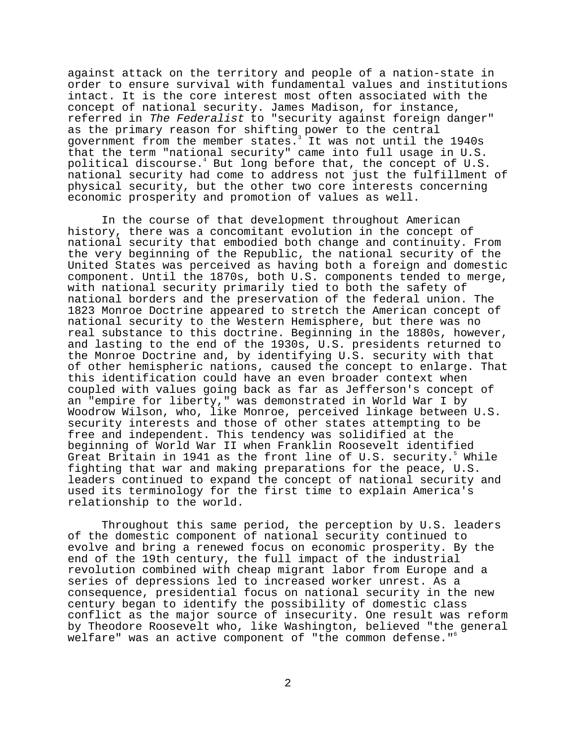against attack on the territory and people of a nation-state in order to ensure survival with fundamental values and institutions intact. It is the core interest most often associated with the concept of national security. James Madison, for instance, referred in *The Federalist* to "security against foreign danger" as the primary reason for shifting power to the central government from the member states.[3] It was not until the 1940s that the term "national security" came into full usage in U.S. political discourse.[4] But long before that, the concept of U.S. national security had come to address not just the fulfillment of physical security, but the other two core interests concerning economic prosperity and promotion of values as well.

In the course of that development throughout American history, there was a concomitant evolution in the concept of national security that embodied both change and continuity. From the very beginning of the Republic, the national security of the United States was perceived as having both a foreign and domestic component. Until the 1870s, both U.S. components tended to merge, with national security primarily tied to both the safety of national borders and the preservation of the federal union. The 1823 Monroe Doctrine appeared to stretch the American concept of national security to the Western Hemisphere, but there was no real substance to this doctrine. Beginning in the 1880s, however, and lasting to the end of the 1930s, U.S. presidents returned to the Monroe Doctrine and, by identifying U.S. security with that of other hemispheric nations, caused the concept to enlarge. That this identification could have an even broader context when coupled with values going back as far as Jefferson's concept of an "empire for liberty," was demonstrated in World War I by Woodrow Wilson, who, like Monroe, perceived linkage between U.S. security interests and those of other states attempting to be free and independent. This tendency was solidified at the beginning of World War II when Franklin Roosevelt identified Great Britain in 1941 as the front line of U.S. security.[5] While fighting that war and making preparations for the peace, U.S. leaders continued to expand the concept of national security and used its terminology for the first time to explain America's relationship to the world.

Throughout this same period, the perception by U.S. leaders of the domestic component of national security continued to evolve and bring a renewed focus on economic prosperity. By the end of the 19th century, the full impact of the industrial revolution combined with cheap migrant labor from Europe and a series of depressions led to increased worker unrest. As a consequence, presidential focus on national security in the new century began to identify the possibility of domestic class conflict as the major source of insecurity. One result was reform by Theodore Roosevelt who, like Washington, believed "the general welfare" was an active component of "the common defense."[6]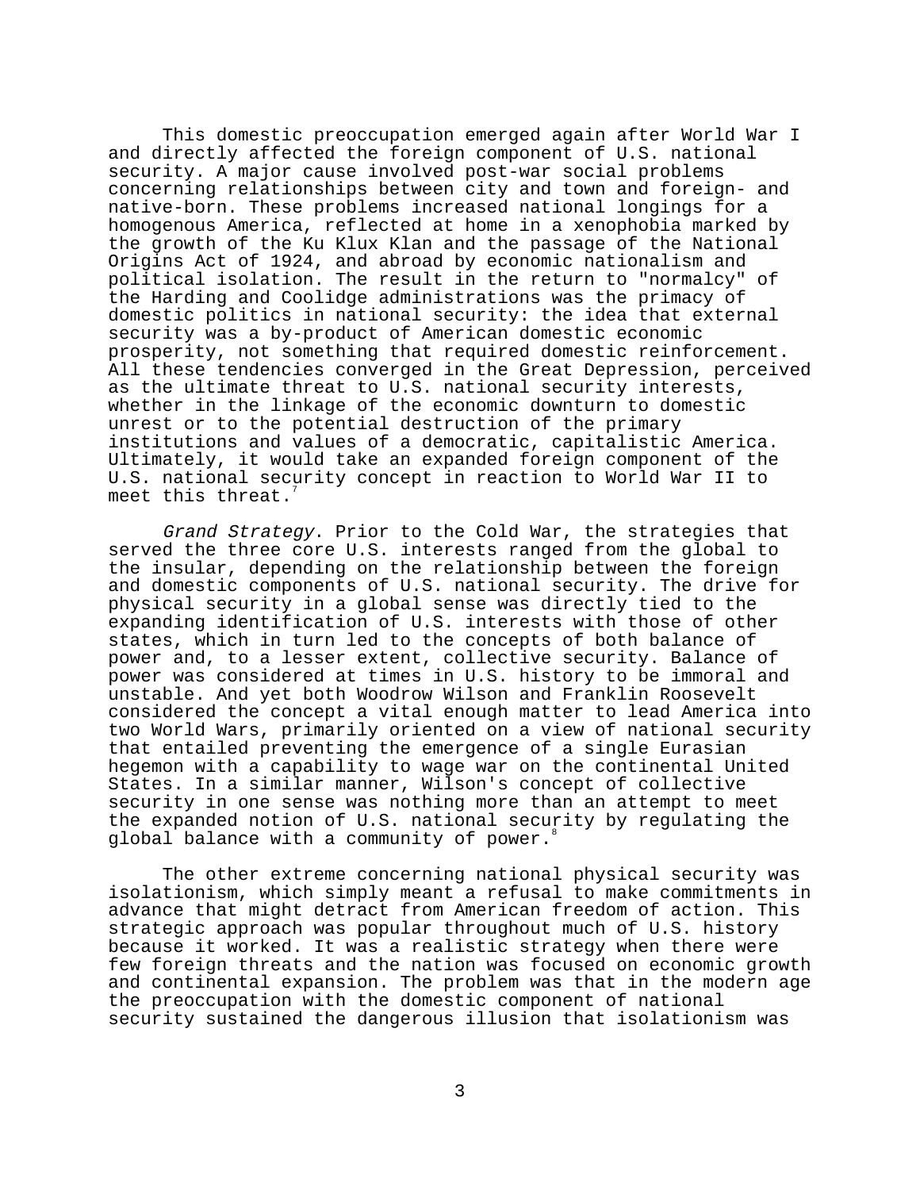This domestic preoccupation emerged again after World War I and directly affected the foreign component of U.S. national security. A major cause involved post-war social problems concerning relationships between city and town and foreign- and native-born. These problems increased national longings for a homogenous America, reflected at home in a xenophobia marked by the growth of the Ku Klux Klan and the passage of the National Origins Act of 1924, and abroad by economic nationalism and political isolation. The result in the return to "normalcy" of the Harding and Coolidge administrations was the primacy of domestic politics in national security: the idea that external security was a by-product of American domestic economic prosperity, not something that required domestic reinforcement. All these tendencies converged in the Great Depression, perceived as the ultimate threat to U.S. national security interests, whether in the linkage of the economic downturn to domestic unrest or to the potential destruction of the primary institutions and values of a democratic, capitalistic America. Ultimately, it would take an expanded foreign component of the U.S. national security concept in reaction to World War II to meet this threat.[7]

*Grand Strategy*. Prior to the Cold War, the strategies that served the three core U.S. interests ranged from the global to the insular, depending on the relationship between the foreign and domestic components of U.S. national security. The drive for physical security in a global sense was directly tied to the expanding identification of U.S. interests with those of other states, which in turn led to the concepts of both balance of power and, to a lesser extent, collective security. Balance of power was considered at times in U.S. history to be immoral and unstable. And yet both Woodrow Wilson and Franklin Roosevelt considered the concept a vital enough matter to lead America into two World Wars, primarily oriented on a view of national security that entailed preventing the emergence of a single Eurasian hegemon with a capability to wage war on the continental United States. In a similar manner, Wilson's concept of collective security in one sense was nothing more than an attempt to meet the expanded notion of U.S. national security by regulating the global balance with a community of power.[8]

The other extreme concerning national physical security was isolationism, which simply meant a refusal to make commitments in advance that might detract from American freedom of action. This strategic approach was popular throughout much of U.S. history because it worked. It was a realistic strategy when there were few foreign threats and the nation was focused on economic growth and continental expansion. The problem was that in the modern age the preoccupation with the domestic component of national security sustained the dangerous illusion that isolationism was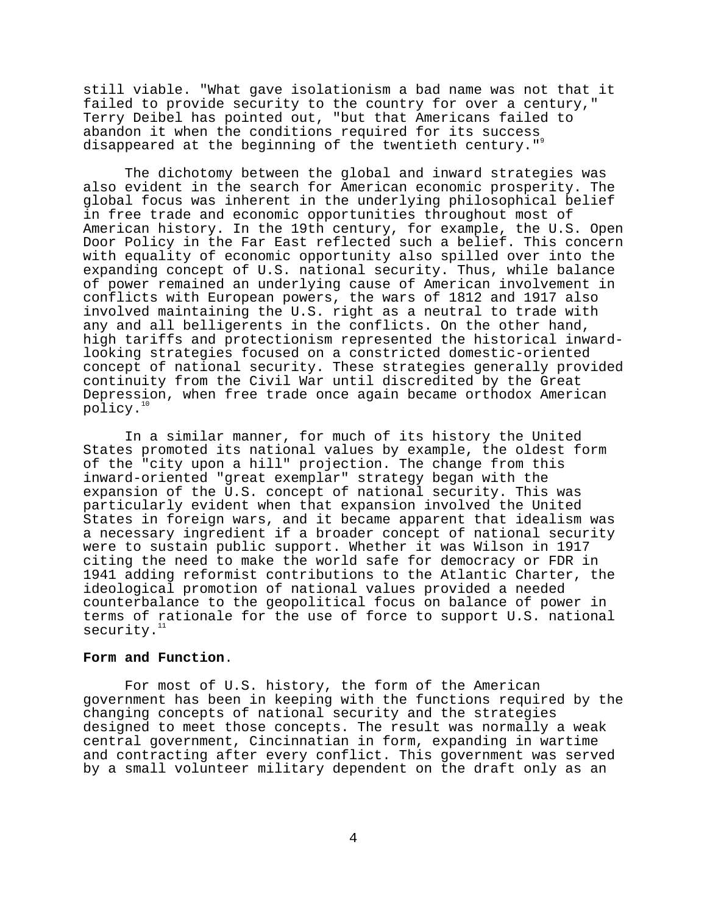still viable. "What gave isolationism a bad name was not that it failed to provide security to the country for over a century," Terry Deibel has pointed out, "but that Americans failed to abandon it when the conditions required for its success disappeared at the beginning of the twentieth century."[9]

The dichotomy between the global and inward strategies was also evident in the search for American economic prosperity. The global focus was inherent in the underlying philosophical belief in free trade and economic opportunities throughout most of American history. In the 19th century, for example, the U.S. Open Door Policy in the Far East reflected such a belief. This concern with equality of economic opportunity also spilled over into the expanding concept of U.S. national security. Thus, while balance of power remained an underlying cause of American involvement in conflicts with European powers, the wars of 1812 and 1917 also involved maintaining the U.S. right as a neutral to trade with any and all belligerents in the conflicts. On the other hand, high tariffs and protectionism represented the historical inward-looking strategies focused on a constricted domestic-oriented concept of national security. These strategies generally provided continuity from the Civil War until discredited by the Great Depression, when free trade once again became orthodox American policy.[10]

In a similar manner, for much of its history the United States promoted its national values by example, the oldest form of the "city upon a hill" projection. The change from this inward-oriented "great exemplar" strategy began with the expansion of the U.S. concept of national security. This was particularly evident when that expansion involved the United States in foreign wars, and it became apparent that idealism was a necessary ingredient if a broader concept of national security were to sustain public support. Whether it was Wilson in 1917 citing the need to make the world safe for democracy or FDR in 1941 adding reformist contributions to the Atlantic Charter, the ideological promotion of national values provided a needed counterbalance to the geopolitical focus on balance of power in terms of rationale for the use of force to support U.S. national security.[11]

**Form and Function**.

For most of U.S. history, the form of the American government has been in keeping with the functions required by the changing concepts of national security and the strategies designed to meet those concepts. The result was normally a weak central government, Cincinnatian in form, expanding in wartime and contracting after every conflict. This government was served by a small volunteer military dependent on the draft only as an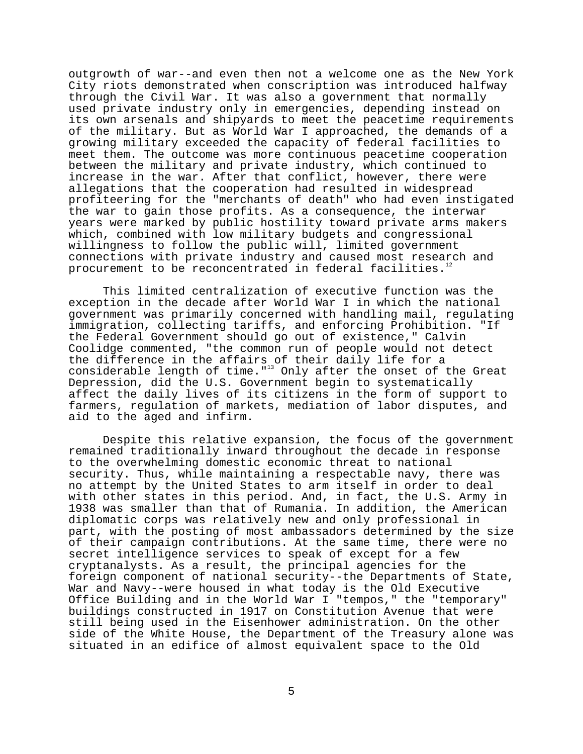outgrowth of war--and even then not a welcome one as the New York City riots demonstrated when conscription was introduced halfway through the Civil War. It was also a government that normally used private industry only in emergencies, depending instead on its own arsenals and shipyards to meet the peacetime requirements of the military. But as World War I approached, the demands of a growing military exceeded the capacity of federal facilities to meet them. The outcome was more continuous peacetime cooperation between the military and private industry, which continued to increase in the war. After that conflict, however, there were allegations that the cooperation had resulted in widespread profiteering for the "merchants of death" who had even instigated the war to gain those profits. As a consequence, the interwar years were marked by public hostility toward private arms makers which, combined with low military budgets and congressional willingness to follow the public will, limited government connections with private industry and caused most research and procurement to be reconcentrated in federal facilities.[12]

This limited centralization of executive function was the exception in the decade after World War I in which the national government was primarily concerned with handling mail, regulating immigration, collecting tariffs, and enforcing Prohibition. "If the Federal Government should go out of existence," Calvin Coolidge commented, "the common run of people would not detect the difference in the affairs of their daily life for a considerable length of time."[13] Only after the onset of the Great Depression, did the U.S. Government begin to systematically affect the daily lives of its citizens in the form of support to farmers, regulation of markets, mediation of labor disputes, and aid to the aged and infirm.

Despite this relative expansion, the focus of the government remained traditionally inward throughout the decade in response to the overwhelming domestic economic threat to national security. Thus, while maintaining a respectable navy, there was no attempt by the United States to arm itself in order to deal with other states in this period. And, in fact, the U.S. Army in 1938 was smaller than that of Rumania. In addition, the American diplomatic corps was relatively new and only professional in part, with the posting of most ambassadors determined by the size of their campaign contributions. At the same time, there were no secret intelligence services to speak of except for a few cryptanalysts. As a result, the principal agencies for the foreign component of national security--the Departments of State, War and Navy--were housed in what today is the Old Executive Office Building and in the World War I "tempos," the "temporary" buildings constructed in 1917 on Constitution Avenue that were still being used in the Eisenhower administration. On the other side of the White House, the Department of the Treasury alone was situated in an edifice of almost equivalent space to the Old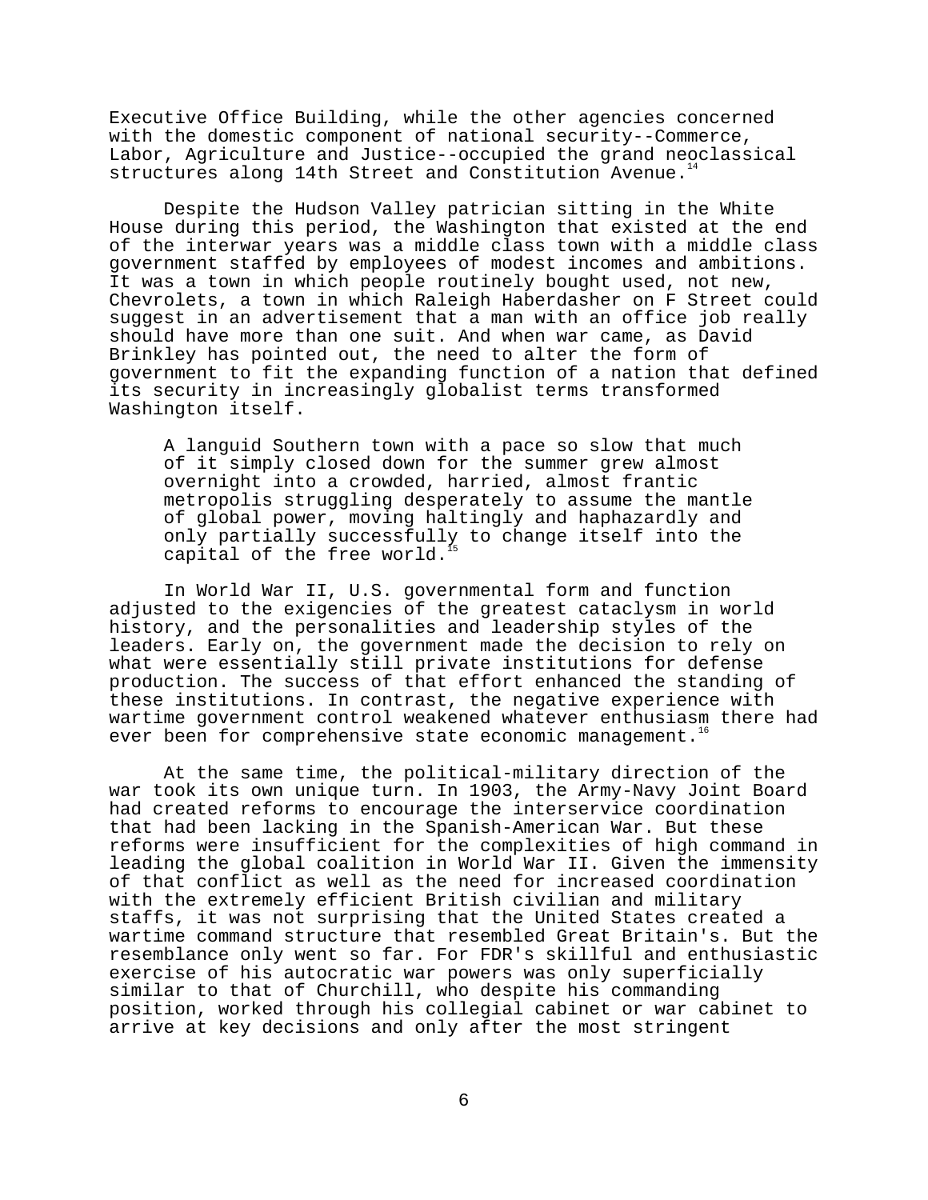Executive Office Building, while the other agencies concerned with the domestic component of national security--Commerce, Labor, Agriculture and Justice--occupied the grand neoclassical structures along 14th Street and Constitution Avenue.[14]

Despite the Hudson Valley patrician sitting in the White House during this period, the Washington that existed at the end of the interwar years was a middle class town with a middle class government staffed by employees of modest incomes and ambitions. It was a town in which people routinely bought used, not new, Chevrolets, a town in which Raleigh Haberdasher on F Street could suggest in an advertisement that a man with an office job really should have more than one suit. And when war came, as David Brinkley has pointed out, the need to alter the form of government to fit the expanding function of a nation that defined its security in increasingly globalist terms transformed Washington itself.

> A languid Southern town with a pace so slow that much of it simply closed down for the summer grew almost overnight into a crowded, harried, almost frantic metropolis struggling desperately to assume the mantle of global power, moving haltingly and haphazardly and only partially successfully to change itself into the capital of the free world.[15]

In World War II, U.S. governmental form and function adjusted to the exigencies of the greatest cataclysm in world history, and the personalities and leadership styles of the leaders. Early on, the government made the decision to rely on what were essentially still private institutions for defense production. The success of that effort enhanced the standing of these institutions. In contrast, the negative experience with wartime government control weakened whatever enthusiasm there had ever been for comprehensive state economic management.[16]

At the same time, the political-military direction of the war took its own unique turn. In 1903, the Army-Navy Joint Board had created reforms to encourage the interservice coordination that had been lacking in the Spanish-American War. But these reforms were insufficient for the complexities of high command in leading the global coalition in World War II. Given the immensity of that conflict as well as the need for increased coordination with the extremely efficient British civilian and military staffs, it was not surprising that the United States created a wartime command structure that resembled Great Britain's. But the resemblance only went so far. For FDR's skillful and enthusiastic exercise of his autocratic war powers was only superficially similar to that of Churchill, who despite his commanding position, worked through his collegial cabinet or war cabinet to arrive at key decisions and only after the most stringent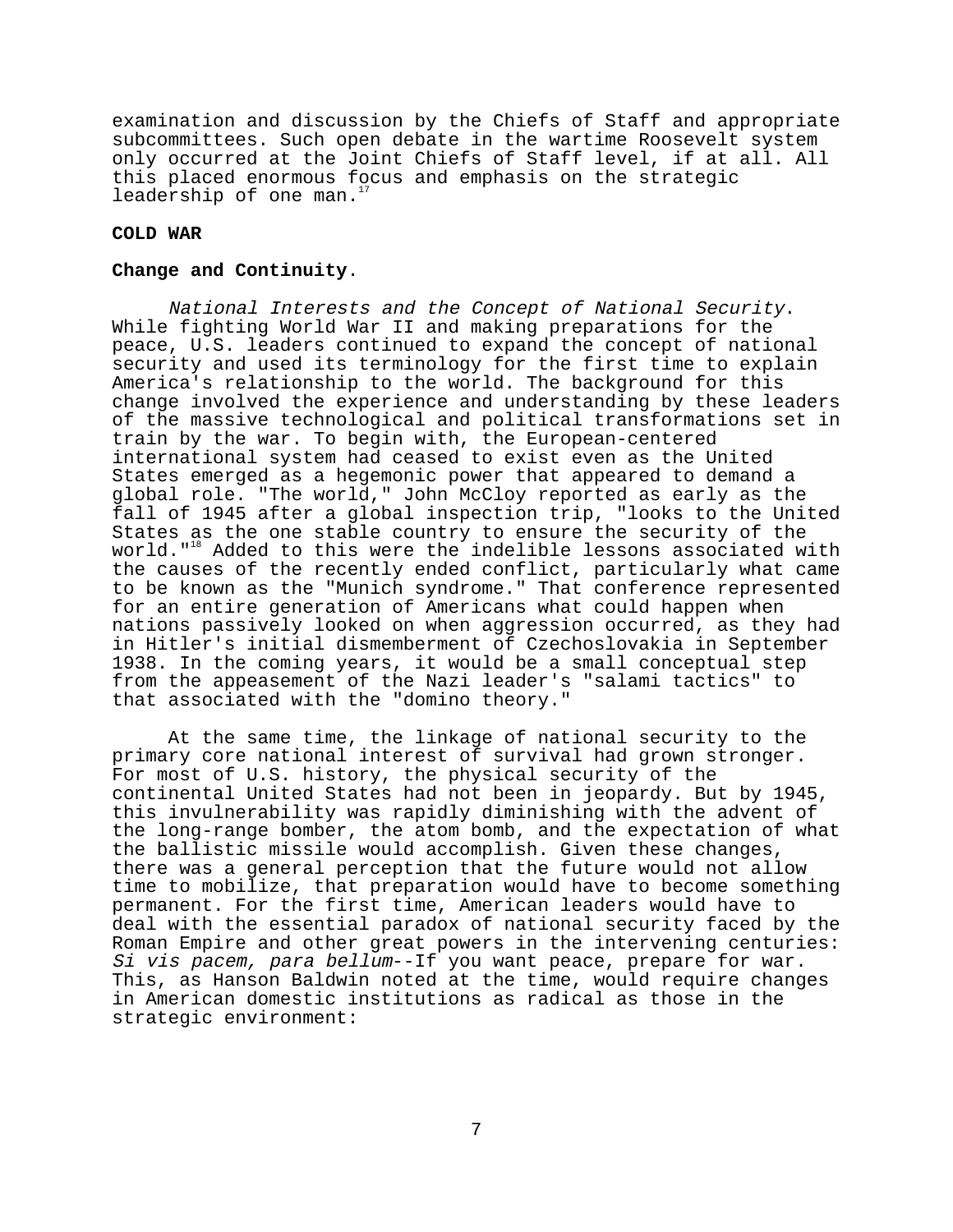examination and discussion by the Chiefs of Staff and appropriate subcommittees. Such open debate in the wartime Roosevelt system only occurred at the Joint Chiefs of Staff level, if at all. All this placed enormous focus and emphasis on the strategic leadership of one man.[17]

**COLD WAR**

**Change and Continuity**.

*National Interests and the Concept of National Security*. While fighting World War II and making preparations for the peace, U.S. leaders continued to expand the concept of national security and used its terminology for the first time to explain America's relationship to the world. The background for this change involved the experience and understanding by these leaders of the massive technological and political transformations set in train by the war. To begin with, the European-centered international system had ceased to exist even as the United States emerged as a hegemonic power that appeared to demand a global role. "The world," John McCloy reported as early as the fall of 1945 after a global inspection trip, "looks to the United States as the one stable country to ensure the security of the world."[18] Added to this were the indelible lessons associated with the causes of the recently ended conflict, particularly what came to be known as the "Munich syndrome." That conference represented for an entire generation of Americans what could happen when nations passively looked on when aggression occurred, as they had in Hitler's initial dismemberment of Czechoslovakia in September 1938. In the coming years, it would be a small conceptual step from the appeasement of the Nazi leader's "salami tactics" to that associated with the "domino theory."

At the same time, the linkage of national security to the primary core national interest of survival had grown stronger. For most of U.S. history, the physical security of the continental United States had not been in jeopardy. But by 1945, this invulnerability was rapidly diminishing with the advent of the long-range bomber, the atom bomb, and the expectation of what the ballistic missile would accomplish. Given these changes, there was a general perception that the future would not allow time to mobilize, that preparation would have to become something permanent. For the first time, American leaders would have to deal with the essential paradox of national security faced by the Roman Empire and other great powers in the intervening centuries: *Si vis pacem, para bellum*--If you want peace, prepare for war. This, as Hanson Baldwin noted at the time, would require changes in American domestic institutions as radical as those in the strategic environment: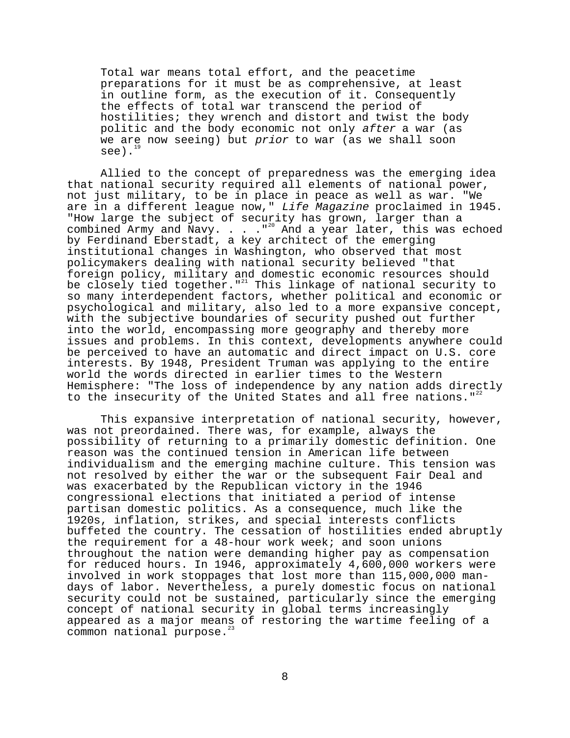> Total war means total effort, and the peacetime preparations for it must be as comprehensive, at least in outline form, as the execution of it. Consequently the effects of total war transcend the period of hostilities; they wrench and distort and twist the body politic and the body economic not only *after* a war (as we are now seeing) but *prior* to war (as we shall soon see).[19]

Allied to the concept of preparedness was the emerging idea that national security required all elements of national power, not just military, to be in place in peace as well as war. "We are in a different league now," *Life Magazine* proclaimed in 1945. "How large the subject of security has grown, larger than a combined Army and Navy. . . ."[20] And a year later, this was echoed by Ferdinand Eberstadt, a key architect of the emerging institutional changes in Washington, who observed that most policymakers dealing with national security believed "that foreign policy, military and domestic economic resources should be closely tied together."[21] This linkage of national security to so many interdependent factors, whether political and economic or psychological and military, also led to a more expansive concept, with the subjective boundaries of security pushed out further into the world, encompassing more geography and thereby more issues and problems. In this context, developments anywhere could be perceived to have an automatic and direct impact on U.S. core interests. By 1948, President Truman was applying to the entire world the words directed in earlier times to the Western Hemisphere: "The loss of independence by any nation adds directly to the insecurity of the United States and all free nations."[22]

This expansive interpretation of national security, however, was not preordained. There was, for example, always the possibility of returning to a primarily domestic definition. One reason was the continued tension in American life between individualism and the emerging machine culture. This tension was not resolved by either the war or the subsequent Fair Deal and was exacerbated by the Republican victory in the 1946 congressional elections that initiated a period of intense partisan domestic politics. As a consequence, much like the 1920s, inflation, strikes, and special interests conflicts buffeted the country. The cessation of hostilities ended abruptly the requirement for a 48-hour work week; and soon unions throughout the nation were demanding higher pay as compensation for reduced hours. In 1946, approximately 4,600,000 workers were involved in work stoppages that lost more than 115,000,000 man-days of labor. Nevertheless, a purely domestic focus on national security could not be sustained, particularly since the emerging concept of national security in global terms increasingly appeared as a major means of restoring the wartime feeling of a common national purpose.[23]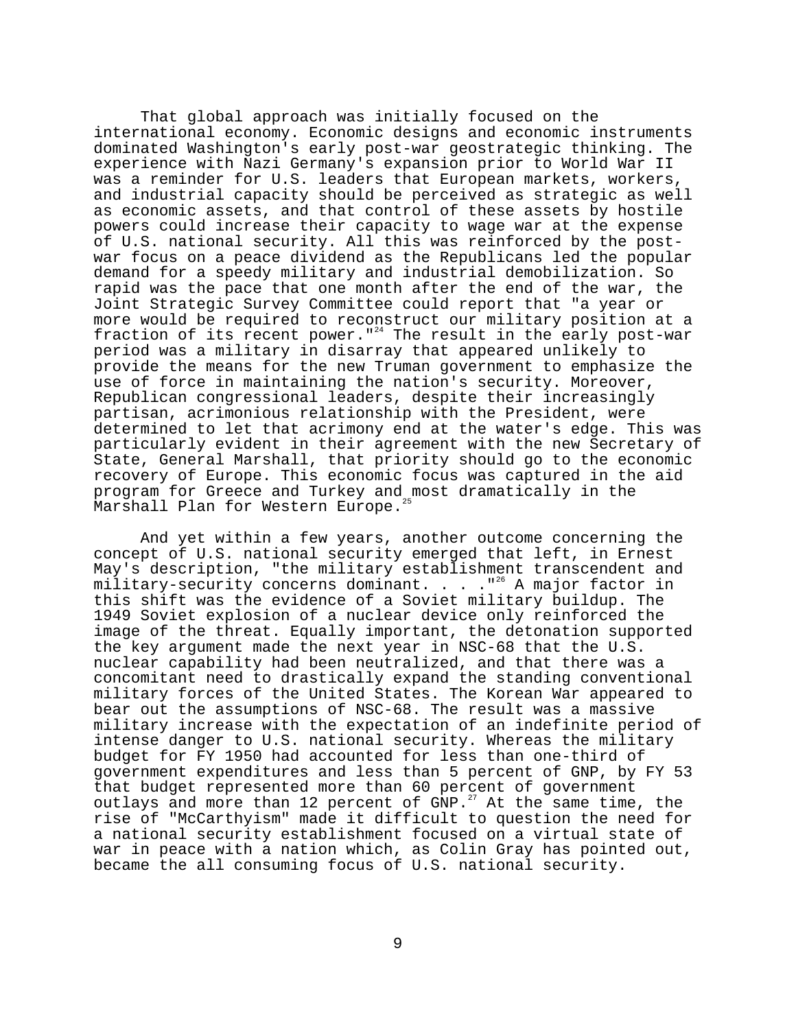That global approach was initially focused on the international economy. Economic designs and economic instruments dominated Washington's early post-war geostrategic thinking. The experience with Nazi Germany's expansion prior to World War II was a reminder for U.S. leaders that European markets, workers, and industrial capacity should be perceived as strategic as well as economic assets, and that control of these assets by hostile powers could increase their capacity to wage war at the expense of U.S. national security. All this was reinforced by the post-war focus on a peace dividend as the Republicans led the popular demand for a speedy military and industrial demobilization. So rapid was the pace that one month after the end of the war, the Joint Strategic Survey Committee could report that "a year or more would be required to reconstruct our military position at a fraction of its recent power."[24] The result in the early post-war period was a military in disarray that appeared unlikely to provide the means for the new Truman government to emphasize the use of force in maintaining the nation's security. Moreover, Republican congressional leaders, despite their increasingly partisan, acrimonious relationship with the President, were determined to let that acrimony end at the water's edge. This was particularly evident in their agreement with the new Secretary of State, General Marshall, that priority should go to the economic recovery of Europe. This economic focus was captured in the aid program for Greece and Turkey and most dramatically in the Marshall Plan for Western Europe.[25]

And yet within a few years, another outcome concerning the concept of U.S. national security emerged that left, in Ernest May's description, "the military establishment transcendent and military-security concerns dominant. . . ."[26] A major factor in this shift was the evidence of a Soviet military buildup. The 1949 Soviet explosion of a nuclear device only reinforced the image of the threat. Equally important, the detonation supported the key argument made the next year in NSC-68 that the U.S. nuclear capability had been neutralized, and that there was a concomitant need to drastically expand the standing conventional military forces of the United States. The Korean War appeared to bear out the assumptions of NSC-68. The result was a massive military increase with the expectation of an indefinite period of intense danger to U.S. national security. Whereas the military budget for FY 1950 had accounted for less than one-third of government expenditures and less than 5 percent of GNP, by FY 53 that budget represented more than 60 percent of government outlays and more than 12 percent of GNP.[27] At the same time, the rise of "McCarthyism" made it difficult to question the need for a national security establishment focused on a virtual state of war in peace with a nation which, as Colin Gray has pointed out, became the all consuming focus of U.S. national security.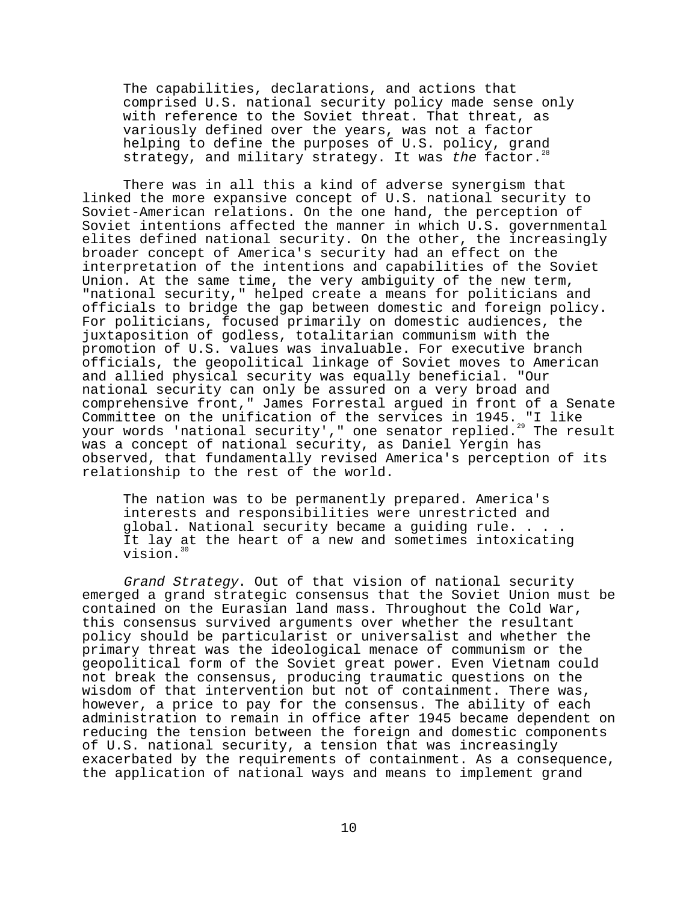> The capabilities, declarations, and actions that comprised U.S. national security policy made sense only with reference to the Soviet threat. That threat, as variously defined over the years, was not a factor helping to define the purposes of U.S. policy, grand strategy, and military strategy. It was *the* factor.[28]

There was in all this a kind of adverse synergism that linked the more expansive concept of U.S. national security to Soviet-American relations. On the one hand, the perception of Soviet intentions affected the manner in which U.S. governmental elites defined national security. On the other, the increasingly broader concept of America's security had an effect on the interpretation of the intentions and capabilities of the Soviet Union. At the same time, the very ambiguity of the new term, "national security," helped create a means for politicians and officials to bridge the gap between domestic and foreign policy. For politicians, focused primarily on domestic audiences, the juxtaposition of godless, totalitarian communism with the promotion of U.S. values was invaluable. For executive branch officials, the geopolitical linkage of Soviet moves to American and allied physical security was equally beneficial. "Our national security can only be assured on a very broad and comprehensive front," James Forrestal argued in front of a Senate Committee on the unification of the services in 1945. "I like your words 'national security'," one senator replied.[29] The result was a concept of national security, as Daniel Yergin has observed, that fundamentally revised America's perception of its relationship to the rest of the world.

> The nation was to be permanently prepared. America's interests and responsibilities were unrestricted and global. National security became a guiding rule. . . . It lay at the heart of a new and sometimes intoxicating vision.[30]

*Grand Strategy*. Out of that vision of national security emerged a grand strategic consensus that the Soviet Union must be contained on the Eurasian land mass. Throughout the Cold War, this consensus survived arguments over whether the resultant policy should be particularist or universalist and whether the primary threat was the ideological menace of communism or the geopolitical form of the Soviet great power. Even Vietnam could not break the consensus, producing traumatic questions on the wisdom of that intervention but not of containment. There was, however, a price to pay for the consensus. The ability of each administration to remain in office after 1945 became dependent on reducing the tension between the foreign and domestic components of U.S. national security, a tension that was increasingly exacerbated by the requirements of containment. As a consequence, the application of national ways and means to implement grand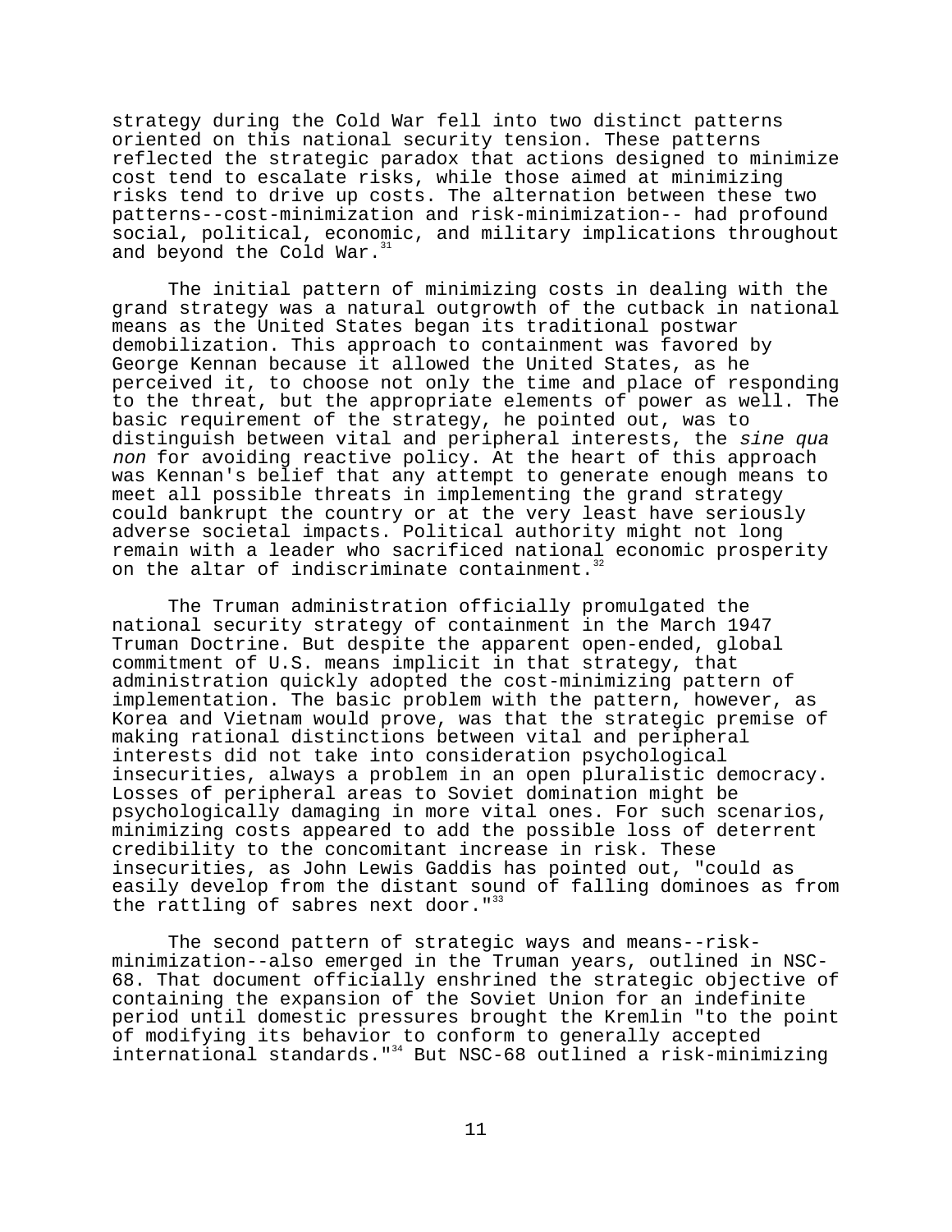strategy during the Cold War fell into two distinct patterns oriented on this national security tension. These patterns reflected the strategic paradox that actions designed to minimize cost tend to escalate risks, while those aimed at minimizing risks tend to drive up costs. The alternation between these two patterns--cost-minimization and risk-minimization-- had profound social, political, economic, and military implications throughout and beyond the Cold War.[31]

The initial pattern of minimizing costs in dealing with the grand strategy was a natural outgrowth of the cutback in national means as the United States began its traditional postwar demobilization. This approach to containment was favored by George Kennan because it allowed the United States, as he perceived it, to choose not only the time and place of responding to the threat, but the appropriate elements of power as well. The basic requirement of the strategy, he pointed out, was to distinguish between vital and peripheral interests, the *sine qua non* for avoiding reactive policy. At the heart of this approach was Kennan's belief that any attempt to generate enough means to meet all possible threats in implementing the grand strategy could bankrupt the country or at the very least have seriously adverse societal impacts. Political authority might not long remain with a leader who sacrificed national economic prosperity on the altar of indiscriminate containment.[32]

The Truman administration officially promulgated the national security strategy of containment in the March 1947 Truman Doctrine. But despite the apparent open-ended, global commitment of U.S. means implicit in that strategy, that administration quickly adopted the cost-minimizing pattern of implementation. The basic problem with the pattern, however, as Korea and Vietnam would prove, was that the strategic premise of making rational distinctions between vital and peripheral interests did not take into consideration psychological insecurities, always a problem in an open pluralistic democracy. Losses of peripheral areas to Soviet domination might be psychologically damaging in more vital ones. For such scenarios, minimizing costs appeared to add the possible loss of deterrent credibility to the concomitant increase in risk. These insecurities, as John Lewis Gaddis has pointed out, "could as easily develop from the distant sound of falling dominoes as from the rattling of sabres next door."[33]

The second pattern of strategic ways and means--risk-minimization--also emerged in the Truman years, outlined in NSC-68. That document officially enshrined the strategic objective of containing the expansion of the Soviet Union for an indefinite period until domestic pressures brought the Kremlin "to the point of modifying its behavior to conform to generally accepted international standards."[34] But NSC-68 outlined a risk-minimizing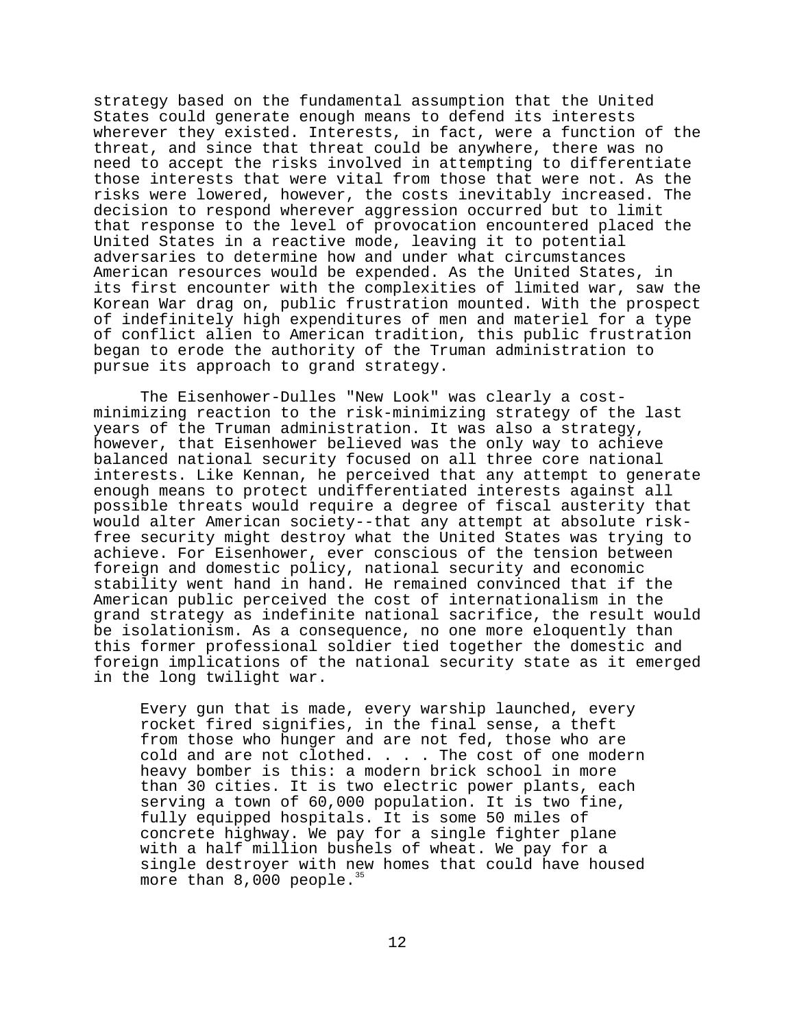strategy based on the fundamental assumption that the United States could generate enough means to defend its interests wherever they existed. Interests, in fact, were a function of the threat, and since that threat could be anywhere, there was no need to accept the risks involved in attempting to differentiate those interests that were vital from those that were not. As the risks were lowered, however, the costs inevitably increased. The decision to respond wherever aggression occurred but to limit that response to the level of provocation encountered placed the United States in a reactive mode, leaving it to potential adversaries to determine how and under what circumstances American resources would be expended. As the United States, in its first encounter with the complexities of limited war, saw the Korean War drag on, public frustration mounted. With the prospect of indefinitely high expenditures of men and materiel for a type of conflict alien to American tradition, this public frustration began to erode the authority of the Truman administration to pursue its approach to grand strategy.

The Eisenhower-Dulles "New Look" was clearly a cost-minimizing reaction to the risk-minimizing strategy of the last years of the Truman administration. It was also a strategy, however, that Eisenhower believed was the only way to achieve balanced national security focused on all three core national interests. Like Kennan, he perceived that any attempt to generate enough means to protect undifferentiated interests against all possible threats would require a degree of fiscal austerity that would alter American society--that any attempt at absolute risk-free security might destroy what the United States was trying to achieve. For Eisenhower, ever conscious of the tension between foreign and domestic policy, national security and economic stability went hand in hand. He remained convinced that if the American public perceived the cost of internationalism in the grand strategy as indefinite national sacrifice, the result would be isolationism. As a consequence, no one more eloquently than this former professional soldier tied together the domestic and foreign implications of the national security state as it emerged in the long twilight war.

> Every gun that is made, every warship launched, every rocket fired signifies, in the final sense, a theft from those who hunger and are not fed, those who are cold and are not clothed. . . . The cost of one modern heavy bomber is this: a modern brick school in more than 30 cities. It is two electric power plants, each serving a town of 60,000 population. It is two fine, fully equipped hospitals. It is some 50 miles of concrete highway. We pay for a single fighter plane with a half million bushels of wheat. We pay for a single destroyer with new homes that could have housed more than 8,000 people.[35]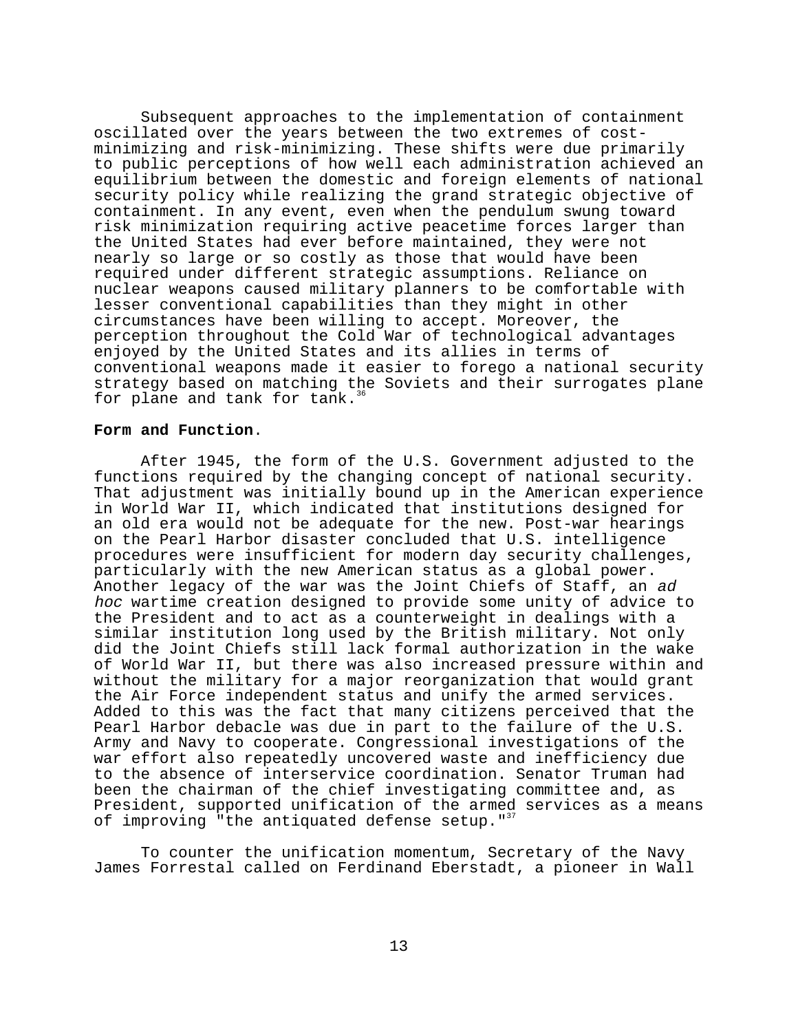Subsequent approaches to the implementation of containment oscillated over the years between the two extremes of cost-minimizing and risk-minimizing. These shifts were due primarily to public perceptions of how well each administration achieved an equilibrium between the domestic and foreign elements of national security policy while realizing the grand strategic objective of containment. In any event, even when the pendulum swung toward risk minimization requiring active peacetime forces larger than the United States had ever before maintained, they were not nearly so large or so costly as those that would have been required under different strategic assumptions. Reliance on nuclear weapons caused military planners to be comfortable with lesser conventional capabilities than they might in other circumstances have been willing to accept. Moreover, the perception throughout the Cold War of technological advantages enjoyed by the United States and its allies in terms of conventional weapons made it easier to forego a national security strategy based on matching the Soviets and their surrogates plane for plane and tank for tank.[36]

**Form and Function**.

After 1945, the form of the U.S. Government adjusted to the functions required by the changing concept of national security. That adjustment was initially bound up in the American experience in World War II, which indicated that institutions designed for an old era would not be adequate for the new. Post-war hearings on the Pearl Harbor disaster concluded that U.S. intelligence procedures were insufficient for modern day security challenges, particularly with the new American status as a global power. Another legacy of the war was the Joint Chiefs of Staff, an *ad hoc* wartime creation designed to provide some unity of advice to the President and to act as a counterweight in dealings with a similar institution long used by the British military. Not only did the Joint Chiefs still lack formal authorization in the wake of World War II, but there was also increased pressure within and without the military for a major reorganization that would grant the Air Force independent status and unify the armed services. Added to this was the fact that many citizens perceived that the Pearl Harbor debacle was due in part to the failure of the U.S. Army and Navy to cooperate. Congressional investigations of the war effort also repeatedly uncovered waste and inefficiency due to the absence of interservice coordination. Senator Truman had been the chairman of the chief investigating committee and, as President, supported unification of the armed services as a means of improving "the antiquated defense setup."[37]

To counter the unification momentum, Secretary of the Navy James Forrestal called on Ferdinand Eberstadt, a pioneer in Wall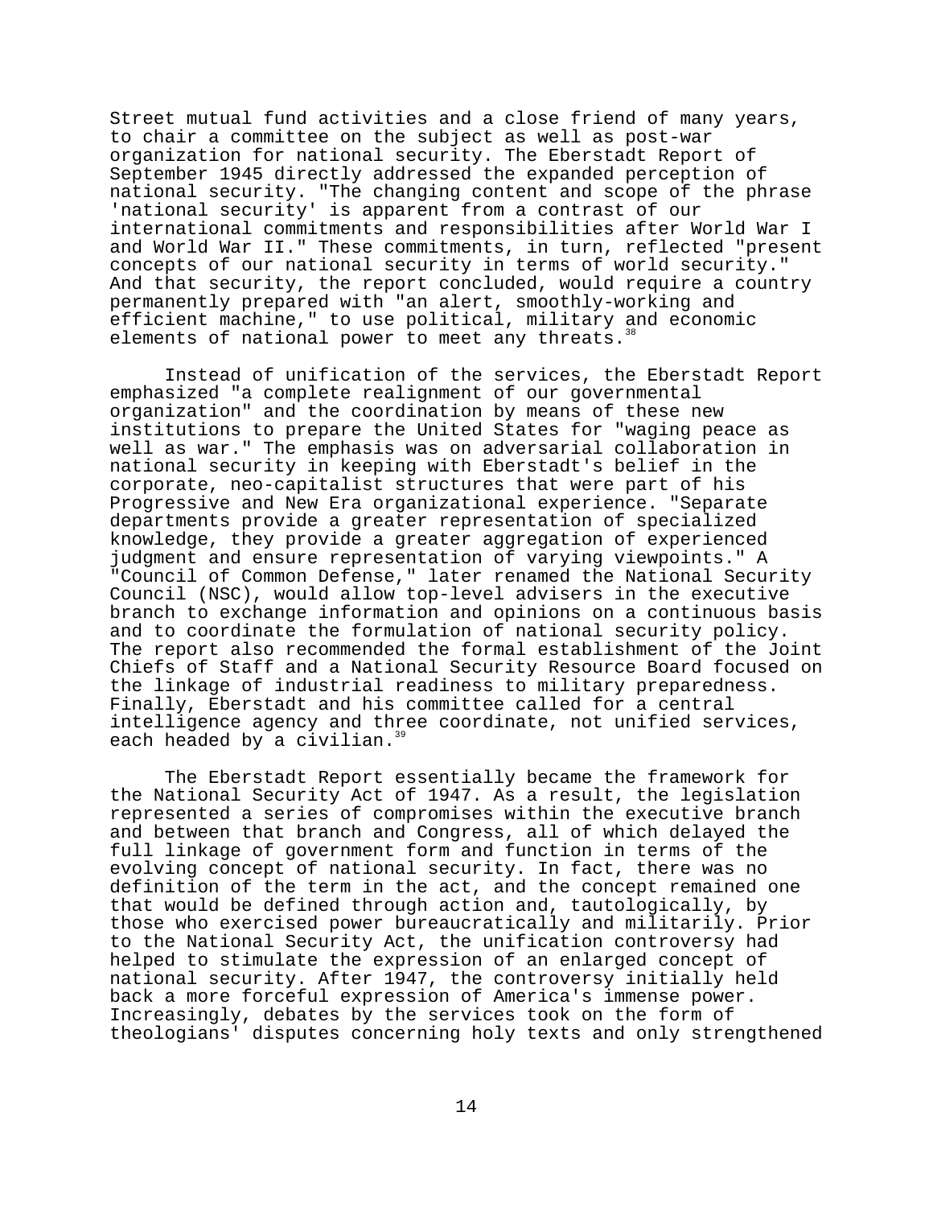Street mutual fund activities and a close friend of many years, to chair a committee on the subject as well as post-war organization for national security. The Eberstadt Report of September 1945 directly addressed the expanded perception of national security. "The changing content and scope of the phrase 'national security' is apparent from a contrast of our international commitments and responsibilities after World War I and World War II." These commitments, in turn, reflected "present concepts of our national security in terms of world security." And that security, the report concluded, would require a country permanently prepared with "an alert, smoothly-working and efficient machine," to use political, military and economic elements of national power to meet any threats.[38]

Instead of unification of the services, the Eberstadt Report emphasized "a complete realignment of our governmental organization" and the coordination by means of these new institutions to prepare the United States for "waging peace as well as war." The emphasis was on adversarial collaboration in national security in keeping with Eberstadt's belief in the corporate, neo-capitalist structures that were part of his Progressive and New Era organizational experience. "Separate departments provide a greater representation of specialized knowledge, they provide a greater aggregation of experienced judgment and ensure representation of varying viewpoints." A "Council of Common Defense," later renamed the National Security Council (NSC), would allow top-level advisers in the executive branch to exchange information and opinions on a continuous basis and to coordinate the formulation of national security policy. The report also recommended the formal establishment of the Joint Chiefs of Staff and a National Security Resource Board focused on the linkage of industrial readiness to military preparedness. Finally, Eberstadt and his committee called for a central intelligence agency and three coordinate, not unified services, each headed by a civilian.[39]

The Eberstadt Report essentially became the framework for the National Security Act of 1947. As a result, the legislation represented a series of compromises within the executive branch and between that branch and Congress, all of which delayed the full linkage of government form and function in terms of the evolving concept of national security. In fact, there was no definition of the term in the act, and the concept remained one that would be defined through action and, tautologically, by those who exercised power bureaucratically and militarily. Prior to the National Security Act, the unification controversy had helped to stimulate the expression of an enlarged concept of national security. After 1947, the controversy initially held back a more forceful expression of America's immense power. Increasingly, debates by the services took on the form of theologians' disputes concerning holy texts and only strengthened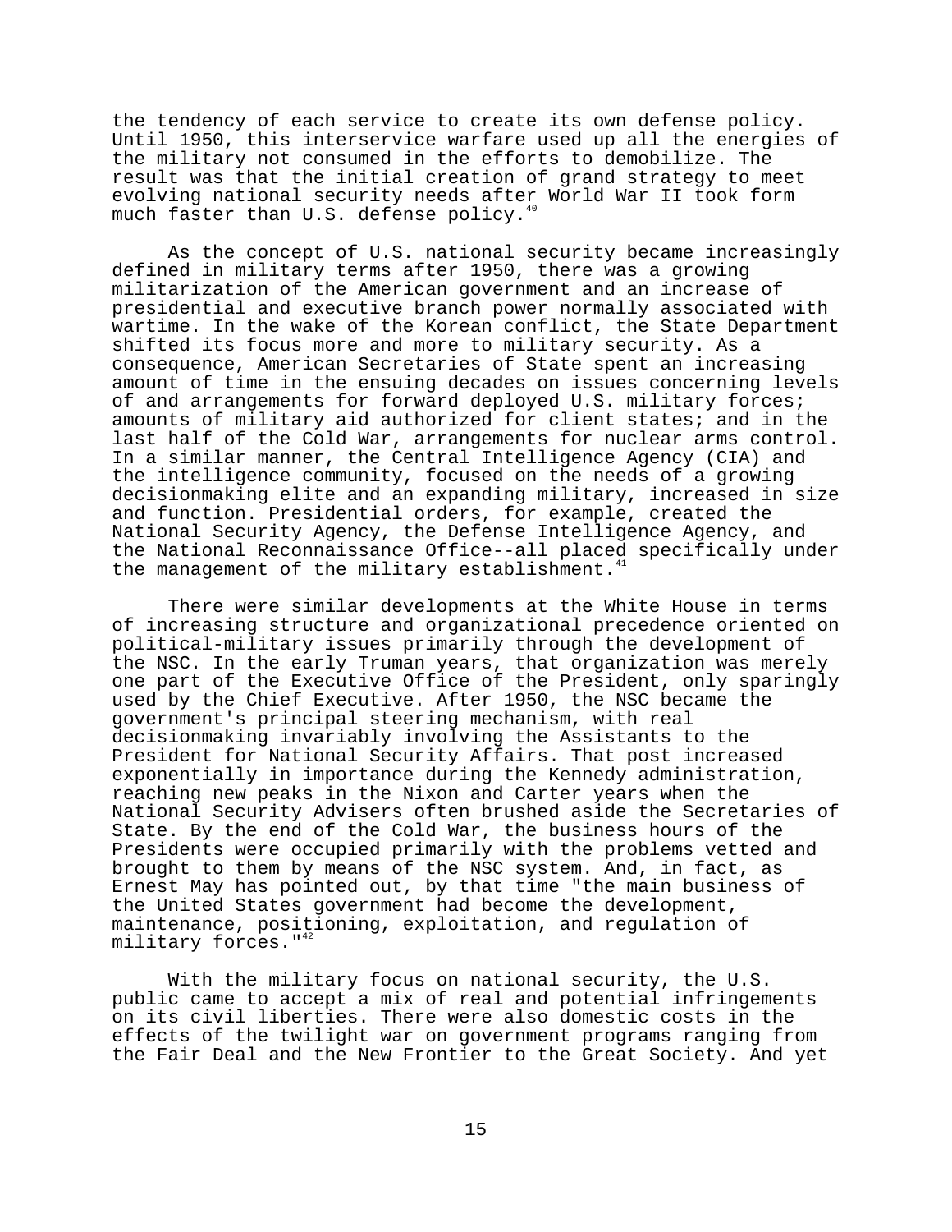the tendency of each service to create its own defense policy. Until 1950, this interservice warfare used up all the energies of the military not consumed in the efforts to demobilize. The result was that the initial creation of grand strategy to meet evolving national security needs after World War II took form much faster than U.S. defense policy.[40]

As the concept of U.S. national security became increasingly defined in military terms after 1950, there was a growing militarization of the American government and an increase of presidential and executive branch power normally associated with wartime. In the wake of the Korean conflict, the State Department shifted its focus more and more to military security. As a consequence, American Secretaries of State spent an increasing amount of time in the ensuing decades on issues concerning levels of and arrangements for forward deployed U.S. military forces; amounts of military aid authorized for client states; and in the last half of the Cold War, arrangements for nuclear arms control. In a similar manner, the Central Intelligence Agency (CIA) and the intelligence community, focused on the needs of a growing decisionmaking elite and an expanding military, increased in size and function. Presidential orders, for example, created the National Security Agency, the Defense Intelligence Agency, and the National Reconnaissance Office--all placed specifically under the management of the military establishment.[41]

There were similar developments at the White House in terms of increasing structure and organizational precedence oriented on political-military issues primarily through the development of the NSC. In the early Truman years, that organization was merely one part of the Executive Office of the President, only sparingly used by the Chief Executive. After 1950, the NSC became the government's principal steering mechanism, with real decisionmaking invariably involving the Assistants to the President for National Security Affairs. That post increased exponentially in importance during the Kennedy administration, reaching new peaks in the Nixon and Carter years when the National Security Advisers often brushed aside the Secretaries of State. By the end of the Cold War, the business hours of the Presidents were occupied primarily with the problems vetted and brought to them by means of the NSC system. And, in fact, as Ernest May has pointed out, by that time "the main business of the United States government had become the development, maintenance, positioning, exploitation, and regulation of military forces."[42]

With the military focus on national security, the U.S. public came to accept a mix of real and potential infringements on its civil liberties. There were also domestic costs in the effects of the twilight war on government programs ranging from the Fair Deal and the New Frontier to the Great Society. And yet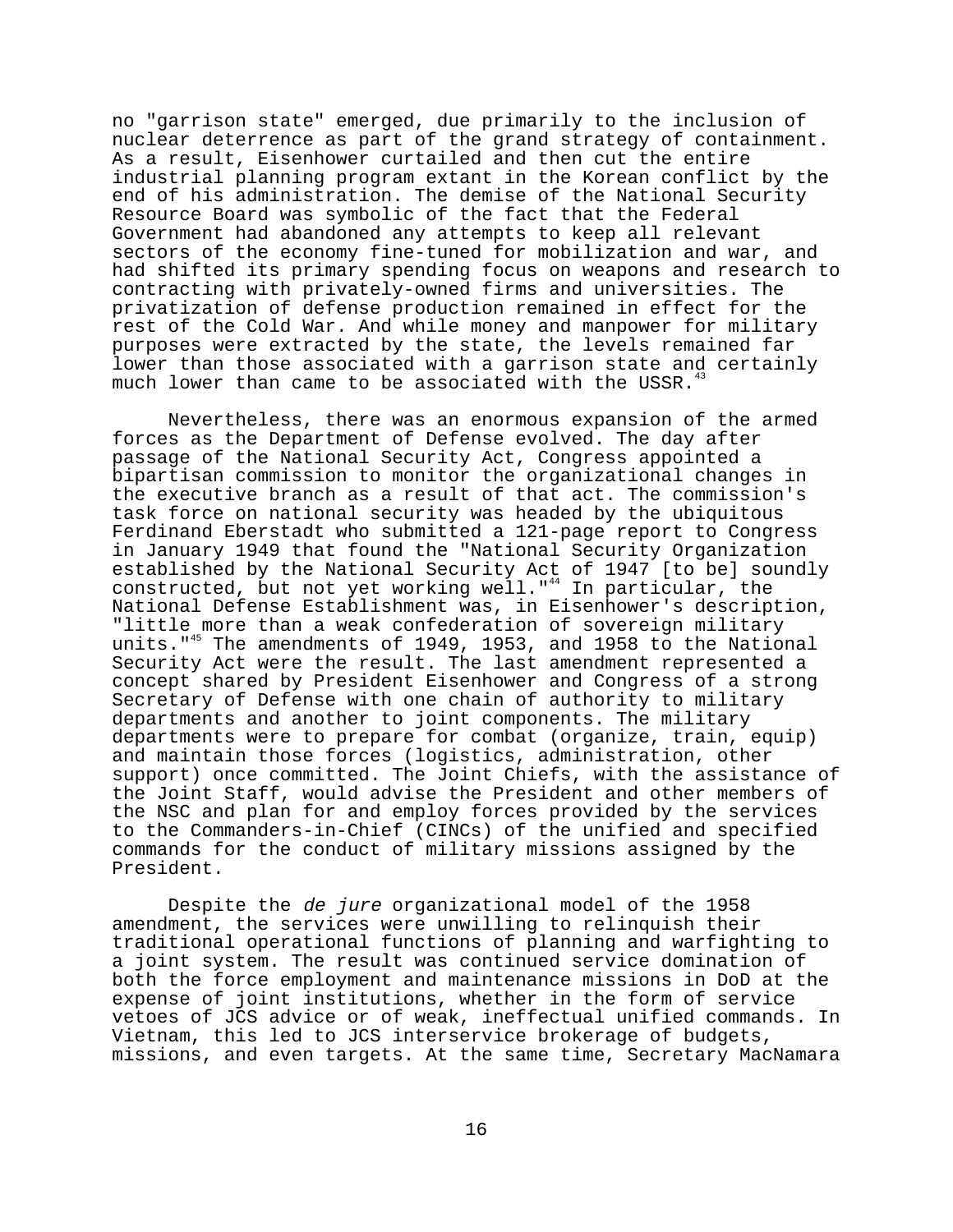no "garrison state" emerged, due primarily to the inclusion of nuclear deterrence as part of the grand strategy of containment. As a result, Eisenhower curtailed and then cut the entire industrial planning program extant in the Korean conflict by the end of his administration. The demise of the National Security Resource Board was symbolic of the fact that the Federal Government had abandoned any attempts to keep all relevant sectors of the economy fine-tuned for mobilization and war, and had shifted its primary spending focus on weapons and research to contracting with privately-owned firms and universities. The privatization of defense production remained in effect for the rest of the Cold War. And while money and manpower for military purposes were extracted by the state, the levels remained far lower than those associated with a garrison state and certainly much lower than came to be associated with the USSR.[43]

Nevertheless, there was an enormous expansion of the armed forces as the Department of Defense evolved. The day after passage of the National Security Act, Congress appointed a bipartisan commission to monitor the organizational changes in the executive branch as a result of that act. The commission's task force on national security was headed by the ubiquitous Ferdinand Eberstadt who submitted a 121-page report to Congress in January 1949 that found the "National Security Organization established by the National Security Act of 1947 [to be] soundly constructed, but not yet working well."[44] In particular, the National Defense Establishment was, in Eisenhower's description, "little more than a weak confederation of sovereign military units."[45] The amendments of 1949, 1953, and 1958 to the National Security Act were the result. The last amendment represented a concept shared by President Eisenhower and Congress of a strong Secretary of Defense with one chain of authority to military departments and another to joint components. The military departments were to prepare for combat (organize, train, equip) and maintain those forces (logistics, administration, other support) once committed. The Joint Chiefs, with the assistance of the Joint Staff, would advise the President and other members of the NSC and plan for and employ forces provided by the services to the Commanders-in-Chief (CINCs) of the unified and specified commands for the conduct of military missions assigned by the President.

Despite the *de jure* organizational model of the 1958 amendment, the services were unwilling to relinquish their traditional operational functions of planning and warfighting to a joint system. The result was continued service domination of both the force employment and maintenance missions in DoD at the expense of joint institutions, whether in the form of service vetoes of JCS advice or of weak, ineffectual unified commands. In Vietnam, this led to JCS interservice brokerage of budgets, missions, and even targets. At the same time, Secretary MacNamara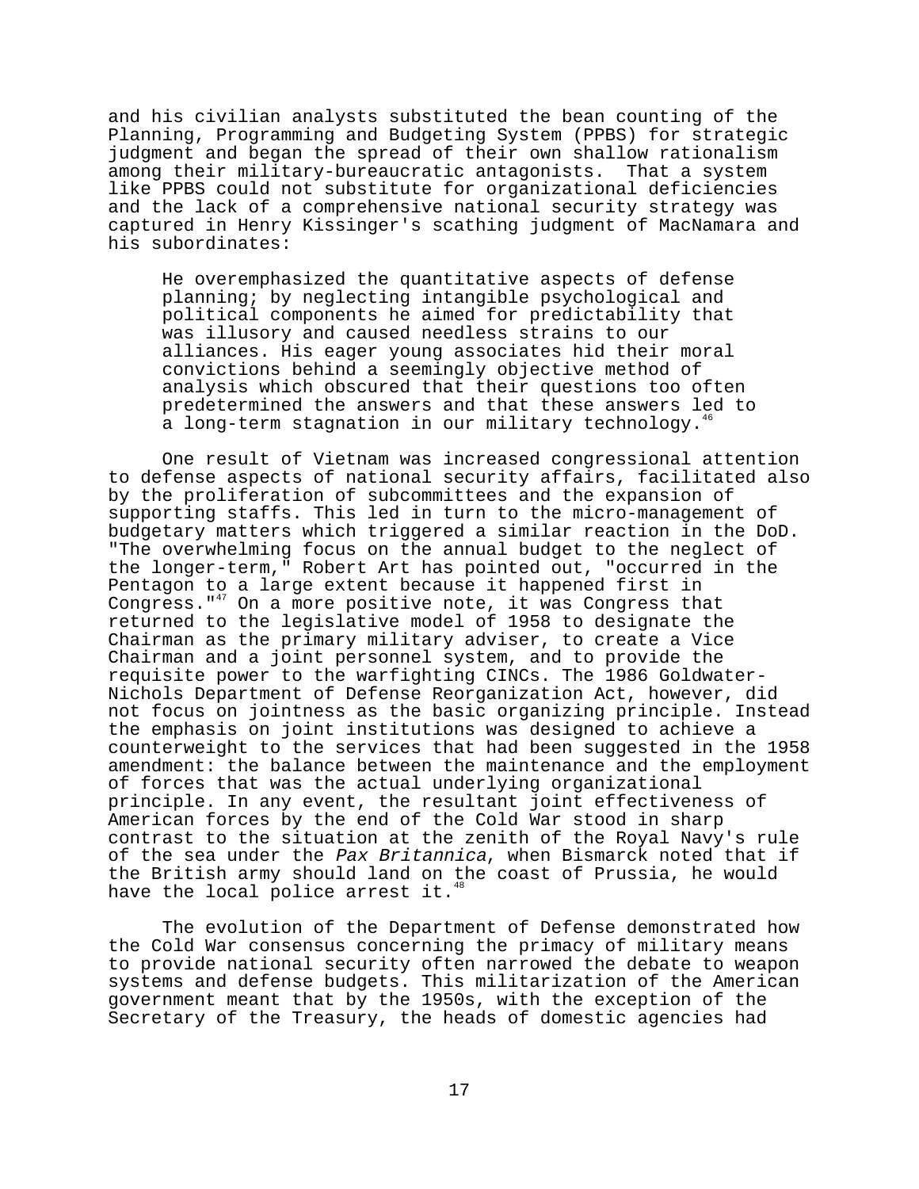and his civilian analysts substituted the bean counting of the Planning, Programming and Budgeting System (PPBS) for strategic judgment and began the spread of their own shallow rationalism among their military-bureaucratic antagonists. That a system like PPBS could not substitute for organizational deficiencies and the lack of a comprehensive national security strategy was captured in Henry Kissinger's scathing judgment of MacNamara and his subordinates:

> He overemphasized the quantitative aspects of defense planning; by neglecting intangible psychological and political components he aimed for predictability that was illusory and caused needless strains to our alliances. His eager young associates hid their moral convictions behind a seemingly objective method of analysis which obscured that their questions too often predetermined the answers and that these answers led to a long-term stagnation in our military technology.[46]

One result of Vietnam was increased congressional attention to defense aspects of national security affairs, facilitated also by the proliferation of subcommittees and the expansion of supporting staffs. This led in turn to the micro-management of budgetary matters which triggered a similar reaction in the DoD. "The overwhelming focus on the annual budget to the neglect of the longer-term," Robert Art has pointed out, "occurred in the Pentagon to a large extent because it happened first in Congress."[47] On a more positive note, it was Congress that returned to the legislative model of 1958 to designate the Chairman as the primary military adviser, to create a Vice Chairman and a joint personnel system, and to provide the requisite power to the warfighting CINCs. The 1986 Goldwater-Nichols Department of Defense Reorganization Act, however, did not focus on jointness as the basic organizing principle. Instead the emphasis on joint institutions was designed to achieve a counterweight to the services that had been suggested in the 1958 amendment: the balance between the maintenance and the employment of forces that was the actual underlying organizational principle. In any event, the resultant joint effectiveness of American forces by the end of the Cold War stood in sharp contrast to the situation at the zenith of the Royal Navy's rule of the sea under the *Pax Britannica*, when Bismarck noted that if the British army should land on the coast of Prussia, he would have the local police arrest it.[48]

The evolution of the Department of Defense demonstrated how the Cold War consensus concerning the primacy of military means to provide national security often narrowed the debate to weapon systems and defense budgets. This militarization of the American government meant that by the 1950s, with the exception of the Secretary of the Treasury, the heads of domestic agencies had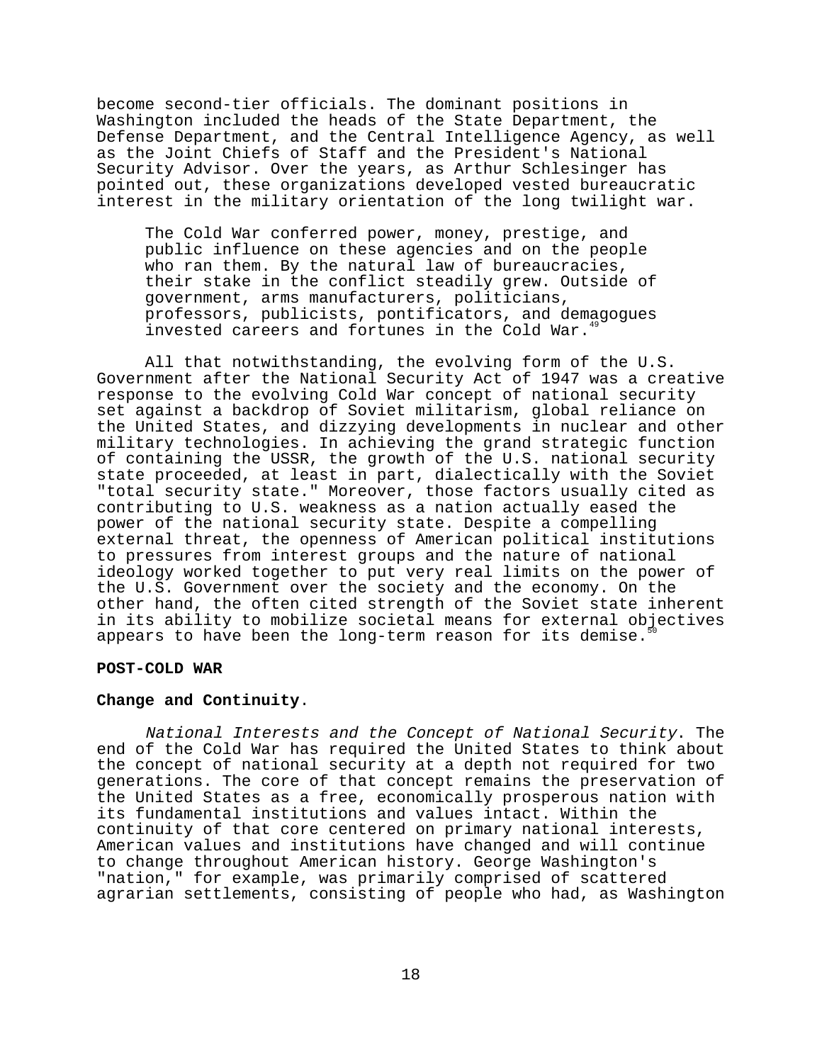become second-tier officials. The dominant positions in Washington included the heads of the State Department, the Defense Department, and the Central Intelligence Agency, as well as the Joint Chiefs of Staff and the President's National Security Advisor. Over the years, as Arthur Schlesinger has pointed out, these organizations developed vested bureaucratic interest in the military orientation of the long twilight war.

> The Cold War conferred power, money, prestige, and public influence on these agencies and on the people who ran them. By the natural law of bureaucracies, their stake in the conflict steadily grew. Outside of government, arms manufacturers, politicians, professors, publicists, pontificators, and demagogues invested careers and fortunes in the Cold War.[49]

All that notwithstanding, the evolving form of the U.S. Government after the National Security Act of 1947 was a creative response to the evolving Cold War concept of national security set against a backdrop of Soviet militarism, global reliance on the United States, and dizzying developments in nuclear and other military technologies. In achieving the grand strategic function of containing the USSR, the growth of the U.S. national security state proceeded, at least in part, dialectically with the Soviet "total security state." Moreover, those factors usually cited as contributing to U.S. weakness as a nation actually eased the power of the national security state. Despite a compelling external threat, the openness of American political institutions to pressures from interest groups and the nature of national ideology worked together to put very real limits on the power of the U.S. Government over the society and the economy. On the other hand, the often cited strength of the Soviet state inherent in its ability to mobilize societal means for external objectives appears to have been the long-term reason for its demise.[50]

## POST-COLD WAR

### Change and Continuity.

*National Interests and the Concept of National Security*. The end of the Cold War has required the United States to think about the concept of national security at a depth not required for two generations. The core of that concept remains the preservation of the United States as a free, economically prosperous nation with its fundamental institutions and values intact. Within the continuity of that core centered on primary national interests, American values and institutions have changed and will continue to change throughout American history. George Washington's "nation," for example, was primarily comprised of scattered agrarian settlements, consisting of people who had, as Washington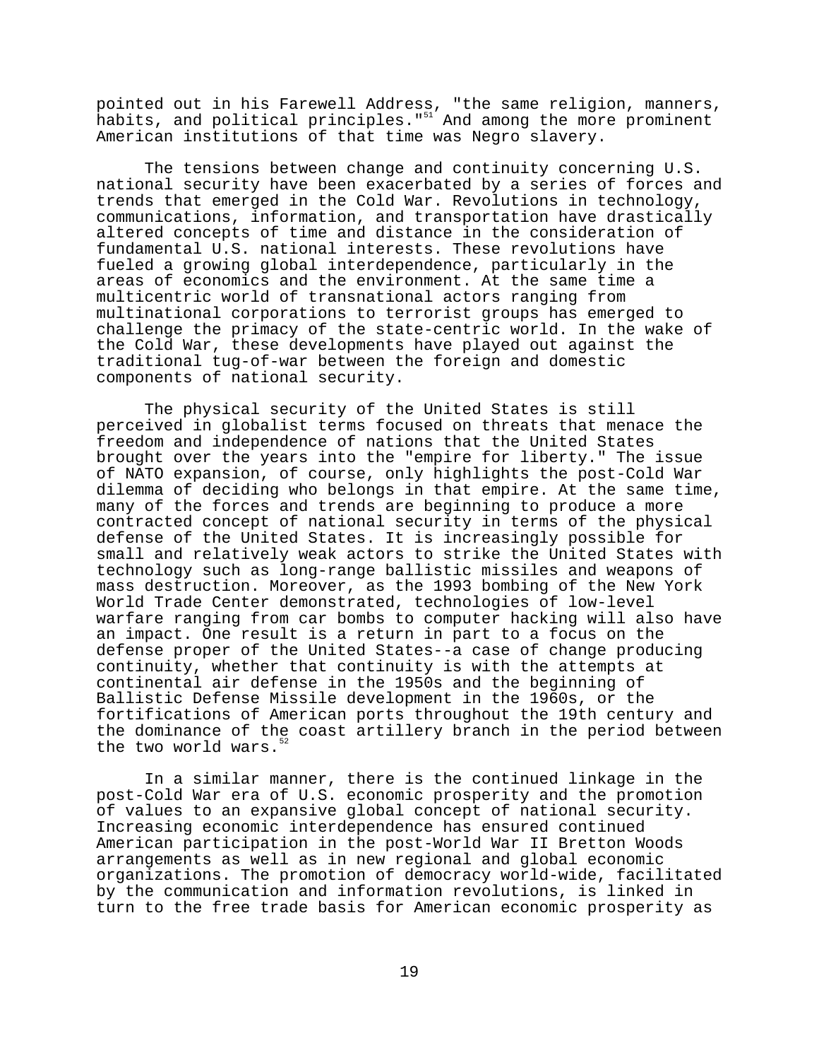pointed out in his Farewell Address, "the same religion, manners, habits, and political principles."[51] And among the more prominent American institutions of that time was Negro slavery.

The tensions between change and continuity concerning U.S. national security have been exacerbated by a series of forces and trends that emerged in the Cold War. Revolutions in technology, communications, information, and transportation have drastically altered concepts of time and distance in the consideration of fundamental U.S. national interests. These revolutions have fueled a growing global interdependence, particularly in the areas of economics and the environment. At the same time a multicentric world of transnational actors ranging from multinational corporations to terrorist groups has emerged to challenge the primacy of the state-centric world. In the wake of the Cold War, these developments have played out against the traditional tug-of-war between the foreign and domestic components of national security.

The physical security of the United States is still perceived in globalist terms focused on threats that menace the freedom and independence of nations that the United States brought over the years into the "empire for liberty." The issue of NATO expansion, of course, only highlights the post-Cold War dilemma of deciding who belongs in that empire. At the same time, many of the forces and trends are beginning to produce a more contracted concept of national security in terms of the physical defense of the United States. It is increasingly possible for small and relatively weak actors to strike the United States with technology such as long-range ballistic missiles and weapons of mass destruction. Moreover, as the 1993 bombing of the New York World Trade Center demonstrated, technologies of low-level warfare ranging from car bombs to computer hacking will also have an impact. One result is a return in part to a focus on the defense proper of the United States--a case of change producing continuity, whether that continuity is with the attempts at continental air defense in the 1950s and the beginning of Ballistic Defense Missile development in the 1960s, or the fortifications of American ports throughout the 19th century and the dominance of the coast artillery branch in the period between the two world wars.[52]

In a similar manner, there is the continued linkage in the post-Cold War era of U.S. economic prosperity and the promotion of values to an expansive global concept of national security. Increasing economic interdependence has ensured continued American participation in the post-World War II Bretton Woods arrangements as well as in new regional and global economic organizations. The promotion of democracy world-wide, facilitated by the communication and information revolutions, is linked in turn to the free trade basis for American economic prosperity as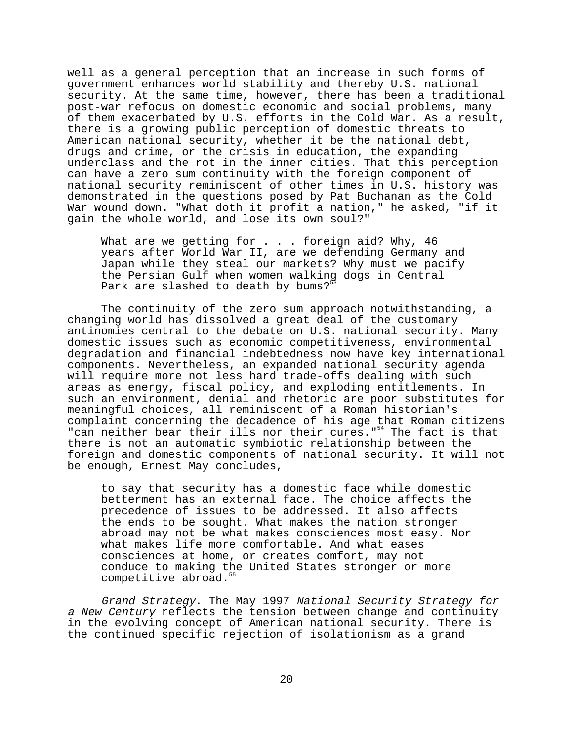well as a general perception that an increase in such forms of government enhances world stability and thereby U.S. national security. At the same time, however, there has been a traditional post-war refocus on domestic economic and social problems, many of them exacerbated by U.S. efforts in the Cold War. As a result, there is a growing public perception of domestic threats to American national security, whether it be the national debt, drugs and crime, or the crisis in education, the expanding underclass and the rot in the inner cities. That this perception can have a zero sum continuity with the foreign component of national security reminiscent of other times in U.S. history was demonstrated in the questions posed by Pat Buchanan as the Cold War wound down. "What doth it profit a nation," he asked, "if it gain the whole world, and lose its own soul?"

> What are we getting for . . . foreign aid? Why, 46 years after World War II, are we defending Germany and Japan while they steal our markets? Why must we pacify the Persian Gulf when women walking dogs in Central Park are slashed to death by bums?[53]

The continuity of the zero sum approach notwithstanding, a changing world has dissolved a great deal of the customary antinomies central to the debate on U.S. national security. Many domestic issues such as economic competitiveness, environmental degradation and financial indebtedness now have key international components. Nevertheless, an expanded national security agenda will require more not less hard trade-offs dealing with such areas as energy, fiscal policy, and exploding entitlements. In such an environment, denial and rhetoric are poor substitutes for meaningful choices, all reminiscent of a Roman historian's complaint concerning the decadence of his age that Roman citizens "can neither bear their ills nor their cures."[54] The fact is that there is not an automatic symbiotic relationship between the foreign and domestic components of national security. It will not be enough, Ernest May concludes,

> to say that security has a domestic face while domestic betterment has an external face. The choice affects the precedence of issues to be addressed. It also affects the ends to be sought. What makes the nation stronger abroad may not be what makes consciences most easy. Nor what makes life more comfortable. And what eases consciences at home, or creates comfort, may not conduce to making the United States stronger or more competitive abroad.[55]

*Grand Strategy*. The May 1997 *National Security Strategy for a New Century* reflects the tension between change and continuity in the evolving concept of American national security. There is the continued specific rejection of isolationism as a grand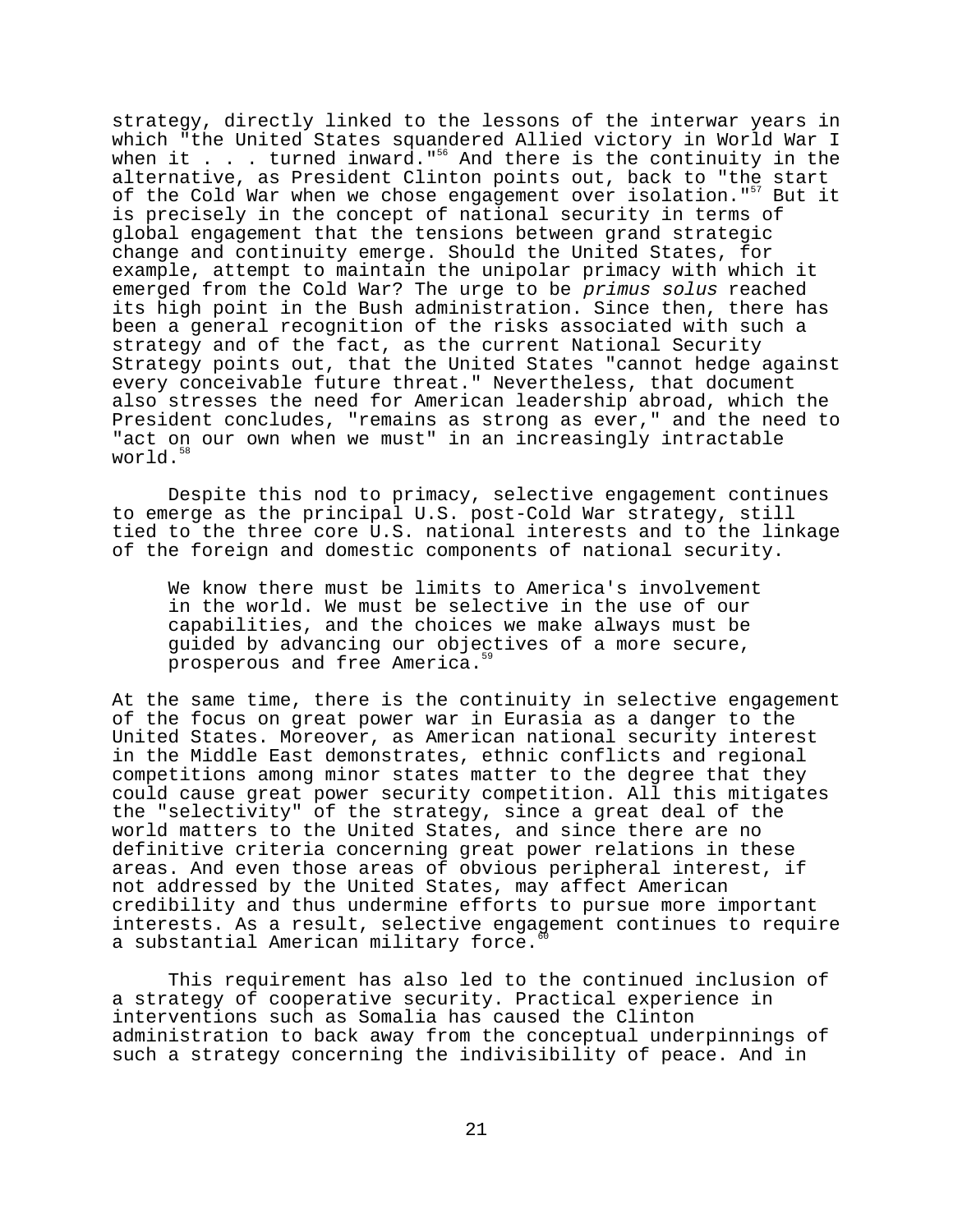strategy, directly linked to the lessons of the interwar years in which "the United States squandered Allied victory in World War I when it . . . turned inward."[56] And there is the continuity in the alternative, as President Clinton points out, back to "the start of the Cold War when we chose engagement over isolation."[57] But it is precisely in the concept of national security in terms of global engagement that the tensions between grand strategic change and continuity emerge. Should the United States, for example, attempt to maintain the unipolar primacy with which it emerged from the Cold War? The urge to be *primus solus* reached its high point in the Bush administration. Since then, there has been a general recognition of the risks associated with such a strategy and of the fact, as the current National Security Strategy points out, that the United States "cannot hedge against every conceivable future threat." Nevertheless, that document also stresses the need for American leadership abroad, which the President concludes, "remains as strong as ever," and the need to "act on our own when we must" in an increasingly intractable world.[58]

Despite this nod to primacy, selective engagement continues to emerge as the principal U.S. post-Cold War strategy, still tied to the three core U.S. national interests and to the linkage of the foreign and domestic components of national security.

> We know there must be limits to America's involvement in the world. We must be selective in the use of our capabilities, and the choices we make always must be guided by advancing our objectives of a more secure, prosperous and free America.[59]

At the same time, there is the continuity in selective engagement of the focus on great power war in Eurasia as a danger to the United States. Moreover, as American national security interest in the Middle East demonstrates, ethnic conflicts and regional competitions among minor states matter to the degree that they could cause great power security competition. All this mitigates the "selectivity" of the strategy, since a great deal of the world matters to the United States, and since there are no definitive criteria concerning great power relations in these areas. And even those areas of obvious peripheral interest, if not addressed by the United States, may affect American credibility and thus undermine efforts to pursue more important interests. As a result, selective engagement continues to require a substantial American military force.[60]

This requirement has also led to the continued inclusion of a strategy of cooperative security. Practical experience in interventions such as Somalia has caused the Clinton administration to back away from the conceptual underpinnings of such a strategy concerning the indivisibility of peace. And in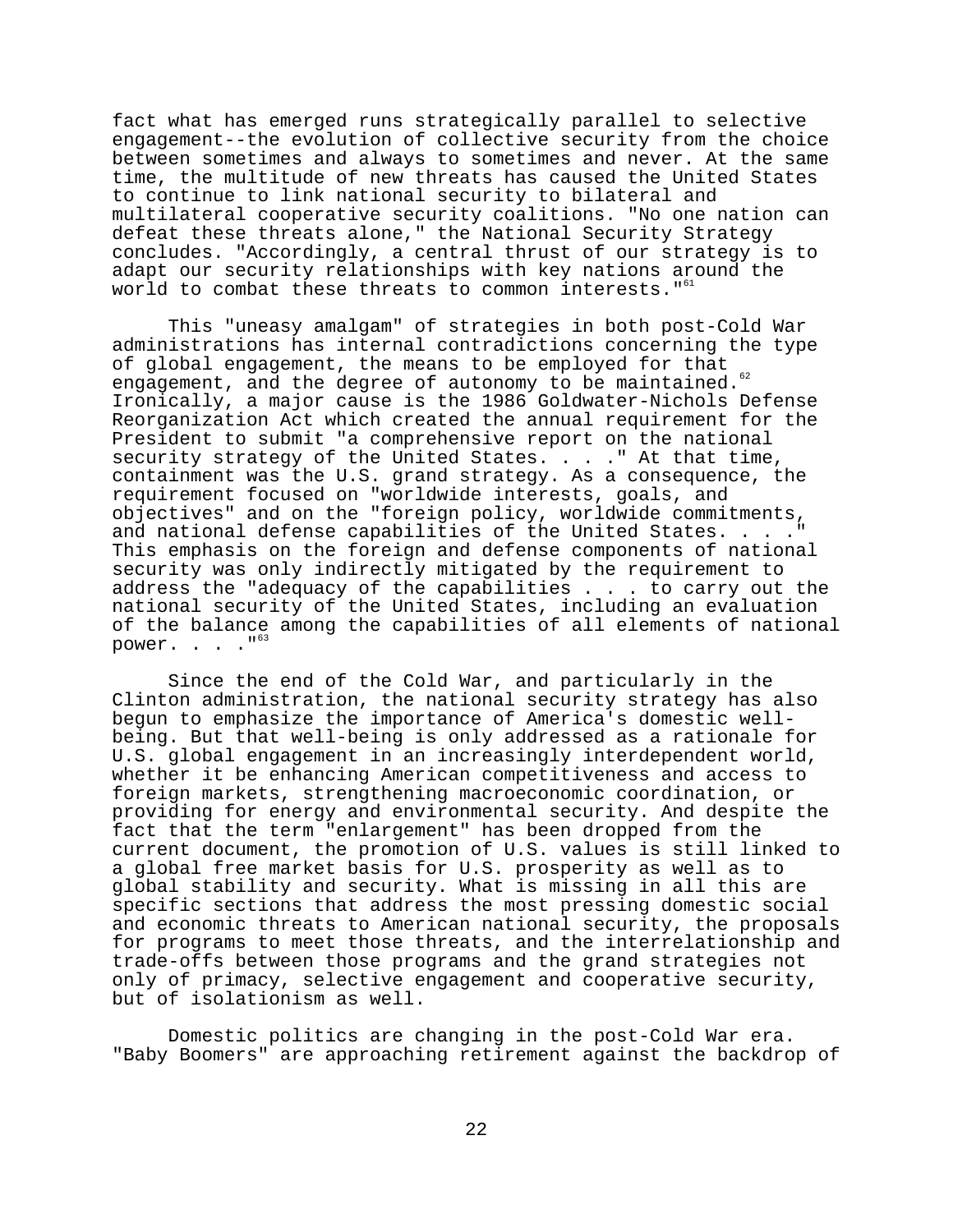fact what has emerged runs strategically parallel to selective engagement--the evolution of collective security from the choice between sometimes and always to sometimes and never. At the same time, the multitude of new threats has caused the United States to continue to link national security to bilateral and multilateral cooperative security coalitions. "No one nation can defeat these threats alone," the National Security Strategy concludes. "Accordingly, a central thrust of our strategy is to adapt our security relationships with key nations around the world to combat these threats to common interests."[61]

This "uneasy amalgam" of strategies in both post-Cold War administrations has internal contradictions concerning the type of global engagement, the means to be employed for that engagement, and the degree of autonomy to be maintained.[62] Ironically, a major cause is the 1986 Goldwater-Nichols Defense Reorganization Act which created the annual requirement for the President to submit "a comprehensive report on the national security strategy of the United States. . . ." At that time, containment was the U.S. grand strategy. As a consequence, the requirement focused on "worldwide interests, goals, and objectives" and on the "foreign policy, worldwide commitments, and national defense capabilities of the United States. . . ." This emphasis on the foreign and defense components of national security was only indirectly mitigated by the requirement to address the "adequacy of the capabilities . . . to carry out the national security of the United States, including an evaluation of the balance among the capabilities of all elements of national power. . . ."[63]

Since the end of the Cold War, and particularly in the Clinton administration, the national security strategy has also begun to emphasize the importance of America's domestic well-being. But that well-being is only addressed as a rationale for U.S. global engagement in an increasingly interdependent world, whether it be enhancing American competitiveness and access to foreign markets, strengthening macroeconomic coordination, or providing for energy and environmental security. And despite the fact that the term "enlargement" has been dropped from the current document, the promotion of U.S. values is still linked to a global free market basis for U.S. prosperity as well as to global stability and security. What is missing in all this are specific sections that address the most pressing domestic social and economic threats to American national security, the proposals for programs to meet those threats, and the interrelationship and trade-offs between those programs and the grand strategies not only of primacy, selective engagement and cooperative security, but of isolationism as well.

Domestic politics are changing in the post-Cold War era. "Baby Boomers" are approaching retirement against the backdrop of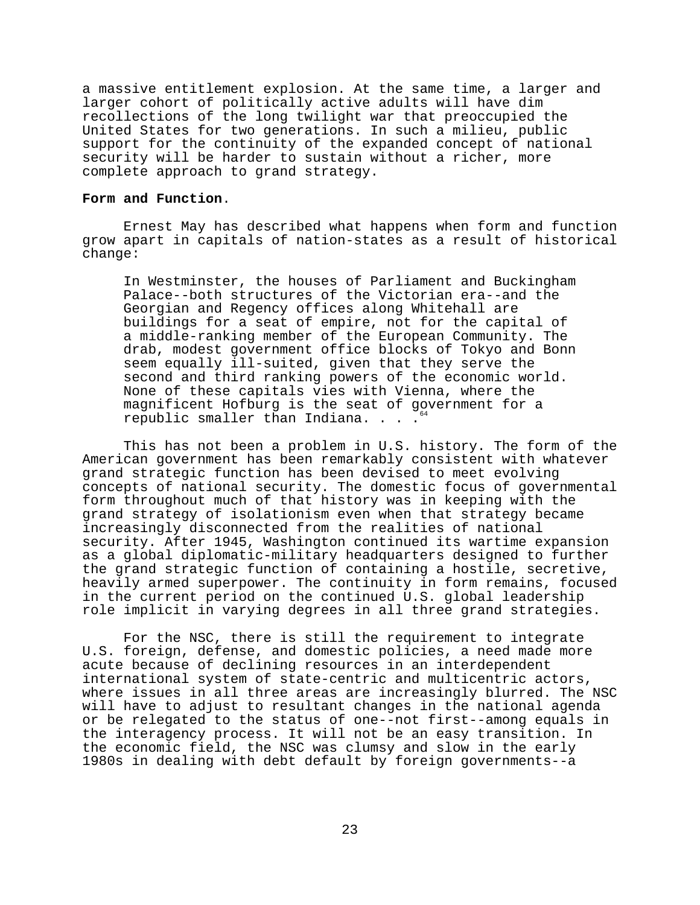a massive entitlement explosion. At the same time, a larger and larger cohort of politically active adults will have dim recollections of the long twilight war that preoccupied the United States for two generations. In such a milieu, public support for the continuity of the expanded concept of national security will be harder to sustain without a richer, more complete approach to grand strategy.

**Form and Function**.

Ernest May has described what happens when form and function grow apart in capitals of nation-states as a result of historical change:

> In Westminster, the houses of Parliament and Buckingham Palace--both structures of the Victorian era--and the Georgian and Regency offices along Whitehall are buildings for a seat of empire, not for the capital of a middle-ranking member of the European Community. The drab, modest government office blocks of Tokyo and Bonn seem equally ill-suited, given that they serve the second and third ranking powers of the economic world. None of these capitals vies with Vienna, where the magnificent Hofburg is the seat of government for a republic smaller than Indiana. . . .[64]

This has not been a problem in U.S. history. The form of the American government has been remarkably consistent with whatever grand strategic function has been devised to meet evolving concepts of national security. The domestic focus of governmental form throughout much of that history was in keeping with the grand strategy of isolationism even when that strategy became increasingly disconnected from the realities of national security. After 1945, Washington continued its wartime expansion as a global diplomatic-military headquarters designed to further the grand strategic function of containing a hostile, secretive, heavily armed superpower. The continuity in form remains, focused in the current period on the continued U.S. global leadership role implicit in varying degrees in all three grand strategies.

For the NSC, there is still the requirement to integrate U.S. foreign, defense, and domestic policies, a need made more acute because of declining resources in an interdependent international system of state-centric and multicentric actors, where issues in all three areas are increasingly blurred. The NSC will have to adjust to resultant changes in the national agenda or be relegated to the status of one--not first--among equals in the interagency process. It will not be an easy transition. In the economic field, the NSC was clumsy and slow in the early 1980s in dealing with debt default by foreign governments--a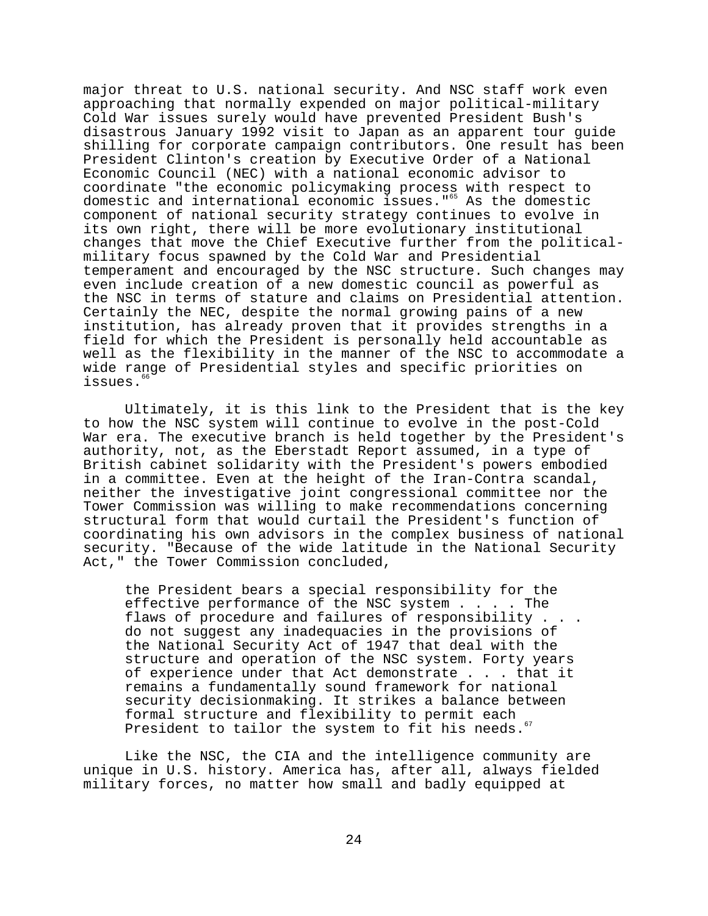major threat to U.S. national security. And NSC staff work even approaching that normally expended on major political-military Cold War issues surely would have prevented President Bush's disastrous January 1992 visit to Japan as an apparent tour guide shilling for corporate campaign contributors. One result has been President Clinton's creation by Executive Order of a National Economic Council (NEC) with a national economic advisor to coordinate "the economic policymaking process with respect to domestic and international economic issues."[65] As the domestic component of national security strategy continues to evolve in its own right, there will be more evolutionary institutional changes that move the Chief Executive further from the political-military focus spawned by the Cold War and Presidential temperament and encouraged by the NSC structure. Such changes may even include creation of a new domestic council as powerful as the NSC in terms of stature and claims on Presidential attention. Certainly the NEC, despite the normal growing pains of a new institution, has already proven that it provides strengths in a field for which the President is personally held accountable as well as the flexibility in the manner of the NSC to accommodate a wide range of Presidential styles and specific priorities on issues.[66]

Ultimately, it is this link to the President that is the key to how the NSC system will continue to evolve in the post-Cold War era. The executive branch is held together by the President's authority, not, as the Eberstadt Report assumed, in a type of British cabinet solidarity with the President's powers embodied in a committee. Even at the height of the Iran-Contra scandal, neither the investigative joint congressional committee nor the Tower Commission was willing to make recommendations concerning structural form that would curtail the President's function of coordinating his own advisors in the complex business of national security. "Because of the wide latitude in the National Security Act," the Tower Commission concluded,

> the President bears a special responsibility for the effective performance of the NSC system . . . . The flaws of procedure and failures of responsibility . . . do not suggest any inadequacies in the provisions of the National Security Act of 1947 that deal with the structure and operation of the NSC system. Forty years of experience under that Act demonstrate . . . that it remains a fundamentally sound framework for national security decisionmaking. It strikes a balance between formal structure and flexibility to permit each President to tailor the system to fit his needs.[67]

Like the NSC, the CIA and the intelligence community are unique in U.S. history. America has, after all, always fielded military forces, no matter how small and badly equipped at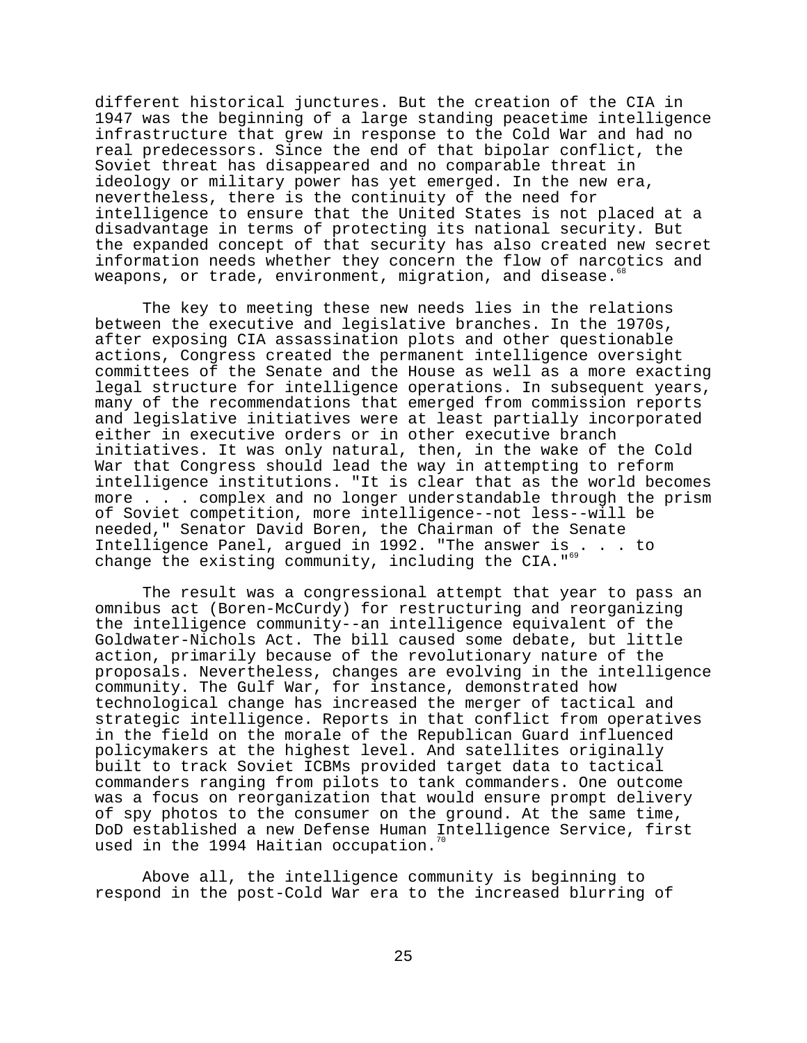different historical junctures. But the creation of the CIA in 1947 was the beginning of a large standing peacetime intelligence infrastructure that grew in response to the Cold War and had no real predecessors. Since the end of that bipolar conflict, the Soviet threat has disappeared and no comparable threat in ideology or military power has yet emerged. In the new era, nevertheless, there is the continuity of the need for intelligence to ensure that the United States is not placed at a disadvantage in terms of protecting its national security. But the expanded concept of that security has also created new secret information needs whether they concern the flow of narcotics and weapons, or trade, environment, migration, and disease.[68]

The key to meeting these new needs lies in the relations between the executive and legislative branches. In the 1970s, after exposing CIA assassination plots and other questionable actions, Congress created the permanent intelligence oversight committees of the Senate and the House as well as a more exacting legal structure for intelligence operations. In subsequent years, many of the recommendations that emerged from commission reports and legislative initiatives were at least partially incorporated either in executive orders or in other executive branch initiatives. It was only natural, then, in the wake of the Cold War that Congress should lead the way in attempting to reform intelligence institutions. "It is clear that as the world becomes more . . . complex and no longer understandable through the prism of Soviet competition, more intelligence--not less--will be needed," Senator David Boren, the Chairman of the Senate Intelligence Panel, argued in 1992. "The answer is . . . to change the existing community, including the CIA."[69]

The result was a congressional attempt that year to pass an omnibus act (Boren-McCurdy) for restructuring and reorganizing the intelligence community--an intelligence equivalent of the Goldwater-Nichols Act. The bill caused some debate, but little action, primarily because of the revolutionary nature of the proposals. Nevertheless, changes are evolving in the intelligence community. The Gulf War, for instance, demonstrated how technological change has increased the merger of tactical and strategic intelligence. Reports in that conflict from operatives in the field on the morale of the Republican Guard influenced policymakers at the highest level. And satellites originally built to track Soviet ICBMs provided target data to tactical commanders ranging from pilots to tank commanders. One outcome was a focus on reorganization that would ensure prompt delivery of spy photos to the consumer on the ground. At the same time, DoD established a new Defense Human Intelligence Service, first used in the 1994 Haitian occupation.[70]

Above all, the intelligence community is beginning to respond in the post-Cold War era to the increased blurring of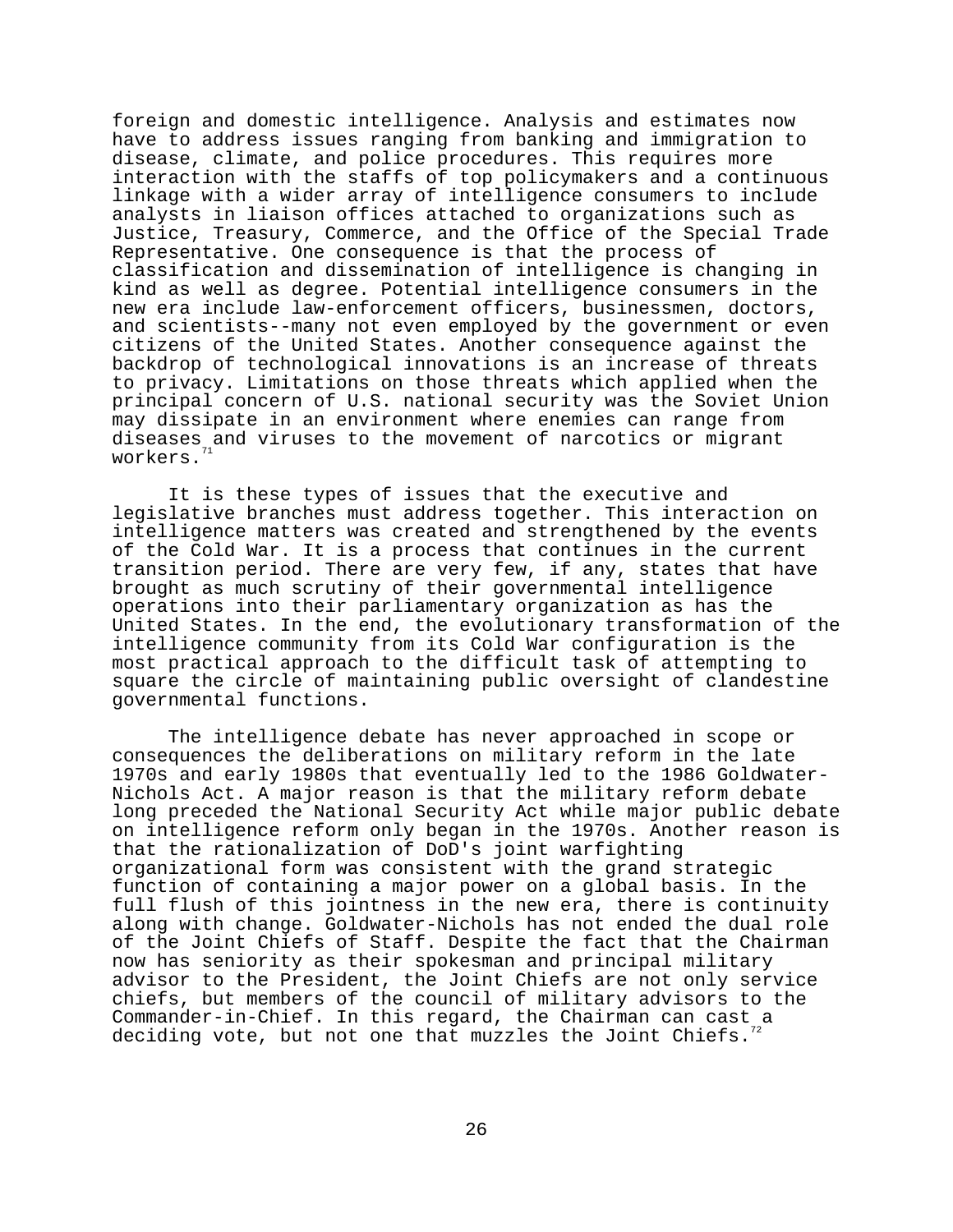foreign and domestic intelligence. Analysis and estimates now have to address issues ranging from banking and immigration to disease, climate, and police procedures. This requires more interaction with the staffs of top policymakers and a continuous linkage with a wider array of intelligence consumers to include analysts in liaison offices attached to organizations such as Justice, Treasury, Commerce, and the Office of the Special Trade Representative. One consequence is that the process of classification and dissemination of intelligence is changing in kind as well as degree. Potential intelligence consumers in the new era include law-enforcement officers, businessmen, doctors, and scientists--many not even employed by the government or even citizens of the United States. Another consequence against the backdrop of technological innovations is an increase of threats to privacy. Limitations on those threats which applied when the principal concern of U.S. national security was the Soviet Union may dissipate in an environment where enemies can range from diseases and viruses to the movement of narcotics or migrant workers.[71]

It is these types of issues that the executive and legislative branches must address together. This interaction on intelligence matters was created and strengthened by the events of the Cold War. It is a process that continues in the current transition period. There are very few, if any, states that have brought as much scrutiny of their governmental intelligence operations into their parliamentary organization as has the United States. In the end, the evolutionary transformation of the intelligence community from its Cold War configuration is the most practical approach to the difficult task of attempting to square the circle of maintaining public oversight of clandestine governmental functions.

The intelligence debate has never approached in scope or consequences the deliberations on military reform in the late 1970s and early 1980s that eventually led to the 1986 Goldwater-Nichols Act. A major reason is that the military reform debate long preceded the National Security Act while major public debate on intelligence reform only began in the 1970s. Another reason is that the rationalization of DoD's joint warfighting organizational form was consistent with the grand strategic function of containing a major power on a global basis. In the full flush of this jointness in the new era, there is continuity along with change. Goldwater-Nichols has not ended the dual role of the Joint Chiefs of Staff. Despite the fact that the Chairman now has seniority as their spokesman and principal military advisor to the President, the Joint Chiefs are not only service chiefs, but members of the council of military advisors to the Commander-in-Chief. In this regard, the Chairman can cast a deciding vote, but not one that muzzles the Joint Chiefs.[72]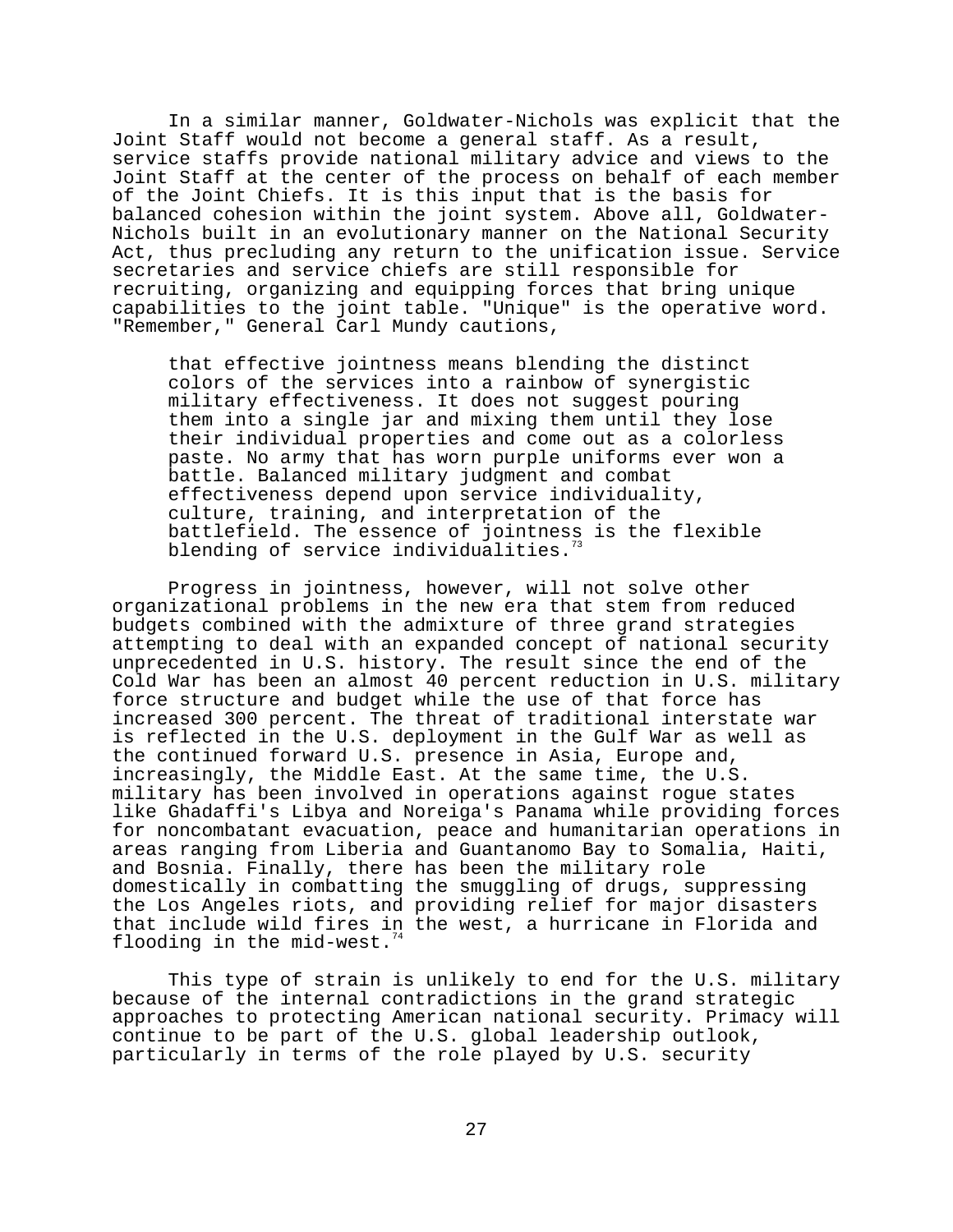In a similar manner, Goldwater-Nichols was explicit that the Joint Staff would not become a general staff. As a result, service staffs provide national military advice and views to the Joint Staff at the center of the process on behalf of each member of the Joint Chiefs. It is this input that is the basis for balanced cohesion within the joint system. Above all, Goldwater-Nichols built in an evolutionary manner on the National Security Act, thus precluding any return to the unification issue. Service secretaries and service chiefs are still responsible for recruiting, organizing and equipping forces that bring unique capabilities to the joint table. "Unique" is the operative word. "Remember," General Carl Mundy cautions,

> that effective jointness means blending the distinct colors of the services into a rainbow of synergistic military effectiveness. It does not suggest pouring them into a single jar and mixing them until they lose their individual properties and come out as a colorless paste. No army that has worn purple uniforms ever won a battle. Balanced military judgment and combat effectiveness depend upon service individuality, culture, training, and interpretation of the battlefield. The essence of jointness is the flexible blending of service individualities.[73]

Progress in jointness, however, will not solve other organizational problems in the new era that stem from reduced budgets combined with the admixture of three grand strategies attempting to deal with an expanded concept of national security unprecedented in U.S. history. The result since the end of the Cold War has been an almost 40 percent reduction in U.S. military force structure and budget while the use of that force has increased 300 percent. The threat of traditional interstate war is reflected in the U.S. deployment in the Gulf War as well as the continued forward U.S. presence in Asia, Europe and, increasingly, the Middle East. At the same time, the U.S. military has been involved in operations against rogue states like Ghadaffi's Libya and Noreiga's Panama while providing forces for noncombatant evacuation, peace and humanitarian operations in areas ranging from Liberia and Guantanomo Bay to Somalia, Haiti, and Bosnia. Finally, there has been the military role domestically in combatting the smuggling of drugs, suppressing the Los Angeles riots, and providing relief for major disasters that include wild fires in the west, a hurricane in Florida and flooding in the mid-west.[74]

This type of strain is unlikely to end for the U.S. military because of the internal contradictions in the grand strategic approaches to protecting American national security. Primacy will continue to be part of the U.S. global leadership outlook, particularly in terms of the role played by U.S. security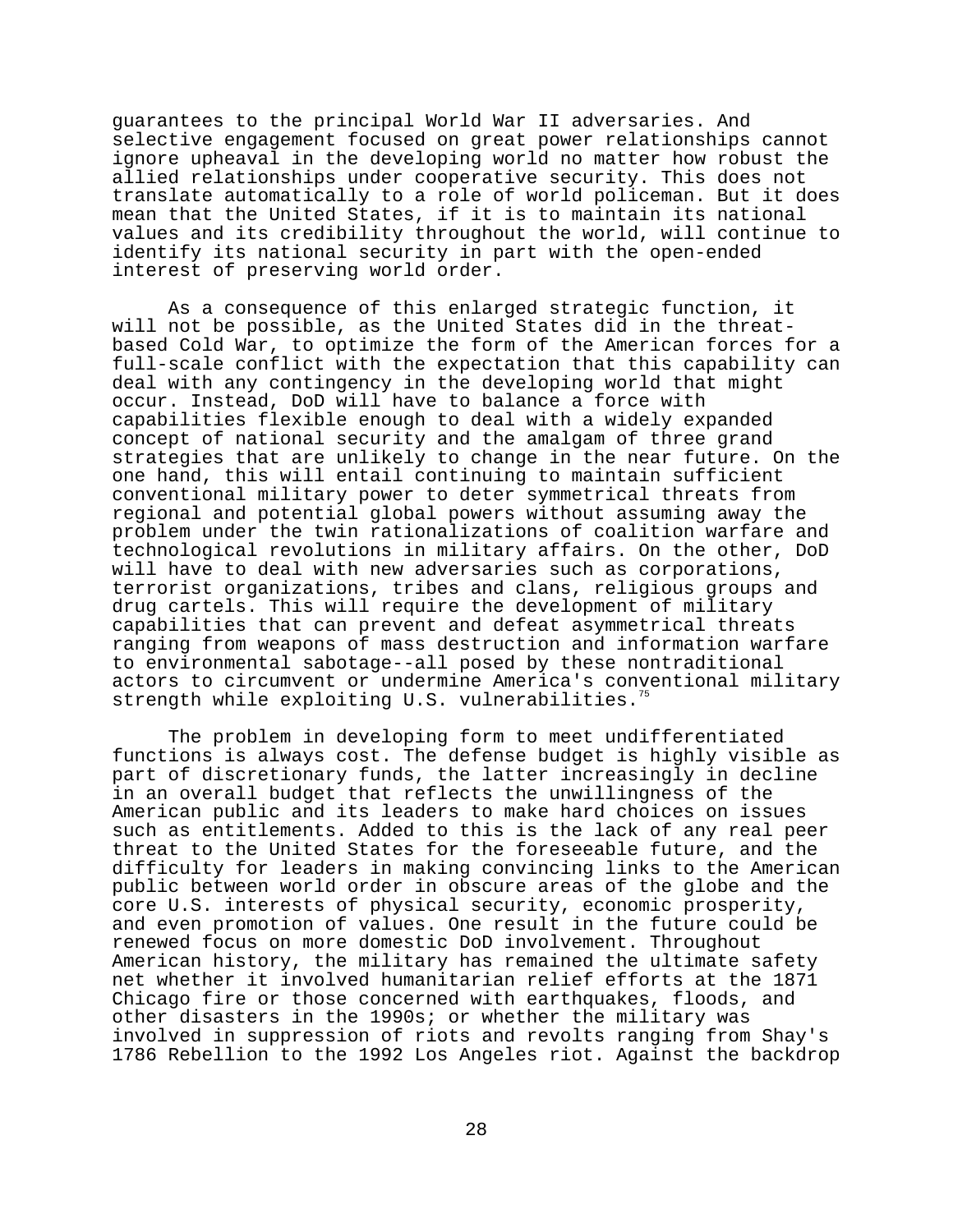guarantees to the principal World War II adversaries. And selective engagement focused on great power relationships cannot ignore upheaval in the developing world no matter how robust the allied relationships under cooperative security. This does not translate automatically to a role of world policeman. But it does mean that the United States, if it is to maintain its national values and its credibility throughout the world, will continue to identify its national security in part with the open-ended interest of preserving world order.

As a consequence of this enlarged strategic function, it will not be possible, as the United States did in the threat-based Cold War, to optimize the form of the American forces for a full-scale conflict with the expectation that this capability can deal with any contingency in the developing world that might occur. Instead, DoD will have to balance a force with capabilities flexible enough to deal with a widely expanded concept of national security and the amalgam of three grand strategies that are unlikely to change in the near future. On the one hand, this will entail continuing to maintain sufficient conventional military power to deter symmetrical threats from regional and potential global powers without assuming away the problem under the twin rationalizations of coalition warfare and technological revolutions in military affairs. On the other, DoD will have to deal with new adversaries such as corporations, terrorist organizations, tribes and clans, religious groups and drug cartels. This will require the development of military capabilities that can prevent and defeat asymmetrical threats ranging from weapons of mass destruction and information warfare to environmental sabotage--all posed by these nontraditional actors to circumvent or undermine America's conventional military strength while exploiting U.S. vulnerabilities.[75]

The problem in developing form to meet undifferentiated functions is always cost. The defense budget is highly visible as part of discretionary funds, the latter increasingly in decline in an overall budget that reflects the unwillingness of the American public and its leaders to make hard choices on issues such as entitlements. Added to this is the lack of any real peer threat to the United States for the foreseeable future, and the difficulty for leaders in making convincing links to the American public between world order in obscure areas of the globe and the core U.S. interests of physical security, economic prosperity, and even promotion of values. One result in the future could be renewed focus on more domestic DoD involvement. Throughout American history, the military has remained the ultimate safety net whether it involved humanitarian relief efforts at the 1871 Chicago fire or those concerned with earthquakes, floods, and other disasters in the 1990s; or whether the military was involved in suppression of riots and revolts ranging from Shay's 1786 Rebellion to the 1992 Los Angeles riot. Against the backdrop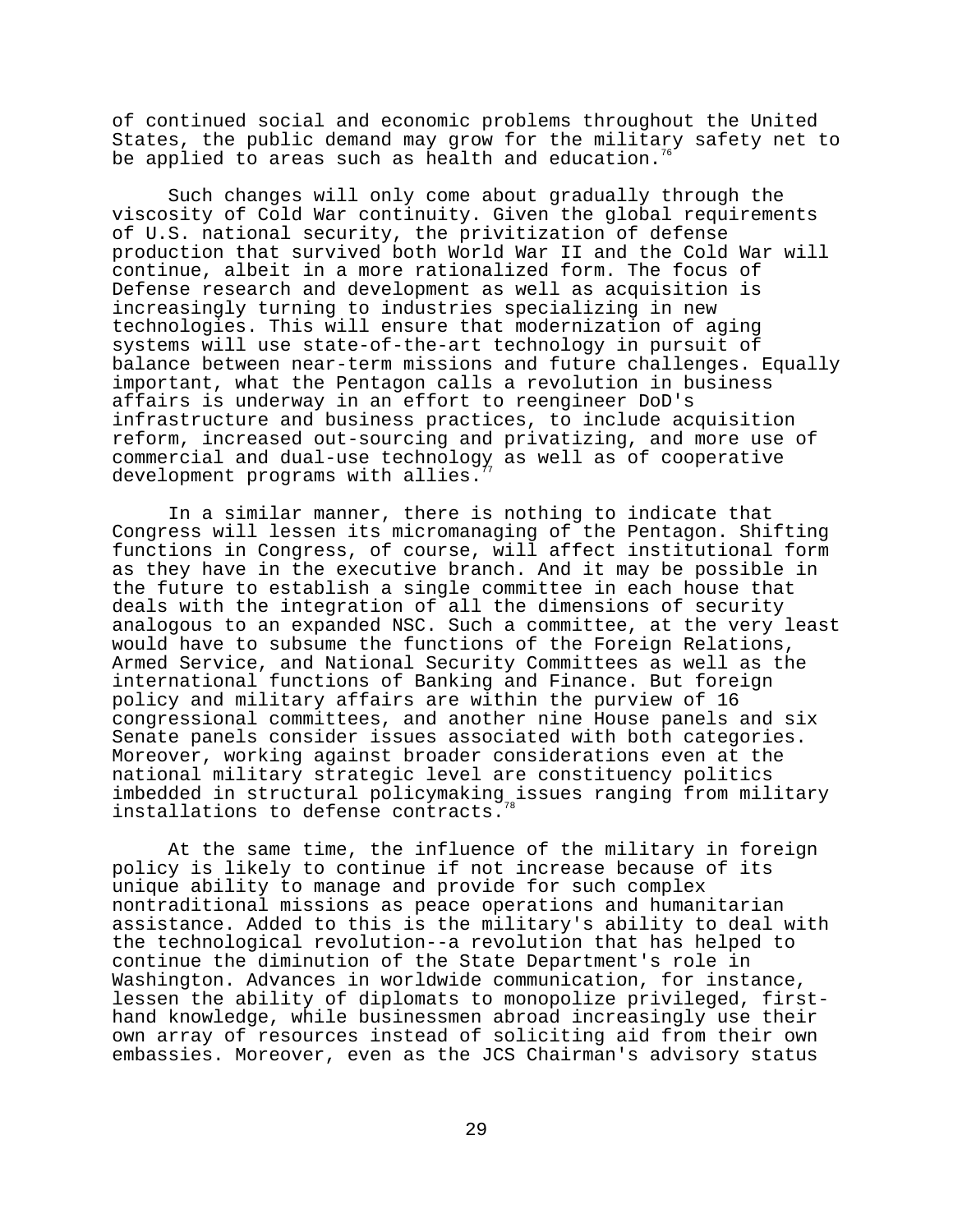of continued social and economic problems throughout the United States, the public demand may grow for the military safety net to be applied to areas such as health and education.[76]

Such changes will only come about gradually through the viscosity of Cold War continuity. Given the global requirements of U.S. national security, the privitization of defense production that survived both World War II and the Cold War will continue, albeit in a more rationalized form. The focus of Defense research and development as well as acquisition is increasingly turning to industries specializing in new technologies. This will ensure that modernization of aging systems will use state-of-the-art technology in pursuit of balance between near-term missions and future challenges. Equally important, what the Pentagon calls a revolution in business affairs is underway in an effort to reengineer DoD's infrastructure and business practices, to include acquisition reform, increased out-sourcing and privatizing, and more use of commercial and dual-use technology as well as of cooperative development programs with allies.[77]

In a similar manner, there is nothing to indicate that Congress will lessen its micromanaging of the Pentagon. Shifting functions in Congress, of course, will affect institutional form as they have in the executive branch. And it may be possible in the future to establish a single committee in each house that deals with the integration of all the dimensions of security analogous to an expanded NSC. Such a committee, at the very least would have to subsume the functions of the Foreign Relations, Armed Service, and National Security Committees as well as the international functions of Banking and Finance. But foreign policy and military affairs are within the purview of 16 congressional committees, and another nine House panels and six Senate panels consider issues associated with both categories. Moreover, working against broader considerations even at the national military strategic level are constituency politics imbedded in structural policymaking issues ranging from military installations to defense contracts.[78]

At the same time, the influence of the military in foreign policy is likely to continue if not increase because of its unique ability to manage and provide for such complex nontraditional missions as peace operations and humanitarian assistance. Added to this is the military's ability to deal with the technological revolution--a revolution that has helped to continue the diminution of the State Department's role in Washington. Advances in worldwide communication, for instance, lessen the ability of diplomats to monopolize privileged, first-hand knowledge, while businessmen abroad increasingly use their own array of resources instead of soliciting aid from their own embassies. Moreover, even as the JCS Chairman's advisory status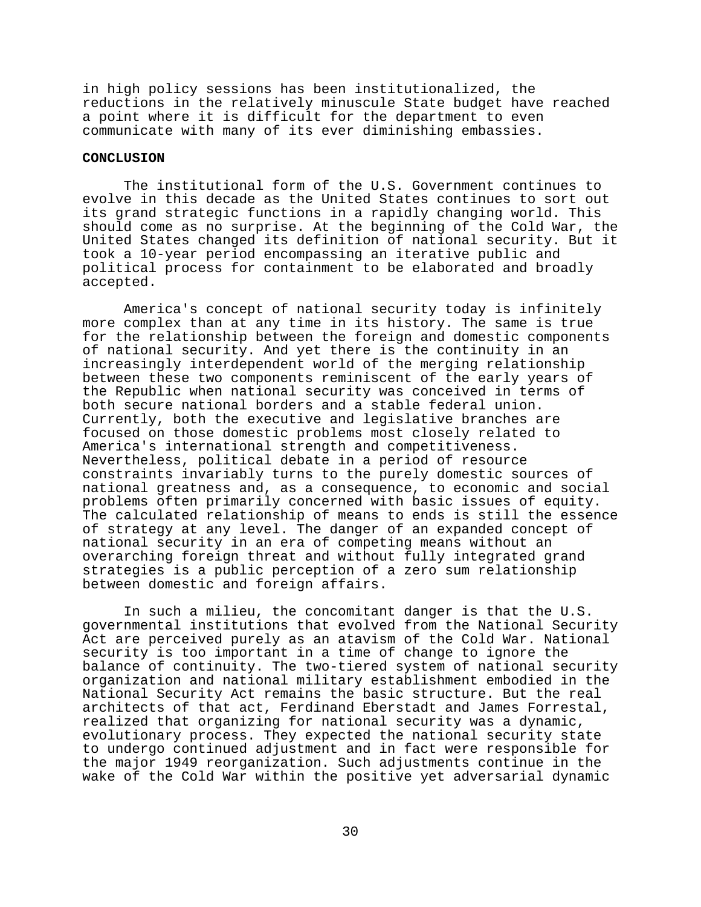in high policy sessions has been institutionalized, the reductions in the relatively minuscule State budget have reached a point where it is difficult for the department to even communicate with many of its ever diminishing embassies.

## CONCLUSION

The institutional form of the U.S. Government continues to evolve in this decade as the United States continues to sort out its grand strategic functions in a rapidly changing world. This should come as no surprise. At the beginning of the Cold War, the United States changed its definition of national security. But it took a 10-year period encompassing an iterative public and political process for containment to be elaborated and broadly accepted.

America's concept of national security today is infinitely more complex than at any time in its history. The same is true for the relationship between the foreign and domestic components of national security. And yet there is the continuity in an increasingly interdependent world of the merging relationship between these two components reminiscent of the early years of the Republic when national security was conceived in terms of both secure national borders and a stable federal union. Currently, both the executive and legislative branches are focused on those domestic problems most closely related to America's international strength and competitiveness. Nevertheless, political debate in a period of resource constraints invariably turns to the purely domestic sources of national greatness and, as a consequence, to economic and social problems often primarily concerned with basic issues of equity. The calculated relationship of means to ends is still the essence of strategy at any level. The danger of an expanded concept of national security in an era of competing means without an overarching foreign threat and without fully integrated grand strategies is a public perception of a zero sum relationship between domestic and foreign affairs.

In such a milieu, the concomitant danger is that the U.S. governmental institutions that evolved from the National Security Act are perceived purely as an atavism of the Cold War. National security is too important in a time of change to ignore the balance of continuity. The two-tiered system of national security organization and national military establishment embodied in the National Security Act remains the basic structure. But the real architects of that act, Ferdinand Eberstadt and James Forrestal, realized that organizing for national security was a dynamic, evolutionary process. They expected the national security state to undergo continued adjustment and in fact were responsible for the major 1949 reorganization. Such adjustments continue in the wake of the Cold War within the positive yet adversarial dynamic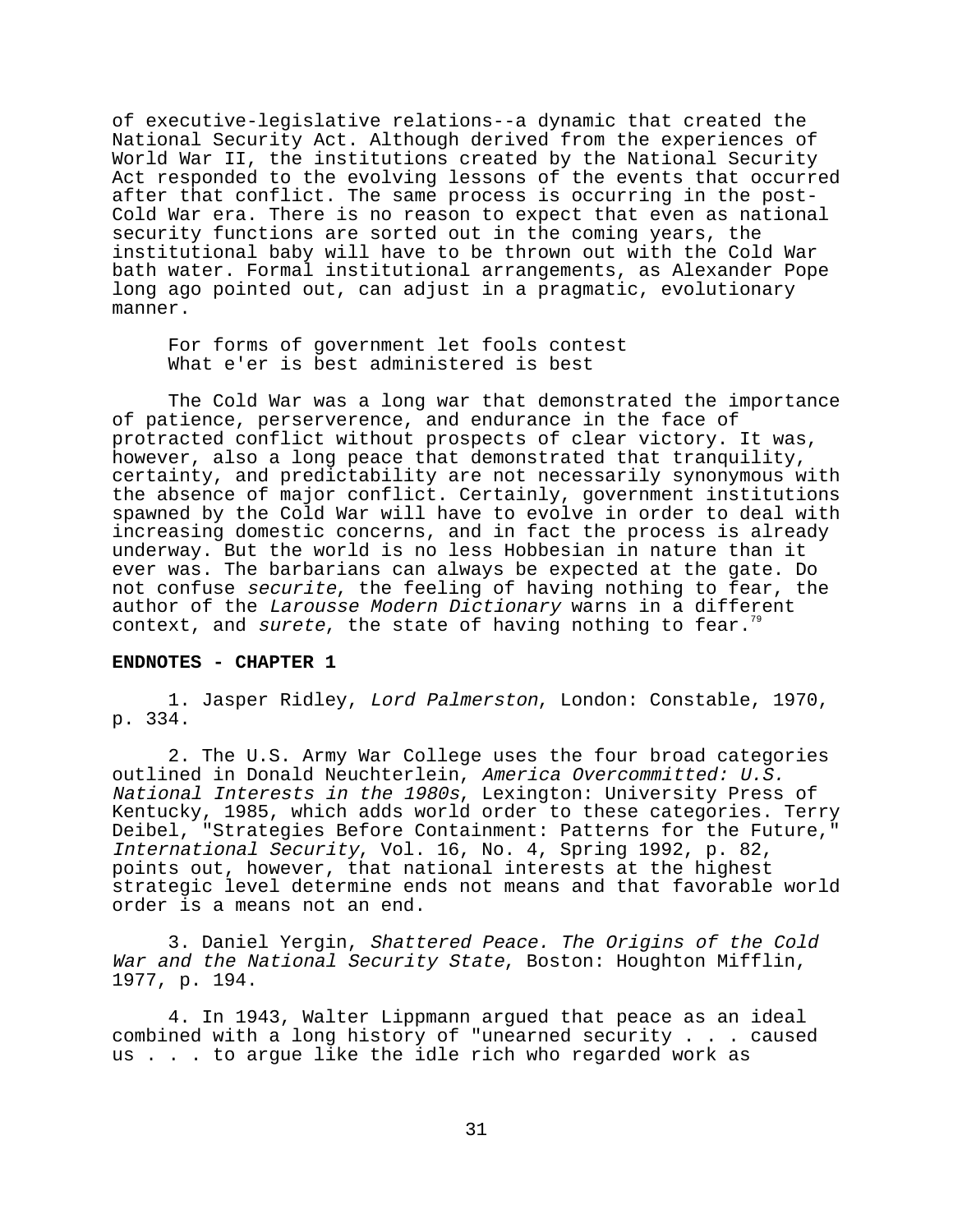of executive-legislative relations--a dynamic that created the National Security Act. Although derived from the experiences of World War II, the institutions created by the National Security Act responded to the evolving lessons of the events that occurred after that conflict. The same process is occurring in the post-Cold War era. There is no reason to expect that even as national security functions are sorted out in the coming years, the institutional baby will have to be thrown out with the Cold War bath water. Formal institutional arrangements, as Alexander Pope long ago pointed out, can adjust in a pragmatic, evolutionary manner.

> For forms of government let fools contest
> What e'er is best administered is best

The Cold War was a long war that demonstrated the importance of patience, perserverence, and endurance in the face of protracted conflict without prospects of clear victory. It was, however, also a long peace that demonstrated that tranquility, certainty, and predictability are not necessarily synonymous with the absence of major conflict. Certainly, government institutions spawned by the Cold War will have to evolve in order to deal with increasing domestic concerns, and in fact the process is already underway. But the world is no less Hobbesian in nature than it ever was. The barbarians can always be expected at the gate. Do not confuse *securite*, the feeling of having nothing to fear, the author of the *Larousse Modern Dictionary* warns in a different context, and *surete*, the state of having nothing to fear.[79]

**ENDNOTES - CHAPTER 1**

1. Jasper Ridley, *Lord Palmerston*, London: Constable, 1970, p. 334.

2. The U.S. Army War College uses the four broad categories outlined in Donald Neuchterlein, *America Overcommitted: U.S. National Interests in the 1980s*, Lexington: University Press of Kentucky, 1985, which adds world order to these categories. Terry Deibel, "Strategies Before Containment: Patterns for the Future," *International Security*, Vol. 16, No. 4, Spring 1992, p. 82, points out, however, that national interests at the highest strategic level determine ends not means and that favorable world order is a means not an end.

3. Daniel Yergin, *Shattered Peace. The Origins of the Cold War and the National Security State*, Boston: Houghton Mifflin, 1977, p. 194.

4. In 1943, Walter Lippmann argued that peace as an ideal combined with a long history of "unearned security . . . caused us . . . to argue like the idle rich who regarded work as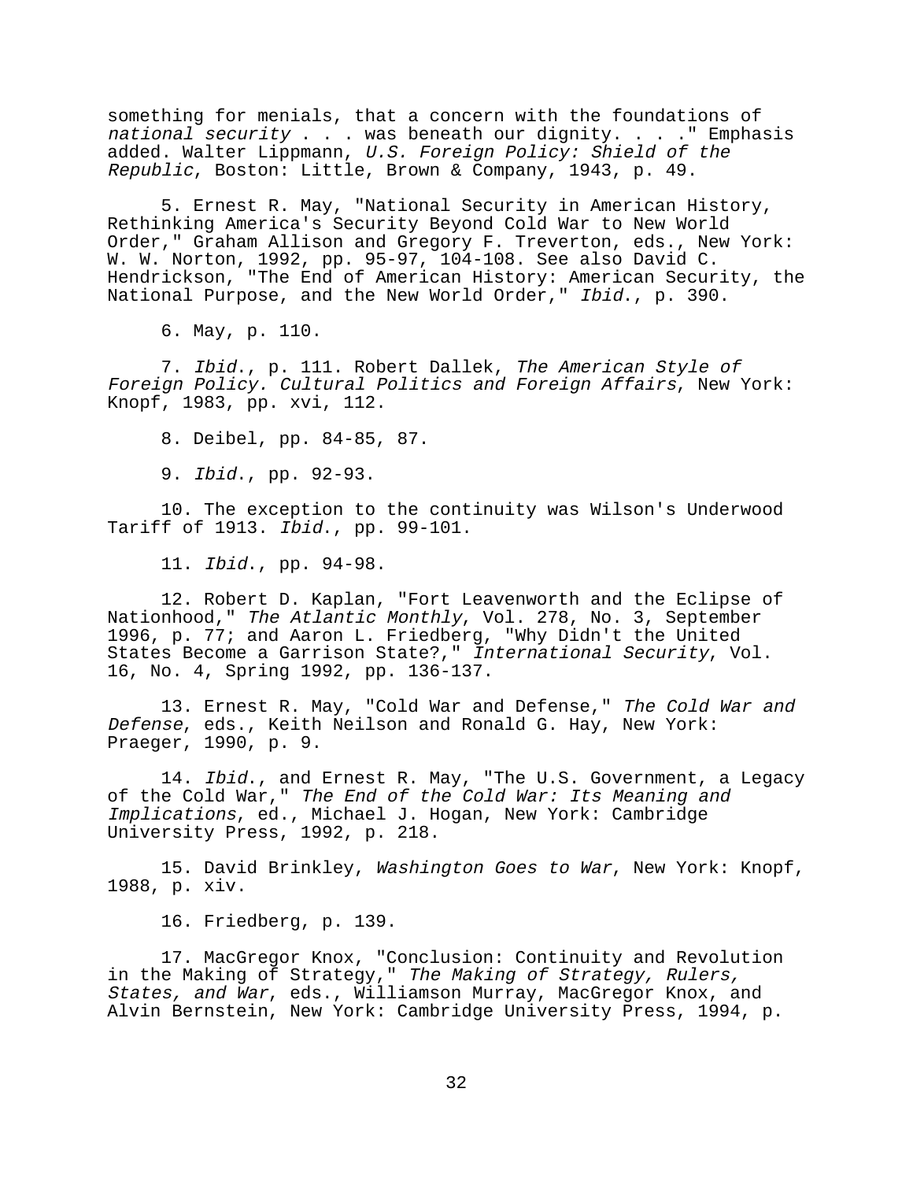something for menials, that a concern with the foundations of *national security* . . . was beneath our dignity. . . ." Emphasis added. Walter Lippmann, *U.S. Foreign Policy: Shield of the Republic*, Boston: Little, Brown & Company, 1943, p. 49.

5. Ernest R. May, "National Security in American History, Rethinking America's Security Beyond Cold War to New World Order," Graham Allison and Gregory F. Treverton, eds., New York: W. W. Norton, 1992, pp. 95-97, 104-108. See also David C. Hendrickson, "The End of American History: American Security, the National Purpose, and the New World Order," *Ibid*., p. 390.

6. May, p. 110.

7. *Ibid*., p. 111. Robert Dallek, *The American Style of Foreign Policy. Cultural Politics and Foreign Affairs*, New York: Knopf, 1983, pp. xvi, 112.

8. Deibel, pp. 84-85, 87.

9. *Ibid*., pp. 92-93.

10. The exception to the continuity was Wilson's Underwood Tariff of 1913. *Ibid*., pp. 99-101.

11. *Ibid*., pp. 94-98.

12. Robert D. Kaplan, "Fort Leavenworth and the Eclipse of Nationhood," *The Atlantic Monthly*, Vol. 278, No. 3, September 1996, p. 77; and Aaron L. Friedberg, "Why Didn't the United States Become a Garrison State?," *International Security*, Vol. 16, No. 4, Spring 1992, pp. 136-137.

13. Ernest R. May, "Cold War and Defense," *The Cold War and Defense*, eds., Keith Neilson and Ronald G. Hay, New York: Praeger, 1990, p. 9.

14. *Ibid*., and Ernest R. May, "The U.S. Government, a Legacy of the Cold War," *The End of the Cold War: Its Meaning and Implications*, ed., Michael J. Hogan, New York: Cambridge University Press, 1992, p. 218.

15. David Brinkley, *Washington Goes to War*, New York: Knopf, 1988, p. xiv.

16. Friedberg, p. 139.

17. MacGregor Knox, "Conclusion: Continuity and Revolution in the Making of Strategy," *The Making of Strategy, Rulers, States, and War*, eds., Williamson Murray, MacGregor Knox, and Alvin Bernstein, New York: Cambridge University Press, 1994, p.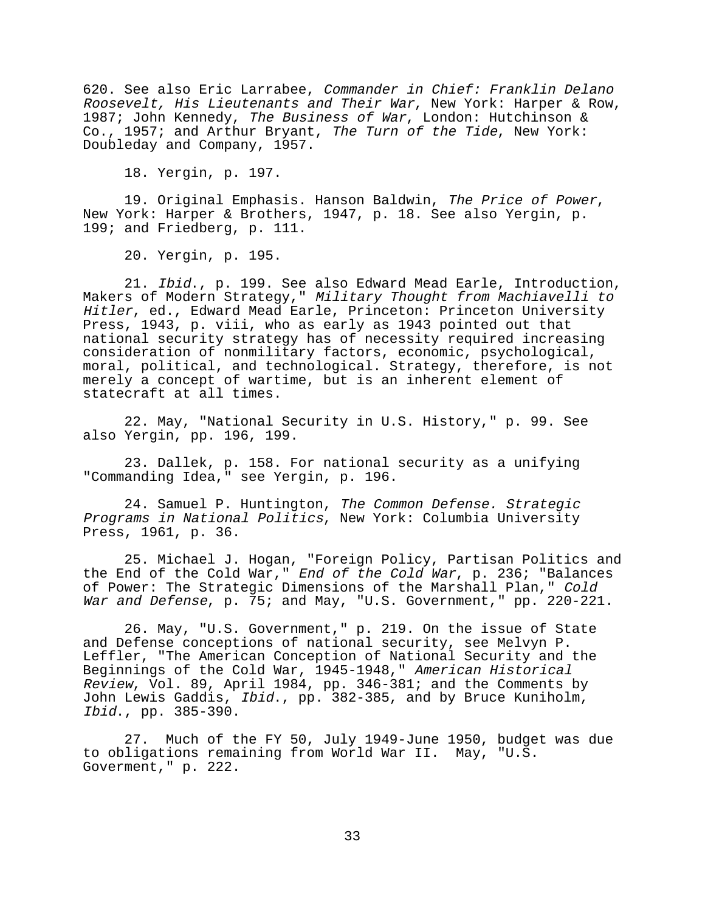620. See also Eric Larrabee, *Commander in Chief: Franklin Delano Roosevelt, His Lieutenants and Their War*, New York: Harper & Row, 1987; John Kennedy, *The Business of War*, London: Hutchinson & Co., 1957; and Arthur Bryant, *The Turn of the Tide*, New York: Doubleday and Company, 1957.

18. Yergin, p. 197.

19. Original Emphasis. Hanson Baldwin, *The Price of Power*, New York: Harper & Brothers, 1947, p. 18. See also Yergin, p. 199; and Friedberg, p. 111.

20. Yergin, p. 195.

21. *Ibid*., p. 199. See also Edward Mead Earle, Introduction, Makers of Modern Strategy," *Military Thought from Machiavelli to Hitler*, ed., Edward Mead Earle, Princeton: Princeton University Press, 1943, p. viii, who as early as 1943 pointed out that national security strategy has of necessity required increasing consideration of nonmilitary factors, economic, psychological, moral, political, and technological. Strategy, therefore, is not merely a concept of wartime, but is an inherent element of statecraft at all times.

22. May, "National Security in U.S. History," p. 99. See also Yergin, pp. 196, 199.

23. Dallek, p. 158. For national security as a unifying "Commanding Idea," see Yergin, p. 196.

24. Samuel P. Huntington, *The Common Defense. Strategic Programs in National Politics*, New York: Columbia University Press, 1961, p. 36.

25. Michael J. Hogan, "Foreign Policy, Partisan Politics and the End of the Cold War," *End of the Cold War*, p. 236; "Balances of Power: The Strategic Dimensions of the Marshall Plan," *Cold War and Defense*, p. 75; and May, "U.S. Government," pp. 220-221.

26. May, "U.S. Government," p. 219. On the issue of State and Defense conceptions of national security, see Melvyn P. Leffler, "The American Conception of National Security and the Beginnings of the Cold War, 1945-1948," *American Historical Review*, Vol. 89, April 1984, pp. 346-381; and the Comments by John Lewis Gaddis, *Ibid*., pp. 382-385, and by Bruce Kuniholm, *Ibid*., pp. 385-390.

27. Much of the FY 50, July 1949-June 1950, budget was due to obligations remaining from World War II. May, "U.S. Goverment," p. 222.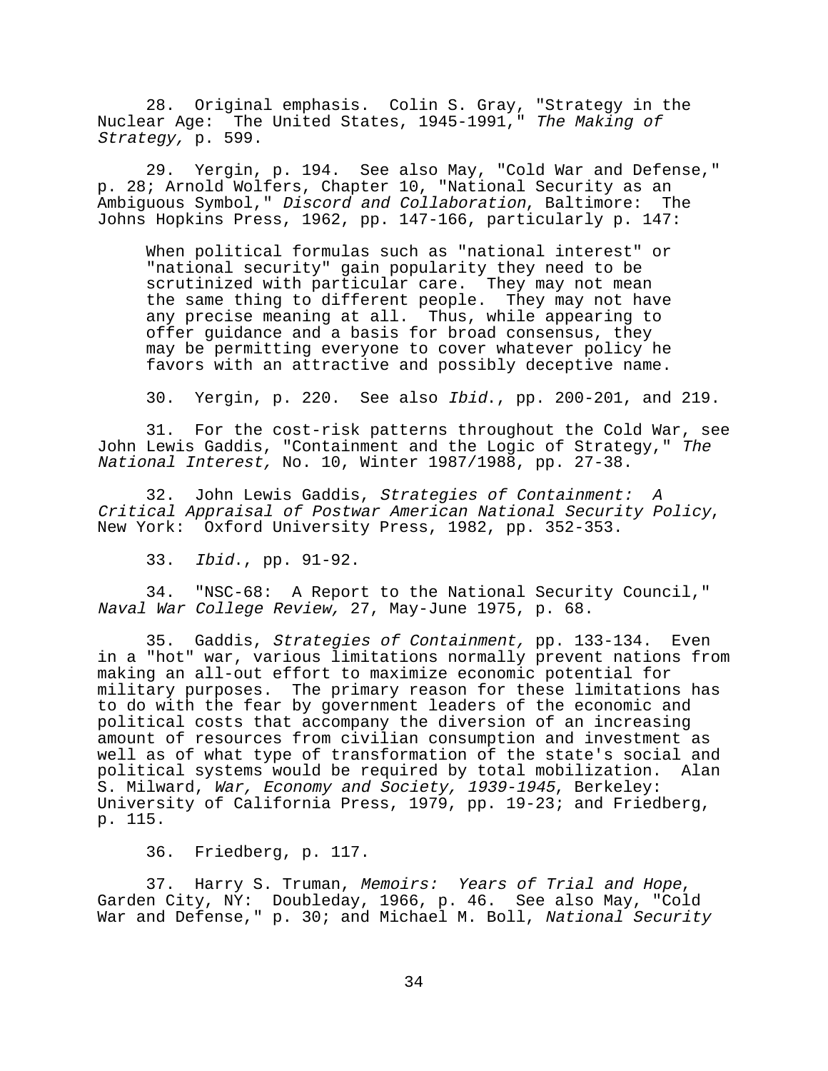28. Original emphasis. Colin S. Gray, "Strategy in the Nuclear Age: The United States, 1945-1991," *The Making of Strategy,* p. 599.

29. Yergin, p. 194. See also May, "Cold War and Defense," p. 28; Arnold Wolfers, Chapter 10, "National Security as an Ambiguous Symbol," *Discord and Collaboration*, Baltimore: The Johns Hopkins Press, 1962, pp. 147-166, particularly p. 147:

> When political formulas such as "national interest" or "national security" gain popularity they need to be scrutinized with particular care. They may not mean the same thing to different people. They may not have any precise meaning at all. Thus, while appearing to offer guidance and a basis for broad consensus, they may be permitting everyone to cover whatever policy he favors with an attractive and possibly deceptive name.

30. Yergin, p. 220. See also *Ibid*., pp. 200-201, and 219.

31. For the cost-risk patterns throughout the Cold War, see John Lewis Gaddis, "Containment and the Logic of Strategy," *The National Interest,* No. 10, Winter 1987/1988, pp. 27-38.

32. John Lewis Gaddis, *Strategies of Containment: A Critical Appraisal of Postwar American National Security Policy*, New York: Oxford University Press, 1982, pp. 352-353.

33. *Ibid*., pp. 91-92.

34. "NSC-68: A Report to the National Security Council," *Naval War College Review,* 27, May-June 1975, p. 68.

35. Gaddis, *Strategies of Containment,* pp. 133-134. Even in a "hot" war, various limitations normally prevent nations from making an all-out effort to maximize economic potential for military purposes. The primary reason for these limitations has to do with the fear by government leaders of the economic and political costs that accompany the diversion of an increasing amount of resources from civilian consumption and investment as well as of what type of transformation of the state's social and political systems would be required by total mobilization. Alan S. Milward, *War, Economy and Society, 1939-1945*, Berkeley: University of California Press, 1979, pp. 19-23; and Friedberg, p. 115.

36. Friedberg, p. 117.

37. Harry S. Truman, *Memoirs: Years of Trial and Hope*, Garden City, NY: Doubleday, 1966, p. 46. See also May, "Cold War and Defense," p. 30; and Michael M. Boll, *National Security*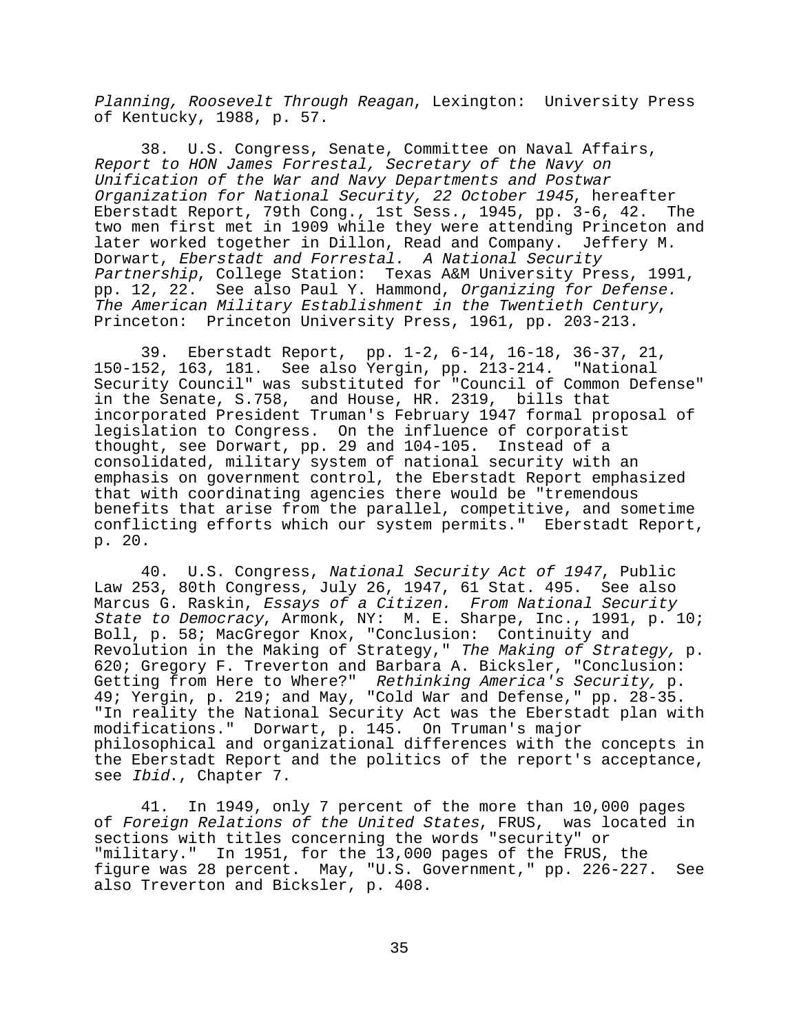*Planning, Roosevelt Through Reagan*, Lexington: University Press of Kentucky, 1988, p. 57.

38. U.S. Congress, Senate, Committee on Naval Affairs, *Report to HON James Forrestal, Secretary of the Navy on Unification of the War and Navy Departments and Postwar Organization for National Security, 22 October 1945*, hereafter Eberstadt Report, 79th Cong., 1st Sess., 1945, pp. 3-6, 42. The two men first met in 1909 while they were attending Princeton and later worked together in Dillon, Read and Company. Jeffery M. Dorwart, *Eberstadt and Forrestal. A National Security Partnership*, College Station: Texas A&M University Press, 1991, pp. 12, 22. See also Paul Y. Hammond, *Organizing for Defense. The American Military Establishment in the Twentieth Century*, Princeton: Princeton University Press, 1961, pp. 203-213.

39. Eberstadt Report, pp. 1-2, 6-14, 16-18, 36-37, 21, 150-152, 163, 181. See also Yergin, pp. 213-214. "National Security Council" was substituted for "Council of Common Defense" in the Senate, S.758, and House, HR. 2319, bills that incorporated President Truman's February 1947 formal proposal of legislation to Congress. On the influence of corporatist thought, see Dorwart, pp. 29 and 104-105. Instead of a consolidated, military system of national security with an emphasis on government control, the Eberstadt Report emphasized that with coordinating agencies there would be "tremendous benefits that arise from the parallel, competitive, and sometime conflicting efforts which our system permits." Eberstadt Report, p. 20.

40. U.S. Congress, *National Security Act of 1947*, Public Law 253, 80th Congress, July 26, 1947, 61 Stat. 495. See also Marcus G. Raskin, *Essays of a Citizen. From National Security State to Democracy*, Armonk, NY: M. E. Sharpe, Inc., 1991, p. 10; Boll, p. 58; MacGregor Knox, "Conclusion: Continuity and Revolution in the Making of Strategy," *The Making of Strategy,* p. 620; Gregory F. Treverton and Barbara A. Bicksler, "Conclusion: Getting from Here to Where?" *Rethinking America's Security,* p. 49; Yergin, p. 219; and May, "Cold War and Defense," pp. 28-35. "In reality the National Security Act was the Eberstadt plan with modifications." Dorwart, p. 145. On Truman's major philosophical and organizational differences with the concepts in the Eberstadt Report and the politics of the report's acceptance, see *Ibid*., Chapter 7.

41. In 1949, only 7 percent of the more than 10,000 pages of *Foreign Relations of the United States*, FRUS, was located in sections with titles concerning the words "security" or "military." In 1951, for the 13,000 pages of the FRUS, the figure was 28 percent. May, "U.S. Government," pp. 226-227. See also Treverton and Bicksler, p. 408.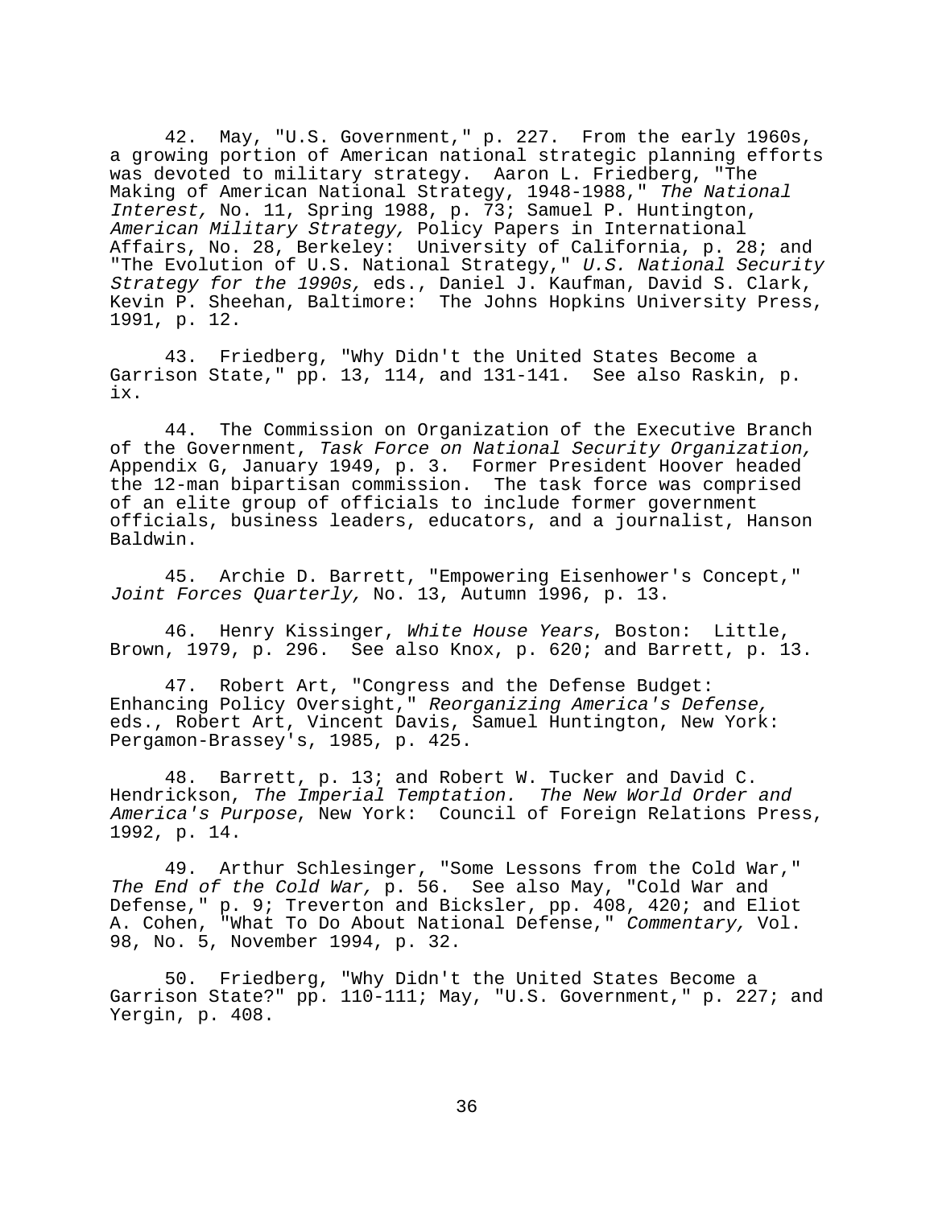42. May, "U.S. Government," p. 227. From the early 1960s, a growing portion of American national strategic planning efforts was devoted to military strategy. Aaron L. Friedberg, "The Making of American National Strategy, 1948-1988," *The National Interest,* No. 11, Spring 1988, p. 73; Samuel P. Huntington, *American Military Strategy,* Policy Papers in International Affairs, No. 28, Berkeley: University of California, p. 28; and "The Evolution of U.S. National Strategy," *U.S. National Security Strategy for the 1990s,* eds., Daniel J. Kaufman, David S. Clark, Kevin P. Sheehan, Baltimore: The Johns Hopkins University Press, 1991, p. 12.

43. Friedberg, "Why Didn't the United States Become a Garrison State," pp. 13, 114, and 131-141. See also Raskin, p. ix.

44. The Commission on Organization of the Executive Branch of the Government, *Task Force on National Security Organization,* Appendix G, January 1949, p. 3. Former President Hoover headed the 12-man bipartisan commission. The task force was comprised of an elite group of officials to include former government officials, business leaders, educators, and a journalist, Hanson Baldwin.

45. Archie D. Barrett, "Empowering Eisenhower's Concept," *Joint Forces Quarterly,* No. 13, Autumn 1996, p. 13.

46. Henry Kissinger, *White House Years*, Boston: Little, Brown, 1979, p. 296. See also Knox, p. 620; and Barrett, p. 13.

47. Robert Art, "Congress and the Defense Budget: Enhancing Policy Oversight," *Reorganizing America's Defense,* eds., Robert Art, Vincent Davis, Samuel Huntington, New York: Pergamon-Brassey's, 1985, p. 425.

48. Barrett, p. 13; and Robert W. Tucker and David C. Hendrickson, *The Imperial Temptation. The New World Order and America's Purpose*, New York: Council of Foreign Relations Press, 1992, p. 14.

49. Arthur Schlesinger, "Some Lessons from the Cold War," *The End of the Cold War,* p. 56. See also May, "Cold War and Defense," p. 9; Treverton and Bicksler, pp. 408, 420; and Eliot A. Cohen, "What To Do About National Defense," *Commentary,* Vol. 98, No. 5, November 1994, p. 32.

50. Friedberg, "Why Didn't the United States Become a Garrison State?" pp. 110-111; May, "U.S. Government," p. 227; and Yergin, p. 408.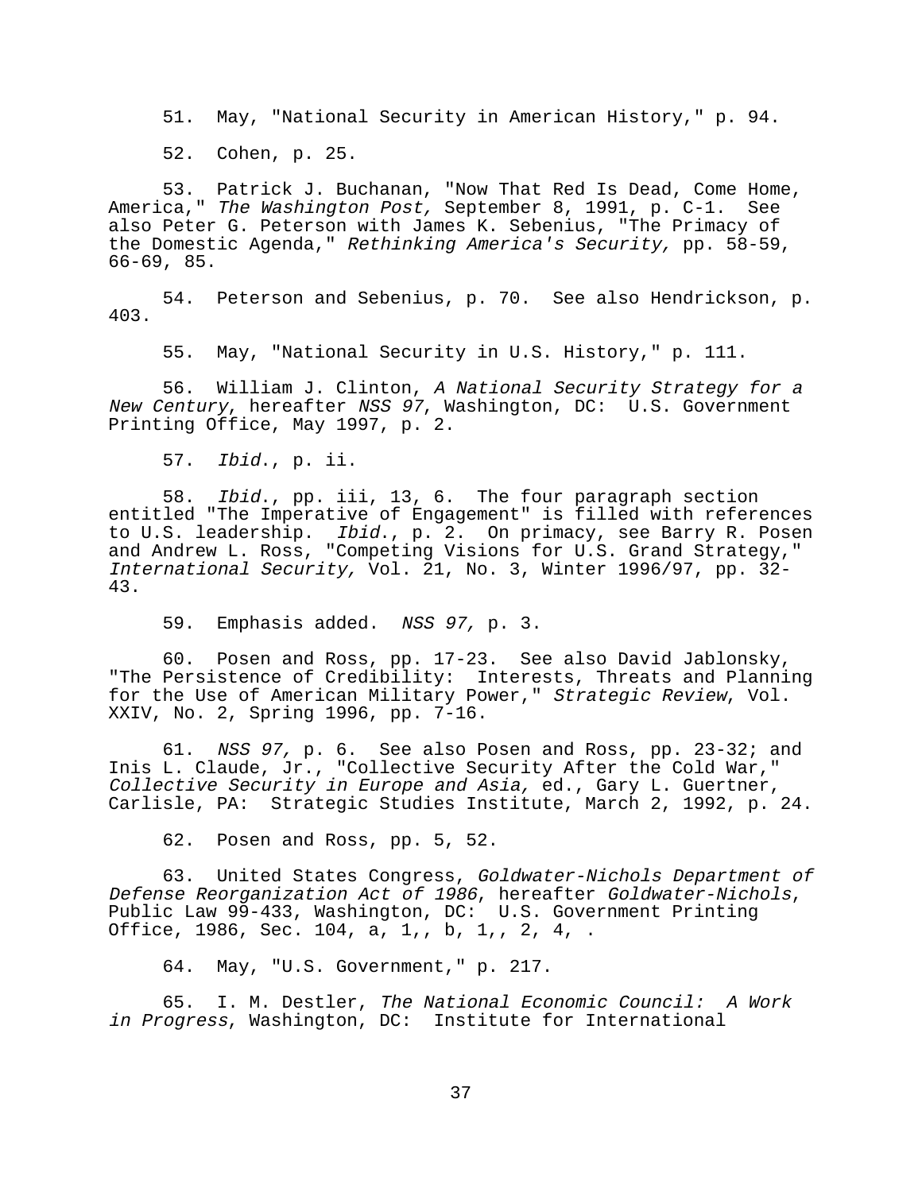51. May, "National Security in American History," p. 94.

52. Cohen, p. 25.

53. Patrick J. Buchanan, "Now That Red Is Dead, Come Home, America," *The Washington Post,* September 8, 1991, p. C-1. See also Peter G. Peterson with James K. Sebenius, "The Primacy of the Domestic Agenda," *Rethinking America's Security,* pp. 58-59, 66-69, 85.

54. Peterson and Sebenius, p. 70. See also Hendrickson, p. 403.

55. May, "National Security in U.S. History," p. 111.

56. William J. Clinton, *A National Security Strategy for a New Century*, hereafter *NSS 97*, Washington, DC: U.S. Government Printing Office, May 1997, p. 2.

57. *Ibid*., p. ii.

58. *Ibid*., pp. iii, 13, 6. The four paragraph section entitled "The Imperative of Engagement" is filled with references to U.S. leadership. *Ibid*., p. 2. On primacy, see Barry R. Posen and Andrew L. Ross, "Competing Visions for U.S. Grand Strategy," *International Security,* Vol. 21, No. 3, Winter 1996/97, pp. 32-43.

59. Emphasis added. *NSS 97,* p. 3.

60. Posen and Ross, pp. 17-23. See also David Jablonsky, "The Persistence of Credibility: Interests, Threats and Planning for the Use of American Military Power," *Strategic Review*, Vol. XXIV, No. 2, Spring 1996, pp. 7-16.

61. *NSS 97,* p. 6. See also Posen and Ross, pp. 23-32; and Inis L. Claude, Jr., "Collective Security After the Cold War," *Collective Security in Europe and Asia,* ed., Gary L. Guertner, Carlisle, PA: Strategic Studies Institute, March 2, 1992, p. 24.

62. Posen and Ross, pp. 5, 52.

63. United States Congress, *Goldwater-Nichols Department of Defense Reorganization Act of 1986*, hereafter *Goldwater-Nichols*, Public Law 99-433, Washington, DC: U.S. Government Printing Office, 1986, Sec. 104, a, 1,, b, 1,, 2, 4, .

64. May, "U.S. Government," p. 217.

65. I. M. Destler, *The National Economic Council: A Work in Progress*, Washington, DC: Institute for International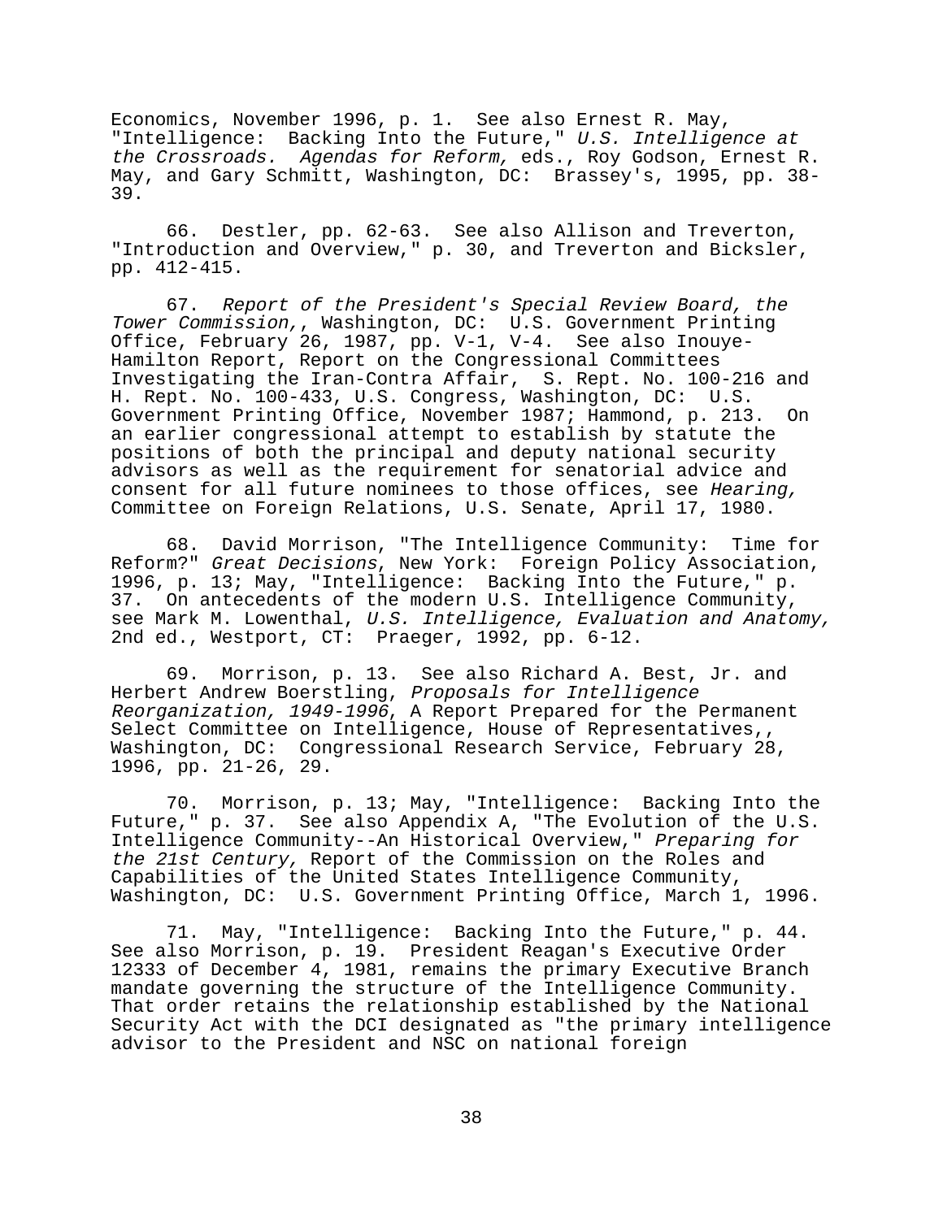Economics, November 1996, p. 1. See also Ernest R. May, "Intelligence: Backing Into the Future," *U.S. Intelligence at the Crossroads. Agendas for Reform,* eds., Roy Godson, Ernest R. May, and Gary Schmitt, Washington, DC: Brassey's, 1995, pp. 38-39.

66. Destler, pp. 62-63. See also Allison and Treverton, "Introduction and Overview," p. 30, and Treverton and Bicksler, pp. 412-415.

67. *Report of the President's Special Review Board, the Tower Commission,*, Washington, DC: U.S. Government Printing Office, February 26, 1987, pp. V-1, V-4. See also Inouye-Hamilton Report, Report on the Congressional Committees Investigating the Iran-Contra Affair, S. Rept. No. 100-216 and H. Rept. No. 100-433, U.S. Congress, Washington, DC: U.S. Government Printing Office, November 1987; Hammond, p. 213. On an earlier congressional attempt to establish by statute the positions of both the principal and deputy national security advisors as well as the requirement for senatorial advice and consent for all future nominees to those offices, see *Hearing,* Committee on Foreign Relations, U.S. Senate, April 17, 1980.

68. David Morrison, "The Intelligence Community: Time for Reform?" *Great Decisions*, New York: Foreign Policy Association, 1996, p. 13; May, "Intelligence: Backing Into the Future," p. 37. On antecedents of the modern U.S. Intelligence Community, see Mark M. Lowenthal, *U.S. Intelligence, Evaluation and Anatomy,* 2nd ed., Westport, CT: Praeger, 1992, pp. 6-12.

69. Morrison, p. 13. See also Richard A. Best, Jr. and Herbert Andrew Boerstling, *Proposals for Intelligence Reorganization, 1949-1996*, A Report Prepared for the Permanent Select Committee on Intelligence, House of Representatives,, Washington, DC: Congressional Research Service, February 28, 1996, pp. 21-26, 29.

70. Morrison, p. 13; May, "Intelligence: Backing Into the Future," p. 37. See also Appendix A, "The Evolution of the U.S. Intelligence Community--An Historical Overview," *Preparing for the 21st Century,* Report of the Commission on the Roles and Capabilities of the United States Intelligence Community, Washington, DC: U.S. Government Printing Office, March 1, 1996.

71. May, "Intelligence: Backing Into the Future," p. 44. See also Morrison, p. 19. President Reagan's Executive Order 12333 of December 4, 1981, remains the primary Executive Branch mandate governing the structure of the Intelligence Community. That order retains the relationship established by the National Security Act with the DCI designated as "the primary intelligence advisor to the President and NSC on national foreign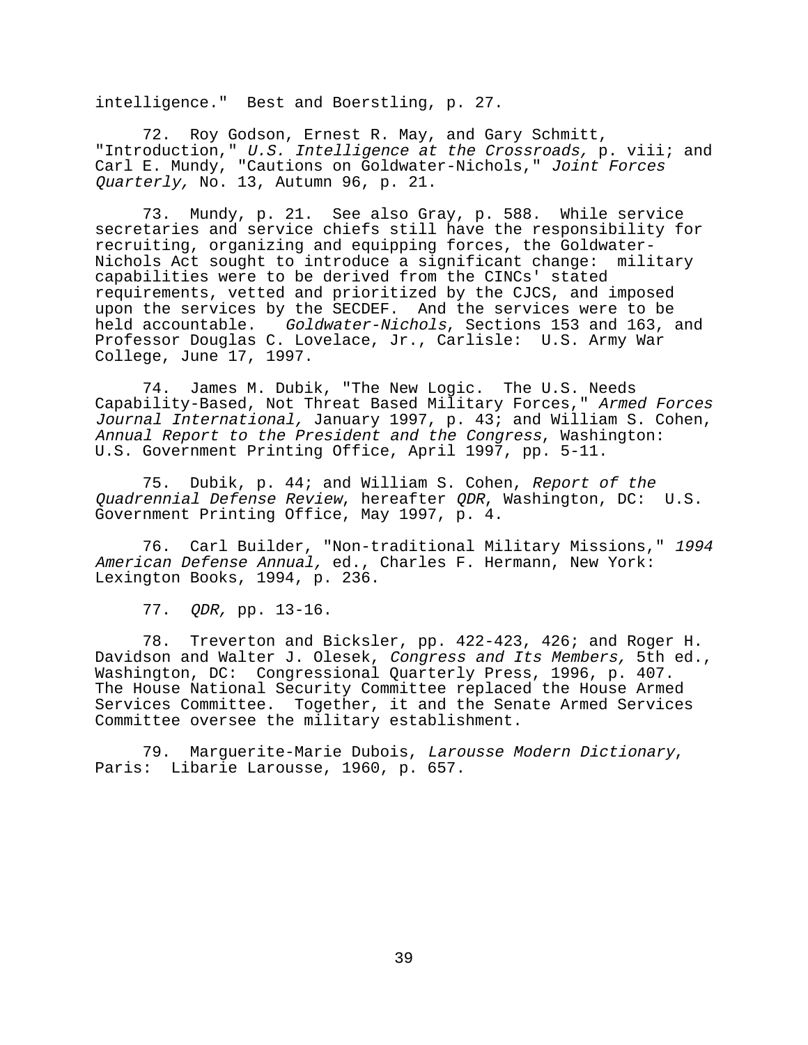intelligence." Best and Boerstling, p. 27.

72. Roy Godson, Ernest R. May, and Gary Schmitt, "Introduction," *U.S. Intelligence at the Crossroads,* p. viii; and Carl E. Mundy, "Cautions on Goldwater-Nichols," *Joint Forces Quarterly,* No. 13, Autumn 96, p. 21.

73. Mundy, p. 21. See also Gray, p. 588. While service secretaries and service chiefs still have the responsibility for recruiting, organizing and equipping forces, the Goldwater-Nichols Act sought to introduce a significant change: military capabilities were to be derived from the CINCs' stated requirements, vetted and prioritized by the CJCS, and imposed upon the services by the SECDEF. And the services were to be held accountable. *Goldwater-Nichols*, Sections 153 and 163, and Professor Douglas C. Lovelace, Jr., Carlisle: U.S. Army War College, June 17, 1997.

74. James M. Dubik, "The New Logic. The U.S. Needs Capability-Based, Not Threat Based Military Forces," *Armed Forces Journal International,* January 1997, p. 43; and William S. Cohen, *Annual Report to the President and the Congress*, Washington: U.S. Government Printing Office, April 1997, pp. 5-11.

75. Dubik, p. 44; and William S. Cohen, *Report of the Quadrennial Defense Review*, hereafter *QDR*, Washington, DC: U.S. Government Printing Office, May 1997, p. 4.

76. Carl Builder, "Non-traditional Military Missions," *1994 American Defense Annual,* ed., Charles F. Hermann, New York: Lexington Books, 1994, p. 236.

77. *QDR,* pp. 13-16.

78. Treverton and Bicksler, pp. 422-423, 426; and Roger H. Davidson and Walter J. Olesek, *Congress and Its Members,* 5th ed., Washington, DC: Congressional Quarterly Press, 1996, p. 407. The House National Security Committee replaced the House Armed Services Committee. Together, it and the Senate Armed Services Committee oversee the military establishment.

79. Marguerite-Marie Dubois, *Larousse Modern Dictionary*, Paris: Libarie Larousse, 1960, p. 657.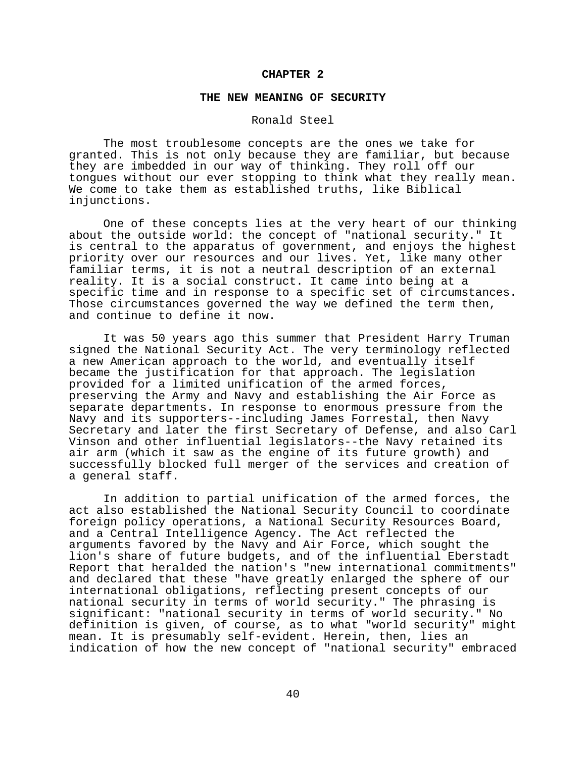# CHAPTER 2

## THE NEW MEANING OF SECURITY

Ronald Steel

The most troublesome concepts are the ones we take for granted. This is not only because they are familiar, but because they are imbedded in our way of thinking. They roll off our tongues without our ever stopping to think what they really mean. We come to take them as established truths, like Biblical injunctions.

One of these concepts lies at the very heart of our thinking about the outside world: the concept of "national security." It is central to the apparatus of government, and enjoys the highest priority over our resources and our lives. Yet, like many other familiar terms, it is not a neutral description of an external reality. It is a social construct. It came into being at a specific time and in response to a specific set of circumstances. Those circumstances governed the way we defined the term then, and continue to define it now.

It was 50 years ago this summer that President Harry Truman signed the National Security Act. The very terminology reflected a new American approach to the world, and eventually itself became the justification for that approach. The legislation provided for a limited unification of the armed forces, preserving the Army and Navy and establishing the Air Force as separate departments. In response to enormous pressure from the Navy and its supporters--including James Forrestal, then Navy Secretary and later the first Secretary of Defense, and also Carl Vinson and other influential legislators--the Navy retained its air arm (which it saw as the engine of its future growth) and successfully blocked full merger of the services and creation of a general staff.

In addition to partial unification of the armed forces, the act also established the National Security Council to coordinate foreign policy operations, a National Security Resources Board, and a Central Intelligence Agency. The Act reflected the arguments favored by the Navy and Air Force, which sought the lion's share of future budgets, and of the influential Eberstadt Report that heralded the nation's "new international commitments" and declared that these "have greatly enlarged the sphere of our international obligations, reflecting present concepts of our national security in terms of world security." The phrasing is significant: "national security in terms of world security." No definition is given, of course, as to what "world security" might mean. It is presumably self-evident. Herein, then, lies an indication of how the new concept of "national security" embraced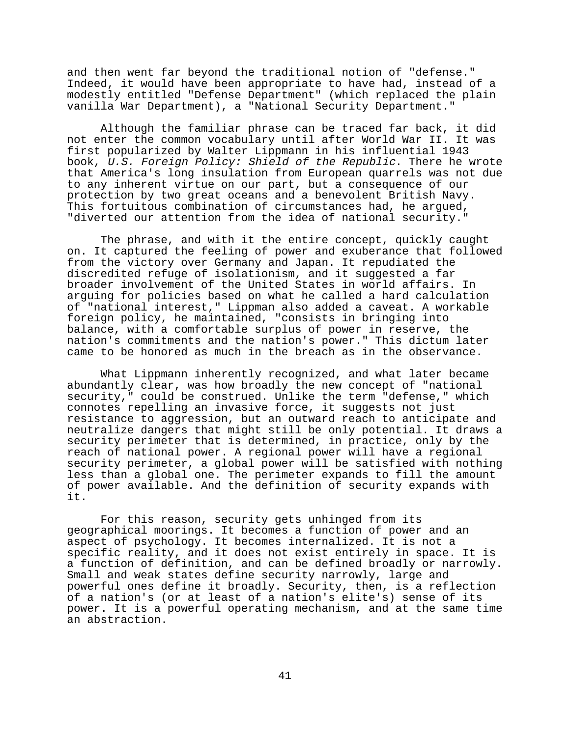and then went far beyond the traditional notion of "defense." Indeed, it would have been appropriate to have had, instead of a modestly entitled "Defense Department" (which replaced the plain vanilla War Department), a "National Security Department."

Although the familiar phrase can be traced far back, it did not enter the common vocabulary until after World War II. It was first popularized by Walter Lippmann in his influential 1943 book, *U.S. Foreign Policy: Shield of the Republic*. There he wrote that America's long insulation from European quarrels was not due to any inherent virtue on our part, but a consequence of our protection by two great oceans and a benevolent British Navy. This fortuitous combination of circumstances had, he argued, "diverted our attention from the idea of national security."

The phrase, and with it the entire concept, quickly caught on. It captured the feeling of power and exuberance that followed from the victory over Germany and Japan. It repudiated the discredited refuge of isolationism, and it suggested a far broader involvement of the United States in world affairs. In arguing for policies based on what he called a hard calculation of "national interest," Lippman also added a caveat. A workable foreign policy, he maintained, "consists in bringing into balance, with a comfortable surplus of power in reserve, the nation's commitments and the nation's power." This dictum later came to be honored as much in the breach as in the observance.

What Lippmann inherently recognized, and what later became abundantly clear, was how broadly the new concept of "national security," could be construed. Unlike the term "defense," which connotes repelling an invasive force, it suggests not just resistance to aggression, but an outward reach to anticipate and neutralize dangers that might still be only potential. It draws a security perimeter that is determined, in practice, only by the reach of national power. A regional power will have a regional security perimeter, a global power will be satisfied with nothing less than a global one. The perimeter expands to fill the amount of power available. And the definition of security expands with it.

For this reason, security gets unhinged from its geographical moorings. It becomes a function of power and an aspect of psychology. It becomes internalized. It is not a specific reality, and it does not exist entirely in space. It is a function of definition, and can be defined broadly or narrowly. Small and weak states define security narrowly, large and powerful ones define it broadly. Security, then, is a reflection of a nation's (or at least of a nation's elite's) sense of its power. It is a powerful operating mechanism, and at the same time an abstraction.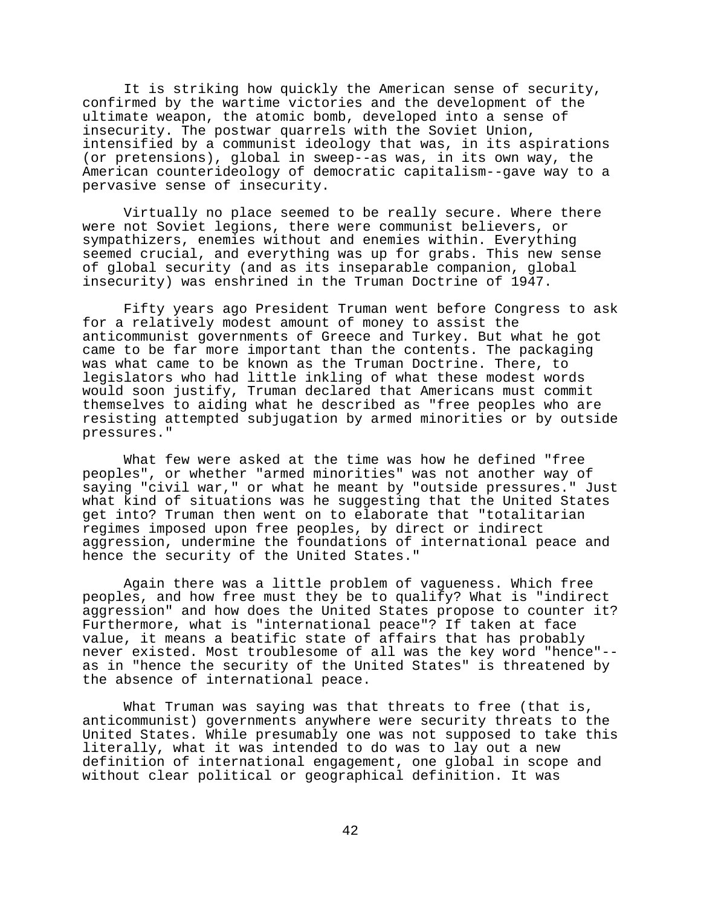It is striking how quickly the American sense of security, confirmed by the wartime victories and the development of the ultimate weapon, the atomic bomb, developed into a sense of insecurity. The postwar quarrels with the Soviet Union, intensified by a communist ideology that was, in its aspirations (or pretensions), global in sweep--as was, in its own way, the American counterideology of democratic capitalism--gave way to a pervasive sense of insecurity.

Virtually no place seemed to be really secure. Where there were not Soviet legions, there were communist believers, or sympathizers, enemies without and enemies within. Everything seemed crucial, and everything was up for grabs. This new sense of global security (and as its inseparable companion, global insecurity) was enshrined in the Truman Doctrine of 1947.

Fifty years ago President Truman went before Congress to ask for a relatively modest amount of money to assist the anticommunist governments of Greece and Turkey. But what he got came to be far more important than the contents. The packaging was what came to be known as the Truman Doctrine. There, to legislators who had little inkling of what these modest words would soon justify, Truman declared that Americans must commit themselves to aiding what he described as "free peoples who are resisting attempted subjugation by armed minorities or by outside pressures."

What few were asked at the time was how he defined "free peoples", or whether "armed minorities" was not another way of saying "civil war," or what he meant by "outside pressures." Just what kind of situations was he suggesting that the United States get into? Truman then went on to elaborate that "totalitarian regimes imposed upon free peoples, by direct or indirect aggression, undermine the foundations of international peace and hence the security of the United States."

Again there was a little problem of vagueness. Which free peoples, and how free must they be to qualify? What is "indirect aggression" and how does the United States propose to counter it? Furthermore, what is "international peace"? If taken at face value, it means a beatific state of affairs that has probably never existed. Most troublesome of all was the key word "hence"--as in "hence the security of the United States" is threatened by the absence of international peace.

What Truman was saying was that threats to free (that is, anticommunist) governments anywhere were security threats to the United States. While presumably one was not supposed to take this literally, what it was intended to do was to lay out a new definition of international engagement, one global in scope and without clear political or geographical definition. It was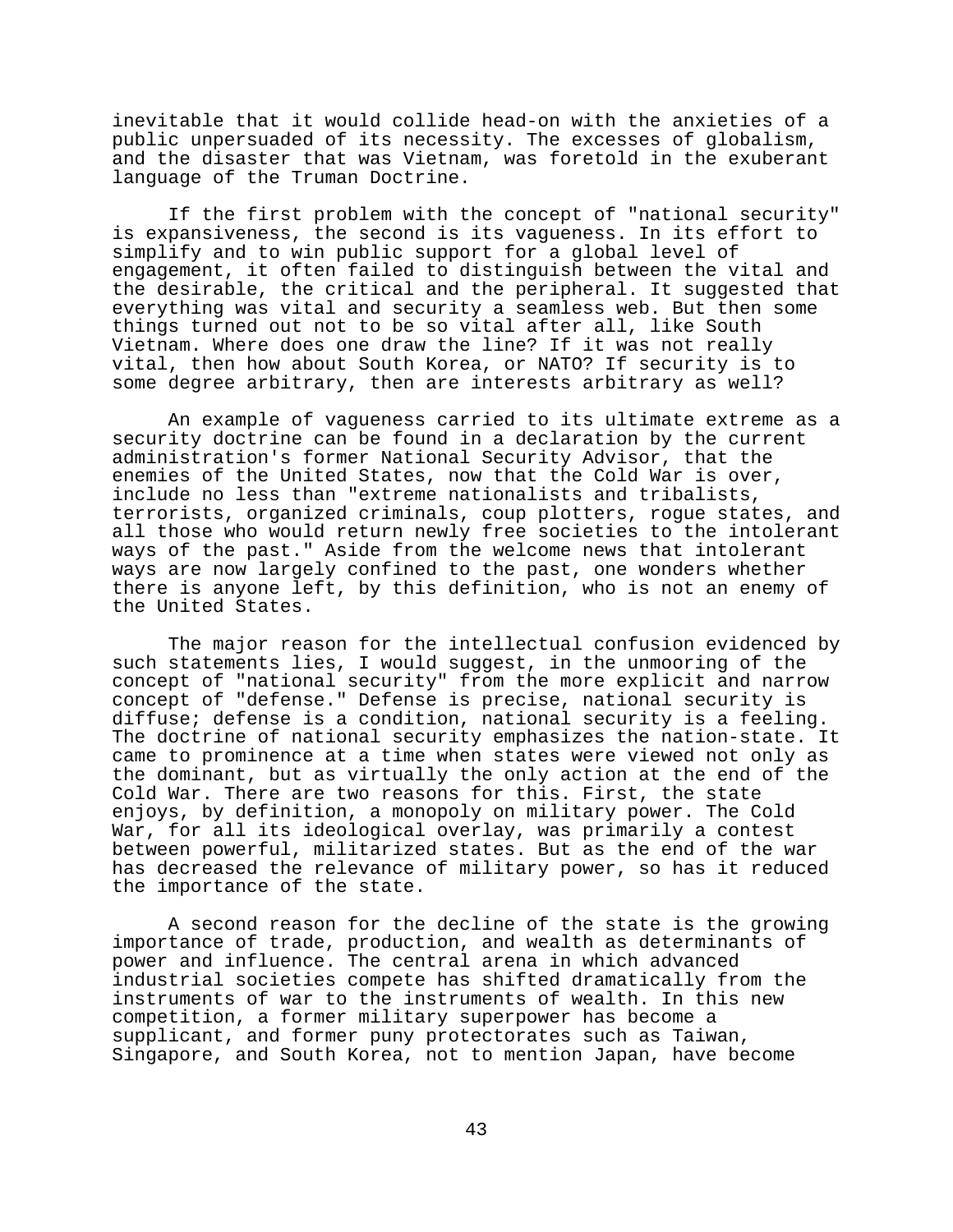inevitable that it would collide head-on with the anxieties of a public unpersuaded of its necessity. The excesses of globalism, and the disaster that was Vietnam, was foretold in the exuberant language of the Truman Doctrine.

If the first problem with the concept of "national security" is expansiveness, the second is its vagueness. In its effort to simplify and to win public support for a global level of engagement, it often failed to distinguish between the vital and the desirable, the critical and the peripheral. It suggested that everything was vital and security a seamless web. But then some things turned out not to be so vital after all, like South Vietnam. Where does one draw the line? If it was not really vital, then how about South Korea, or NATO? If security is to some degree arbitrary, then are interests arbitrary as well?

An example of vagueness carried to its ultimate extreme as a security doctrine can be found in a declaration by the current administration's former National Security Advisor, that the enemies of the United States, now that the Cold War is over, include no less than "extreme nationalists and tribalists, terrorists, organized criminals, coup plotters, rogue states, and all those who would return newly free societies to the intolerant ways of the past." Aside from the welcome news that intolerant ways are now largely confined to the past, one wonders whether there is anyone left, by this definition, who is not an enemy of the United States.

The major reason for the intellectual confusion evidenced by such statements lies, I would suggest, in the unmooring of the concept of "national security" from the more explicit and narrow concept of "defense." Defense is precise, national security is diffuse; defense is a condition, national security is a feeling. The doctrine of national security emphasizes the nation-state. It came to prominence at a time when states were viewed not only as the dominant, but as virtually the only action at the end of the Cold War. There are two reasons for this. First, the state enjoys, by definition, a monopoly on military power. The Cold War, for all its ideological overlay, was primarily a contest between powerful, militarized states. But as the end of the war has decreased the relevance of military power, so has it reduced the importance of the state.

A second reason for the decline of the state is the growing importance of trade, production, and wealth as determinants of power and influence. The central arena in which advanced industrial societies compete has shifted dramatically from the instruments of war to the instruments of wealth. In this new competition, a former military superpower has become a supplicant, and former puny protectorates such as Taiwan, Singapore, and South Korea, not to mention Japan, have become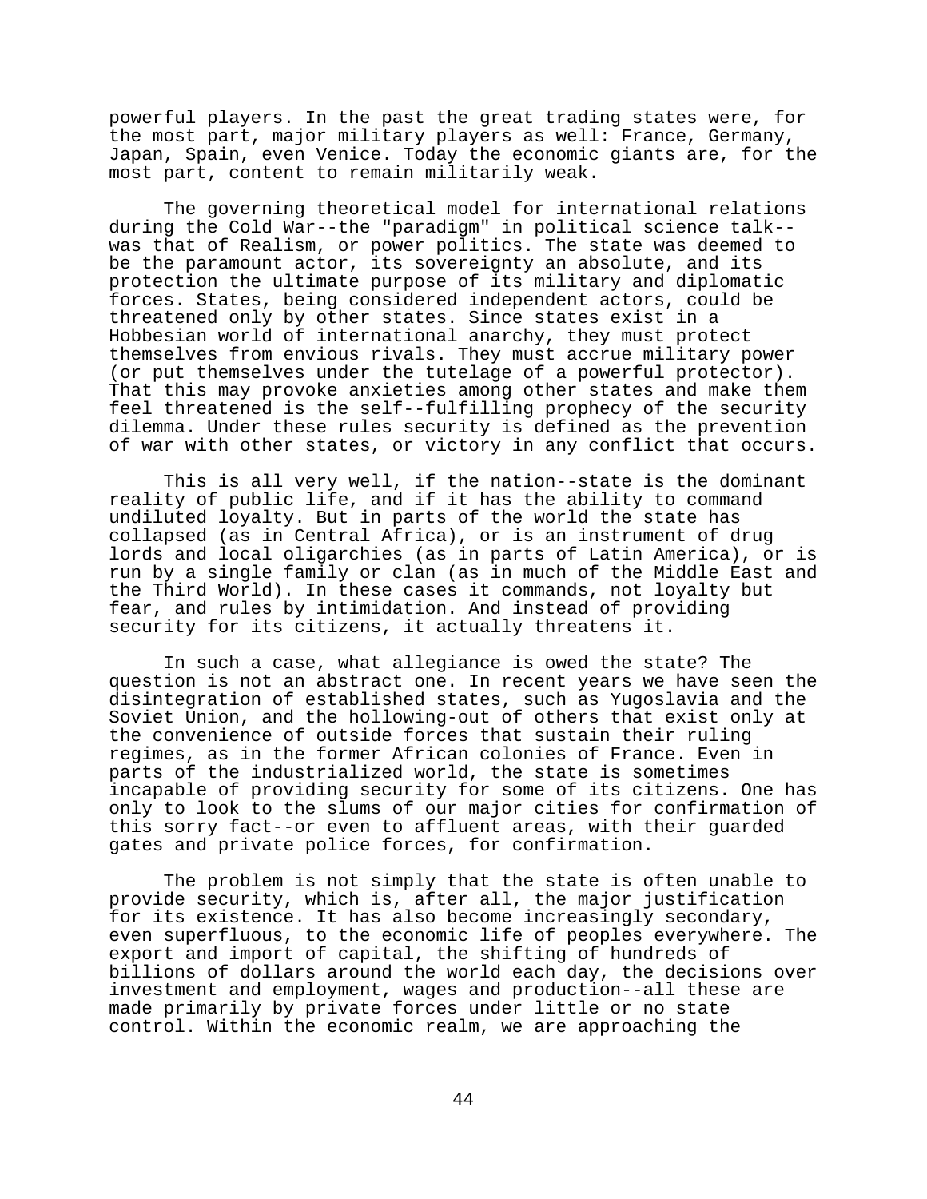powerful players. In the past the great trading states were, for the most part, major military players as well: France, Germany, Japan, Spain, even Venice. Today the economic giants are, for the most part, content to remain militarily weak.

The governing theoretical model for international relations during the Cold War--the "paradigm" in political science talk--was that of Realism, or power politics. The state was deemed to be the paramount actor, its sovereignty an absolute, and its protection the ultimate purpose of its military and diplomatic forces. States, being considered independent actors, could be threatened only by other states. Since states exist in a Hobbesian world of international anarchy, they must protect themselves from envious rivals. They must accrue military power (or put themselves under the tutelage of a powerful protector). That this may provoke anxieties among other states and make them feel threatened is the self--fulfilling prophecy of the security dilemma. Under these rules security is defined as the prevention of war with other states, or victory in any conflict that occurs.

This is all very well, if the nation--state is the dominant reality of public life, and if it has the ability to command undiluted loyalty. But in parts of the world the state has collapsed (as in Central Africa), or is an instrument of drug lords and local oligarchies (as in parts of Latin America), or is run by a single family or clan (as in much of the Middle East and the Third World). In these cases it commands, not loyalty but fear, and rules by intimidation. And instead of providing security for its citizens, it actually threatens it.

In such a case, what allegiance is owed the state? The question is not an abstract one. In recent years we have seen the disintegration of established states, such as Yugoslavia and the Soviet Union, and the hollowing-out of others that exist only at the convenience of outside forces that sustain their ruling regimes, as in the former African colonies of France. Even in parts of the industrialized world, the state is sometimes incapable of providing security for some of its citizens. One has only to look to the slums of our major cities for confirmation of this sorry fact--or even to affluent areas, with their guarded gates and private police forces, for confirmation.

The problem is not simply that the state is often unable to provide security, which is, after all, the major justification for its existence. It has also become increasingly secondary, even superfluous, to the economic life of peoples everywhere. The export and import of capital, the shifting of hundreds of billions of dollars around the world each day, the decisions over investment and employment, wages and production--all these are made primarily by private forces under little or no state control. Within the economic realm, we are approaching the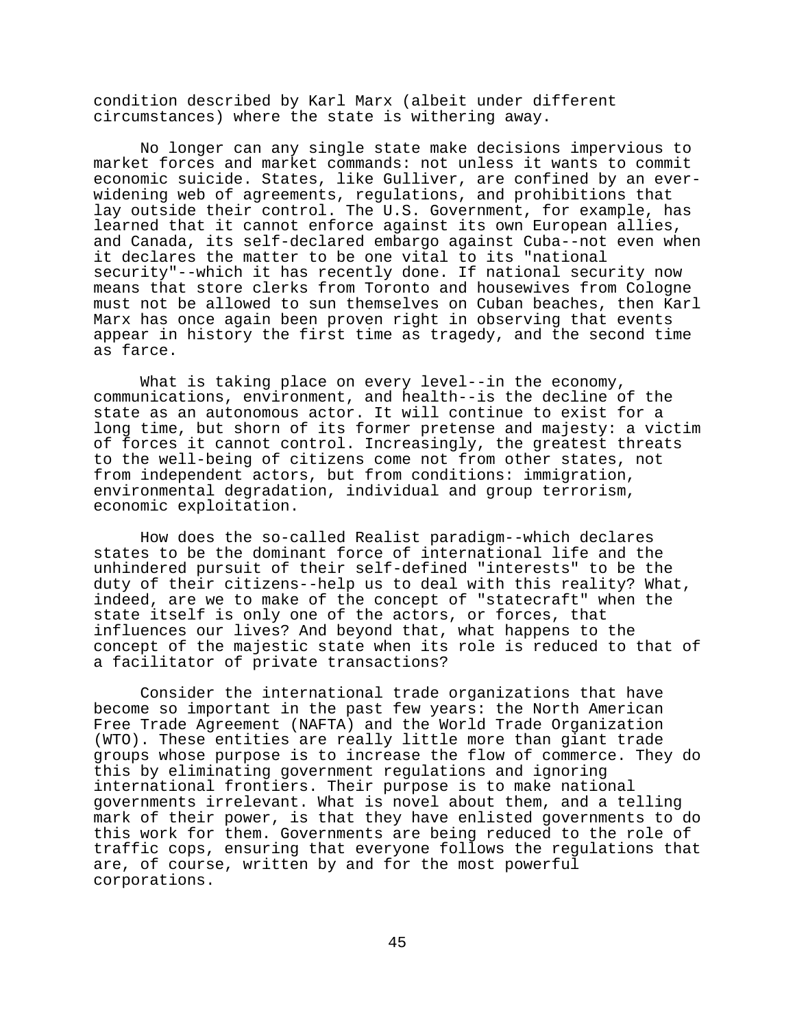condition described by Karl Marx (albeit under different circumstances) where the state is withering away.

No longer can any single state make decisions impervious to market forces and market commands: not unless it wants to commit economic suicide. States, like Gulliver, are confined by an ever-widening web of agreements, regulations, and prohibitions that lay outside their control. The U.S. Government, for example, has learned that it cannot enforce against its own European allies, and Canada, its self-declared embargo against Cuba--not even when it declares the matter to be one vital to its "national security"--which it has recently done. If national security now means that store clerks from Toronto and housewives from Cologne must not be allowed to sun themselves on Cuban beaches, then Karl Marx has once again been proven right in observing that events appear in history the first time as tragedy, and the second time as farce.

What is taking place on every level--in the economy, communications, environment, and health--is the decline of the state as an autonomous actor. It will continue to exist for a long time, but shorn of its former pretense and majesty: a victim of forces it cannot control. Increasingly, the greatest threats to the well-being of citizens come not from other states, not from independent actors, but from conditions: immigration, environmental degradation, individual and group terrorism, economic exploitation.

How does the so-called Realist paradigm--which declares states to be the dominant force of international life and the unhindered pursuit of their self-defined "interests" to be the duty of their citizens--help us to deal with this reality? What, indeed, are we to make of the concept of "statecraft" when the state itself is only one of the actors, or forces, that influences our lives? And beyond that, what happens to the concept of the majestic state when its role is reduced to that of a facilitator of private transactions?

Consider the international trade organizations that have become so important in the past few years: the North American Free Trade Agreement (NAFTA) and the World Trade Organization (WTO). These entities are really little more than giant trade groups whose purpose is to increase the flow of commerce. They do this by eliminating government regulations and ignoring international frontiers. Their purpose is to make national governments irrelevant. What is novel about them, and a telling mark of their power, is that they have enlisted governments to do this work for them. Governments are being reduced to the role of traffic cops, ensuring that everyone follows the regulations that are, of course, written by and for the most powerful corporations.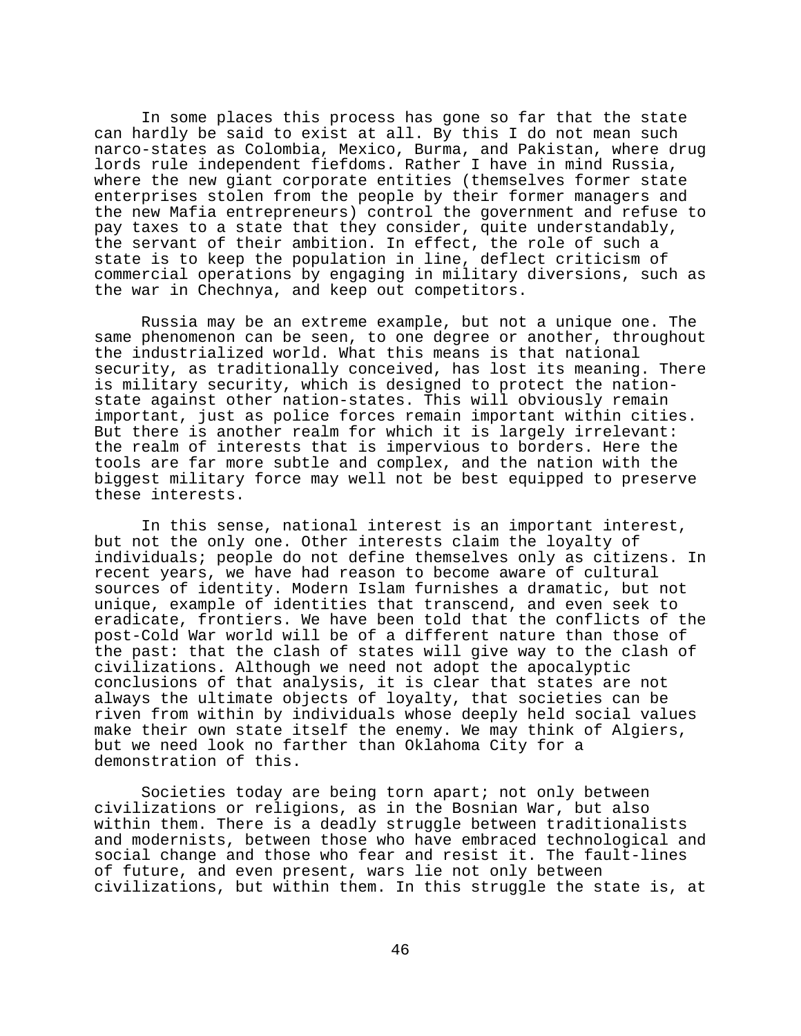In some places this process has gone so far that the state can hardly be said to exist at all. By this I do not mean such narco-states as Colombia, Mexico, Burma, and Pakistan, where drug lords rule independent fiefdoms. Rather I have in mind Russia, where the new giant corporate entities (themselves former state enterprises stolen from the people by their former managers and the new Mafia entrepreneurs) control the government and refuse to pay taxes to a state that they consider, quite understandably, the servant of their ambition. In effect, the role of such a state is to keep the population in line, deflect criticism of commercial operations by engaging in military diversions, such as the war in Chechnya, and keep out competitors.

Russia may be an extreme example, but not a unique one. The same phenomenon can be seen, to one degree or another, throughout the industrialized world. What this means is that national security, as traditionally conceived, has lost its meaning. There is military security, which is designed to protect the nation-state against other nation-states. This will obviously remain important, just as police forces remain important within cities. But there is another realm for which it is largely irrelevant: the realm of interests that is impervious to borders. Here the tools are far more subtle and complex, and the nation with the biggest military force may well not be best equipped to preserve these interests.

In this sense, national interest is an important interest, but not the only one. Other interests claim the loyalty of individuals; people do not define themselves only as citizens. In recent years, we have had reason to become aware of cultural sources of identity. Modern Islam furnishes a dramatic, but not unique, example of identities that transcend, and even seek to eradicate, frontiers. We have been told that the conflicts of the post-Cold War world will be of a different nature than those of the past: that the clash of states will give way to the clash of civilizations. Although we need not adopt the apocalyptic conclusions of that analysis, it is clear that states are not always the ultimate objects of loyalty, that societies can be riven from within by individuals whose deeply held social values make their own state itself the enemy. We may think of Algiers, but we need look no farther than Oklahoma City for a demonstration of this.

Societies today are being torn apart; not only between civilizations or religions, as in the Bosnian War, but also within them. There is a deadly struggle between traditionalists and modernists, between those who have embraced technological and social change and those who fear and resist it. The fault-lines of future, and even present, wars lie not only between civilizations, but within them. In this struggle the state is, at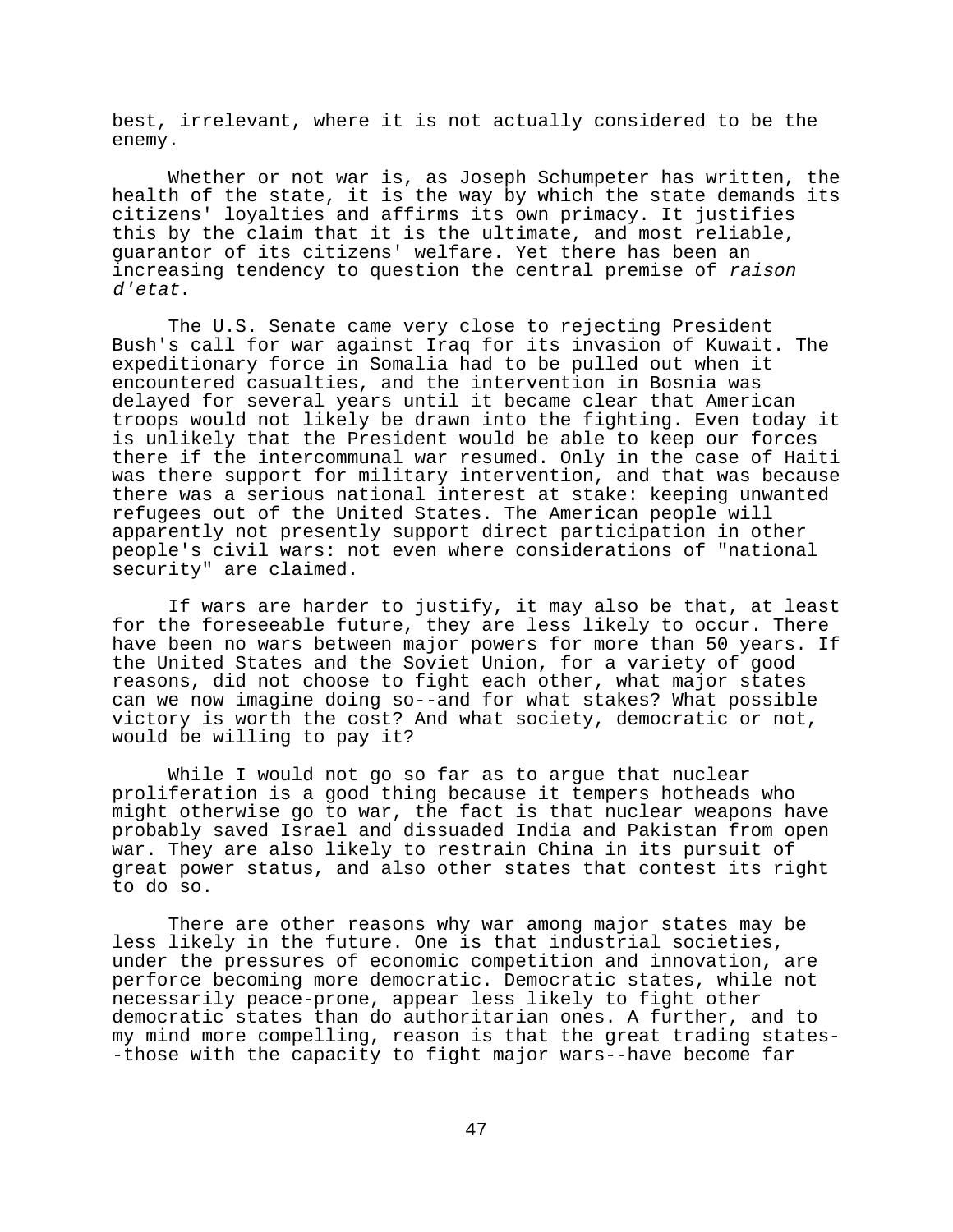best, irrelevant, where it is not actually considered to be the enemy.

Whether or not war is, as Joseph Schumpeter has written, the health of the state, it is the way by which the state demands its citizens' loyalties and affirms its own primacy. It justifies this by the claim that it is the ultimate, and most reliable, guarantor of its citizens' welfare. Yet there has been an increasing tendency to question the central premise of *raison d'etat*.

The U.S. Senate came very close to rejecting President Bush's call for war against Iraq for its invasion of Kuwait. The expeditionary force in Somalia had to be pulled out when it encountered casualties, and the intervention in Bosnia was delayed for several years until it became clear that American troops would not likely be drawn into the fighting. Even today it is unlikely that the President would be able to keep our forces there if the intercommunal war resumed. Only in the case of Haiti was there support for military intervention, and that was because there was a serious national interest at stake: keeping unwanted refugees out of the United States. The American people will apparently not presently support direct participation in other people's civil wars: not even where considerations of "national security" are claimed.

If wars are harder to justify, it may also be that, at least for the foreseeable future, they are less likely to occur. There have been no wars between major powers for more than 50 years. If the United States and the Soviet Union, for a variety of good reasons, did not choose to fight each other, what major states can we now imagine doing so--and for what stakes? What possible victory is worth the cost? And what society, democratic or not, would be willing to pay it?

While I would not go so far as to argue that nuclear proliferation is a good thing because it tempers hotheads who might otherwise go to war, the fact is that nuclear weapons have probably saved Israel and dissuaded India and Pakistan from open war. They are also likely to restrain China in its pursuit of great power status, and also other states that contest its right to do so.

There are other reasons why war among major states may be less likely in the future. One is that industrial societies, under the pressures of economic competition and innovation, are perforce becoming more democratic. Democratic states, while not necessarily peace-prone, appear less likely to fight other democratic states than do authoritarian ones. A further, and to my mind more compelling, reason is that the great trading states--those with the capacity to fight major wars--have become far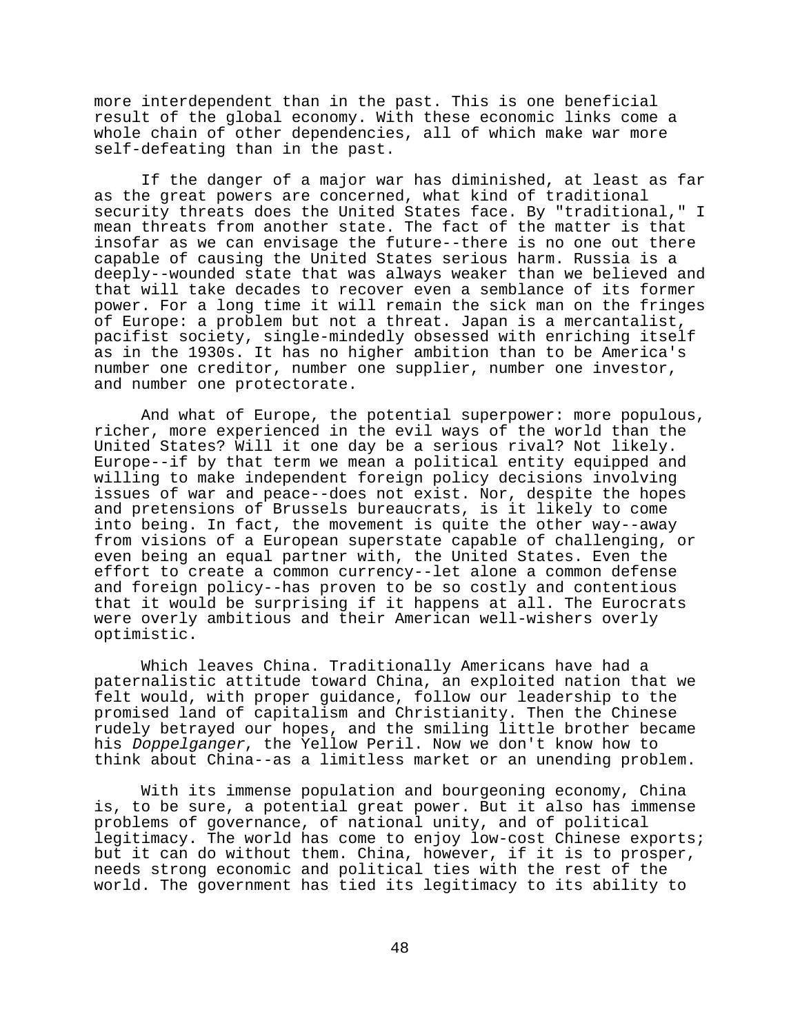more interdependent than in the past. This is one beneficial result of the global economy. With these economic links come a whole chain of other dependencies, all of which make war more self-defeating than in the past.

If the danger of a major war has diminished, at least as far as the great powers are concerned, what kind of traditional security threats does the United States face. By "traditional," I mean threats from another state. The fact of the matter is that insofar as we can envisage the future--there is no one out there capable of causing the United States serious harm. Russia is a deeply--wounded state that was always weaker than we believed and that will take decades to recover even a semblance of its former power. For a long time it will remain the sick man on the fringes of Europe: a problem but not a threat. Japan is a mercantalist, pacifist society, single-mindedly obsessed with enriching itself as in the 1930s. It has no higher ambition than to be America's number one creditor, number one supplier, number one investor, and number one protectorate.

And what of Europe, the potential superpower: more populous, richer, more experienced in the evil ways of the world than the United States? Will it one day be a serious rival? Not likely. Europe--if by that term we mean a political entity equipped and willing to make independent foreign policy decisions involving issues of war and peace--does not exist. Nor, despite the hopes and pretensions of Brussels bureaucrats, is it likely to come into being. In fact, the movement is quite the other way--away from visions of a European superstate capable of challenging, or even being an equal partner with, the United States. Even the effort to create a common currency--let alone a common defense and foreign policy--has proven to be so costly and contentious that it would be surprising if it happens at all. The Eurocrats were overly ambitious and their American well-wishers overly optimistic.

Which leaves China. Traditionally Americans have had a paternalistic attitude toward China, an exploited nation that we felt would, with proper guidance, follow our leadership to the promised land of capitalism and Christianity. Then the Chinese rudely betrayed our hopes, and the smiling little brother became his *Doppelganger*, the Yellow Peril. Now we don't know how to think about China--as a limitless market or an unending problem.

With its immense population and bourgeoning economy, China is, to be sure, a potential great power. But it also has immense problems of governance, of national unity, and of political legitimacy. The world has come to enjoy low-cost Chinese exports; but it can do without them. China, however, if it is to prosper, needs strong economic and political ties with the rest of the world. The government has tied its legitimacy to its ability to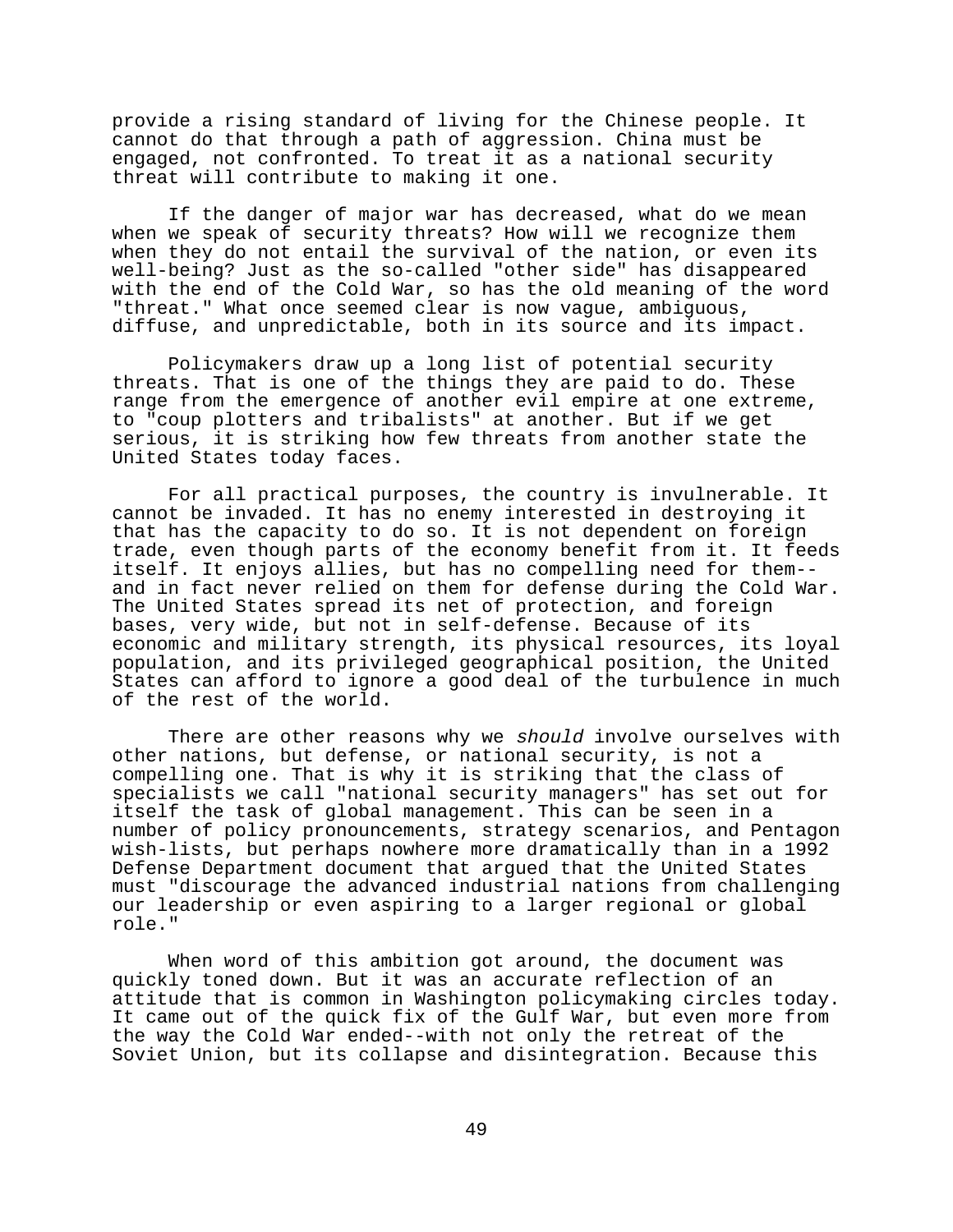provide a rising standard of living for the Chinese people. It cannot do that through a path of aggression. China must be engaged, not confronted. To treat it as a national security threat will contribute to making it one.

If the danger of major war has decreased, what do we mean when we speak of security threats? How will we recognize them when they do not entail the survival of the nation, or even its well-being? Just as the so-called "other side" has disappeared with the end of the Cold War, so has the old meaning of the word "threat." What once seemed clear is now vague, ambiguous, diffuse, and unpredictable, both in its source and its impact.

Policymakers draw up a long list of potential security threats. That is one of the things they are paid to do. These range from the emergence of another evil empire at one extreme, to "coup plotters and tribalists" at another. But if we get serious, it is striking how few threats from another state the United States today faces.

For all practical purposes, the country is invulnerable. It cannot be invaded. It has no enemy interested in destroying it that has the capacity to do so. It is not dependent on foreign trade, even though parts of the economy benefit from it. It feeds itself. It enjoys allies, but has no compelling need for them--and in fact never relied on them for defense during the Cold War. The United States spread its net of protection, and foreign bases, very wide, but not in self-defense. Because of its economic and military strength, its physical resources, its loyal population, and its privileged geographical position, the United States can afford to ignore a good deal of the turbulence in much of the rest of the world.

There are other reasons why we *should* involve ourselves with other nations, but defense, or national security, is not a compelling one. That is why it is striking that the class of specialists we call "national security managers" has set out for itself the task of global management. This can be seen in a number of policy pronouncements, strategy scenarios, and Pentagon wish-lists, but perhaps nowhere more dramatically than in a 1992 Defense Department document that argued that the United States must "discourage the advanced industrial nations from challenging our leadership or even aspiring to a larger regional or global role."

When word of this ambition got around, the document was quickly toned down. But it was an accurate reflection of an attitude that is common in Washington policymaking circles today. It came out of the quick fix of the Gulf War, but even more from the way the Cold War ended--with not only the retreat of the Soviet Union, but its collapse and disintegration. Because this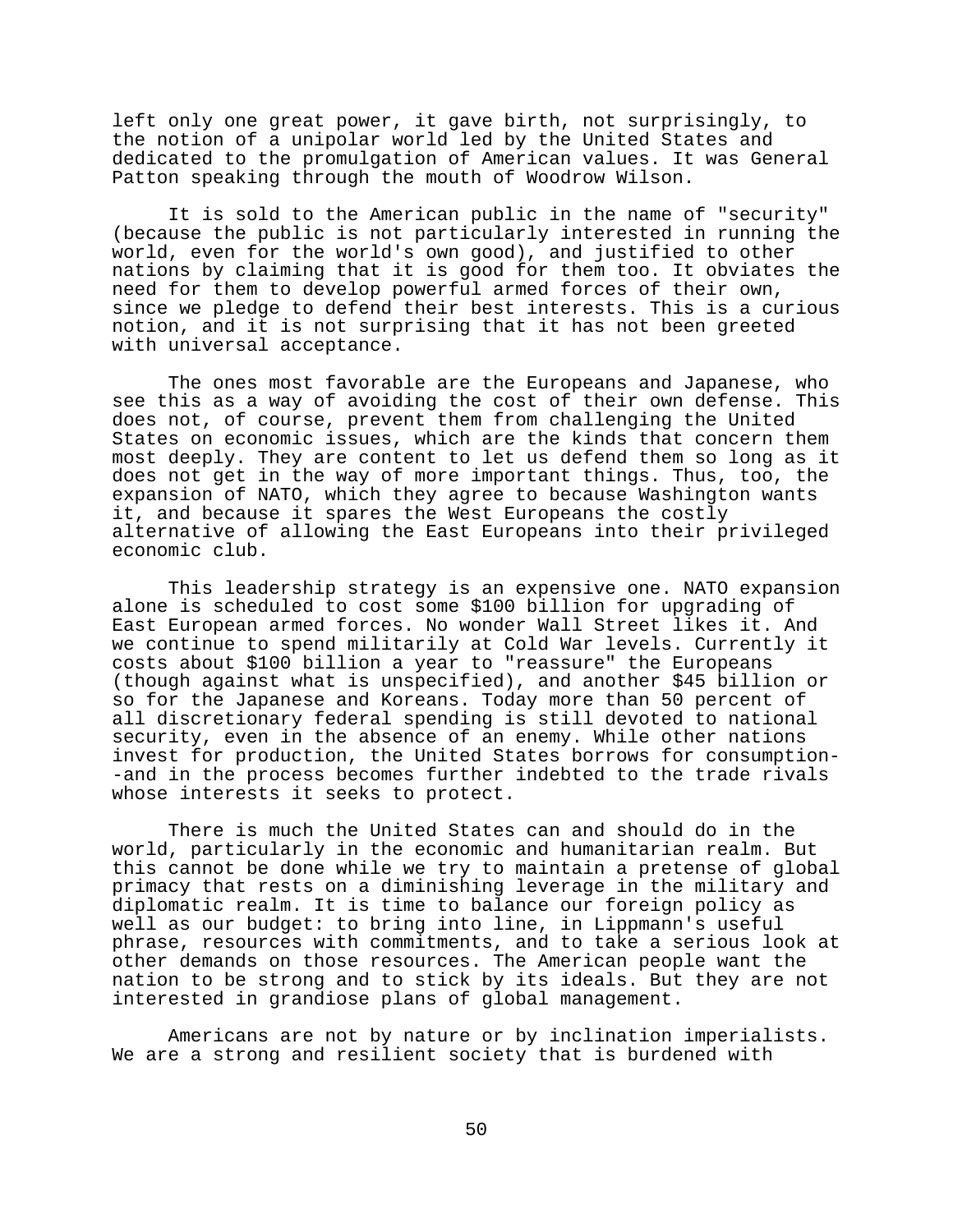left only one great power, it gave birth, not surprisingly, to the notion of a unipolar world led by the United States and dedicated to the promulgation of American values. It was General Patton speaking through the mouth of Woodrow Wilson.

It is sold to the American public in the name of "security" (because the public is not particularly interested in running the world, even for the world's own good), and justified to other nations by claiming that it is good for them too. It obviates the need for them to develop powerful armed forces of their own, since we pledge to defend their best interests. This is a curious notion, and it is not surprising that it has not been greeted with universal acceptance.

The ones most favorable are the Europeans and Japanese, who see this as a way of avoiding the cost of their own defense. This does not, of course, prevent them from challenging the United States on economic issues, which are the kinds that concern them most deeply. They are content to let us defend them so long as it does not get in the way of more important things. Thus, too, the expansion of NATO, which they agree to because Washington wants it, and because it spares the West Europeans the costly alternative of allowing the East Europeans into their privileged economic club.

This leadership strategy is an expensive one. NATO expansion alone is scheduled to cost some $100 billion for upgrading of East European armed forces. No wonder Wall Street likes it. And we continue to spend militarily at Cold War levels. Currently it costs about $100 billion a year to "reassure" the Europeans (though against what is unspecified), and another $45 billion or so for the Japanese and Koreans. Today more than 50 percent of all discretionary federal spending is still devoted to national security, even in the absence of an enemy. While other nations invest for production, the United States borrows for consumption--and in the process becomes further indebted to the trade rivals whose interests it seeks to protect.

There is much the United States can and should do in the world, particularly in the economic and humanitarian realm. But this cannot be done while we try to maintain a pretense of global primacy that rests on a diminishing leverage in the military and diplomatic realm. It is time to balance our foreign policy as well as our budget: to bring into line, in Lippmann's useful phrase, resources with commitments, and to take a serious look at other demands on those resources. The American people want the nation to be strong and to stick by its ideals. But they are not interested in grandiose plans of global management.

Americans are not by nature or by inclination imperialists. We are a strong and resilient society that is burdened with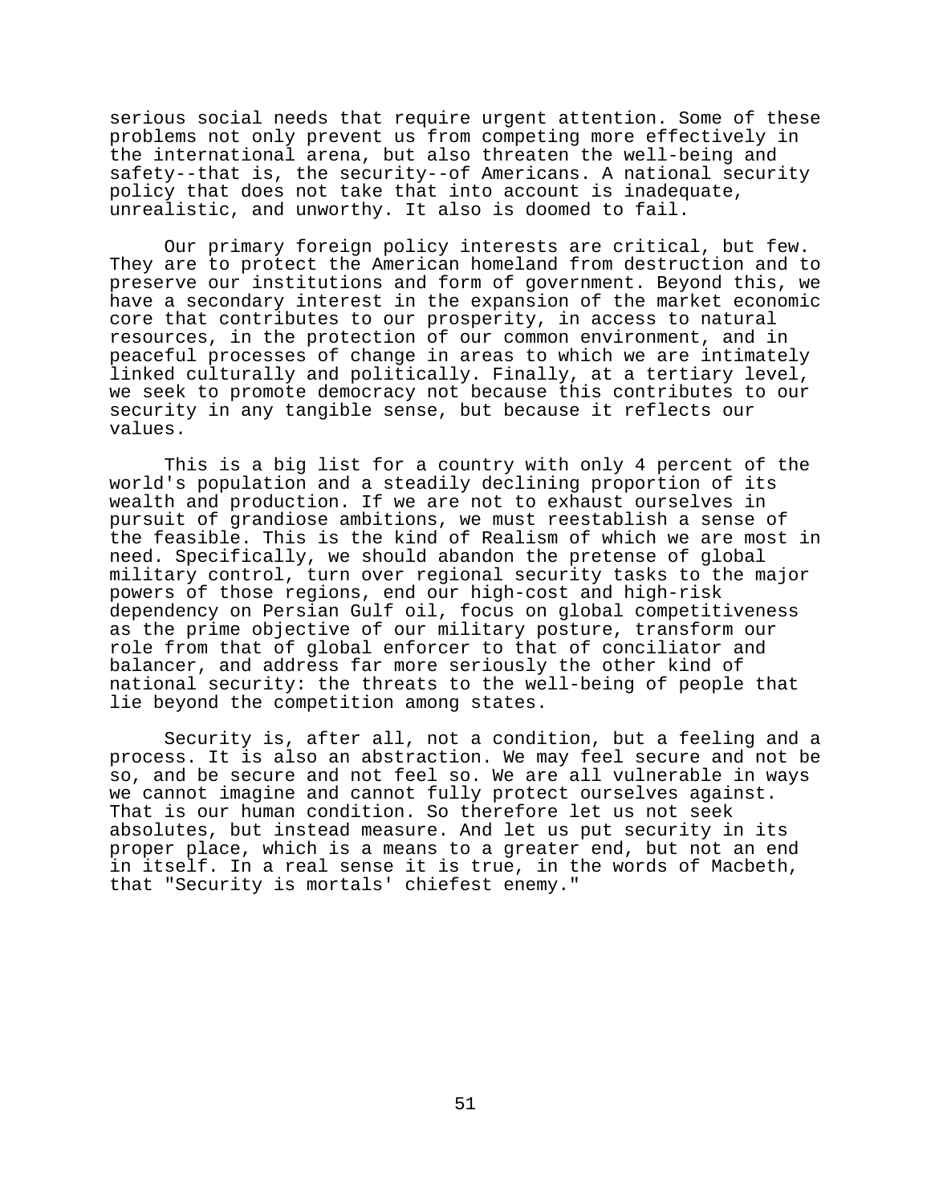serious social needs that require urgent attention. Some of these problems not only prevent us from competing more effectively in the international arena, but also threaten the well-being and safety--that is, the security--of Americans. A national security policy that does not take that into account is inadequate, unrealistic, and unworthy. It also is doomed to fail.

Our primary foreign policy interests are critical, but few. They are to protect the American homeland from destruction and to preserve our institutions and form of government. Beyond this, we have a secondary interest in the expansion of the market economic core that contributes to our prosperity, in access to natural resources, in the protection of our common environment, and in peaceful processes of change in areas to which we are intimately linked culturally and politically. Finally, at a tertiary level, we seek to promote democracy not because this contributes to our security in any tangible sense, but because it reflects our values.

This is a big list for a country with only 4 percent of the world's population and a steadily declining proportion of its wealth and production. If we are not to exhaust ourselves in pursuit of grandiose ambitions, we must reestablish a sense of the feasible. This is the kind of Realism of which we are most in need. Specifically, we should abandon the pretense of global military control, turn over regional security tasks to the major powers of those regions, end our high-cost and high-risk dependency on Persian Gulf oil, focus on global competitiveness as the prime objective of our military posture, transform our role from that of global enforcer to that of conciliator and balancer, and address far more seriously the other kind of national security: the threats to the well-being of people that lie beyond the competition among states.

Security is, after all, not a condition, but a feeling and a process. It is also an abstraction. We may feel secure and not be so, and be secure and not feel so. We are all vulnerable in ways we cannot imagine and cannot fully protect ourselves against. That is our human condition. So therefore let us not seek absolutes, but instead measure. And let us put security in its proper place, which is a means to a greater end, but not an end in itself. In a real sense it is true, in the words of Macbeth, that "Security is mortals' chiefest enemy."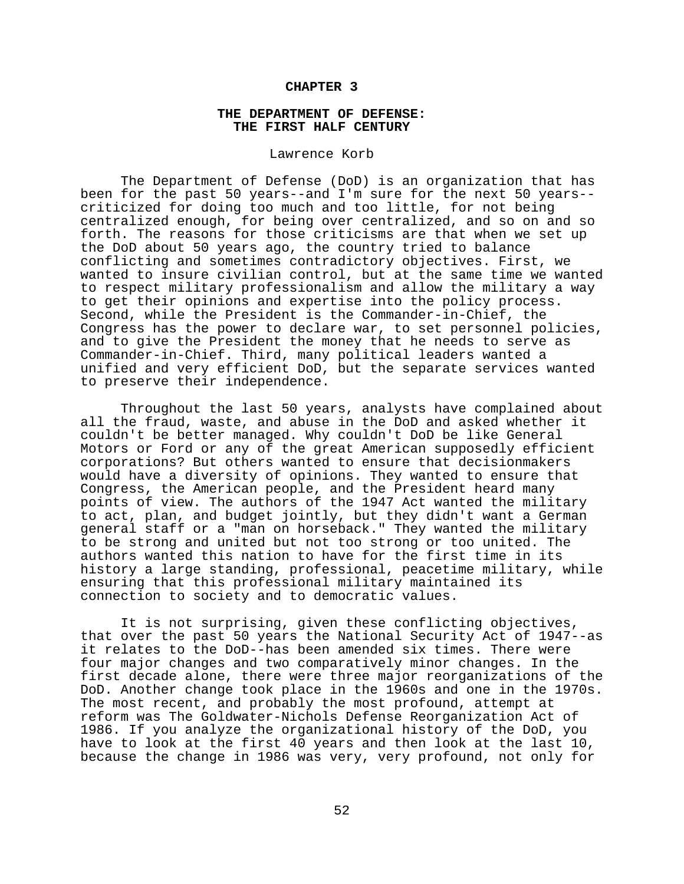## CHAPTER 3

## THE DEPARTMENT OF DEFENSE: THE FIRST HALF CENTURY

Lawrence Korb

The Department of Defense (DoD) is an organization that has been for the past 50 years--and I'm sure for the next 50 years--criticized for doing too much and too little, for not being centralized enough, for being over centralized, and so on and so forth. The reasons for those criticisms are that when we set up the DoD about 50 years ago, the country tried to balance conflicting and sometimes contradictory objectives. First, we wanted to insure civilian control, but at the same time we wanted to respect military professionalism and allow the military a way to get their opinions and expertise into the policy process. Second, while the President is the Commander-in-Chief, the Congress has the power to declare war, to set personnel policies, and to give the President the money that he needs to serve as Commander-in-Chief. Third, many political leaders wanted a unified and very efficient DoD, but the separate services wanted to preserve their independence.

Throughout the last 50 years, analysts have complained about all the fraud, waste, and abuse in the DoD and asked whether it couldn't be better managed. Why couldn't DoD be like General Motors or Ford or any of the great American supposedly efficient corporations? But others wanted to ensure that decisionmakers would have a diversity of opinions. They wanted to ensure that Congress, the American people, and the President heard many points of view. The authors of the 1947 Act wanted the military to act, plan, and budget jointly, but they didn't want a German general staff or a "man on horseback." They wanted the military to be strong and united but not too strong or too united. The authors wanted this nation to have for the first time in its history a large standing, professional, peacetime military, while ensuring that this professional military maintained its connection to society and to democratic values.

It is not surprising, given these conflicting objectives, that over the past 50 years the National Security Act of 1947--as it relates to the DoD--has been amended six times. There were four major changes and two comparatively minor changes. In the first decade alone, there were three major reorganizations of the DoD. Another change took place in the 1960s and one in the 1970s. The most recent, and probably the most profound, attempt at reform was The Goldwater-Nichols Defense Reorganization Act of 1986. If you analyze the organizational history of the DoD, you have to look at the first 40 years and then look at the last 10, because the change in 1986 was very, very profound, not only for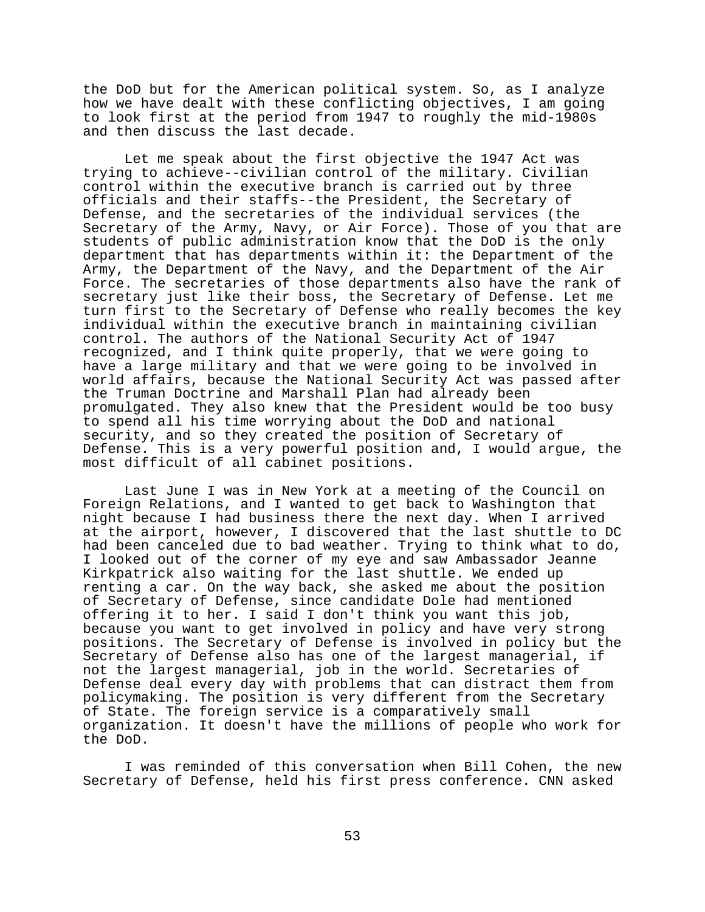the DoD but for the American political system. So, as I analyze how we have dealt with these conflicting objectives, I am going to look first at the period from 1947 to roughly the mid-1980s and then discuss the last decade.

Let me speak about the first objective the 1947 Act was trying to achieve--civilian control of the military. Civilian control within the executive branch is carried out by three officials and their staffs--the President, the Secretary of Defense, and the secretaries of the individual services (the Secretary of the Army, Navy, or Air Force). Those of you that are students of public administration know that the DoD is the only department that has departments within it: the Department of the Army, the Department of the Navy, and the Department of the Air Force. The secretaries of those departments also have the rank of secretary just like their boss, the Secretary of Defense. Let me turn first to the Secretary of Defense who really becomes the key individual within the executive branch in maintaining civilian control. The authors of the National Security Act of 1947 recognized, and I think quite properly, that we were going to have a large military and that we were going to be involved in world affairs, because the National Security Act was passed after the Truman Doctrine and Marshall Plan had already been promulgated. They also knew that the President would be too busy to spend all his time worrying about the DoD and national security, and so they created the position of Secretary of Defense. This is a very powerful position and, I would argue, the most difficult of all cabinet positions.

Last June I was in New York at a meeting of the Council on Foreign Relations, and I wanted to get back to Washington that night because I had business there the next day. When I arrived at the airport, however, I discovered that the last shuttle to DC had been canceled due to bad weather. Trying to think what to do, I looked out of the corner of my eye and saw Ambassador Jeanne Kirkpatrick also waiting for the last shuttle. We ended up renting a car. On the way back, she asked me about the position of Secretary of Defense, since candidate Dole had mentioned offering it to her. I said I don't think you want this job, because you want to get involved in policy and have very strong positions. The Secretary of Defense is involved in policy but the Secretary of Defense also has one of the largest managerial, if not the largest managerial, job in the world. Secretaries of Defense deal every day with problems that can distract them from policymaking. The position is very different from the Secretary of State. The foreign service is a comparatively small organization. It doesn't have the millions of people who work for the DoD.

I was reminded of this conversation when Bill Cohen, the new Secretary of Defense, held his first press conference. CNN asked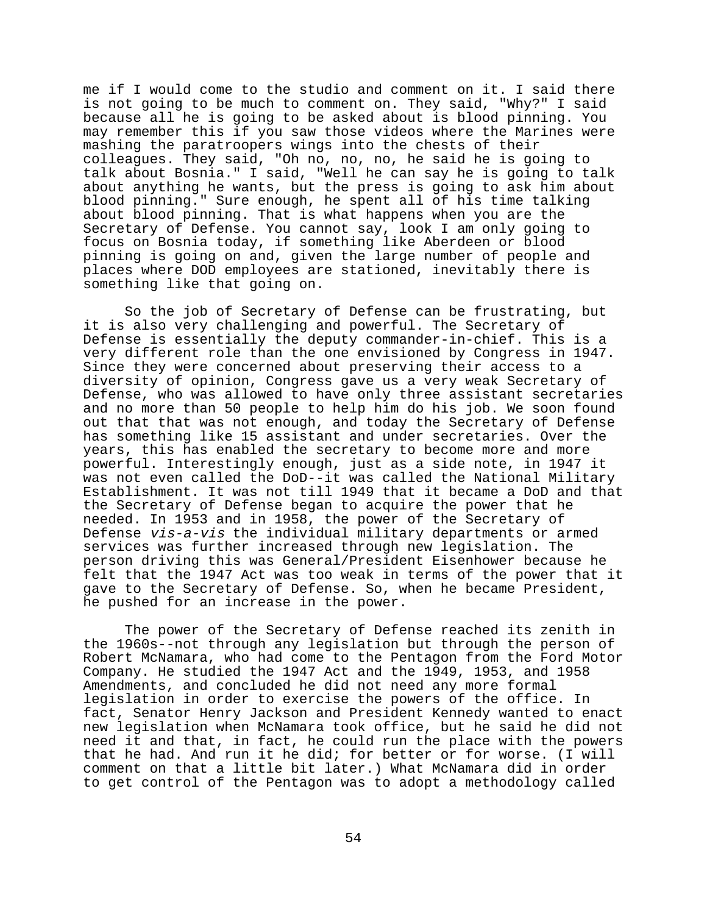me if I would come to the studio and comment on it. I said there is not going to be much to comment on. They said, "Why?" I said because all he is going to be asked about is blood pinning. You may remember this if you saw those videos where the Marines were mashing the paratroopers wings into the chests of their colleagues. They said, "Oh no, no, no, he said he is going to talk about Bosnia." I said, "Well he can say he is going to talk about anything he wants, but the press is going to ask him about blood pinning." Sure enough, he spent all of his time talking about blood pinning. That is what happens when you are the Secretary of Defense. You cannot say, look I am only going to focus on Bosnia today, if something like Aberdeen or blood pinning is going on and, given the large number of people and places where DOD employees are stationed, inevitably there is something like that going on.

So the job of Secretary of Defense can be frustrating, but it is also very challenging and powerful. The Secretary of Defense is essentially the deputy commander-in-chief. This is a very different role than the one envisioned by Congress in 1947. Since they were concerned about preserving their access to a diversity of opinion, Congress gave us a very weak Secretary of Defense, who was allowed to have only three assistant secretaries and no more than 50 people to help him do his job. We soon found out that that was not enough, and today the Secretary of Defense has something like 15 assistant and under secretaries. Over the years, this has enabled the secretary to become more and more powerful. Interestingly enough, just as a side note, in 1947 it was not even called the DoD--it was called the National Military Establishment. It was not till 1949 that it became a DoD and that the Secretary of Defense began to acquire the power that he needed. In 1953 and in 1958, the power of the Secretary of Defense *vis-a-vis* the individual military departments or armed services was further increased through new legislation. The person driving this was General/President Eisenhower because he felt that the 1947 Act was too weak in terms of the power that it gave to the Secretary of Defense. So, when he became President, he pushed for an increase in the power.

The power of the Secretary of Defense reached its zenith in the 1960s--not through any legislation but through the person of Robert McNamara, who had come to the Pentagon from the Ford Motor Company. He studied the 1947 Act and the 1949, 1953, and 1958 Amendments, and concluded he did not need any more formal legislation in order to exercise the powers of the office. In fact, Senator Henry Jackson and President Kennedy wanted to enact new legislation when McNamara took office, but he said he did not need it and that, in fact, he could run the place with the powers that he had. And run it he did; for better or for worse. (I will comment on that a little bit later.) What McNamara did in order to get control of the Pentagon was to adopt a methodology called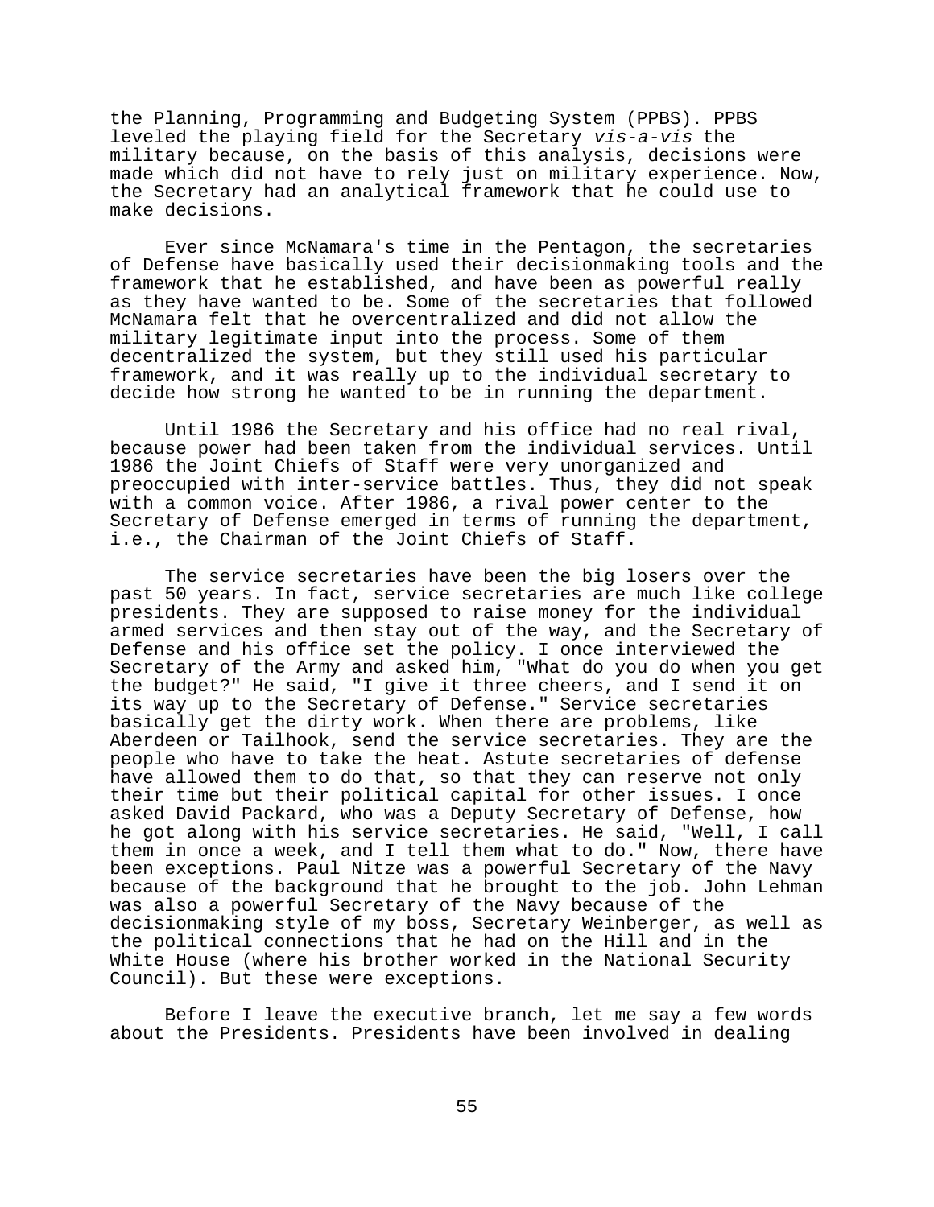the Planning, Programming and Budgeting System (PPBS). PPBS leveled the playing field for the Secretary *vis-a-vis* the military because, on the basis of this analysis, decisions were made which did not have to rely just on military experience. Now, the Secretary had an analytical framework that he could use to make decisions.

Ever since McNamara's time in the Pentagon, the secretaries of Defense have basically used their decisionmaking tools and the framework that he established, and have been as powerful really as they have wanted to be. Some of the secretaries that followed McNamara felt that he overcentralized and did not allow the military legitimate input into the process. Some of them decentralized the system, but they still used his particular framework, and it was really up to the individual secretary to decide how strong he wanted to be in running the department.

Until 1986 the Secretary and his office had no real rival, because power had been taken from the individual services. Until 1986 the Joint Chiefs of Staff were very unorganized and preoccupied with inter-service battles. Thus, they did not speak with a common voice. After 1986, a rival power center to the Secretary of Defense emerged in terms of running the department, i.e., the Chairman of the Joint Chiefs of Staff.

The service secretaries have been the big losers over the past 50 years. In fact, service secretaries are much like college presidents. They are supposed to raise money for the individual armed services and then stay out of the way, and the Secretary of Defense and his office set the policy. I once interviewed the Secretary of the Army and asked him, "What do you do when you get the budget?" He said, "I give it three cheers, and I send it on its way up to the Secretary of Defense." Service secretaries basically get the dirty work. When there are problems, like Aberdeen or Tailhook, send the service secretaries. They are the people who have to take the heat. Astute secretaries of defense have allowed them to do that, so that they can reserve not only their time but their political capital for other issues. I once asked David Packard, who was a Deputy Secretary of Defense, how he got along with his service secretaries. He said, "Well, I call them in once a week, and I tell them what to do." Now, there have been exceptions. Paul Nitze was a powerful Secretary of the Navy because of the background that he brought to the job. John Lehman was also a powerful Secretary of the Navy because of the decisionmaking style of my boss, Secretary Weinberger, as well as the political connections that he had on the Hill and in the White House (where his brother worked in the National Security Council). But these were exceptions.

Before I leave the executive branch, let me say a few words about the Presidents. Presidents have been involved in dealing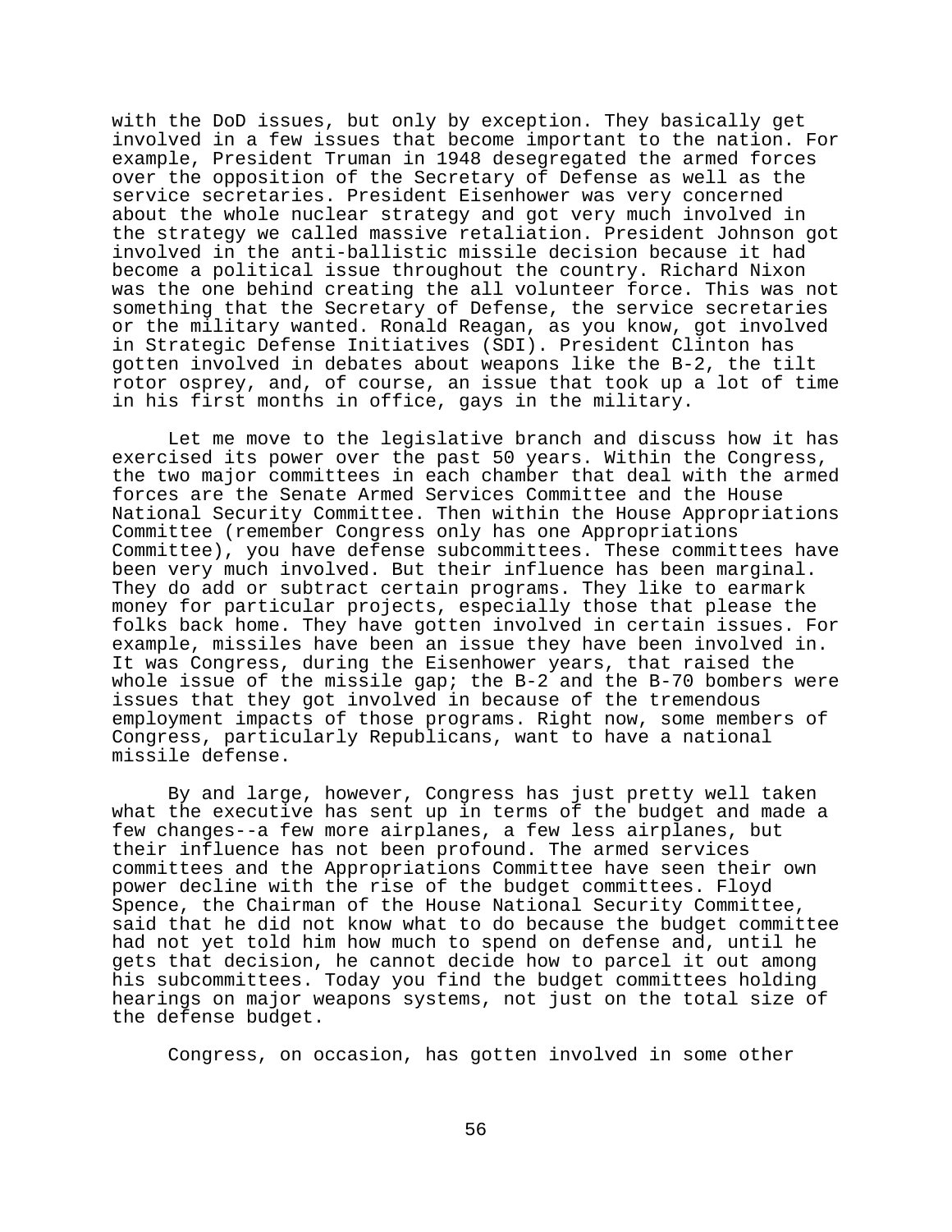with the DoD issues, but only by exception. They basically get involved in a few issues that become important to the nation. For example, President Truman in 1948 desegregated the armed forces over the opposition of the Secretary of Defense as well as the service secretaries. President Eisenhower was very concerned about the whole nuclear strategy and got very much involved in the strategy we called massive retaliation. President Johnson got involved in the anti-ballistic missile decision because it had become a political issue throughout the country. Richard Nixon was the one behind creating the all volunteer force. This was not something that the Secretary of Defense, the service secretaries or the military wanted. Ronald Reagan, as you know, got involved in Strategic Defense Initiatives (SDI). President Clinton has gotten involved in debates about weapons like the B-2, the tilt rotor osprey, and, of course, an issue that took up a lot of time in his first months in office, gays in the military.

Let me move to the legislative branch and discuss how it has exercised its power over the past 50 years. Within the Congress, the two major committees in each chamber that deal with the armed forces are the Senate Armed Services Committee and the House National Security Committee. Then within the House Appropriations Committee (remember Congress only has one Appropriations Committee), you have defense subcommittees. These committees have been very much involved. But their influence has been marginal. They do add or subtract certain programs. They like to earmark money for particular projects, especially those that please the folks back home. They have gotten involved in certain issues. For example, missiles have been an issue they have been involved in. It was Congress, during the Eisenhower years, that raised the whole issue of the missile gap; the B-2 and the B-70 bombers were issues that they got involved in because of the tremendous employment impacts of those programs. Right now, some members of Congress, particularly Republicans, want to have a national missile defense.

By and large, however, Congress has just pretty well taken what the executive has sent up in terms of the budget and made a few changes--a few more airplanes, a few less airplanes, but their influence has not been profound. The armed services committees and the Appropriations Committee have seen their own power decline with the rise of the budget committees. Floyd Spence, the Chairman of the House National Security Committee, said that he did not know what to do because the budget committee had not yet told him how much to spend on defense and, until he gets that decision, he cannot decide how to parcel it out among his subcommittees. Today you find the budget committees holding hearings on major weapons systems, not just on the total size of the defense budget.

Congress, on occasion, has gotten involved in some other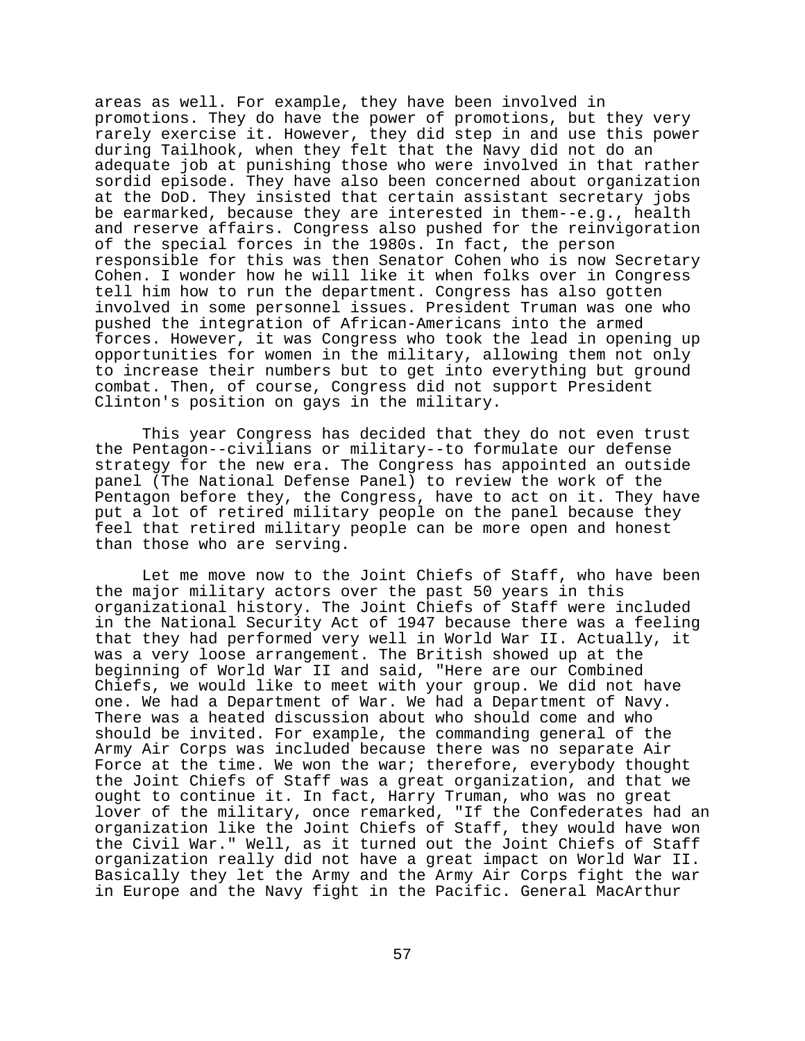areas as well. For example, they have been involved in promotions. They do have the power of promotions, but they very rarely exercise it. However, they did step in and use this power during Tailhook, when they felt that the Navy did not do an adequate job at punishing those who were involved in that rather sordid episode. They have also been concerned about organization at the DoD. They insisted that certain assistant secretary jobs be earmarked, because they are interested in them--e.g., health and reserve affairs. Congress also pushed for the reinvigoration of the special forces in the 1980s. In fact, the person responsible for this was then Senator Cohen who is now Secretary Cohen. I wonder how he will like it when folks over in Congress tell him how to run the department. Congress has also gotten involved in some personnel issues. President Truman was one who pushed the integration of African-Americans into the armed forces. However, it was Congress who took the lead in opening up opportunities for women in the military, allowing them not only to increase their numbers but to get into everything but ground combat. Then, of course, Congress did not support President Clinton's position on gays in the military.

This year Congress has decided that they do not even trust the Pentagon--civilians or military--to formulate our defense strategy for the new era. The Congress has appointed an outside panel (The National Defense Panel) to review the work of the Pentagon before they, the Congress, have to act on it. They have put a lot of retired military people on the panel because they feel that retired military people can be more open and honest than those who are serving.

Let me move now to the Joint Chiefs of Staff, who have been the major military actors over the past 50 years in this organizational history. The Joint Chiefs of Staff were included in the National Security Act of 1947 because there was a feeling that they had performed very well in World War II. Actually, it was a very loose arrangement. The British showed up at the beginning of World War II and said, "Here are our Combined Chiefs, we would like to meet with your group. We did not have one. We had a Department of War. We had a Department of Navy. There was a heated discussion about who should come and who should be invited. For example, the commanding general of the Army Air Corps was included because there was no separate Air Force at the time. We won the war; therefore, everybody thought the Joint Chiefs of Staff was a great organization, and that we ought to continue it. In fact, Harry Truman, who was no great lover of the military, once remarked, "If the Confederates had an organization like the Joint Chiefs of Staff, they would have won the Civil War." Well, as it turned out the Joint Chiefs of Staff organization really did not have a great impact on World War II. Basically they let the Army and the Army Air Corps fight the war in Europe and the Navy fight in the Pacific. General MacArthur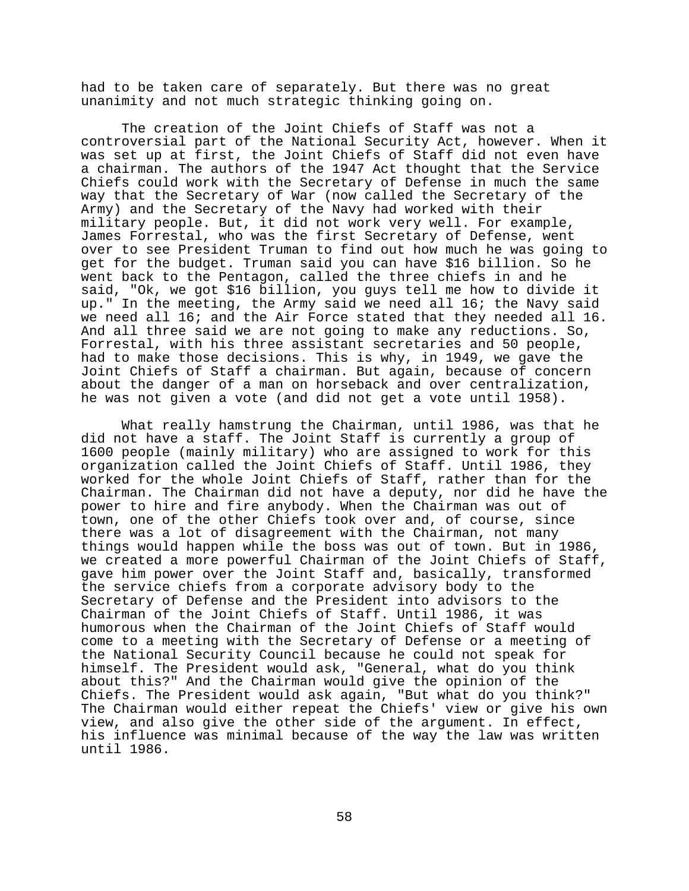had to be taken care of separately. But there was no great unanimity and not much strategic thinking going on.

The creation of the Joint Chiefs of Staff was not a controversial part of the National Security Act, however. When it was set up at first, the Joint Chiefs of Staff did not even have a chairman. The authors of the 1947 Act thought that the Service Chiefs could work with the Secretary of Defense in much the same way that the Secretary of War (now called the Secretary of the Army) and the Secretary of the Navy had worked with their military people. But, it did not work very well. For example, James Forrestal, who was the first Secretary of Defense, went over to see President Truman to find out how much he was going to get for the budget. Truman said you can have $16 billion. So he went back to the Pentagon, called the three chiefs in and he said, "Ok, we got $16 billion, you guys tell me how to divide it up." In the meeting, the Army said we need all 16; the Navy said we need all 16; and the Air Force stated that they needed all 16. And all three said we are not going to make any reductions. So, Forrestal, with his three assistant secretaries and 50 people, had to make those decisions. This is why, in 1949, we gave the Joint Chiefs of Staff a chairman. But again, because of concern about the danger of a man on horseback and over centralization, he was not given a vote (and did not get a vote until 1958).

What really hamstrung the Chairman, until 1986, was that he did not have a staff. The Joint Staff is currently a group of 1600 people (mainly military) who are assigned to work for this organization called the Joint Chiefs of Staff. Until 1986, they worked for the whole Joint Chiefs of Staff, rather than for the Chairman. The Chairman did not have a deputy, nor did he have the power to hire and fire anybody. When the Chairman was out of town, one of the other Chiefs took over and, of course, since there was a lot of disagreement with the Chairman, not many things would happen while the boss was out of town. But in 1986, we created a more powerful Chairman of the Joint Chiefs of Staff, gave him power over the Joint Staff and, basically, transformed the service chiefs from a corporate advisory body to the Secretary of Defense and the President into advisors to the Chairman of the Joint Chiefs of Staff. Until 1986, it was humorous when the Chairman of the Joint Chiefs of Staff would come to a meeting with the Secretary of Defense or a meeting of the National Security Council because he could not speak for himself. The President would ask, "General, what do you think about this?" And the Chairman would give the opinion of the Chiefs. The President would ask again, "But what do you think?" The Chairman would either repeat the Chiefs' view or give his own view, and also give the other side of the argument. In effect, his influence was minimal because of the way the law was written until 1986.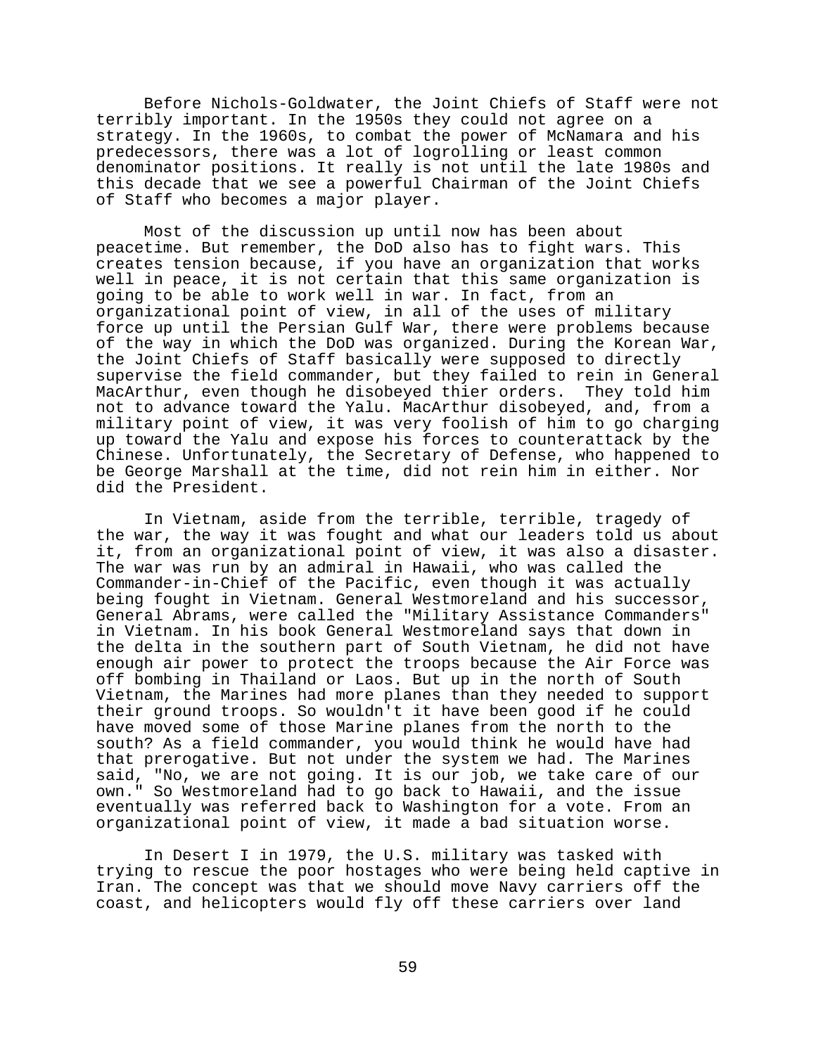Before Nichols-Goldwater, the Joint Chiefs of Staff were not terribly important. In the 1950s they could not agree on a strategy. In the 1960s, to combat the power of McNamara and his predecessors, there was a lot of logrolling or least common denominator positions. It really is not until the late 1980s and this decade that we see a powerful Chairman of the Joint Chiefs of Staff who becomes a major player.

Most of the discussion up until now has been about peacetime. But remember, the DoD also has to fight wars. This creates tension because, if you have an organization that works well in peace, it is not certain that this same organization is going to be able to work well in war. In fact, from an organizational point of view, in all of the uses of military force up until the Persian Gulf War, there were problems because of the way in which the DoD was organized. During the Korean War, the Joint Chiefs of Staff basically were supposed to directly supervise the field commander, but they failed to rein in General MacArthur, even though he disobeyed thier orders. They told him not to advance toward the Yalu. MacArthur disobeyed, and, from a military point of view, it was very foolish of him to go charging up toward the Yalu and expose his forces to counterattack by the Chinese. Unfortunately, the Secretary of Defense, who happened to be George Marshall at the time, did not rein him in either. Nor did the President.

In Vietnam, aside from the terrible, terrible, tragedy of the war, the way it was fought and what our leaders told us about it, from an organizational point of view, it was also a disaster. The war was run by an admiral in Hawaii, who was called the Commander-in-Chief of the Pacific, even though it was actually being fought in Vietnam. General Westmoreland and his successor, General Abrams, were called the "Military Assistance Commanders" in Vietnam. In his book General Westmoreland says that down in the delta in the southern part of South Vietnam, he did not have enough air power to protect the troops because the Air Force was off bombing in Thailand or Laos. But up in the north of South Vietnam, the Marines had more planes than they needed to support their ground troops. So wouldn't it have been good if he could have moved some of those Marine planes from the north to the south? As a field commander, you would think he would have had that prerogative. But not under the system we had. The Marines said, "No, we are not going. It is our job, we take care of our own." So Westmoreland had to go back to Hawaii, and the issue eventually was referred back to Washington for a vote. From an organizational point of view, it made a bad situation worse.

In Desert I in 1979, the U.S. military was tasked with trying to rescue the poor hostages who were being held captive in Iran. The concept was that we should move Navy carriers off the coast, and helicopters would fly off these carriers over land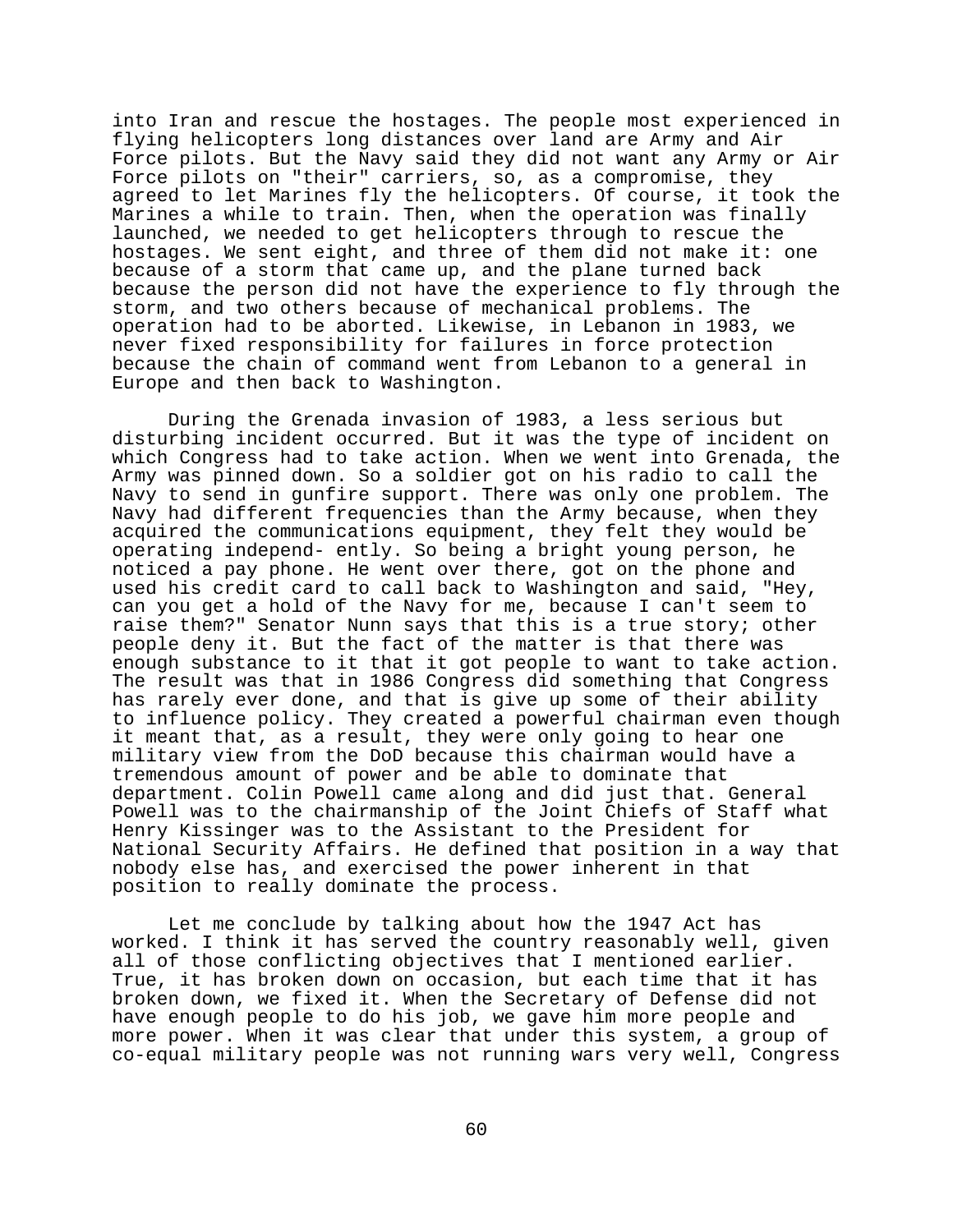into Iran and rescue the hostages. The people most experienced in flying helicopters long distances over land are Army and Air Force pilots. But the Navy said they did not want any Army or Air Force pilots on "their" carriers, so, as a compromise, they agreed to let Marines fly the helicopters. Of course, it took the Marines a while to train. Then, when the operation was finally launched, we needed to get helicopters through to rescue the hostages. We sent eight, and three of them did not make it: one because of a storm that came up, and the plane turned back because the person did not have the experience to fly through the storm, and two others because of mechanical problems. The operation had to be aborted. Likewise, in Lebanon in 1983, we never fixed responsibility for failures in force protection because the chain of command went from Lebanon to a general in Europe and then back to Washington.

During the Grenada invasion of 1983, a less serious but disturbing incident occurred. But it was the type of incident on which Congress had to take action. When we went into Grenada, the Army was pinned down. So a soldier got on his radio to call the Navy to send in gunfire support. There was only one problem. The Navy had different frequencies than the Army because, when they acquired the communications equipment, they felt they would be operating independ- ently. So being a bright young person, he noticed a pay phone. He went over there, got on the phone and used his credit card to call back to Washington and said, "Hey, can you get a hold of the Navy for me, because I can't seem to raise them?" Senator Nunn says that this is a true story; other people deny it. But the fact of the matter is that there was enough substance to it that it got people to want to take action. The result was that in 1986 Congress did something that Congress has rarely ever done, and that is give up some of their ability to influence policy. They created a powerful chairman even though it meant that, as a result, they were only going to hear one military view from the DoD because this chairman would have a tremendous amount of power and be able to dominate that department. Colin Powell came along and did just that. General Powell was to the chairmanship of the Joint Chiefs of Staff what Henry Kissinger was to the Assistant to the President for National Security Affairs. He defined that position in a way that nobody else has, and exercised the power inherent in that position to really dominate the process.

Let me conclude by talking about how the 1947 Act has worked. I think it has served the country reasonably well, given all of those conflicting objectives that I mentioned earlier. True, it has broken down on occasion, but each time that it has broken down, we fixed it. When the Secretary of Defense did not have enough people to do his job, we gave him more people and more power. When it was clear that under this system, a group of co-equal military people was not running wars very well, Congress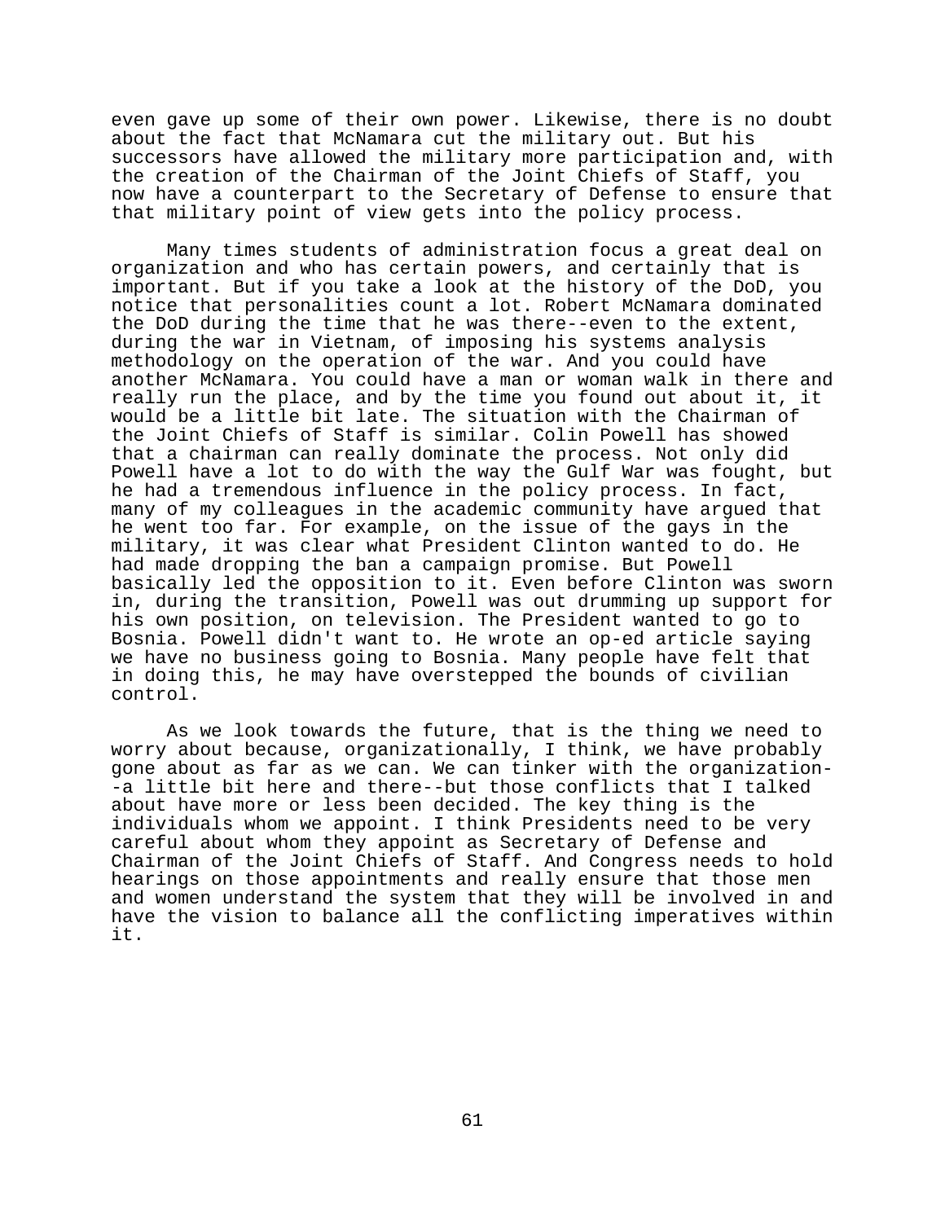even gave up some of their own power. Likewise, there is no doubt about the fact that McNamara cut the military out. But his successors have allowed the military more participation and, with the creation of the Chairman of the Joint Chiefs of Staff, you now have a counterpart to the Secretary of Defense to ensure that that military point of view gets into the policy process.

Many times students of administration focus a great deal on organization and who has certain powers, and certainly that is important. But if you take a look at the history of the DoD, you notice that personalities count a lot. Robert McNamara dominated the DoD during the time that he was there--even to the extent, during the war in Vietnam, of imposing his systems analysis methodology on the operation of the war. And you could have another McNamara. You could have a man or woman walk in there and really run the place, and by the time you found out about it, it would be a little bit late. The situation with the Chairman of the Joint Chiefs of Staff is similar. Colin Powell has showed that a chairman can really dominate the process. Not only did Powell have a lot to do with the way the Gulf War was fought, but he had a tremendous influence in the policy process. In fact, many of my colleagues in the academic community have argued that he went too far. For example, on the issue of the gays in the military, it was clear what President Clinton wanted to do. He had made dropping the ban a campaign promise. But Powell basically led the opposition to it. Even before Clinton was sworn in, during the transition, Powell was out drumming up support for his own position, on television. The President wanted to go to Bosnia. Powell didn't want to. He wrote an op-ed article saying we have no business going to Bosnia. Many people have felt that in doing this, he may have overstepped the bounds of civilian control.

As we look towards the future, that is the thing we need to worry about because, organizationally, I think, we have probably gone about as far as we can. We can tinker with the organization--a little bit here and there--but those conflicts that I talked about have more or less been decided. The key thing is the individuals whom we appoint. I think Presidents need to be very careful about whom they appoint as Secretary of Defense and Chairman of the Joint Chiefs of Staff. And Congress needs to hold hearings on those appointments and really ensure that those men and women understand the system that they will be involved in and have the vision to balance all the conflicting imperatives within it.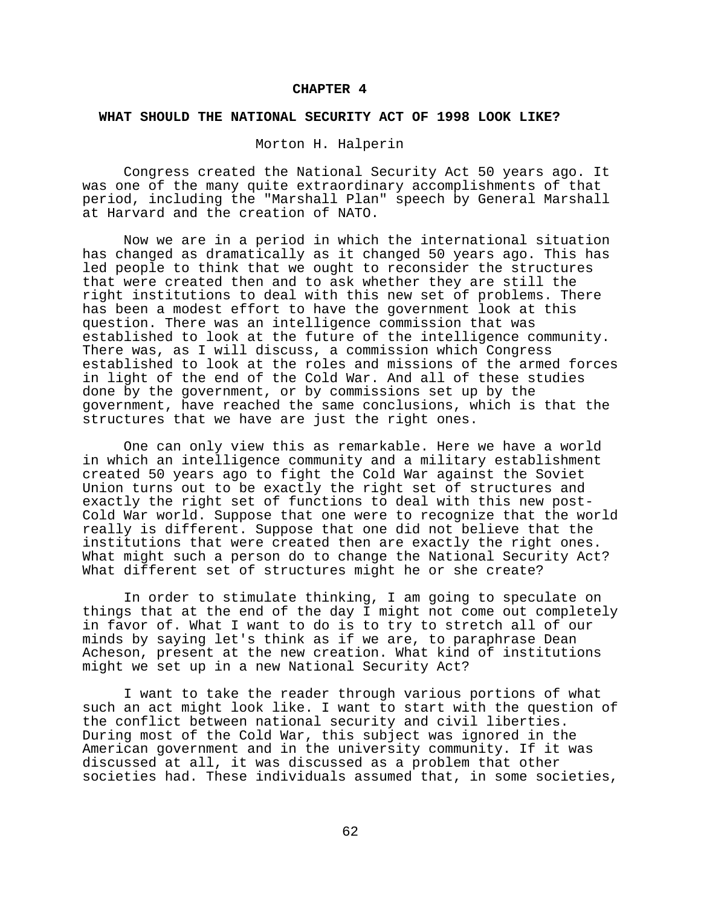# CHAPTER 4

## WHAT SHOULD THE NATIONAL SECURITY ACT OF 1998 LOOK LIKE?

Morton H. Halperin

Congress created the National Security Act 50 years ago. It was one of the many quite extraordinary accomplishments of that period, including the "Marshall Plan" speech by General Marshall at Harvard and the creation of NATO.

Now we are in a period in which the international situation has changed as dramatically as it changed 50 years ago. This has led people to think that we ought to reconsider the structures that were created then and to ask whether they are still the right institutions to deal with this new set of problems. There has been a modest effort to have the government look at this question. There was an intelligence commission that was established to look at the future of the intelligence community. There was, as I will discuss, a commission which Congress established to look at the roles and missions of the armed forces in light of the end of the Cold War. And all of these studies done by the government, or by commissions set up by the government, have reached the same conclusions, which is that the structures that we have are just the right ones.

One can only view this as remarkable. Here we have a world in which an intelligence community and a military establishment created 50 years ago to fight the Cold War against the Soviet Union turns out to be exactly the right set of structures and exactly the right set of functions to deal with this new post-Cold War world. Suppose that one were to recognize that the world really is different. Suppose that one did not believe that the institutions that were created then are exactly the right ones. What might such a person do to change the National Security Act? What different set of structures might he or she create?

In order to stimulate thinking, I am going to speculate on things that at the end of the day I might not come out completely in favor of. What I want to do is to try to stretch all of our minds by saying let's think as if we are, to paraphrase Dean Acheson, present at the new creation. What kind of institutions might we set up in a new National Security Act?

I want to take the reader through various portions of what such an act might look like. I want to start with the question of the conflict between national security and civil liberties. During most of the Cold War, this subject was ignored in the American government and in the university community. If it was discussed at all, it was discussed as a problem that other societies had. These individuals assumed that, in some societies,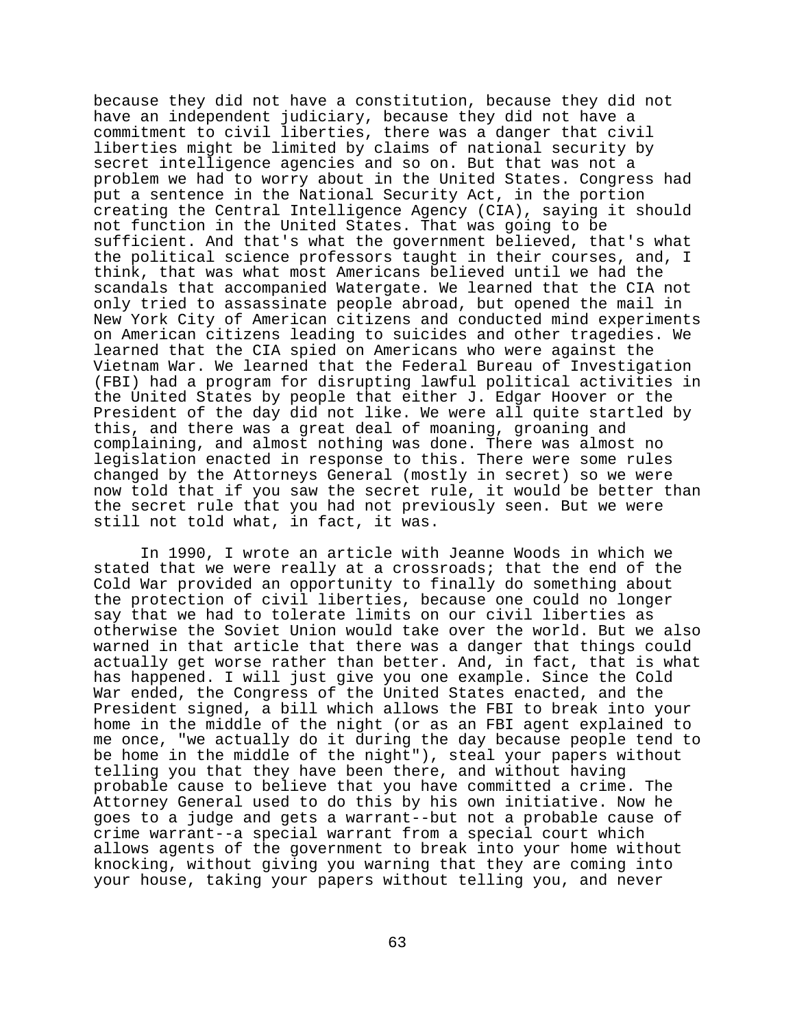because they did not have a constitution, because they did not have an independent judiciary, because they did not have a commitment to civil liberties, there was a danger that civil liberties might be limited by claims of national security by secret intelligence agencies and so on. But that was not a problem we had to worry about in the United States. Congress had put a sentence in the National Security Act, in the portion creating the Central Intelligence Agency (CIA), saying it should not function in the United States. That was going to be sufficient. And that's what the government believed, that's what the political science professors taught in their courses, and, I think, that was what most Americans believed until we had the scandals that accompanied Watergate. We learned that the CIA not only tried to assassinate people abroad, but opened the mail in New York City of American citizens and conducted mind experiments on American citizens leading to suicides and other tragedies. We learned that the CIA spied on Americans who were against the Vietnam War. We learned that the Federal Bureau of Investigation (FBI) had a program for disrupting lawful political activities in the United States by people that either J. Edgar Hoover or the President of the day did not like. We were all quite startled by this, and there was a great deal of moaning, groaning and complaining, and almost nothing was done. There was almost no legislation enacted in response to this. There were some rules changed by the Attorneys General (mostly in secret) so we were now told that if you saw the secret rule, it would be better than the secret rule that you had not previously seen. But we were still not told what, in fact, it was.

In 1990, I wrote an article with Jeanne Woods in which we stated that we were really at a crossroads; that the end of the Cold War provided an opportunity to finally do something about the protection of civil liberties, because one could no longer say that we had to tolerate limits on our civil liberties as otherwise the Soviet Union would take over the world. But we also warned in that article that there was a danger that things could actually get worse rather than better. And, in fact, that is what has happened. I will just give you one example. Since the Cold War ended, the Congress of the United States enacted, and the President signed, a bill which allows the FBI to break into your home in the middle of the night (or as an FBI agent explained to me once, "we actually do it during the day because people tend to be home in the middle of the night"), steal your papers without telling you that they have been there, and without having probable cause to believe that you have committed a crime. The Attorney General used to do this by his own initiative. Now he goes to a judge and gets a warrant--but not a probable cause of crime warrant--a special warrant from a special court which allows agents of the government to break into your home without knocking, without giving you warning that they are coming into your house, taking your papers without telling you, and never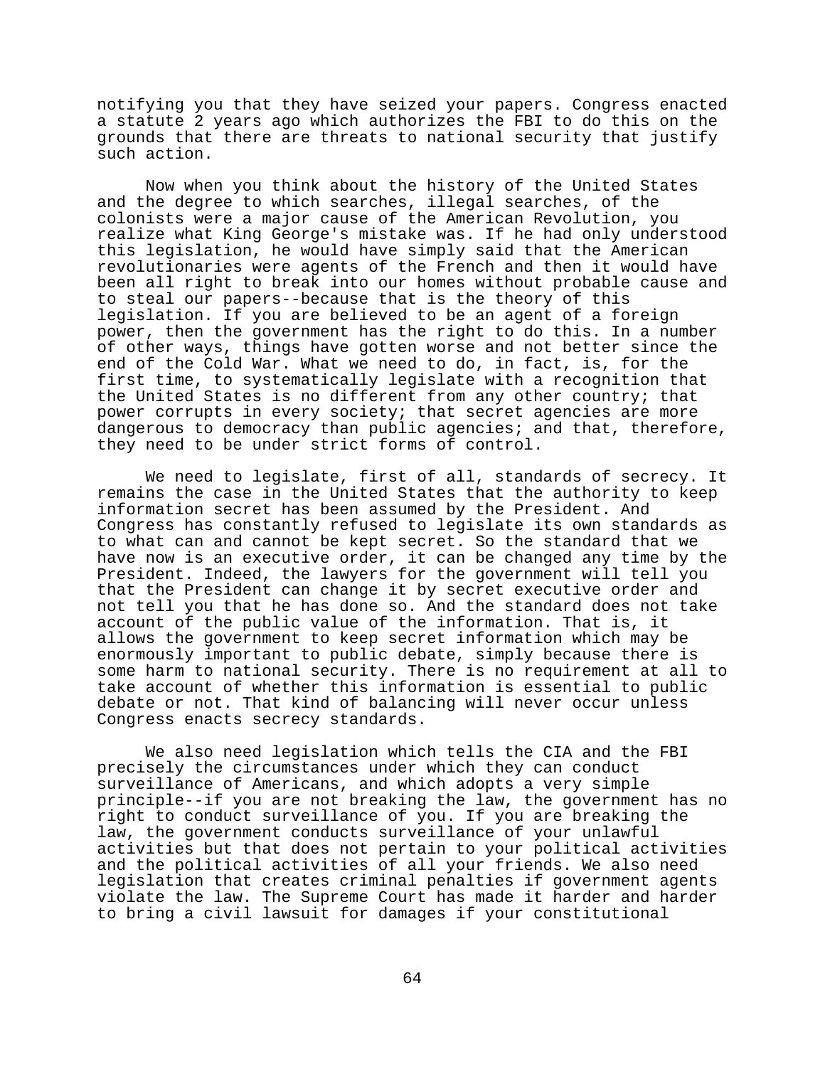notifying you that they have seized your papers. Congress enacted a statute 2 years ago which authorizes the FBI to do this on the grounds that there are threats to national security that justify such action.

Now when you think about the history of the United States and the degree to which searches, illegal searches, of the colonists were a major cause of the American Revolution, you realize what King George's mistake was. If he had only understood this legislation, he would have simply said that the American revolutionaries were agents of the French and then it would have been all right to break into our homes without probable cause and to steal our papers--because that is the theory of this legislation. If you are believed to be an agent of a foreign power, then the government has the right to do this. In a number of other ways, things have gotten worse and not better since the end of the Cold War. What we need to do, in fact, is, for the first time, to systematically legislate with a recognition that the United States is no different from any other country; that power corrupts in every society; that secret agencies are more dangerous to democracy than public agencies; and that, therefore, they need to be under strict forms of control.

We need to legislate, first of all, standards of secrecy. It remains the case in the United States that the authority to keep information secret has been assumed by the President. And Congress has constantly refused to legislate its own standards as to what can and cannot be kept secret. So the standard that we have now is an executive order, it can be changed any time by the President. Indeed, the lawyers for the government will tell you that the President can change it by secret executive order and not tell you that he has done so. And the standard does not take account of the public value of the information. That is, it allows the government to keep secret information which may be enormously important to public debate, simply because there is some harm to national security. There is no requirement at all to take account of whether this information is essential to public debate or not. That kind of balancing will never occur unless Congress enacts secrecy standards.

We also need legislation which tells the CIA and the FBI precisely the circumstances under which they can conduct surveillance of Americans, and which adopts a very simple principle--if you are not breaking the law, the government has no right to conduct surveillance of you. If you are breaking the law, the government conducts surveillance of your unlawful activities but that does not pertain to your political activities and the political activities of all your friends. We also need legislation that creates criminal penalties if government agents violate the law. The Supreme Court has made it harder and harder to bring a civil lawsuit for damages if your constitutional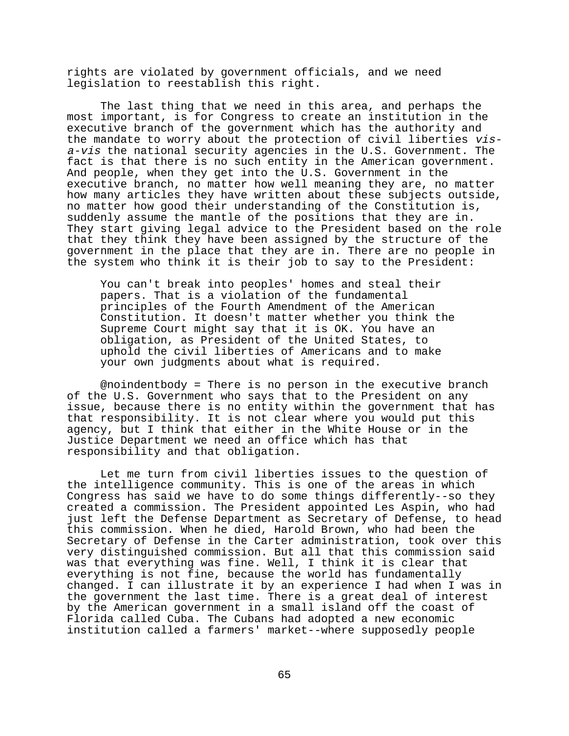rights are violated by government officials, and we need legislation to reestablish this right.

The last thing that we need in this area, and perhaps the most important, is for Congress to create an institution in the executive branch of the government which has the authority and the mandate to worry about the protection of civil liberties *vis-a-vis* the national security agencies in the U.S. Government. The fact is that there is no such entity in the American government. And people, when they get into the U.S. Government in the executive branch, no matter how well meaning they are, no matter how many articles they have written about these subjects outside, no matter how good their understanding of the Constitution is, suddenly assume the mantle of the positions that they are in. They start giving legal advice to the President based on the role that they think they have been assigned by the structure of the government in the place that they are in. There are no people in the system who think it is their job to say to the President:

> You can't break into peoples' homes and steal their papers. That is a violation of the fundamental principles of the Fourth Amendment of the American Constitution. It doesn't matter whether you think the Supreme Court might say that it is OK. You have an obligation, as President of the United States, to uphold the civil liberties of Americans and to make your own judgments about what is required.

@noindentbody = There is no person in the executive branch of the U.S. Government who says that to the President on any issue, because there is no entity within the government that has that responsibility. It is not clear where you would put this agency, but I think that either in the White House or in the Justice Department we need an office which has that responsibility and that obligation.

Let me turn from civil liberties issues to the question of the intelligence community. This is one of the areas in which Congress has said we have to do some things differently--so they created a commission. The President appointed Les Aspin, who had just left the Defense Department as Secretary of Defense, to head this commission. When he died, Harold Brown, who had been the Secretary of Defense in the Carter administration, took over this very distinguished commission. But all that this commission said was that everything was fine. Well, I think it is clear that everything is not fine, because the world has fundamentally changed. I can illustrate it by an experience I had when I was in the government the last time. There is a great deal of interest by the American government in a small island off the coast of Florida called Cuba. The Cubans had adopted a new economic institution called a farmers' market--where supposedly people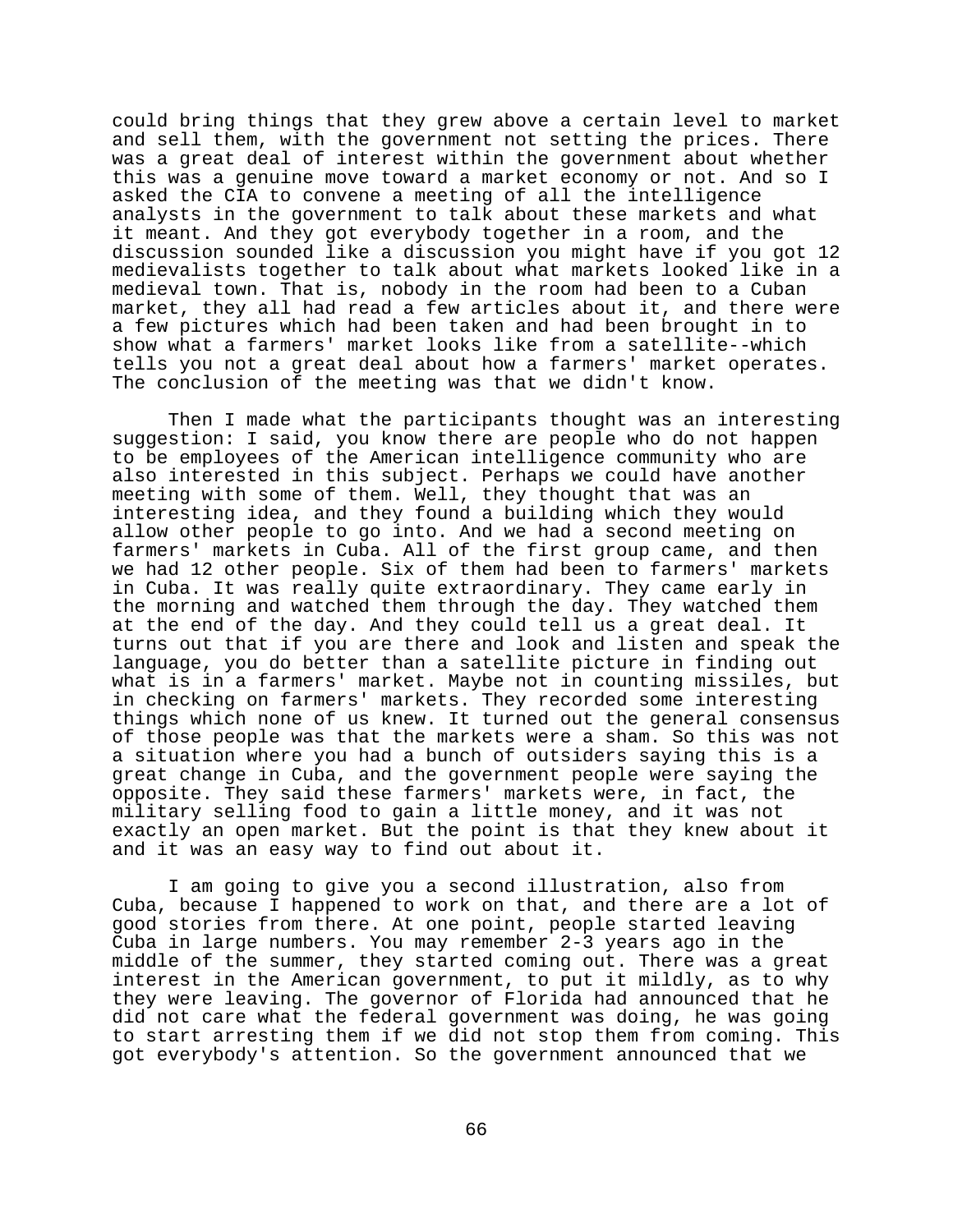could bring things that they grew above a certain level to market and sell them, with the government not setting the prices. There was a great deal of interest within the government about whether this was a genuine move toward a market economy or not. And so I asked the CIA to convene a meeting of all the intelligence analysts in the government to talk about these markets and what it meant. And they got everybody together in a room, and the discussion sounded like a discussion you might have if you got 12 medievalists together to talk about what markets looked like in a medieval town. That is, nobody in the room had been to a Cuban market, they all had read a few articles about it, and there were a few pictures which had been taken and had been brought in to show what a farmers' market looks like from a satellite--which tells you not a great deal about how a farmers' market operates. The conclusion of the meeting was that we didn't know.

Then I made what the participants thought was an interesting suggestion: I said, you know there are people who do not happen to be employees of the American intelligence community who are also interested in this subject. Perhaps we could have another meeting with some of them. Well, they thought that was an interesting idea, and they found a building which they would allow other people to go into. And we had a second meeting on farmers' markets in Cuba. All of the first group came, and then we had 12 other people. Six of them had been to farmers' markets in Cuba. It was really quite extraordinary. They came early in the morning and watched them through the day. They watched them at the end of the day. And they could tell us a great deal. It turns out that if you are there and look and listen and speak the language, you do better than a satellite picture in finding out what is in a farmers' market. Maybe not in counting missiles, but in checking on farmers' markets. They recorded some interesting things which none of us knew. It turned out the general consensus of those people was that the markets were a sham. So this was not a situation where you had a bunch of outsiders saying this is a great change in Cuba, and the government people were saying the opposite. They said these farmers' markets were, in fact, the military selling food to gain a little money, and it was not exactly an open market. But the point is that they knew about it and it was an easy way to find out about it.

I am going to give you a second illustration, also from Cuba, because I happened to work on that, and there are a lot of good stories from there. At one point, people started leaving Cuba in large numbers. You may remember 2-3 years ago in the middle of the summer, they started coming out. There was a great interest in the American government, to put it mildly, as to why they were leaving. The governor of Florida had announced that he did not care what the federal government was doing, he was going to start arresting them if we did not stop them from coming. This got everybody's attention. So the government announced that we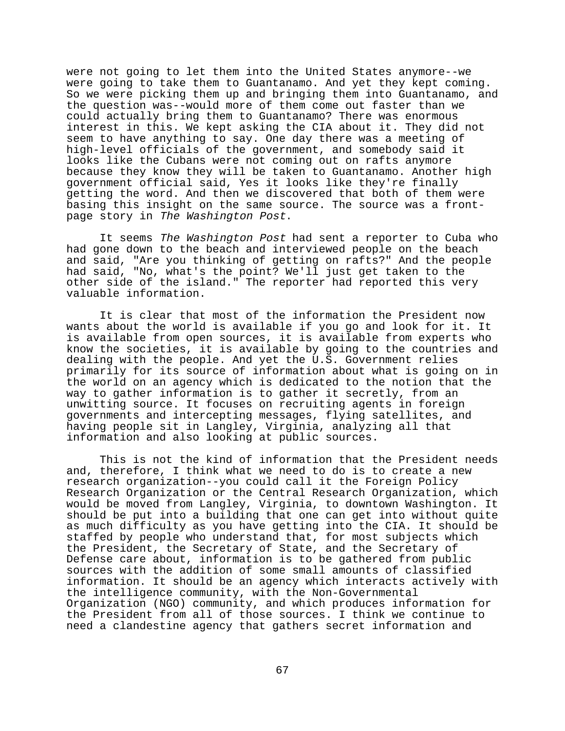were not going to let them into the United States anymore--we were going to take them to Guantanamo. And yet they kept coming. So we were picking them up and bringing them into Guantanamo, and the question was--would more of them come out faster than we could actually bring them to Guantanamo? There was enormous interest in this. We kept asking the CIA about it. They did not seem to have anything to say. One day there was a meeting of high-level officials of the government, and somebody said it looks like the Cubans were not coming out on rafts anymore because they know they will be taken to Guantanamo. Another high government official said, Yes it looks like they're finally getting the word. And then we discovered that both of them were basing this insight on the same source. The source was a front-page story in *The Washington Post*.

It seems *The Washington Post* had sent a reporter to Cuba who had gone down to the beach and interviewed people on the beach and said, "Are you thinking of getting on rafts?" And the people had said, "No, what's the point? We'll just get taken to the other side of the island." The reporter had reported this very valuable information.

It is clear that most of the information the President now wants about the world is available if you go and look for it. It is available from open sources, it is available from experts who know the societies, it is available by going to the countries and dealing with the people. And yet the U.S. Government relies primarily for its source of information about what is going on in the world on an agency which is dedicated to the notion that the way to gather information is to gather it secretly, from an unwitting source. It focuses on recruiting agents in foreign governments and intercepting messages, flying satellites, and having people sit in Langley, Virginia, analyzing all that information and also looking at public sources.

This is not the kind of information that the President needs and, therefore, I think what we need to do is to create a new research organization--you could call it the Foreign Policy Research Organization or the Central Research Organization, which would be moved from Langley, Virginia, to downtown Washington. It should be put into a building that one can get into without quite as much difficulty as you have getting into the CIA. It should be staffed by people who understand that, for most subjects which the President, the Secretary of State, and the Secretary of Defense care about, information is to be gathered from public sources with the addition of some small amounts of classified information. It should be an agency which interacts actively with the intelligence community, with the Non-Governmental Organization (NGO) community, and which produces information for the President from all of those sources. I think we continue to need a clandestine agency that gathers secret information and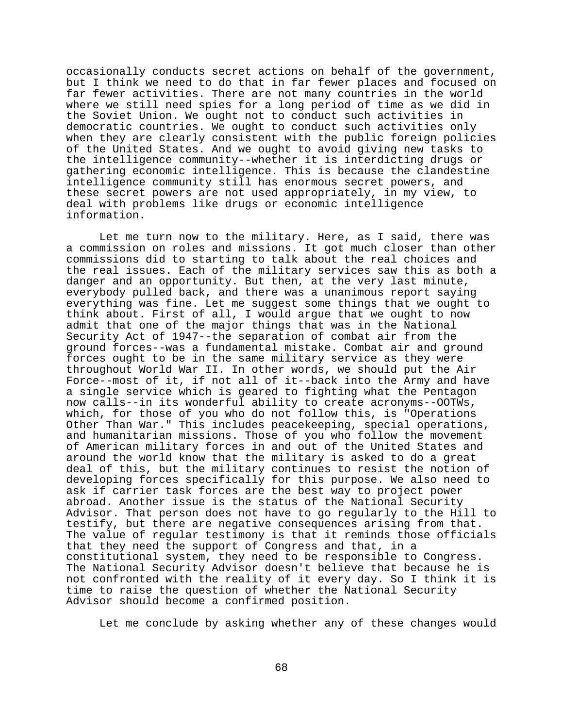occasionally conducts secret actions on behalf of the government, but I think we need to do that in far fewer places and focused on far fewer activities. There are not many countries in the world where we still need spies for a long period of time as we did in the Soviet Union. We ought not to conduct such activities in democratic countries. We ought to conduct such activities only when they are clearly consistent with the public foreign policies of the United States. And we ought to avoid giving new tasks to the intelligence community--whether it is interdicting drugs or gathering economic intelligence. This is because the clandestine intelligence community still has enormous secret powers, and these secret powers are not used appropriately, in my view, to deal with problems like drugs or economic intelligence information.

Let me turn now to the military. Here, as I said, there was a commission on roles and missions. It got much closer than other commissions did to starting to talk about the real choices and the real issues. Each of the military services saw this as both a danger and an opportunity. But then, at the very last minute, everybody pulled back, and there was a unanimous report saying everything was fine. Let me suggest some things that we ought to think about. First of all, I would argue that we ought to now admit that one of the major things that was in the National Security Act of 1947--the separation of combat air from the ground forces--was a fundamental mistake. Combat air and ground forces ought to be in the same military service as they were throughout World War II. In other words, we should put the Air Force--most of it, if not all of it--back into the Army and have a single service which is geared to fighting what the Pentagon now calls--in its wonderful ability to create acronyms--OOTWs, which, for those of you who do not follow this, is "Operations Other Than War." This includes peacekeeping, special operations, and humanitarian missions. Those of you who follow the movement of American military forces in and out of the United States and around the world know that the military is asked to do a great deal of this, but the military continues to resist the notion of developing forces specifically for this purpose. We also need to ask if carrier task forces are the best way to project power abroad. Another issue is the status of the National Security Advisor. That person does not have to go regularly to the Hill to testify, but there are negative consequences arising from that. The value of regular testimony is that it reminds those officials that they need the support of Congress and that, in a constitutional system, they need to be responsible to Congress. The National Security Advisor doesn't believe that because he is not confronted with the reality of it every day. So I think it is time to raise the question of whether the National Security Advisor should become a confirmed position.

Let me conclude by asking whether any of these changes would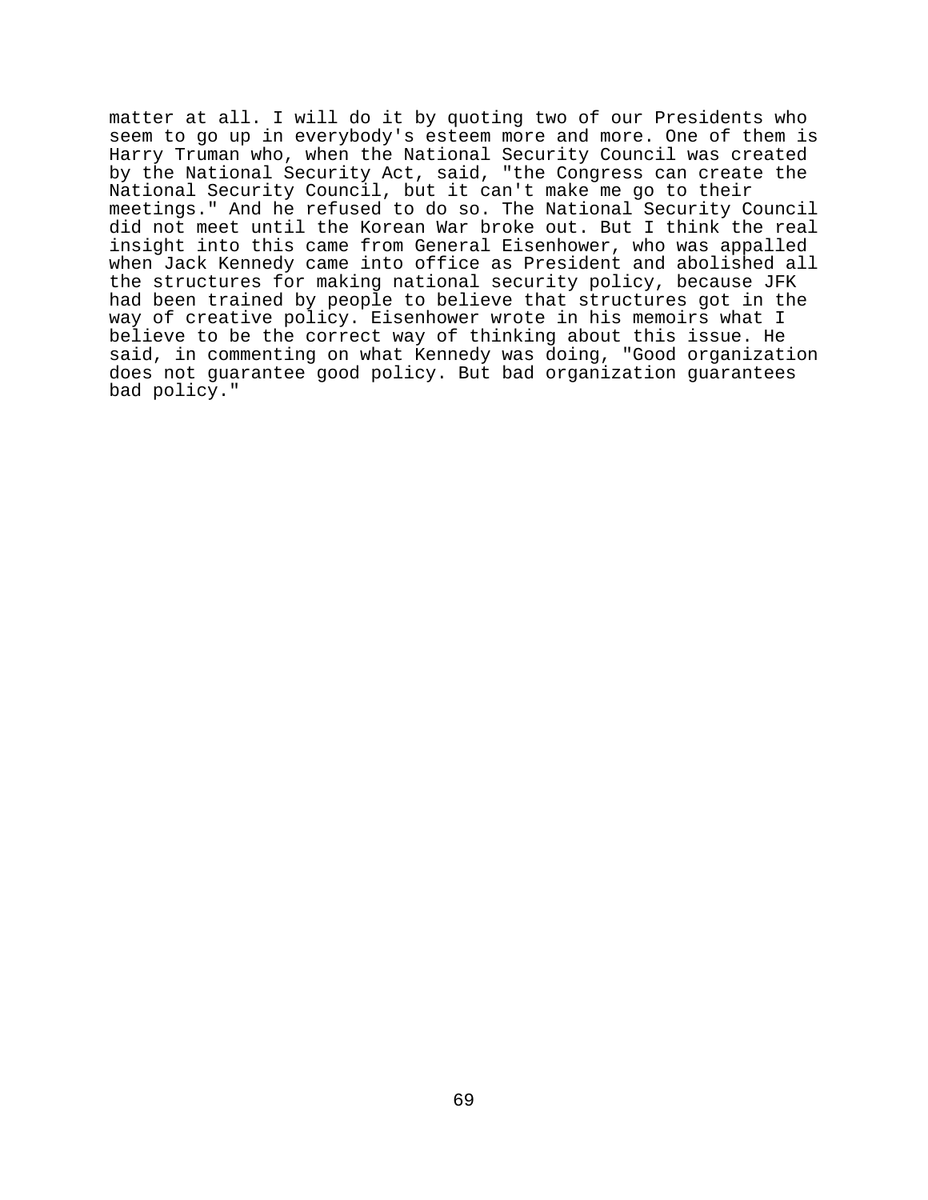matter at all. I will do it by quoting two of our Presidents who seem to go up in everybody's esteem more and more. One of them is Harry Truman who, when the National Security Council was created by the National Security Act, said, "the Congress can create the National Security Council, but it can't make me go to their meetings." And he refused to do so. The National Security Council did not meet until the Korean War broke out. But I think the real insight into this came from General Eisenhower, who was appalled when Jack Kennedy came into office as President and abolished all the structures for making national security policy, because JFK had been trained by people to believe that structures got in the way of creative policy. Eisenhower wrote in his memoirs what I believe to be the correct way of thinking about this issue. He said, in commenting on what Kennedy was doing, "Good organization does not guarantee good policy. But bad organization guarantees bad policy."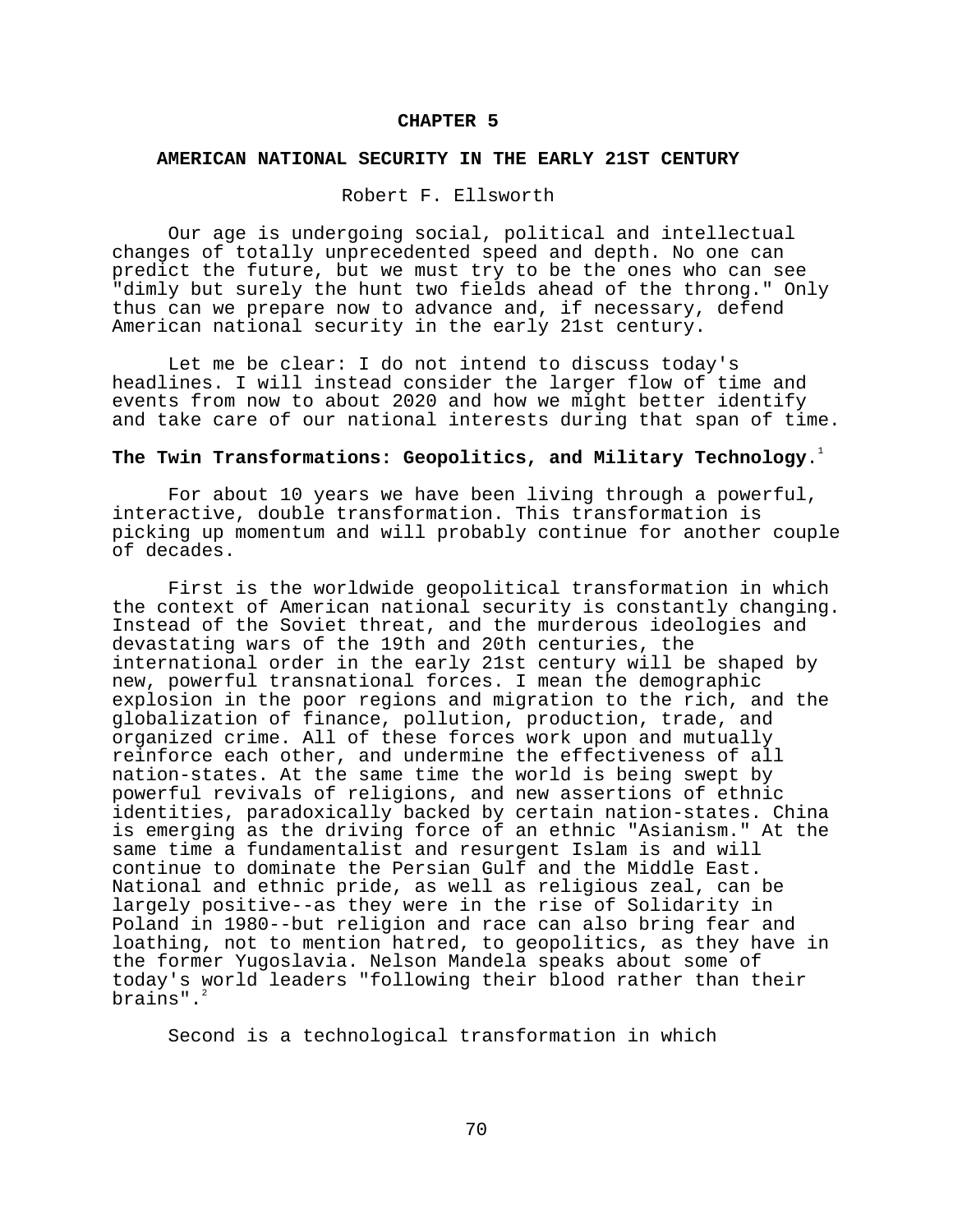# CHAPTER 5

## AMERICAN NATIONAL SECURITY IN THE EARLY 21ST CENTURY

Robert F. Ellsworth

Our age is undergoing social, political and intellectual changes of totally unprecedented speed and depth. No one can predict the future, but we must try to be the ones who can see "dimly but surely the hunt two fields ahead of the throng." Only thus can we prepare now to advance and, if necessary, defend American national security in the early 21st century.

Let me be clear: I do not intend to discuss today's headlines. I will instead consider the larger flow of time and events from now to about 2020 and how we might better identify and take care of our national interests during that span of time.

### The Twin Transformations: Geopolitics, and Military Technology.[1]

For about 10 years we have been living through a powerful, interactive, double transformation. This transformation is picking up momentum and will probably continue for another couple of decades.

First is the worldwide geopolitical transformation in which the context of American national security is constantly changing. Instead of the Soviet threat, and the murderous ideologies and devastating wars of the 19th and 20th centuries, the international order in the early 21st century will be shaped by new, powerful transnational forces. I mean the demographic explosion in the poor regions and migration to the rich, and the globalization of finance, pollution, production, trade, and organized crime. All of these forces work upon and mutually reinforce each other, and undermine the effectiveness of all nation-states. At the same time the world is being swept by powerful revivals of religions, and new assertions of ethnic identities, paradoxically backed by certain nation-states. China is emerging as the driving force of an ethnic "Asianism." At the same time a fundamentalist and resurgent Islam is and will continue to dominate the Persian Gulf and the Middle East. National and ethnic pride, as well as religious zeal, can be largely positive--as they were in the rise of Solidarity in Poland in 1980--but religion and race can also bring fear and loathing, not to mention hatred, to geopolitics, as they have in the former Yugoslavia. Nelson Mandela speaks about some of today's world leaders "following their blood rather than their brains".[2]

Second is a technological transformation in which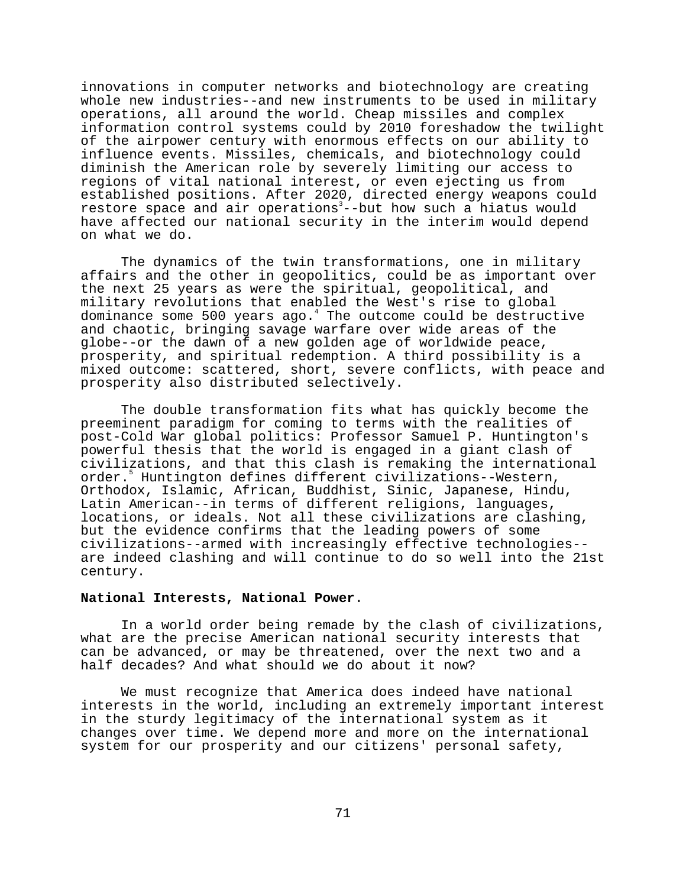innovations in computer networks and biotechnology are creating whole new industries--and new instruments to be used in military operations, all around the world. Cheap missiles and complex information control systems could by 2010 foreshadow the twilight of the airpower century with enormous effects on our ability to influence events. Missiles, chemicals, and biotechnology could diminish the American role by severely limiting our access to regions of vital national interest, or even ejecting us from established positions. After 2020, directed energy weapons could restore space and air operations[3]--but how such a hiatus would have affected our national security in the interim would depend on what we do.

The dynamics of the twin transformations, one in military affairs and the other in geopolitics, could be as important over the next 25 years as were the spiritual, geopolitical, and military revolutions that enabled the West's rise to global dominance some 500 years ago.[4] The outcome could be destructive and chaotic, bringing savage warfare over wide areas of the globe--or the dawn of a new golden age of worldwide peace, prosperity, and spiritual redemption. A third possibility is a mixed outcome: scattered, short, severe conflicts, with peace and prosperity also distributed selectively.

The double transformation fits what has quickly become the preeminent paradigm for coming to terms with the realities of post-Cold War global politics: Professor Samuel P. Huntington's powerful thesis that the world is engaged in a giant clash of civilizations, and that this clash is remaking the international order.[5] Huntington defines different civilizations--Western, Orthodox, Islamic, African, Buddhist, Sinic, Japanese, Hindu, Latin American--in terms of different religions, languages, locations, or ideals. Not all these civilizations are clashing, but the evidence confirms that the leading powers of some civilizations--armed with increasingly effective technologies--are indeed clashing and will continue to do so well into the 21st century.

**National Interests, National Power**.

In a world order being remade by the clash of civilizations, what are the precise American national security interests that can be advanced, or may be threatened, over the next two and a half decades? And what should we do about it now?

We must recognize that America does indeed have national interests in the world, including an extremely important interest in the sturdy legitimacy of the international system as it changes over time. We depend more and more on the international system for our prosperity and our citizens' personal safety,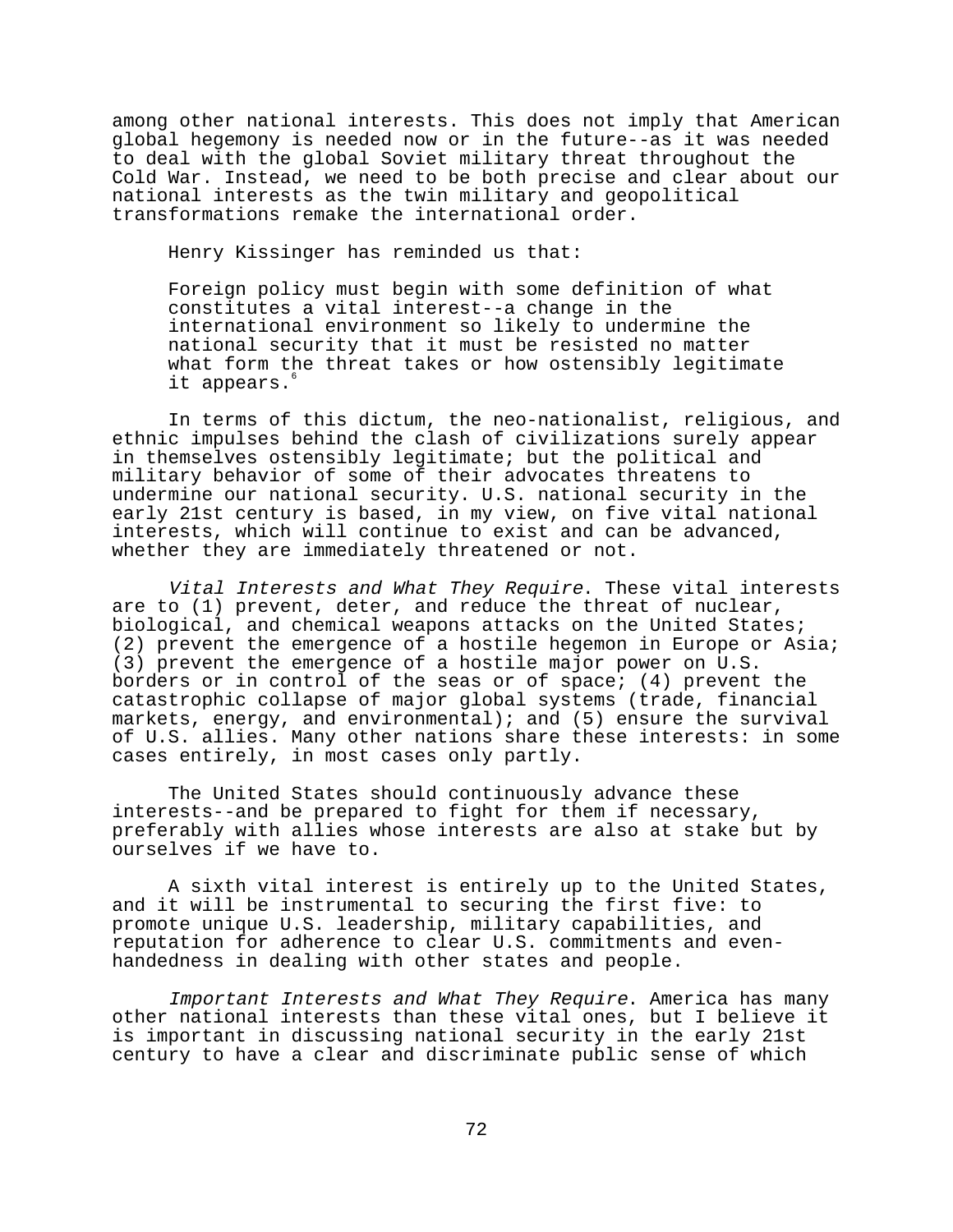among other national interests. This does not imply that American global hegemony is needed now or in the future--as it was needed to deal with the global Soviet military threat throughout the Cold War. Instead, we need to be both precise and clear about our national interests as the twin military and geopolitical transformations remake the international order.

Henry Kissinger has reminded us that:

> Foreign policy must begin with some definition of what constitutes a vital interest--a change in the international environment so likely to undermine the national security that it must be resisted no matter what form the threat takes or how ostensibly legitimate it appears.[6]

In terms of this dictum, the neo-nationalist, religious, and ethnic impulses behind the clash of civilizations surely appear in themselves ostensibly legitimate; but the political and military behavior of some of their advocates threatens to undermine our national security. U.S. national security in the early 21st century is based, in my view, on five vital national interests, which will continue to exist and can be advanced, whether they are immediately threatened or not.

*Vital Interests and What They Require*. These vital interests are to (1) prevent, deter, and reduce the threat of nuclear, biological, and chemical weapons attacks on the United States; (2) prevent the emergence of a hostile hegemon in Europe or Asia; (3) prevent the emergence of a hostile major power on U.S. borders or in control of the seas or of space; (4) prevent the catastrophic collapse of major global systems (trade, financial markets, energy, and environmental); and (5) ensure the survival of U.S. allies. Many other nations share these interests: in some cases entirely, in most cases only partly.

The United States should continuously advance these interests--and be prepared to fight for them if necessary, preferably with allies whose interests are also at stake but by ourselves if we have to.

A sixth vital interest is entirely up to the United States, and it will be instrumental to securing the first five: to promote unique U.S. leadership, military capabilities, and reputation for adherence to clear U.S. commitments and even-handedness in dealing with other states and people.

*Important Interests and What They Require*. America has many other national interests than these vital ones, but I believe it is important in discussing national security in the early 21st century to have a clear and discriminate public sense of which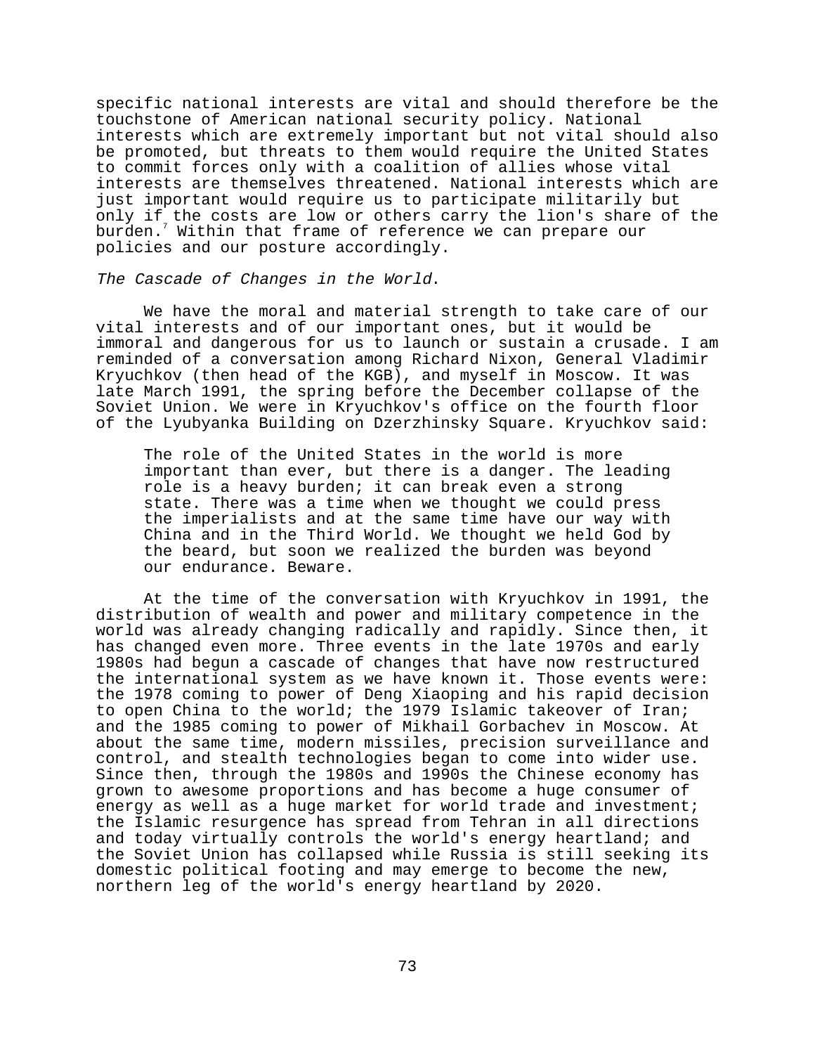specific national interests are vital and should therefore be the touchstone of American national security policy. National interests which are extremely important but not vital should also be promoted, but threats to them would require the United States to commit forces only with a coalition of allies whose vital interests are themselves threatened. National interests which are just important would require us to participate militarily but only if the costs are low or others carry the lion's share of the burden.[7] Within that frame of reference we can prepare our policies and our posture accordingly.

*The Cascade of Changes in the World*.

We have the moral and material strength to take care of our vital interests and of our important ones, but it would be immoral and dangerous for us to launch or sustain a crusade. I am reminded of a conversation among Richard Nixon, General Vladimir Kryuchkov (then head of the KGB), and myself in Moscow. It was late March 1991, the spring before the December collapse of the Soviet Union. We were in Kryuchkov's office on the fourth floor of the Lyubyanka Building on Dzerzhinsky Square. Kryuchkov said:

> The role of the United States in the world is more important than ever, but there is a danger. The leading role is a heavy burden; it can break even a strong state. There was a time when we thought we could press the imperialists and at the same time have our way with China and in the Third World. We thought we held God by the beard, but soon we realized the burden was beyond our endurance. Beware.

At the time of the conversation with Kryuchkov in 1991, the distribution of wealth and power and military competence in the world was already changing radically and rapidly. Since then, it has changed even more. Three events in the late 1970s and early 1980s had begun a cascade of changes that have now restructured the international system as we have known it. Those events were: the 1978 coming to power of Deng Xiaoping and his rapid decision to open China to the world; the 1979 Islamic takeover of Iran; and the 1985 coming to power of Mikhail Gorbachev in Moscow. At about the same time, modern missiles, precision surveillance and control, and stealth technologies began to come into wider use. Since then, through the 1980s and 1990s the Chinese economy has grown to awesome proportions and has become a huge consumer of energy as well as a huge market for world trade and investment; the Islamic resurgence has spread from Tehran in all directions and today virtually controls the world's energy heartland; and the Soviet Union has collapsed while Russia is still seeking its domestic political footing and may emerge to become the new, northern leg of the world's energy heartland by 2020.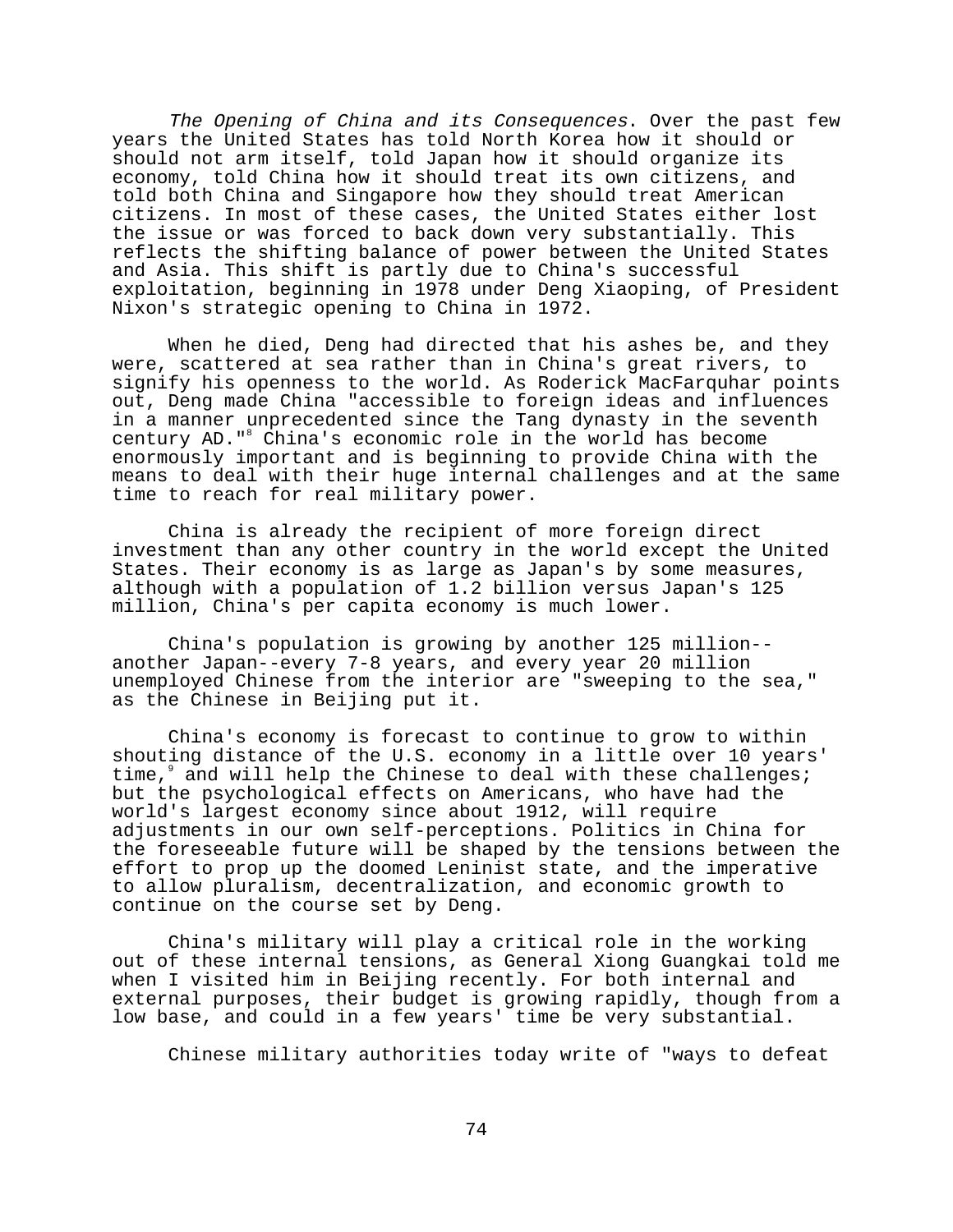*The Opening of China and its Consequences*. Over the past few years the United States has told North Korea how it should or should not arm itself, told Japan how it should organize its economy, told China how it should treat its own citizens, and told both China and Singapore how they should treat American citizens. In most of these cases, the United States either lost the issue or was forced to back down very substantially. This reflects the shifting balance of power between the United States and Asia. This shift is partly due to China's successful exploitation, beginning in 1978 under Deng Xiaoping, of President Nixon's strategic opening to China in 1972.

When he died, Deng had directed that his ashes be, and they were, scattered at sea rather than in China's great rivers, to signify his openness to the world. As Roderick MacFarquhar points out, Deng made China "accessible to foreign ideas and influences in a manner unprecedented since the Tang dynasty in the seventh century AD."[8] China's economic role in the world has become enormously important and is beginning to provide China with the means to deal with their huge internal challenges and at the same time to reach for real military power.

China is already the recipient of more foreign direct investment than any other country in the world except the United States. Their economy is as large as Japan's by some measures, although with a population of 1.2 billion versus Japan's 125 million, China's per capita economy is much lower.

China's population is growing by another 125 million--another Japan--every 7-8 years, and every year 20 million unemployed Chinese from the interior are "sweeping to the sea," as the Chinese in Beijing put it.

China's economy is forecast to continue to grow to within shouting distance of the U.S. economy in a little over 10 years' time,[9] and will help the Chinese to deal with these challenges; but the psychological effects on Americans, who have had the world's largest economy since about 1912, will require adjustments in our own self-perceptions. Politics in China for the foreseeable future will be shaped by the tensions between the effort to prop up the doomed Leninist state, and the imperative to allow pluralism, decentralization, and economic growth to continue on the course set by Deng.

China's military will play a critical role in the working out of these internal tensions, as General Xiong Guangkai told me when I visited him in Beijing recently. For both internal and external purposes, their budget is growing rapidly, though from a low base, and could in a few years' time be very substantial.

Chinese military authorities today write of "ways to defeat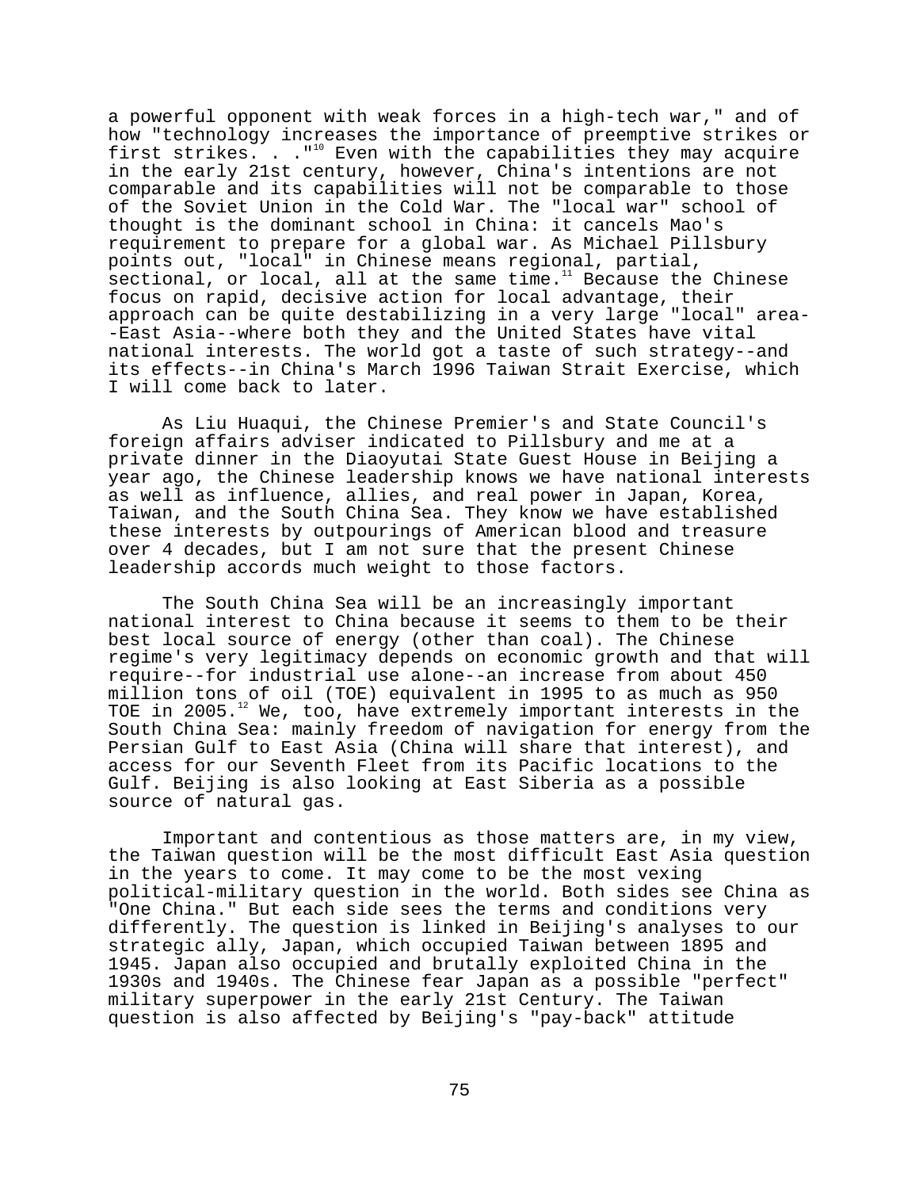a powerful opponent with weak forces in a high-tech war," and of how "technology increases the importance of preemptive strikes or first strikes. . ."[10] Even with the capabilities they may acquire in the early 21st century, however, China's intentions are not comparable and its capabilities will not be comparable to those of the Soviet Union in the Cold War. The "local war" school of thought is the dominant school in China: it cancels Mao's requirement to prepare for a global war. As Michael Pillsbury points out, "local" in Chinese means regional, partial, sectional, or local, all at the same time.[11] Because the Chinese focus on rapid, decisive action for local advantage, their approach can be quite destabilizing in a very large "local" area--East Asia--where both they and the United States have vital national interests. The world got a taste of such strategy--and its effects--in China's March 1996 Taiwan Strait Exercise, which I will come back to later.

As Liu Huaqui, the Chinese Premier's and State Council's foreign affairs adviser indicated to Pillsbury and me at a private dinner in the Diaoyutai State Guest House in Beijing a year ago, the Chinese leadership knows we have national interests as well as influence, allies, and real power in Japan, Korea, Taiwan, and the South China Sea. They know we have established these interests by outpourings of American blood and treasure over 4 decades, but I am not sure that the present Chinese leadership accords much weight to those factors.

The South China Sea will be an increasingly important national interest to China because it seems to them to be their best local source of energy (other than coal). The Chinese regime's very legitimacy depends on economic growth and that will require--for industrial use alone--an increase from about 450 million tons of oil (TOE) equivalent in 1995 to as much as 950 TOE in 2005.[12] We, too, have extremely important interests in the South China Sea: mainly freedom of navigation for energy from the Persian Gulf to East Asia (China will share that interest), and access for our Seventh Fleet from its Pacific locations to the Gulf. Beijing is also looking at East Siberia as a possible source of natural gas.

Important and contentious as those matters are, in my view, the Taiwan question will be the most difficult East Asia question in the years to come. It may come to be the most vexing political-military question in the world. Both sides see China as "One China." But each side sees the terms and conditions very differently. The question is linked in Beijing's analyses to our strategic ally, Japan, which occupied Taiwan between 1895 and 1945. Japan also occupied and brutally exploited China in the 1930s and 1940s. The Chinese fear Japan as a possible "perfect" military superpower in the early 21st Century. The Taiwan question is also affected by Beijing's "pay-back" attitude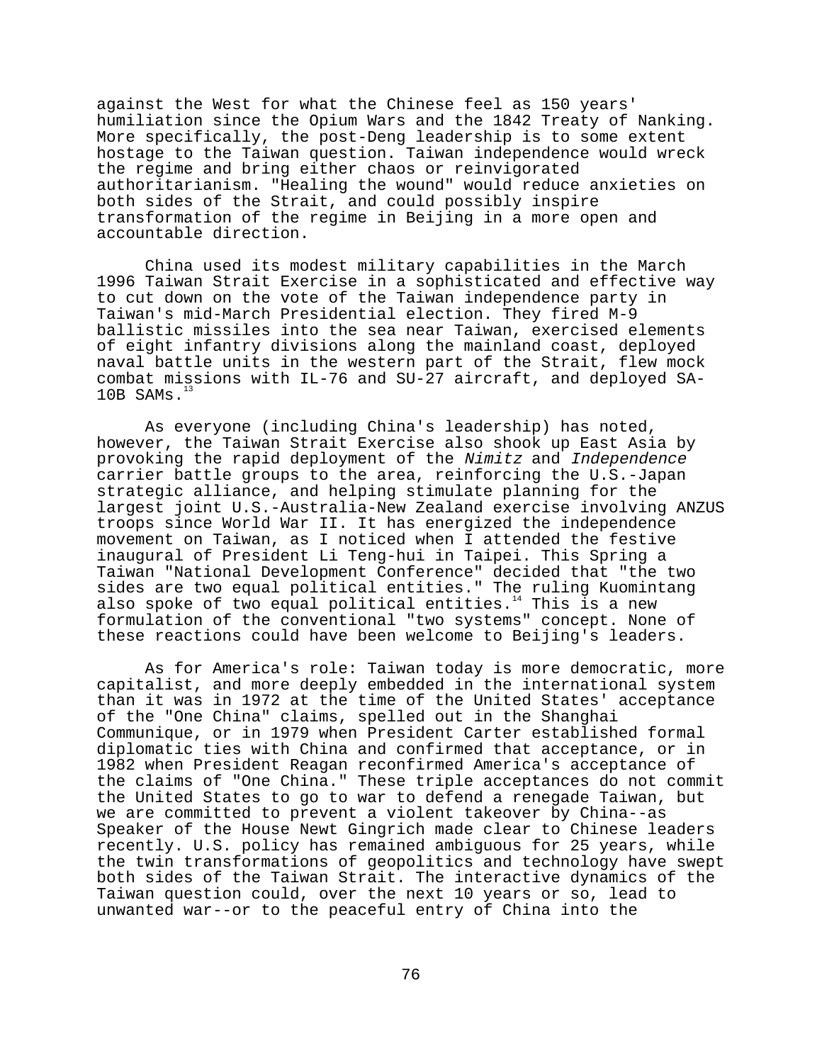against the West for what the Chinese feel as 150 years' humiliation since the Opium Wars and the 1842 Treaty of Nanking. More specifically, the post-Deng leadership is to some extent hostage to the Taiwan question. Taiwan independence would wreck the regime and bring either chaos or reinvigorated authoritarianism. "Healing the wound" would reduce anxieties on both sides of the Strait, and could possibly inspire transformation of the regime in Beijing in a more open and accountable direction.

China used its modest military capabilities in the March 1996 Taiwan Strait Exercise in a sophisticated and effective way to cut down on the vote of the Taiwan independence party in Taiwan's mid-March Presidential election. They fired M-9 ballistic missiles into the sea near Taiwan, exercised elements of eight infantry divisions along the mainland coast, deployed naval battle units in the western part of the Strait, flew mock combat missions with IL-76 and SU-27 aircraft, and deployed SA-10B SAMs.[13]

As everyone (including China's leadership) has noted, however, the Taiwan Strait Exercise also shook up East Asia by provoking the rapid deployment of the *Nimitz* and *Independence* carrier battle groups to the area, reinforcing the U.S.-Japan strategic alliance, and helping stimulate planning for the largest joint U.S.-Australia-New Zealand exercise involving ANZUS troops since World War II. It has energized the independence movement on Taiwan, as I noticed when I attended the festive inaugural of President Li Teng-hui in Taipei. This Spring a Taiwan "National Development Conference" decided that "the two sides are two equal political entities." The ruling Kuomintang also spoke of two equal political entities.[14] This is a new formulation of the conventional "two systems" concept. None of these reactions could have been welcome to Beijing's leaders.

As for America's role: Taiwan today is more democratic, more capitalist, and more deeply embedded in the international system than it was in 1972 at the time of the United States' acceptance of the "One China" claims, spelled out in the Shanghai Communique, or in 1979 when President Carter established formal diplomatic ties with China and confirmed that acceptance, or in 1982 when President Reagan reconfirmed America's acceptance of the claims of "One China." These triple acceptances do not commit the United States to go to war to defend a renegade Taiwan, but we are committed to prevent a violent takeover by China--as Speaker of the House Newt Gingrich made clear to Chinese leaders recently. U.S. policy has remained ambiguous for 25 years, while the twin transformations of geopolitics and technology have swept both sides of the Taiwan Strait. The interactive dynamics of the Taiwan question could, over the next 10 years or so, lead to unwanted war--or to the peaceful entry of China into the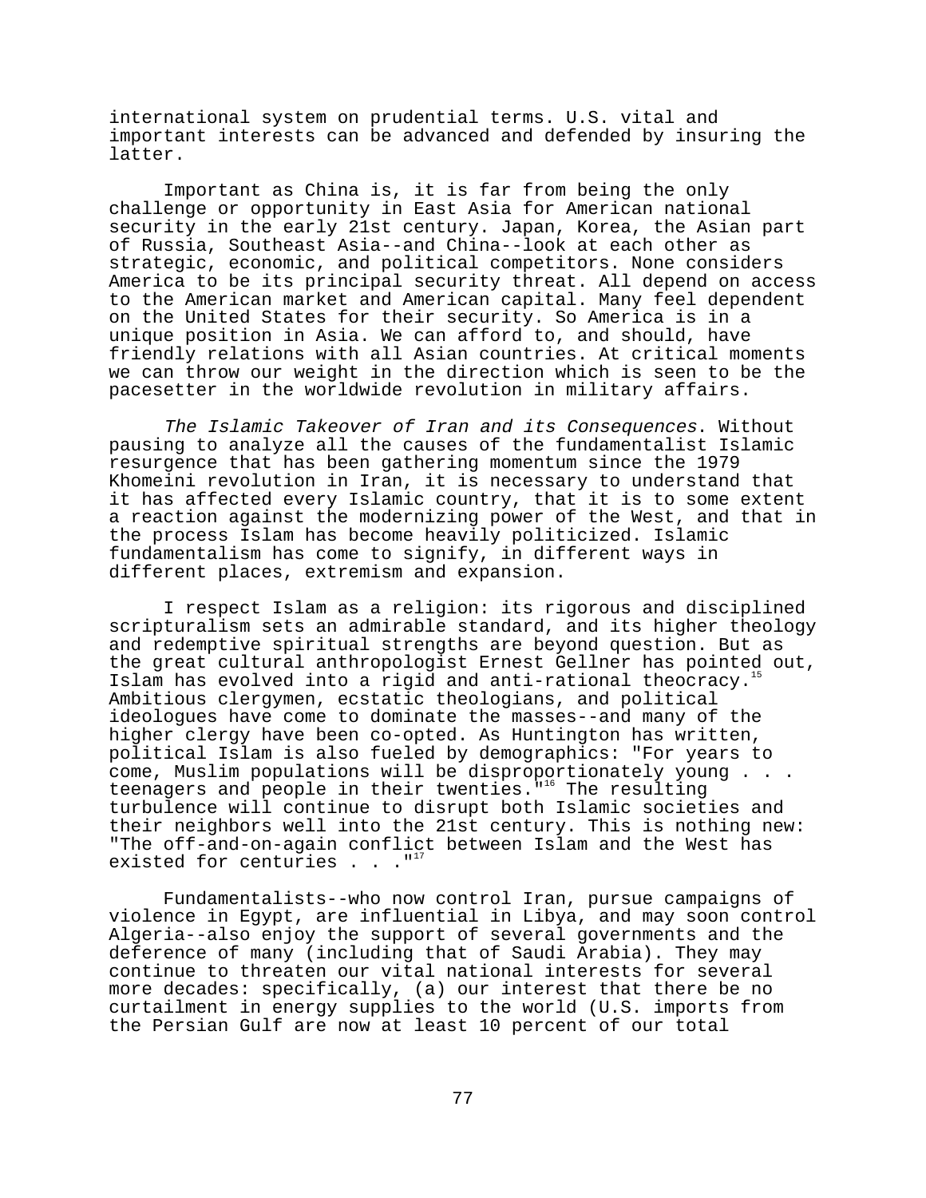international system on prudential terms. U.S. vital and important interests can be advanced and defended by insuring the latter.

Important as China is, it is far from being the only challenge or opportunity in East Asia for American national security in the early 21st century. Japan, Korea, the Asian part of Russia, Southeast Asia--and China--look at each other as strategic, economic, and political competitors. None considers America to be its principal security threat. All depend on access to the American market and American capital. Many feel dependent on the United States for their security. So America is in a unique position in Asia. We can afford to, and should, have friendly relations with all Asian countries. At critical moments we can throw our weight in the direction which is seen to be the pacesetter in the worldwide revolution in military affairs.

*The Islamic Takeover of Iran and its Consequences*. Without pausing to analyze all the causes of the fundamentalist Islamic resurgence that has been gathering momentum since the 1979 Khomeini revolution in Iran, it is necessary to understand that it has affected every Islamic country, that it is to some extent a reaction against the modernizing power of the West, and that in the process Islam has become heavily politicized. Islamic fundamentalism has come to signify, in different ways in different places, extremism and expansion.

I respect Islam as a religion: its rigorous and disciplined scripturalism sets an admirable standard, and its higher theology and redemptive spiritual strengths are beyond question. But as the great cultural anthropologist Ernest Gellner has pointed out, Islam has evolved into a rigid and anti-rational theocracy.[15] Ambitious clergymen, ecstatic theologians, and political ideologues have come to dominate the masses--and many of the higher clergy have been co-opted. As Huntington has written, political Islam is also fueled by demographics: "For years to come, Muslim populations will be disproportionately young . . . teenagers and people in their twenties."[16] The resulting turbulence will continue to disrupt both Islamic societies and their neighbors well into the 21st century. This is nothing new: "The off-and-on-again conflict between Islam and the West has existed for centuries . . ."[17]

Fundamentalists--who now control Iran, pursue campaigns of violence in Egypt, are influential in Libya, and may soon control Algeria--also enjoy the support of several governments and the deference of many (including that of Saudi Arabia). They may continue to threaten our vital national interests for several more decades: specifically, (a) our interest that there be no curtailment in energy supplies to the world (U.S. imports from the Persian Gulf are now at least 10 percent of our total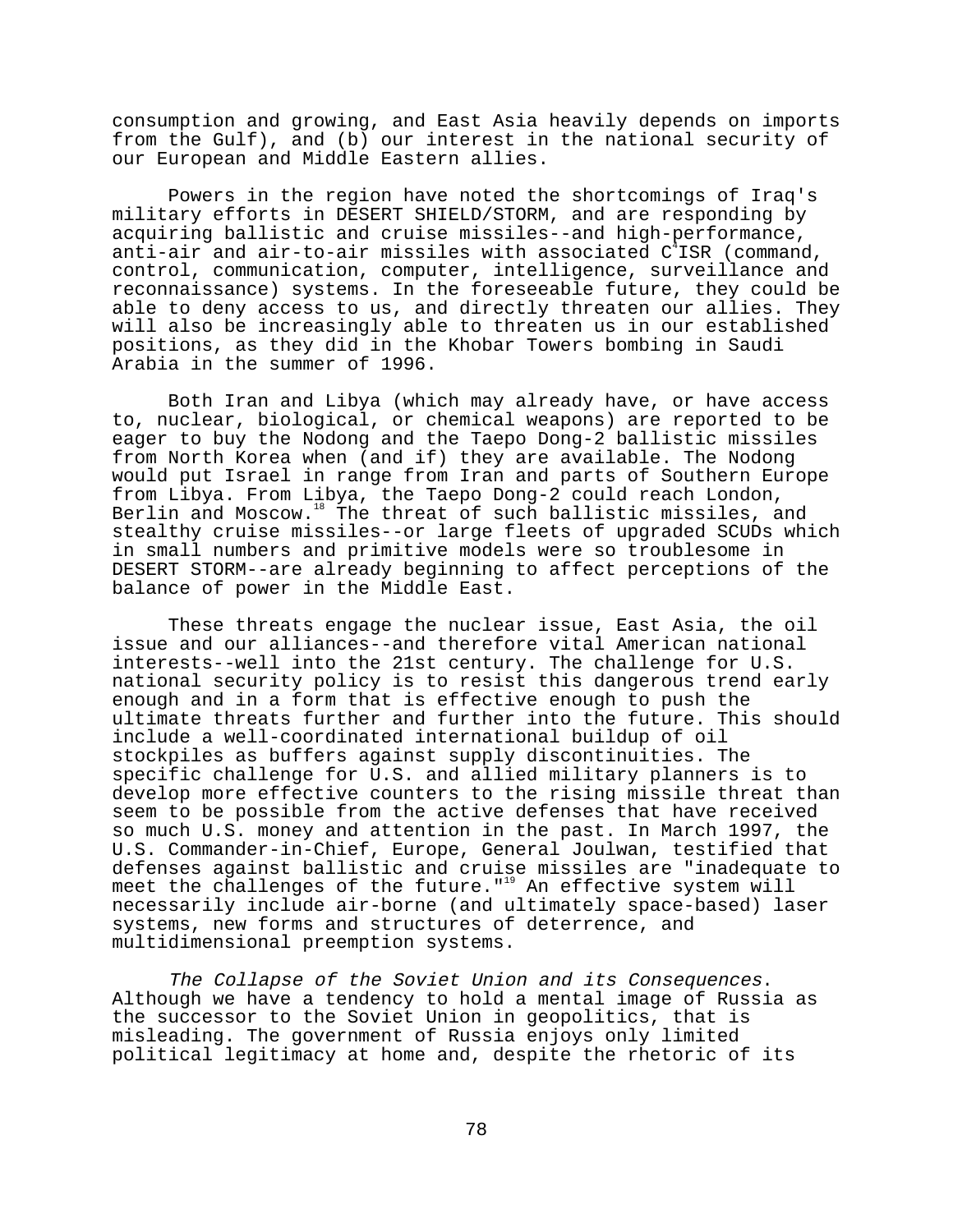consumption and growing, and East Asia heavily depends on imports from the Gulf), and (b) our interest in the national security of our European and Middle Eastern allies.

Powers in the region have noted the shortcomings of Iraq's military efforts in DESERT SHIELD/STORM, and are responding by acquiring ballistic and cruise missiles--and high-performance, anti-air and air-to-air missiles with associated $C^4$ISR (command, control, communication, computer, intelligence, surveillance and reconnaissance) systems. In the foreseeable future, they could be able to deny access to us, and directly threaten our allies. They will also be increasingly able to threaten us in our established positions, as they did in the Khobar Towers bombing in Saudi Arabia in the summer of 1996.

Both Iran and Libya (which may already have, or have access to, nuclear, biological, or chemical weapons) are reported to be eager to buy the Nodong and the Taepo Dong-2 ballistic missiles from North Korea when (and if) they are available. The Nodong would put Israel in range from Iran and parts of Southern Europe from Libya. From Libya, the Taepo Dong-2 could reach London, Berlin and Moscow.[18] The threat of such ballistic missiles, and stealthy cruise missiles--or large fleets of upgraded SCUDs which in small numbers and primitive models were so troublesome in DESERT STORM--are already beginning to affect perceptions of the balance of power in the Middle East.

These threats engage the nuclear issue, East Asia, the oil issue and our alliances--and therefore vital American national interests--well into the 21st century. The challenge for U.S. national security policy is to resist this dangerous trend early enough and in a form that is effective enough to push the ultimate threats further and further into the future. This should include a well-coordinated international buildup of oil stockpiles as buffers against supply discontinuities. The specific challenge for U.S. and allied military planners is to develop more effective counters to the rising missile threat than seem to be possible from the active defenses that have received so much U.S. money and attention in the past. In March 1997, the U.S. Commander-in-Chief, Europe, General Joulwan, testified that defenses against ballistic and cruise missiles are "inadequate to meet the challenges of the future."[19] An effective system will necessarily include air-borne (and ultimately space-based) laser systems, new forms and structures of deterrence, and multidimensional preemption systems.

*The Collapse of the Soviet Union and its Consequences*. Although we have a tendency to hold a mental image of Russia as the successor to the Soviet Union in geopolitics, that is misleading. The government of Russia enjoys only limited political legitimacy at home and, despite the rhetoric of its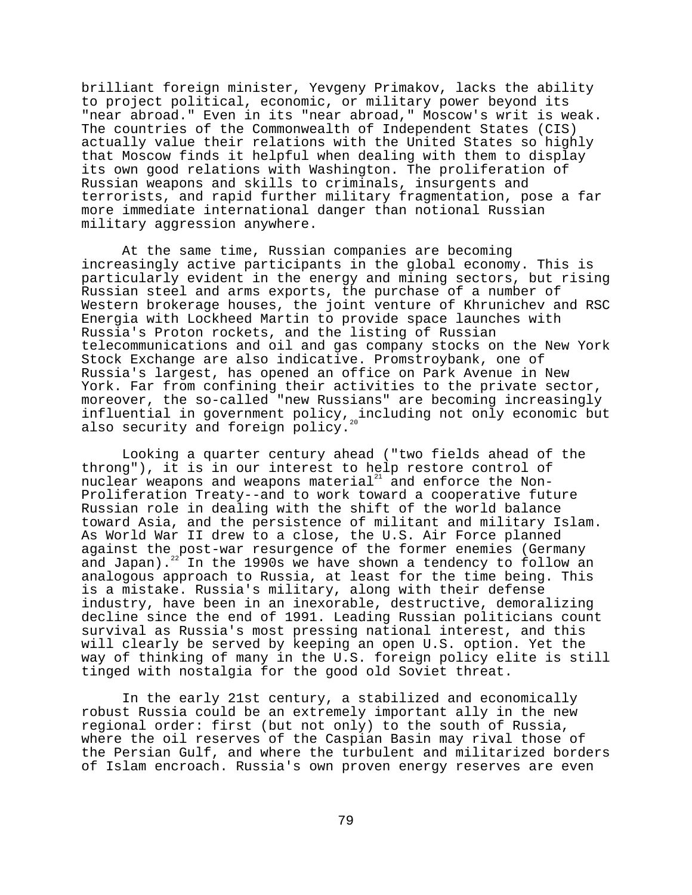brilliant foreign minister, Yevgeny Primakov, lacks the ability to project political, economic, or military power beyond its "near abroad." Even in its "near abroad," Moscow's writ is weak. The countries of the Commonwealth of Independent States (CIS) actually value their relations with the United States so highly that Moscow finds it helpful when dealing with them to display its own good relations with Washington. The proliferation of Russian weapons and skills to criminals, insurgents and terrorists, and rapid further military fragmentation, pose a far more immediate international danger than notional Russian military aggression anywhere.

At the same time, Russian companies are becoming increasingly active participants in the global economy. This is particularly evident in the energy and mining sectors, but rising Russian steel and arms exports, the purchase of a number of Western brokerage houses, the joint venture of Khrunichev and RSC Energia with Lockheed Martin to provide space launches with Russia's Proton rockets, and the listing of Russian telecommunications and oil and gas company stocks on the New York Stock Exchange are also indicative. Promstroybank, one of Russia's largest, has opened an office on Park Avenue in New York. Far from confining their activities to the private sector, moreover, the so-called "new Russians" are becoming increasingly influential in government policy, including not only economic but also security and foreign policy.[20]

Looking a quarter century ahead ("two fields ahead of the throng"), it is in our interest to help restore control of nuclear weapons and weapons material[21] and enforce the Non-Proliferation Treaty--and to work toward a cooperative future Russian role in dealing with the shift of the world balance toward Asia, and the persistence of militant and military Islam. As World War II drew to a close, the U.S. Air Force planned against the post-war resurgence of the former enemies (Germany and Japan).[22] In the 1990s we have shown a tendency to follow an analogous approach to Russia, at least for the time being. This is a mistake. Russia's military, along with their defense industry, have been in an inexorable, destructive, demoralizing decline since the end of 1991. Leading Russian politicians count survival as Russia's most pressing national interest, and this will clearly be served by keeping an open U.S. option. Yet the way of thinking of many in the U.S. foreign policy elite is still tinged with nostalgia for the good old Soviet threat.

In the early 21st century, a stabilized and economically robust Russia could be an extremely important ally in the new regional order: first (but not only) to the south of Russia, where the oil reserves of the Caspian Basin may rival those of the Persian Gulf, and where the turbulent and militarized borders of Islam encroach. Russia's own proven energy reserves are even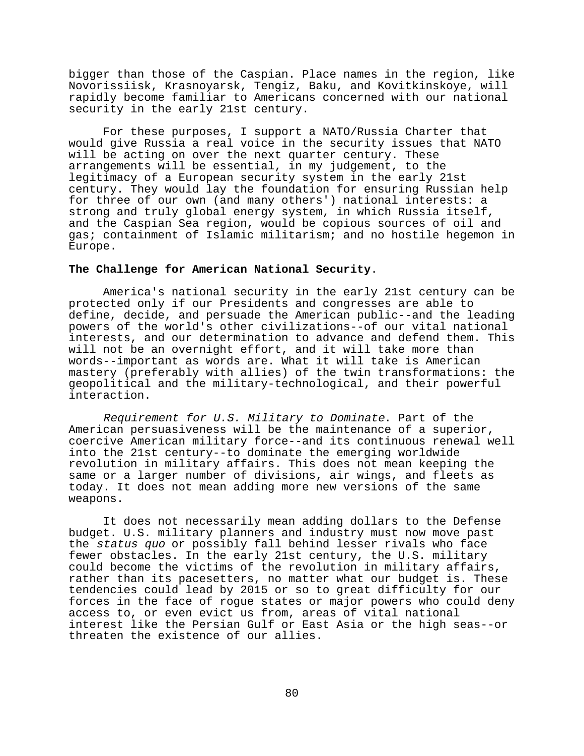bigger than those of the Caspian. Place names in the region, like Novorissiisk, Krasnoyarsk, Tengiz, Baku, and Kovitkinskoye, will rapidly become familiar to Americans concerned with our national security in the early 21st century.

For these purposes, I support a NATO/Russia Charter that would give Russia a real voice in the security issues that NATO will be acting on over the next quarter century. These arrangements will be essential, in my judgement, to the legitimacy of a European security system in the early 21st century. They would lay the foundation for ensuring Russian help for three of our own (and many others') national interests: a strong and truly global energy system, in which Russia itself, and the Caspian Sea region, would be copious sources of oil and gas; containment of Islamic militarism; and no hostile hegemon in Europe.

**The Challenge for American National Security**.

America's national security in the early 21st century can be protected only if our Presidents and congresses are able to define, decide, and persuade the American public--and the leading powers of the world's other civilizations--of our vital national interests, and our determination to advance and defend them. This will not be an overnight effort, and it will take more than words--important as words are. What it will take is American mastery (preferably with allies) of the twin transformations: the geopolitical and the military-technological, and their powerful interaction.

*Requirement for U.S. Military to Dominate*. Part of the American persuasiveness will be the maintenance of a superior, coercive American military force--and its continuous renewal well into the 21st century--to dominate the emerging worldwide revolution in military affairs. This does not mean keeping the same or a larger number of divisions, air wings, and fleets as today. It does not mean adding more new versions of the same weapons.

It does not necessarily mean adding dollars to the Defense budget. U.S. military planners and industry must now move past the *status quo* or possibly fall behind lesser rivals who face fewer obstacles. In the early 21st century, the U.S. military could become the victims of the revolution in military affairs, rather than its pacesetters, no matter what our budget is. These tendencies could lead by 2015 or so to great difficulty for our forces in the face of rogue states or major powers who could deny access to, or even evict us from, areas of vital national interest like the Persian Gulf or East Asia or the high seas--or threaten the existence of our allies.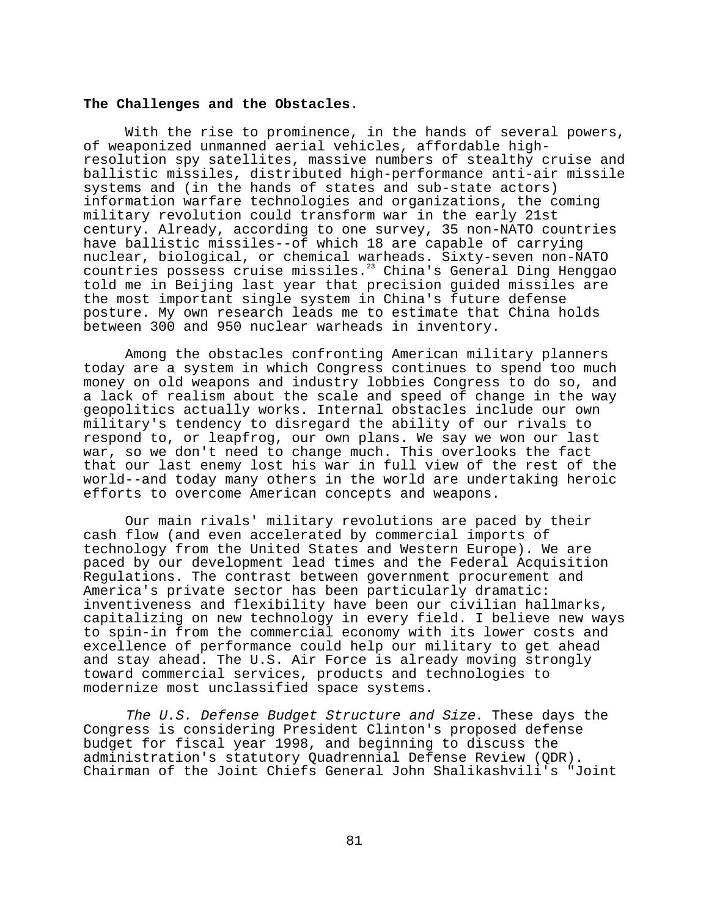**The Challenges and the Obstacles**.

With the rise to prominence, in the hands of several powers, of weaponized unmanned aerial vehicles, affordable high-resolution spy satellites, massive numbers of stealthy cruise and ballistic missiles, distributed high-performance anti-air missile systems and (in the hands of states and sub-state actors) information warfare technologies and organizations, the coming military revolution could transform war in the early 21st century. Already, according to one survey, 35 non-NATO countries have ballistic missiles--of which 18 are capable of carrying nuclear, biological, or chemical warheads. Sixty-seven non-NATO countries possess cruise missiles.[23] China's General Ding Henggao told me in Beijing last year that precision guided missiles are the most important single system in China's future defense posture. My own research leads me to estimate that China holds between 300 and 950 nuclear warheads in inventory.

Among the obstacles confronting American military planners today are a system in which Congress continues to spend too much money on old weapons and industry lobbies Congress to do so, and a lack of realism about the scale and speed of change in the way geopolitics actually works. Internal obstacles include our own military's tendency to disregard the ability of our rivals to respond to, or leapfrog, our own plans. We say we won our last war, so we don't need to change much. This overlooks the fact that our last enemy lost his war in full view of the rest of the world--and today many others in the world are undertaking heroic efforts to overcome American concepts and weapons.

Our main rivals' military revolutions are paced by their cash flow (and even accelerated by commercial imports of technology from the United States and Western Europe). We are paced by our development lead times and the Federal Acquisition Regulations. The contrast between government procurement and America's private sector has been particularly dramatic: inventiveness and flexibility have been our civilian hallmarks, capitalizing on new technology in every field. I believe new ways to spin-in from the commercial economy with its lower costs and excellence of performance could help our military to get ahead and stay ahead. The U.S. Air Force is already moving strongly toward commercial services, products and technologies to modernize most unclassified space systems.

*The U.S. Defense Budget Structure and Size*. These days the Congress is considering President Clinton's proposed defense budget for fiscal year 1998, and beginning to discuss the administration's statutory Quadrennial Defense Review (QDR). Chairman of the Joint Chiefs General John Shalikashvili's "Joint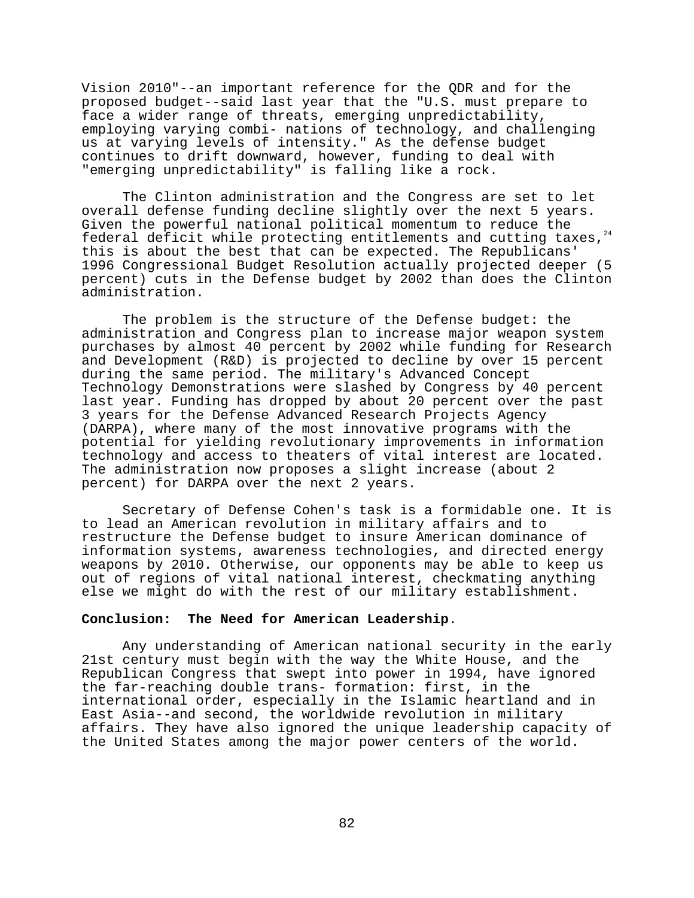Vision 2010"--an important reference for the QDR and for the proposed budget--said last year that the "U.S. must prepare to face a wider range of threats, emerging unpredictability, employing varying combi- nations of technology, and challenging us at varying levels of intensity." As the defense budget continues to drift downward, however, funding to deal with "emerging unpredictability" is falling like a rock.

The Clinton administration and the Congress are set to let overall defense funding decline slightly over the next 5 years. Given the powerful national political momentum to reduce the federal deficit while protecting entitlements and cutting taxes,[24] this is about the best that can be expected. The Republicans' 1996 Congressional Budget Resolution actually projected deeper (5 percent) cuts in the Defense budget by 2002 than does the Clinton administration.

The problem is the structure of the Defense budget: the administration and Congress plan to increase major weapon system purchases by almost 40 percent by 2002 while funding for Research and Development (R&D) is projected to decline by over 15 percent during the same period. The military's Advanced Concept Technology Demonstrations were slashed by Congress by 40 percent last year. Funding has dropped by about 20 percent over the past 3 years for the Defense Advanced Research Projects Agency (DARPA), where many of the most innovative programs with the potential for yielding revolutionary improvements in information technology and access to theaters of vital interest are located. The administration now proposes a slight increase (about 2 percent) for DARPA over the next 2 years.

Secretary of Defense Cohen's task is a formidable one. It is to lead an American revolution in military affairs and to restructure the Defense budget to insure American dominance of information systems, awareness technologies, and directed energy weapons by 2010. Otherwise, our opponents may be able to keep us out of regions of vital national interest, checkmating anything else we might do with the rest of our military establishment.

**Conclusion: The Need for American Leadership**.

Any understanding of American national security in the early 21st century must begin with the way the White House, and the Republican Congress that swept into power in 1994, have ignored the far-reaching double trans- formation: first, in the international order, especially in the Islamic heartland and in East Asia--and second, the worldwide revolution in military affairs. They have also ignored the unique leadership capacity of the United States among the major power centers of the world.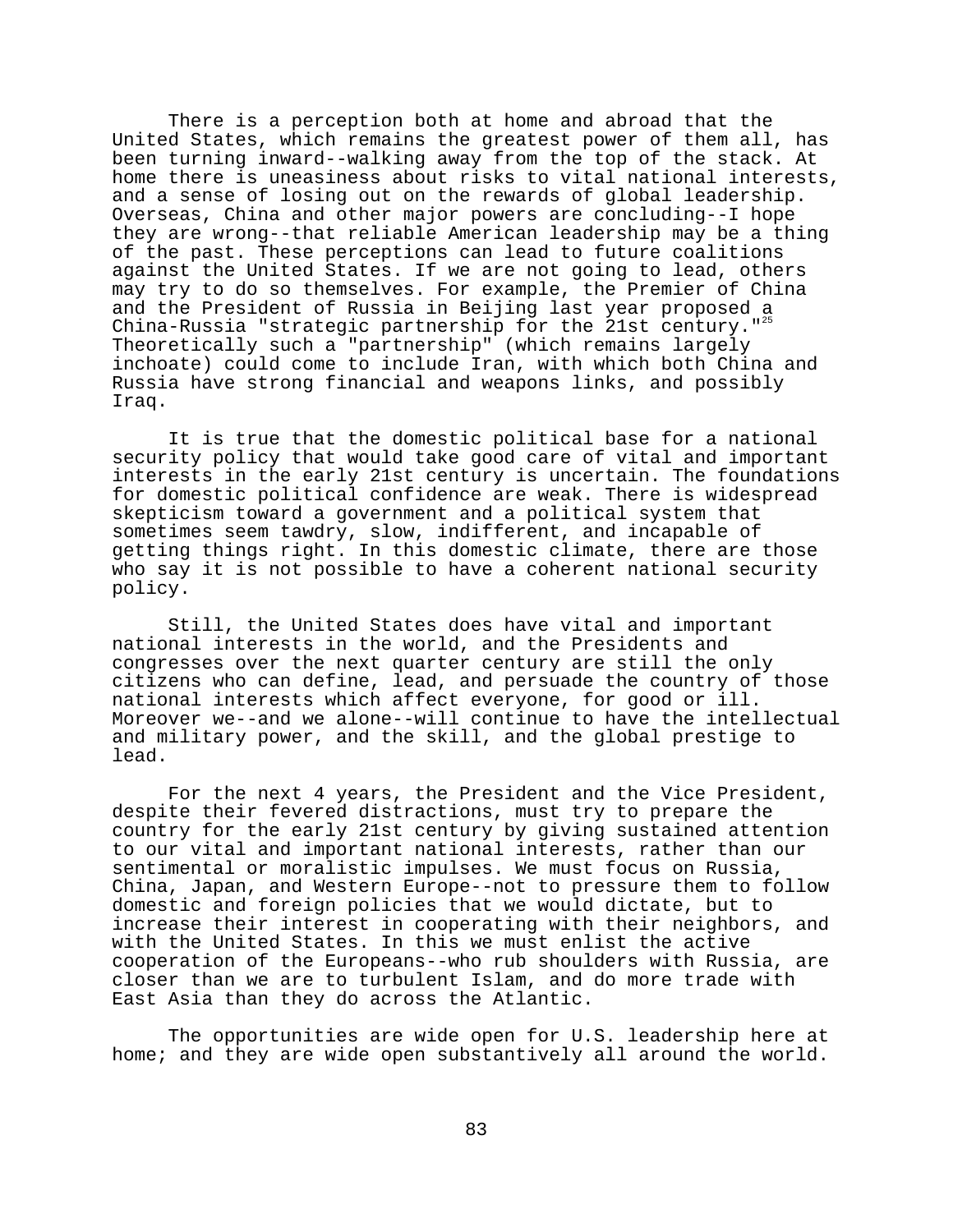There is a perception both at home and abroad that the United States, which remains the greatest power of them all, has been turning inward--walking away from the top of the stack. At home there is uneasiness about risks to vital national interests, and a sense of losing out on the rewards of global leadership. Overseas, China and other major powers are concluding--I hope they are wrong--that reliable American leadership may be a thing of the past. These perceptions can lead to future coalitions against the United States. If we are not going to lead, others may try to do so themselves. For example, the Premier of China and the President of Russia in Beijing last year proposed a China-Russia "strategic partnership for the 21st century."[25] Theoretically such a "partnership" (which remains largely inchoate) could come to include Iran, with which both China and Russia have strong financial and weapons links, and possibly Iraq.

It is true that the domestic political base for a national security policy that would take good care of vital and important interests in the early 21st century is uncertain. The foundations for domestic political confidence are weak. There is widespread skepticism toward a government and a political system that sometimes seem tawdry, slow, indifferent, and incapable of getting things right. In this domestic climate, there are those who say it is not possible to have a coherent national security policy.

Still, the United States does have vital and important national interests in the world, and the Presidents and congresses over the next quarter century are still the only citizens who can define, lead, and persuade the country of those national interests which affect everyone, for good or ill. Moreover we--and we alone--will continue to have the intellectual and military power, and the skill, and the global prestige to lead.

For the next 4 years, the President and the Vice President, despite their fevered distractions, must try to prepare the country for the early 21st century by giving sustained attention to our vital and important national interests, rather than our sentimental or moralistic impulses. We must focus on Russia, China, Japan, and Western Europe--not to pressure them to follow domestic and foreign policies that we would dictate, but to increase their interest in cooperating with their neighbors, and with the United States. In this we must enlist the active cooperation of the Europeans--who rub shoulders with Russia, are closer than we are to turbulent Islam, and do more trade with East Asia than they do across the Atlantic.

The opportunities are wide open for U.S. leadership here at home; and they are wide open substantively all around the world.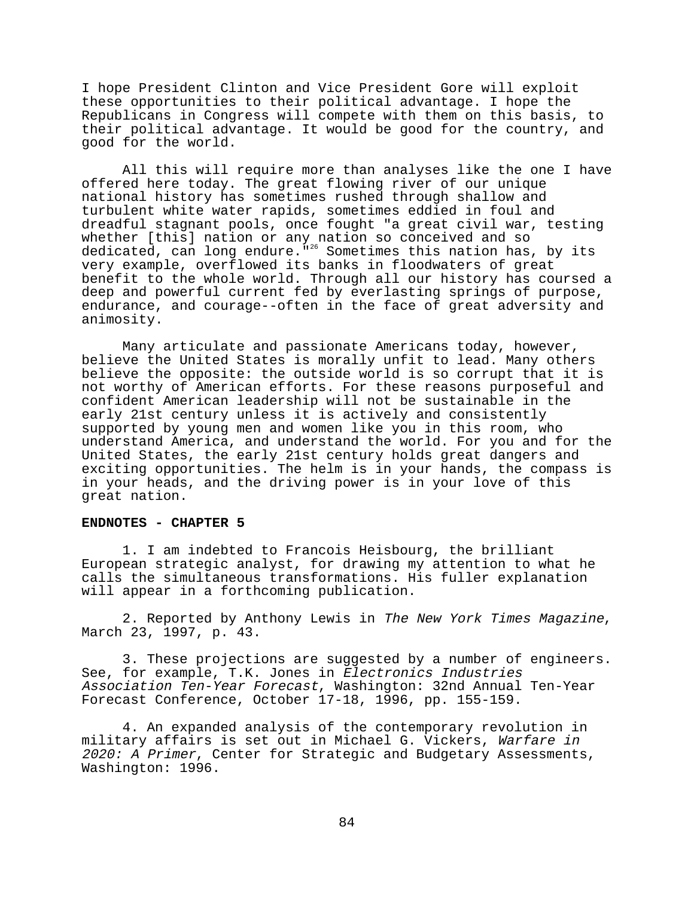I hope President Clinton and Vice President Gore will exploit these opportunities to their political advantage. I hope the Republicans in Congress will compete with them on this basis, to their political advantage. It would be good for the country, and good for the world.

All this will require more than analyses like the one I have offered here today. The great flowing river of our unique national history has sometimes rushed through shallow and turbulent white water rapids, sometimes eddied in foul and dreadful stagnant pools, once fought "a great civil war, testing whether [this] nation or any nation so conceived and so dedicated, can long endure."[26] Sometimes this nation has, by its very example, overflowed its banks in floodwaters of great benefit to the whole world. Through all our history has coursed a deep and powerful current fed by everlasting springs of purpose, endurance, and courage--often in the face of great adversity and animosity.

Many articulate and passionate Americans today, however, believe the United States is morally unfit to lead. Many others believe the opposite: the outside world is so corrupt that it is not worthy of American efforts. For these reasons purposeful and confident American leadership will not be sustainable in the early 21st century unless it is actively and consistently supported by young men and women like you in this room, who understand America, and understand the world. For you and for the United States, the early 21st century holds great dangers and exciting opportunities. The helm is in your hands, the compass is in your heads, and the driving power is in your love of this great nation.

**ENDNOTES - CHAPTER 5**

1. I am indebted to Francois Heisbourg, the brilliant European strategic analyst, for drawing my attention to what he calls the simultaneous transformations. His fuller explanation will appear in a forthcoming publication.

2. Reported by Anthony Lewis in *The New York Times Magazine*, March 23, 1997, p. 43.

3. These projections are suggested by a number of engineers. See, for example, T.K. Jones in *Electronics Industries Association Ten-Year Forecast*, Washington: 32nd Annual Ten-Year Forecast Conference, October 17-18, 1996, pp. 155-159.

4. An expanded analysis of the contemporary revolution in military affairs is set out in Michael G. Vickers, *Warfare in 2020: A Primer*, Center for Strategic and Budgetary Assessments, Washington: 1996.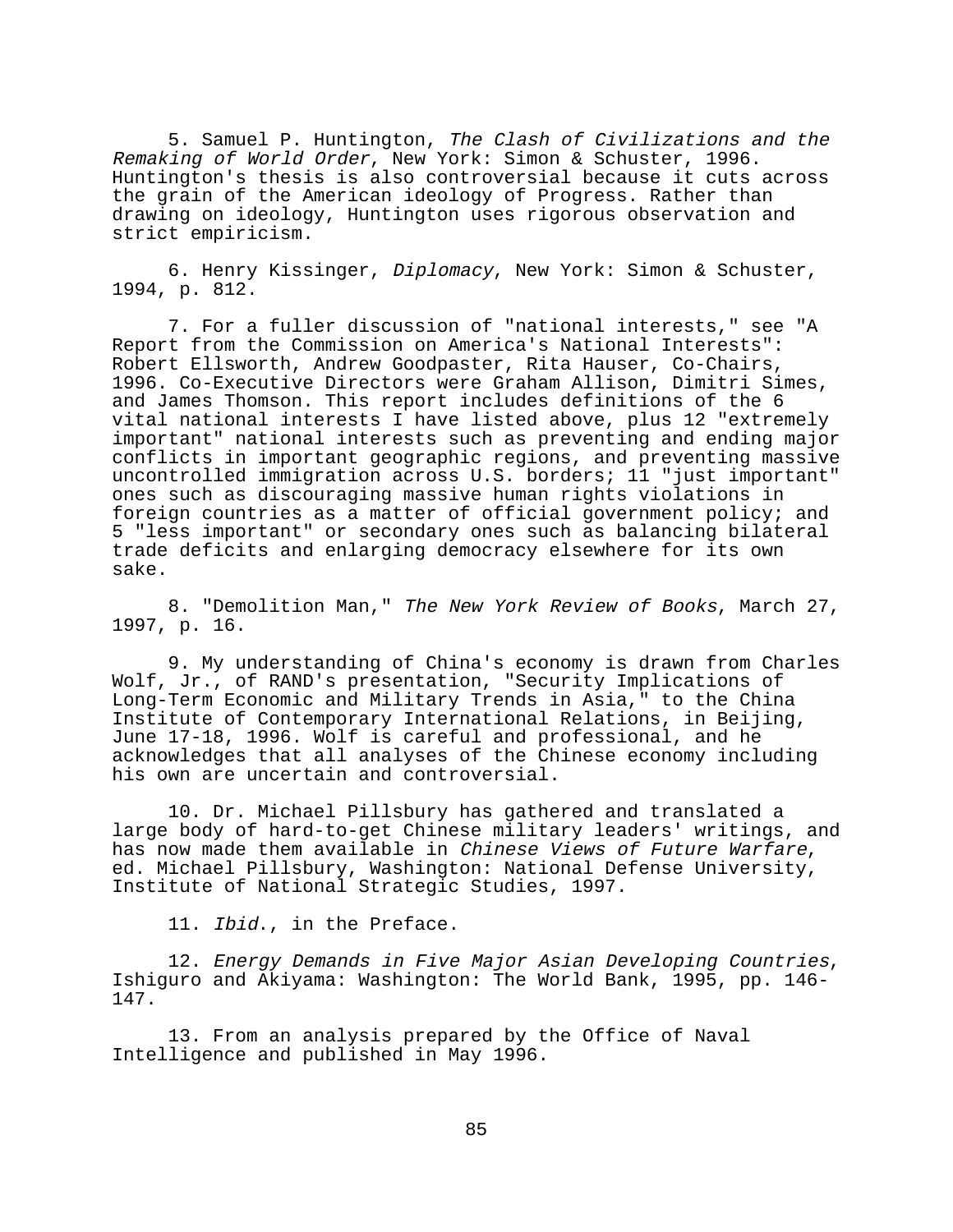5. Samuel P. Huntington, *The Clash of Civilizations and the Remaking of World Order*, New York: Simon & Schuster, 1996. Huntington's thesis is also controversial because it cuts across the grain of the American ideology of Progress. Rather than drawing on ideology, Huntington uses rigorous observation and strict empiricism.

6. Henry Kissinger, *Diplomacy*, New York: Simon & Schuster, 1994, p. 812.

7. For a fuller discussion of "national interests," see "A Report from the Commission on America's National Interests": Robert Ellsworth, Andrew Goodpaster, Rita Hauser, Co-Chairs, 1996. Co-Executive Directors were Graham Allison, Dimitri Simes, and James Thomson. This report includes definitions of the 6 vital national interests I have listed above, plus 12 "extremely important" national interests such as preventing and ending major conflicts in important geographic regions, and preventing massive uncontrolled immigration across U.S. borders; 11 "just important" ones such as discouraging massive human rights violations in foreign countries as a matter of official government policy; and 5 "less important" or secondary ones such as balancing bilateral trade deficits and enlarging democracy elsewhere for its own sake.

8. "Demolition Man," *The New York Review of Books*, March 27, 1997, p. 16.

9. My understanding of China's economy is drawn from Charles Wolf, Jr., of RAND's presentation, "Security Implications of Long-Term Economic and Military Trends in Asia," to the China Institute of Contemporary International Relations, in Beijing, June 17-18, 1996. Wolf is careful and professional, and he acknowledges that all analyses of the Chinese economy including his own are uncertain and controversial.

10. Dr. Michael Pillsbury has gathered and translated a large body of hard-to-get Chinese military leaders' writings, and has now made them available in *Chinese Views of Future Warfare*, ed. Michael Pillsbury, Washington: National Defense University, Institute of National Strategic Studies, 1997.

11. *Ibid*., in the Preface.

12. *Energy Demands in Five Major Asian Developing Countries*, Ishiguro and Akiyama: Washington: The World Bank, 1995, pp. 146-147.

13. From an analysis prepared by the Office of Naval Intelligence and published in May 1996.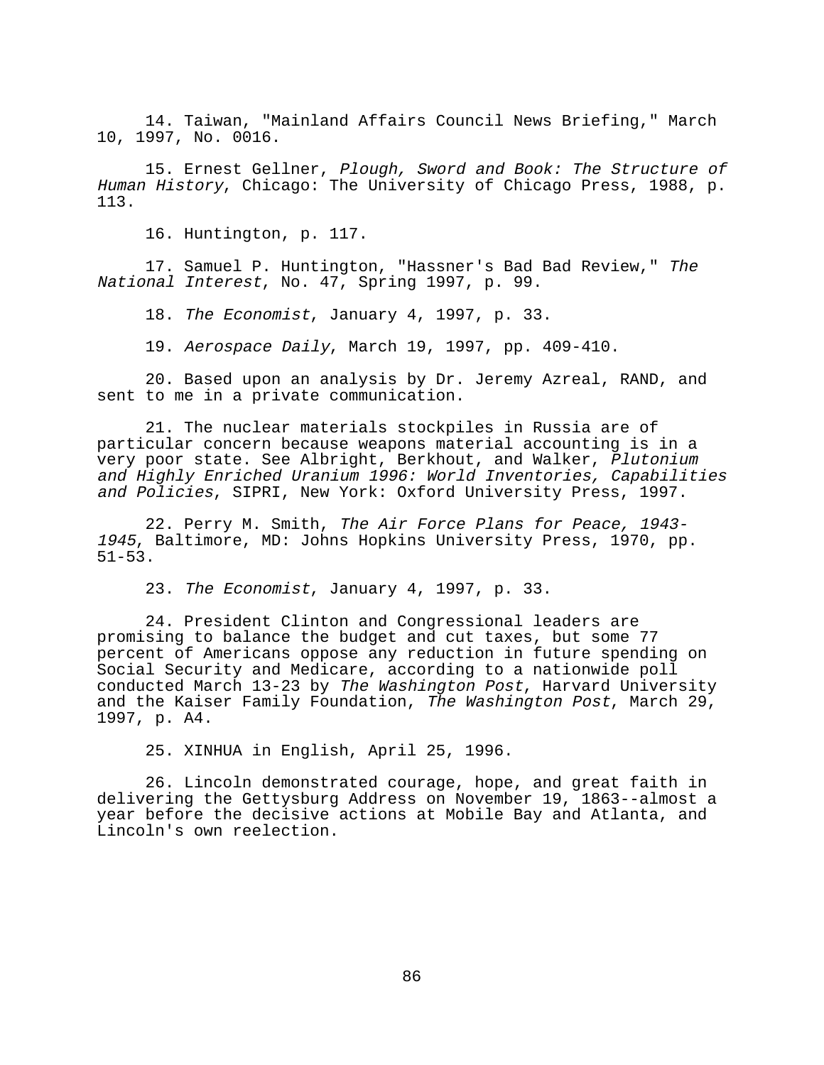14. Taiwan, "Mainland Affairs Council News Briefing," March 10, 1997, No. 0016.

15. Ernest Gellner, *Plough, Sword and Book: The Structure of Human History*, Chicago: The University of Chicago Press, 1988, p. 113.

16. Huntington, p. 117.

17. Samuel P. Huntington, "Hassner's Bad Bad Review," *The National Interest*, No. 47, Spring 1997, p. 99.

18. *The Economist*, January 4, 1997, p. 33.

19. *Aerospace Daily*, March 19, 1997, pp. 409-410.

20. Based upon an analysis by Dr. Jeremy Azreal, RAND, and sent to me in a private communication.

21. The nuclear materials stockpiles in Russia are of particular concern because weapons material accounting is in a very poor state. See Albright, Berkhout, and Walker, *Plutonium and Highly Enriched Uranium 1996: World Inventories, Capabilities and Policies*, SIPRI, New York: Oxford University Press, 1997.

22. Perry M. Smith, *The Air Force Plans for Peace, 1943-1945*, Baltimore, MD: Johns Hopkins University Press, 1970, pp. 51-53.

23. *The Economist*, January 4, 1997, p. 33.

24. President Clinton and Congressional leaders are promising to balance the budget and cut taxes, but some 77 percent of Americans oppose any reduction in future spending on Social Security and Medicare, according to a nationwide poll conducted March 13-23 by *The Washington Post*, Harvard University and the Kaiser Family Foundation, *The Washington Post*, March 29, 1997, p. A4.

25. XINHUA in English, April 25, 1996.

26. Lincoln demonstrated courage, hope, and great faith in delivering the Gettysburg Address on November 19, 1863--almost a year before the decisive actions at Mobile Bay and Atlanta, and Lincoln's own reelection.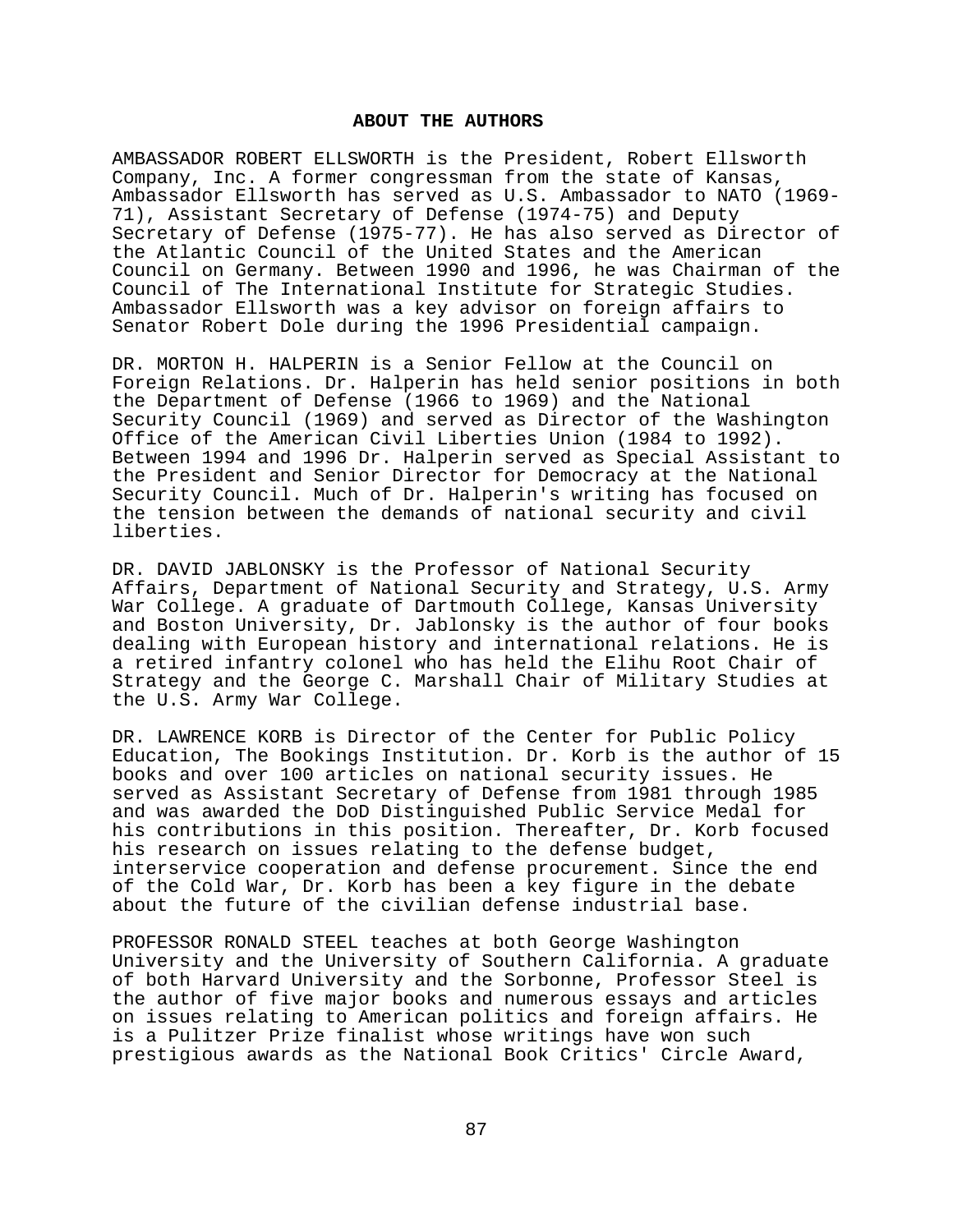## ABOUT THE AUTHORS

AMBASSADOR ROBERT ELLSWORTH is the President, Robert Ellsworth Company, Inc. A former congressman from the state of Kansas, Ambassador Ellsworth has served as U.S. Ambassador to NATO (1969-71), Assistant Secretary of Defense (1974-75) and Deputy Secretary of Defense (1975-77). He has also served as Director of the Atlantic Council of the United States and the American Council on Germany. Between 1990 and 1996, he was Chairman of the Council of The International Institute for Strategic Studies. Ambassador Ellsworth was a key advisor on foreign affairs to Senator Robert Dole during the 1996 Presidential campaign.

DR. MORTON H. HALPERIN is a Senior Fellow at the Council on Foreign Relations. Dr. Halperin has held senior positions in both the Department of Defense (1966 to 1969) and the National Security Council (1969) and served as Director of the Washington Office of the American Civil Liberties Union (1984 to 1992). Between 1994 and 1996 Dr. Halperin served as Special Assistant to the President and Senior Director for Democracy at the National Security Council. Much of Dr. Halperin's writing has focused on the tension between the demands of national security and civil liberties.

DR. DAVID JABLONSKY is the Professor of National Security Affairs, Department of National Security and Strategy, U.S. Army War College. A graduate of Dartmouth College, Kansas University and Boston University, Dr. Jablonsky is the author of four books dealing with European history and international relations. He is a retired infantry colonel who has held the Elihu Root Chair of Strategy and the George C. Marshall Chair of Military Studies at the U.S. Army War College.

DR. LAWRENCE KORB is Director of the Center for Public Policy Education, The Bookings Institution. Dr. Korb is the author of 15 books and over 100 articles on national security issues. He served as Assistant Secretary of Defense from 1981 through 1985 and was awarded the DoD Distinguished Public Service Medal for his contributions in this position. Thereafter, Dr. Korb focused his research on issues relating to the defense budget, interservice cooperation and defense procurement. Since the end of the Cold War, Dr. Korb has been a key figure in the debate about the future of the civilian defense industrial base.

PROFESSOR RONALD STEEL teaches at both George Washington University and the University of Southern California. A graduate of both Harvard University and the Sorbonne, Professor Steel is the author of five major books and numerous essays and articles on issues relating to American politics and foreign affairs. He is a Pulitzer Prize finalist whose writings have won such prestigious awards as the National Book Critics' Circle Award,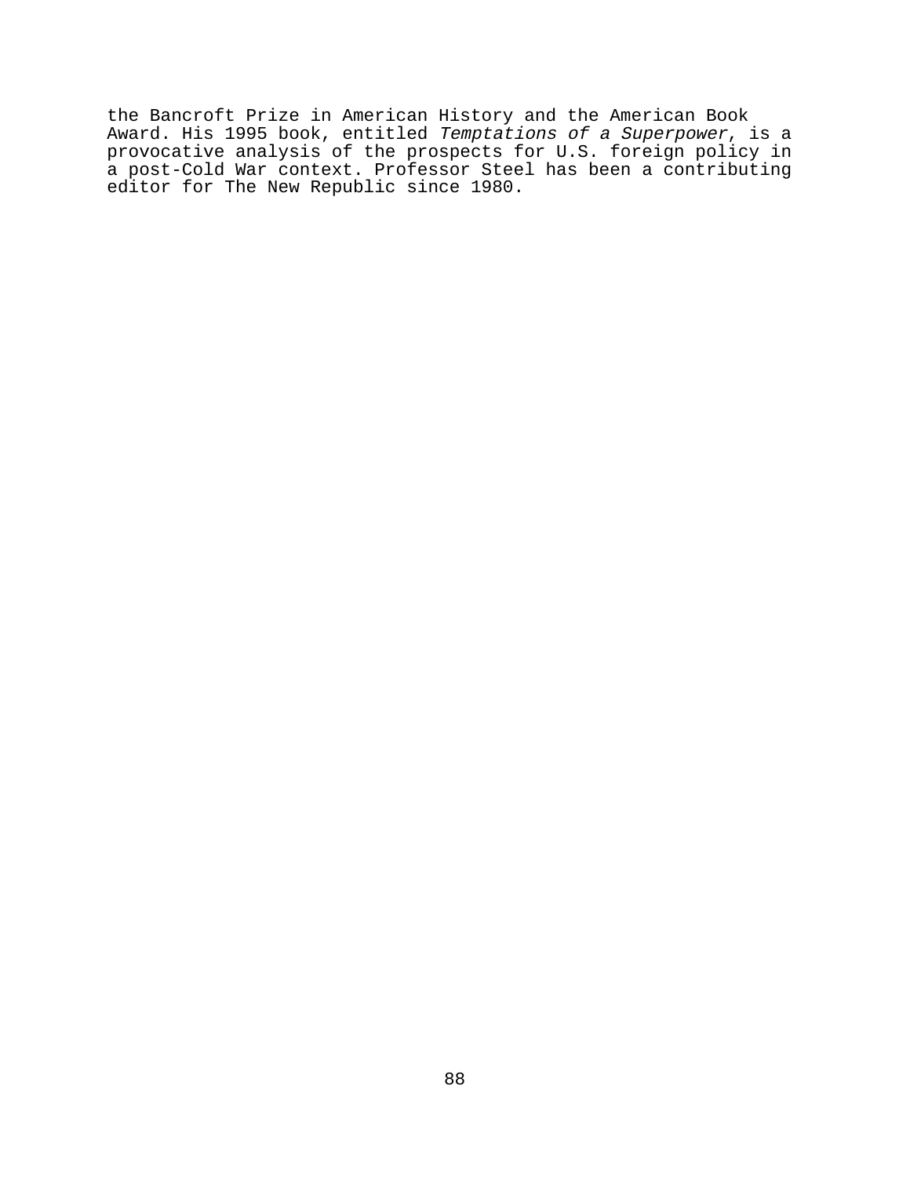the Bancroft Prize in American History and the American Book Award. His 1995 book, entitled *Temptations of a Superpower*, is a provocative analysis of the prospects for U.S. foreign policy in a post-Cold War context. Professor Steel has been a contributing editor for The New Republic since 1980.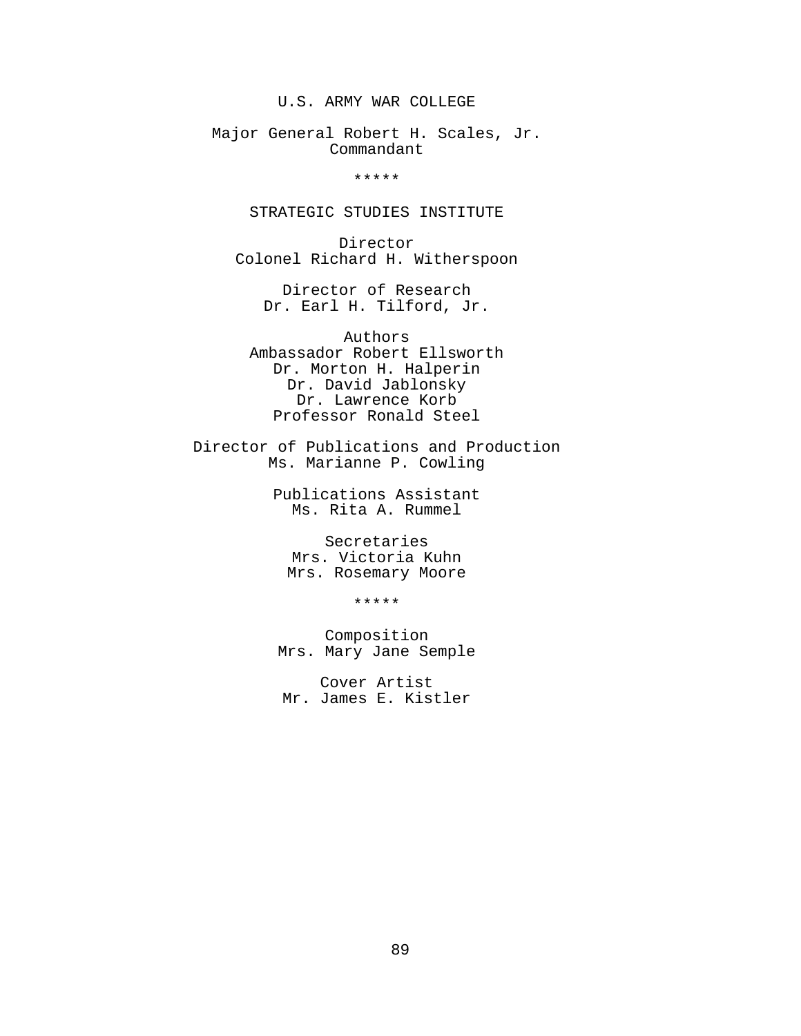U.S. ARMY WAR COLLEGE

Major General Robert H. Scales, Jr.
Commandant

*****

STRATEGIC STUDIES INSTITUTE

Director
Colonel Richard H. Witherspoon

Director of Research
Dr. Earl H. Tilford, Jr.

Authors
Ambassador Robert Ellsworth
Dr. Morton H. Halperin
Dr. David Jablonsky
Dr. Lawrence Korb
Professor Ronald Steel

Director of Publications and Production
Ms. Marianne P. Cowling

Publications Assistant
Ms. Rita A. Rummel

Secretaries
Mrs. Victoria Kuhn
Mrs. Rosemary Moore

*****

Composition
Mrs. Mary Jane Semple

Cover Artist
Mr. James E. Kistler